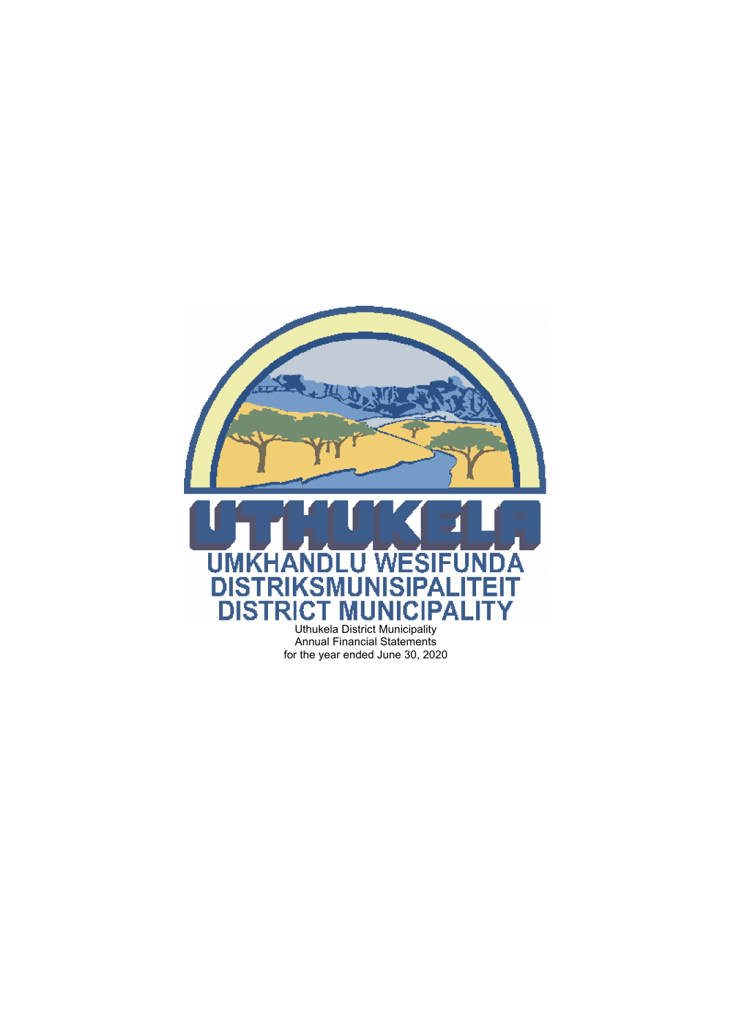UTHUKELA

UMKHANDLU WESIFUNDA
DISTRIKSMUNISIPALITEIT
DISTRICT MUNICIPALITY

Uthukela District Municipality
Annual Financial Statements
for the year ended June 30, 2020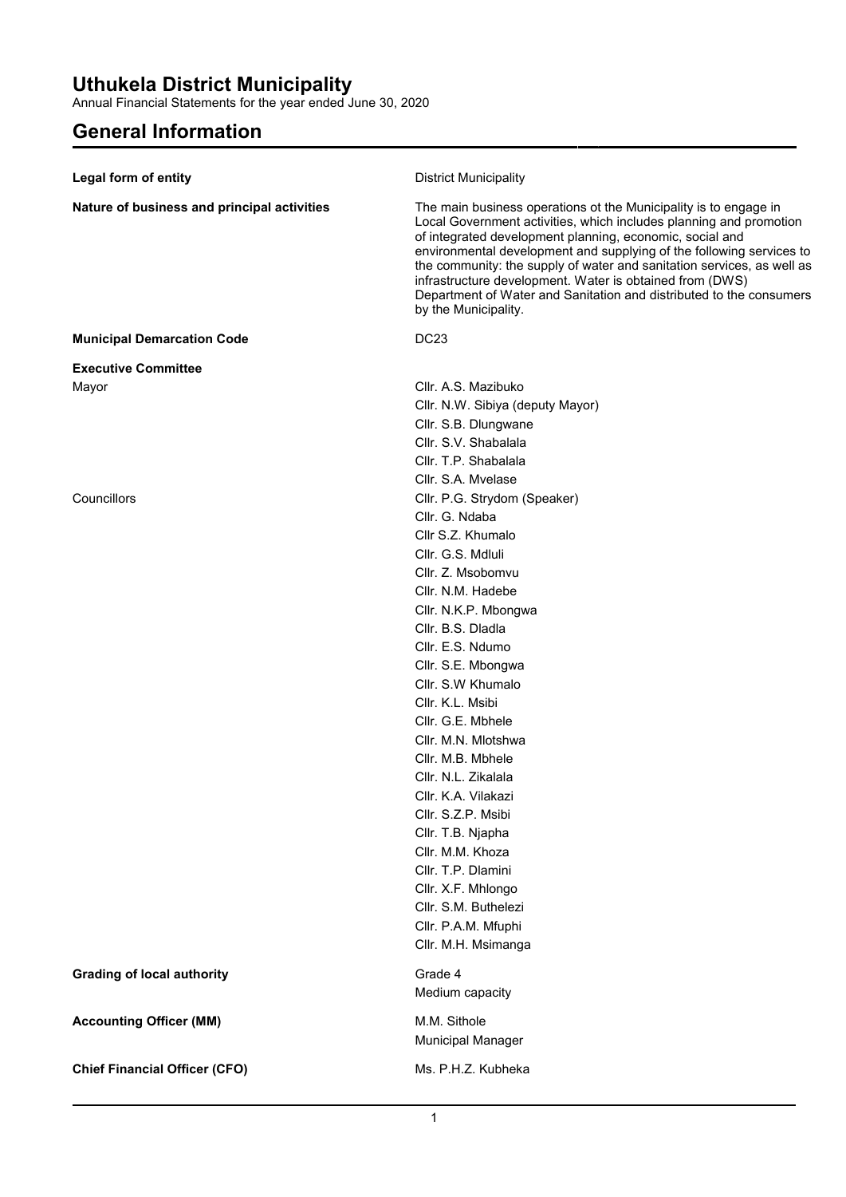# Uthukela District Municipality

Annual Financial Statements for the year ended June 30, 2020

## General Information

| | |
|---|---|
| **Legal form of entity** | District Municipality |
| **Nature of business and principal activities** | The main business operations ot the Municipality is to engage in Local Government activities, which includes planning and promotion of integrated development planning, economic, social and environmental development and supplying of the following services to the community: the supply of water and sanitation services, as well as infrastructure development. Water is obtained from (DWS) Department of Water and Sanitation and distributed to the consumers by the Municipality. |
| **Municipal Demarcation Code** | DC23 |
| **Executive Committee** | |
| Mayor | Cllr. A.S. Mazibuko |
| | Cllr. N.W. Sibiya (deputy Mayor) |
| | Cllr. S.B. Dlungwane |
| | Cllr. S.V. Shabalala |
| | Cllr. T.P. Shabalala |
| | Cllr. S.A. Mvelase |
| Councillors | Cllr. P.G. Strydom (Speaker) |
| | Cllr. G. Ndaba |
| | Cllr S.Z. Khumalo |
| | Cllr. G.S. Mdluli |
| | Cllr. Z. Msobomvu |
| | Cllr. N.M. Hadebe |
| | Cllr. N.K.P. Mbongwa |
| | Cllr. B.S. Dladla |
| | Cllr. E.S. Ndumo |
| | Cllr. S.E. Mbongwa |
| | Cllr. S.W Khumalo |
| | Cllr. K.L. Msibi |
| | Cllr. G.E. Mbhele |
| | Cllr. M.N. Mlotshwa |
| | Cllr. M.B. Mbhele |
| | Cllr. N.L. Zikalala |
| | Cllr. K.A. Vilakazi |
| | Cllr. S.Z.P. Msibi |
| | Cllr. T.B. Njapha |
| | Cllr. M.M. Khoza |
| | Cllr. T.P. Dlamini |
| | Cllr. X.F. Mhlongo |
| | Cllr. S.M. Buthelezi |
| | Cllr. P.A.M. Mfuphi |
| | Cllr. M.H. Msimanga |
| **Grading of local authority** | Grade 4 |
| | Medium capacity |
| **Accounting Officer (MM)** | M.M. Sithole |
| | Municipal Manager |
| **Chief Financial Officer (CFO)** | Ms. P.H.Z. Kubheka |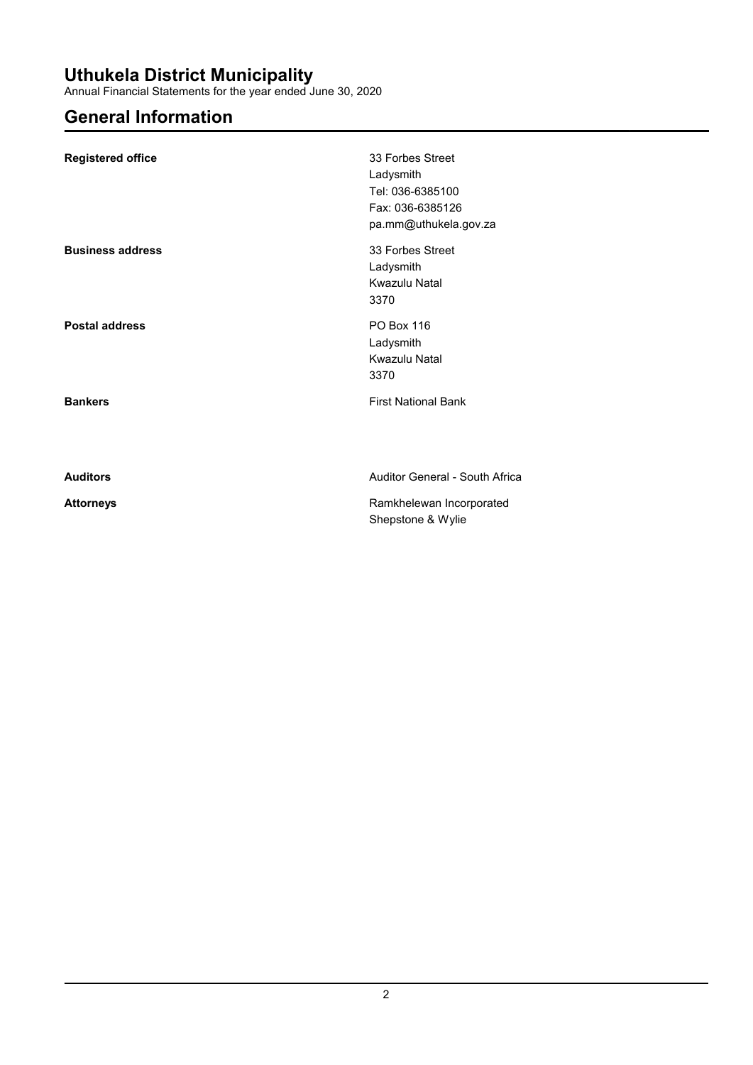# Uthukela District Municipality

Annual Financial Statements for the year ended June 30, 2020

## General Information

| | |
|---|---|
| **Registered office** | 33 Forbes Street<br>Ladysmith<br>Tel: 036-6385100<br>Fax: 036-6385126<br>pa.mm@uthukela.gov.za |
| **Business address** | 33 Forbes Street<br>Ladysmith<br>Kwazulu Natal<br>3370 |
| **Postal address** | PO Box 116<br>Ladysmith<br>Kwazulu Natal<br>3370 |
| **Bankers** | First National Bank |
| **Auditors** | Auditor General - South Africa |
| **Attorneys** | Ramkhelewan Incorporated<br>Shepstone & Wylie |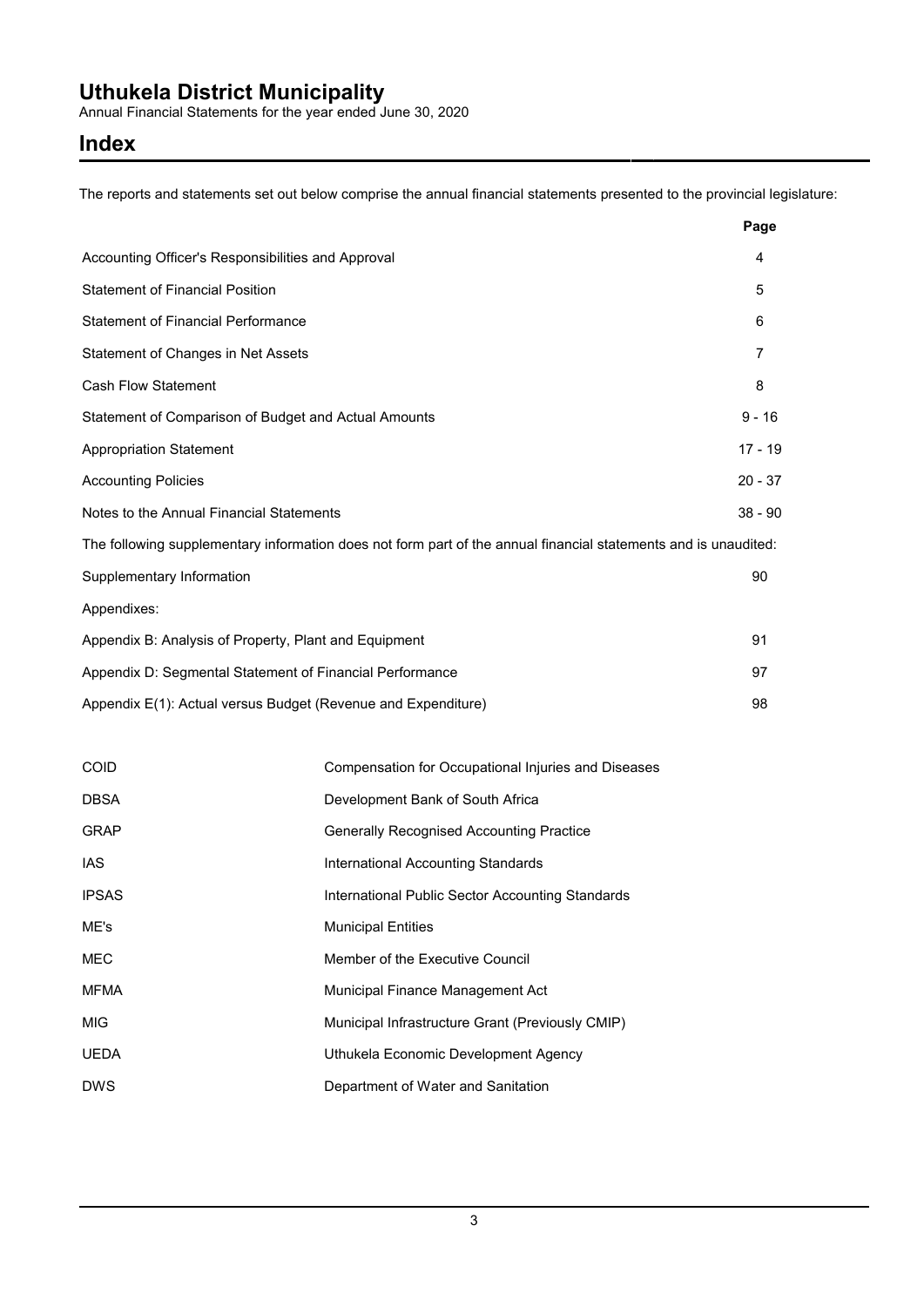# Uthukela District Municipality

Annual Financial Statements for the year ended June 30, 2020

## Index

The reports and statements set out below comprise the annual financial statements presented to the provincial legislature:

| | Page |
|---|---|
| Accounting Officer's Responsibilities and Approval | 4 |
| Statement of Financial Position | 5 |
| Statement of Financial Performance | 6 |
| Statement of Changes in Net Assets | 7 |
| Cash Flow Statement | 8 |
| Statement of Comparison of Budget and Actual Amounts | 9 - 16 |
| Appropriation Statement | 17 - 19 |
| Accounting Policies | 20 - 37 |
| Notes to the Annual Financial Statements | 38 - 90 |

The following supplementary information does not form part of the annual financial statements and is unaudited:

| | |
|---|---|
| Supplementary Information | 90 |
| Appendixes: | |
| Appendix B: Analysis of Property, Plant and Equipment | 91 |
| Appendix D: Segmental Statement of Financial Performance | 97 |
| Appendix E(1): Actual versus Budget (Revenue and Expenditure) | 98 |

| | |
|---|---|
| COID | Compensation for Occupational Injuries and Diseases |
| DBSA | Development Bank of South Africa |
| GRAP | Generally Recognised Accounting Practice |
| IAS | International Accounting Standards |
| IPSAS | International Public Sector Accounting Standards |
| ME's | Municipal Entities |
| MEC | Member of the Executive Council |
| MFMA | Municipal Finance Management Act |
| MIG | Municipal Infrastructure Grant (Previously CMIP) |
| UEDA | Uthukela Economic Development Agency |
| DWS | Department of Water and Sanitation |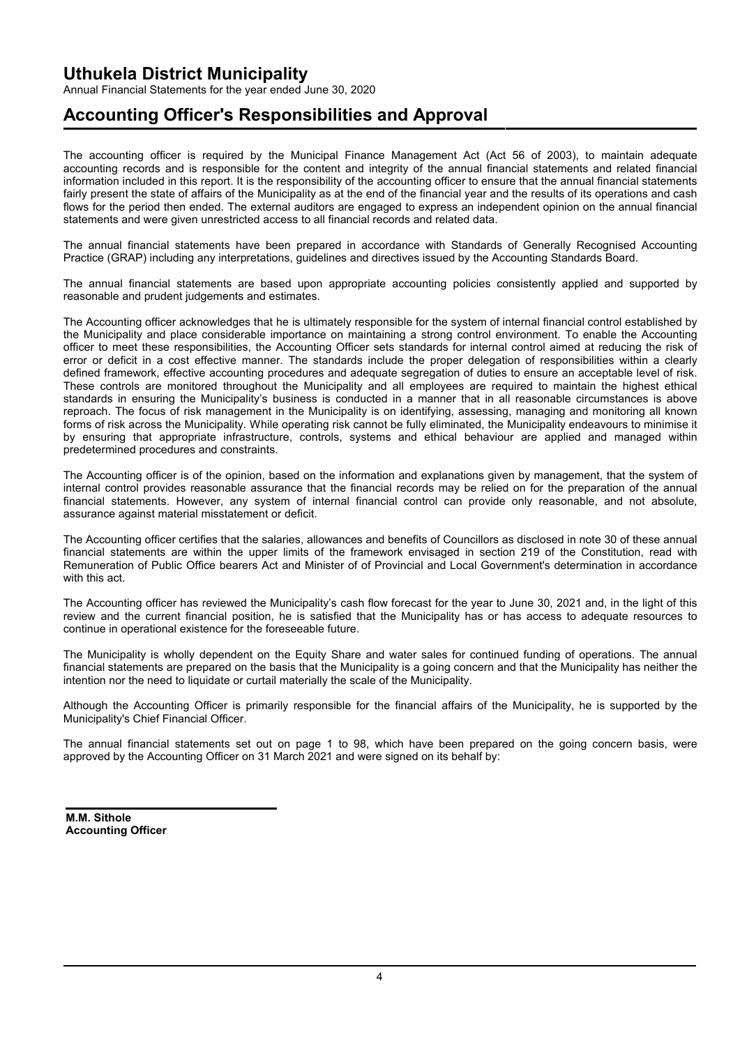# Uthukela District Municipality

Annual Financial Statements for the year ended June 30, 2020

## Accounting Officer's Responsibilities and Approval

The accounting officer is required by the Municipal Finance Management Act (Act 56 of 2003), to maintain adequate accounting records and is responsible for the content and integrity of the annual financial statements and related financial information included in this report. It is the responsibility of the accounting officer to ensure that the annual financial statements fairly present the state of affairs of the Municipality as at the end of the financial year and the results of its operations and cash flows for the period then ended. The external auditors are engaged to express an independent opinion on the annual financial statements and were given unrestricted access to all financial records and related data.

The annual financial statements have been prepared in accordance with Standards of Generally Recognised Accounting Practice (GRAP) including any interpretations, guidelines and directives issued by the Accounting Standards Board.

The annual financial statements are based upon appropriate accounting policies consistently applied and supported by reasonable and prudent judgements and estimates.

The Accounting officer acknowledges that he is ultimately responsible for the system of internal financial control established by the Municipality and place considerable importance on maintaining a strong control environment. To enable the Accounting officer to meet these responsibilities, the Accounting Officer sets standards for internal control aimed at reducing the risk of error or deficit in a cost effective manner. The standards include the proper delegation of responsibilities within a clearly defined framework, effective accounting procedures and adequate segregation of duties to ensure an acceptable level of risk. These controls are monitored throughout the Municipality and all employees are required to maintain the highest ethical standards in ensuring the Municipality's business is conducted in a manner that in all reasonable circumstances is above reproach. The focus of risk management in the Municipality is on identifying, assessing, managing and monitoring all known forms of risk across the Municipality. While operating risk cannot be fully eliminated, the Municipality endeavours to minimise it by ensuring that appropriate infrastructure, controls, systems and ethical behaviour are applied and managed within predetermined procedures and constraints.

The Accounting officer is of the opinion, based on the information and explanations given by management, that the system of internal control provides reasonable assurance that the financial records may be relied on for the preparation of the annual financial statements. However, any system of internal financial control can provide only reasonable, and not absolute, assurance against material misstatement or deficit.

The Accounting officer certifies that the salaries, allowances and benefits of Councillors as disclosed in note 30 of these annual financial statements are within the upper limits of the framework envisaged in section 219 of the Constitution, read with Remuneration of Public Office bearers Act and Minister of of Provincial and Local Government's determination in accordance with this act.

The Accounting officer has reviewed the Municipality's cash flow forecast for the year to June 30, 2021 and, in the light of this review and the current financial position, he is satisfied that the Municipality has or has access to adequate resources to continue in operational existence for the foreseeable future.

The Municipality is wholly dependent on the Equity Share and water sales for continued funding of operations. The annual financial statements are prepared on the basis that the Municipality is a going concern and that the Municipality has neither the intention nor the need to liquidate or curtail materially the scale of the Municipality.

Although the Accounting Officer is primarily responsible for the financial affairs of the Municipality, he is supported by the Municipality's Chief Financial Officer.

The annual financial statements set out on page 1 to 98, which have been prepared on the going concern basis, were approved by the Accounting Officer on 31 March 2021 and were signed on its behalf by:

**M.M. Sithole**
**Accounting Officer**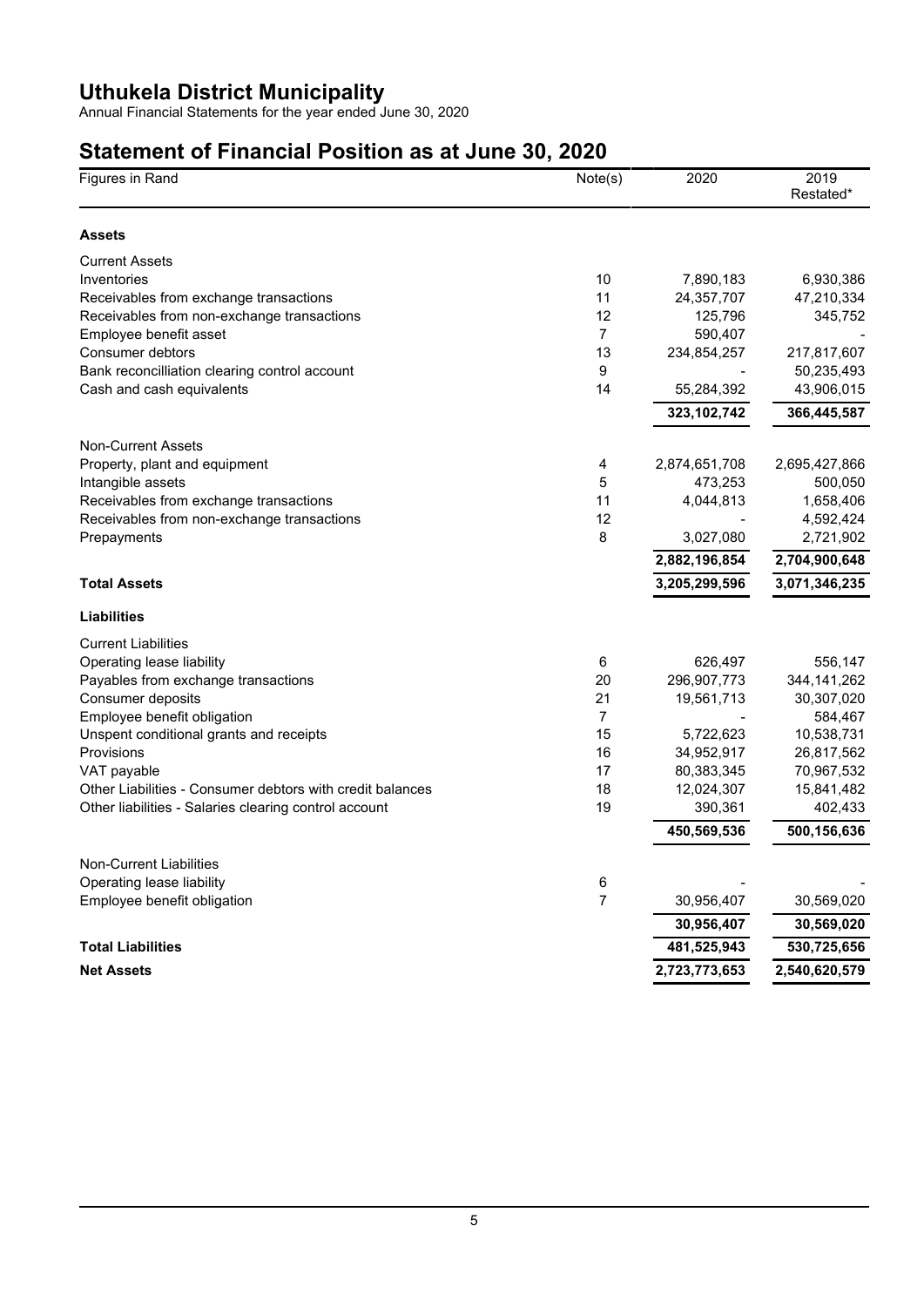# Uthukela District Municipality

Annual Financial Statements for the year ended June 30, 2020

## Statement of Financial Position as at June 30, 2020

| Figures in Rand | Note(s) | 2020 | 2019 Restated* |
|---|---|---|---|
| **Assets** | | | |
| Current Assets | | | |
| Inventories | 10 | 7,890,183 | 6,930,386 |
| Receivables from exchange transactions | 11 | 24,357,707 | 47,210,334 |
| Receivables from non-exchange transactions | 12 | 125,796 | 345,752 |
| Employee benefit asset | 7 | 590,407 | - |
| Consumer debtors | 13 | 234,854,257 | 217,817,607 |
| Bank reconcilliation clearing control account | 9 | - | 50,235,493 |
| Cash and cash equivalents | 14 | 55,284,392 | 43,906,015 |
| | | **323,102,742** | **366,445,587** |
| Non-Current Assets | | | |
| Property, plant and equipment | 4 | 2,874,651,708 | 2,695,427,866 |
| Intangible assets | 5 | 473,253 | 500,050 |
| Receivables from exchange transactions | 11 | 4,044,813 | 1,658,406 |
| Receivables from non-exchange transactions | 12 | - | 4,592,424 |
| Prepayments | 8 | 3,027,080 | 2,721,902 |
| | | **2,882,196,854** | **2,704,900,648** |
| **Total Assets** | | **3,205,299,596** | **3,071,346,235** |
| **Liabilities** | | | |
| Current Liabilities | | | |
| Operating lease liability | 6 | 626,497 | 556,147 |
| Payables from exchange transactions | 20 | 296,907,773 | 344,141,262 |
| Consumer deposits | 21 | 19,561,713 | 30,307,020 |
| Employee benefit obligation | 7 | - | 584,467 |
| Unspent conditional grants and receipts | 15 | 5,722,623 | 10,538,731 |
| Provisions | 16 | 34,952,917 | 26,817,562 |
| VAT payable | 17 | 80,383,345 | 70,967,532 |
| Other Liabilities - Consumer debtors with credit balances | 18 | 12,024,307 | 15,841,482 |
| Other liabilities - Salaries clearing control account | 19 | 390,361 | 402,433 |
| | | **450,569,536** | **500,156,636** |
| Non-Current Liabilities | | | |
| Operating lease liability | 6 | - | - |
| Employee benefit obligation | 7 | 30,956,407 | 30,569,020 |
| | | **30,956,407** | **30,569,020** |
| **Total Liabilities** | | **481,525,943** | **530,725,656** |
| **Net Assets** | | **2,723,773,653** | **2,540,620,579** |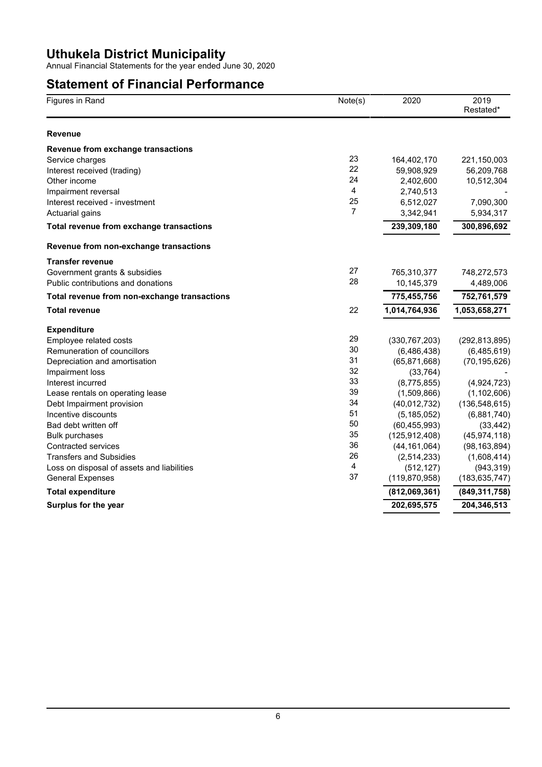# Uthukela District Municipality

Annual Financial Statements for the year ended June 30, 2020

## Statement of Financial Performance

| Figures in Rand | Note(s) | 2020 | 2019 Restated* |
|---|---|---|---|
| **Revenue** | | | |
| **Revenue from exchange transactions** | | | |
| Service charges | 23 | 164,402,170 | 221,150,003 |
| Interest received (trading) | 22 | 59,908,929 | 56,209,768 |
| Other income | 24 | 2,402,600 | 10,512,304 |
| Impairment reversal | 4 | 2,740,513 | - |
| Interest received - investment | 25 | 6,512,027 | 7,090,300 |
| Actuarial gains | 7 | 3,342,941 | 5,934,317 |
| **Total revenue from exchange transactions** | | **239,309,180** | **300,896,692** |
| **Revenue from non-exchange transactions** | | | |
| **Transfer revenue** | | | |
| Government grants & subsidies | 27 | 765,310,377 | 748,272,573 |
| Public contributions and donations | 28 | 10,145,379 | 4,489,006 |
| **Total revenue from non-exchange transactions** | | **775,455,756** | **752,761,579** |
| **Total revenue** | 22 | **1,014,764,936** | **1,053,658,271** |
| **Expenditure** | | | |
| Employee related costs | 29 | (330,767,203) | (292,813,895) |
| Remuneration of councillors | 30 | (6,486,438) | (6,485,619) |
| Depreciation and amortisation | 31 | (65,871,668) | (70,195,626) |
| Impairment loss | 32 | (33,764) | - |
| Interest incurred | 33 | (8,775,855) | (4,924,723) |
| Lease rentals on operating lease | 39 | (1,509,866) | (1,102,606) |
| Debt Impairment provision | 34 | (40,012,732) | (136,548,615) |
| Incentive discounts | 51 | (5,185,052) | (6,881,740) |
| Bad debt written off | 50 | (60,455,993) | (33,442) |
| Bulk purchases | 35 | (125,912,408) | (45,974,118) |
| Contracted services | 36 | (44,161,064) | (98,163,894) |
| Transfers and Subsidies | 26 | (2,514,233) | (1,608,414) |
| Loss on disposal of assets and liabilities | 4 | (512,127) | (943,319) |
| General Expenses | 37 | (119,870,958) | (183,635,747) |
| **Total expenditure** | | **(812,069,361)** | **(849,311,758)** |
| **Surplus for the year** | | **202,695,575** | **204,346,513** |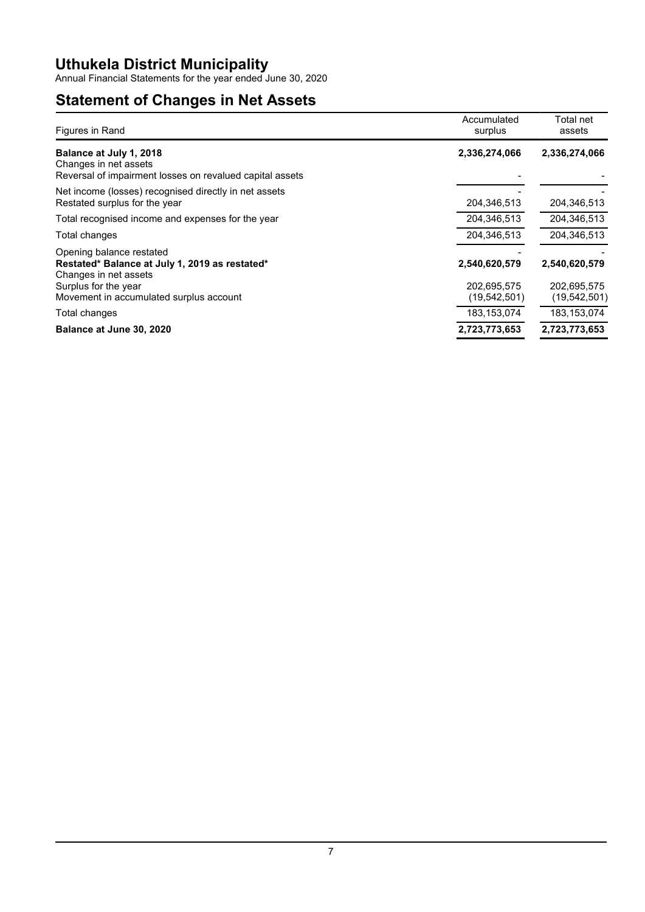# Uthukela District Municipality

Annual Financial Statements for the year ended June 30, 2020

## Statement of Changes in Net Assets

| Figures in Rand | Accumulated surplus | Total net assets |
|---|---|---|
| **Balance at July 1, 2018** | **2,336,274,066** | **2,336,274,066** |
| Changes in net assets | | |
| Reversal of impairment losses on revalued capital assets | - | - |
| Net income (losses) recognised directly in net assets | - | - |
| Restated surplus for the year | 204,346,513 | 204,346,513 |
| Total recognised income and expenses for the year | 204,346,513 | 204,346,513 |
| Total changes | 204,346,513 | 204,346,513 |
| Opening balance restated | - | - |
| **Restated* Balance at July 1, 2019 as restated*** | **2,540,620,579** | **2,540,620,579** |
| Changes in net assets | | |
| Surplus for the year | 202,695,575 | 202,695,575 |
| Movement in accumulated surplus account | (19,542,501) | (19,542,501) |
| Total changes | 183,153,074 | 183,153,074 |
| **Balance at June 30, 2020** | **2,723,773,653** | **2,723,773,653** |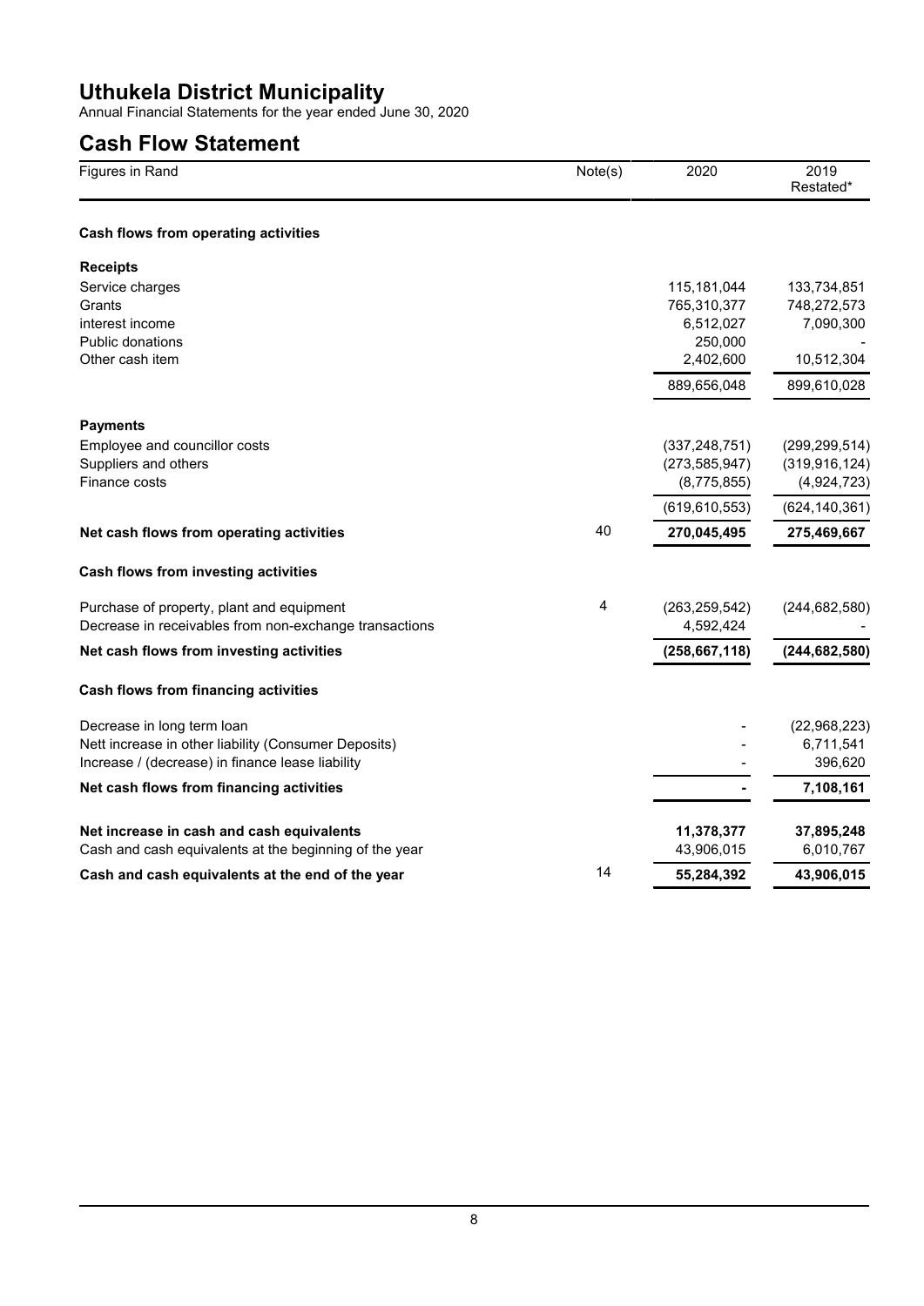# Uthukela District Municipality

Annual Financial Statements for the year ended June 30, 2020

## Cash Flow Statement

| Figures in Rand | Note(s) | 2020 | 2019 Restated* |
|---|---|---|---|
| **Cash flows from operating activities** | | | |
| **Receipts** | | | |
| Service charges | | 115,181,044 | 133,734,851 |
| Grants | | 765,310,377 | 748,272,573 |
| interest income | | 6,512,027 | 7,090,300 |
| Public donations | | 250,000 | - |
| Other cash item | | 2,402,600 | 10,512,304 |
| | | 889,656,048 | 899,610,028 |
| **Payments** | | | |
| Employee and councillor costs | | (337,248,751) | (299,299,514) |
| Suppliers and others | | (273,585,947) | (319,916,124) |
| Finance costs | | (8,775,855) | (4,924,723) |
| | | (619,610,553) | (624,140,361) |
| **Net cash flows from operating activities** | 40 | **270,045,495** | **275,469,667** |
| **Cash flows from investing activities** | | | |
| Purchase of property, plant and equipment | 4 | (263,259,542) | (244,682,580) |
| Decrease in receivables from non-exchange transactions | | 4,592,424 | - |
| **Net cash flows from investing activities** | | **(258,667,118)** | **(244,682,580)** |
| **Cash flows from financing activities** | | | |
| Decrease in long term loan | | - | (22,968,223) |
| Nett increase in other liability (Consumer Deposits) | | - | 6,711,541 |
| Increase / (decrease) in finance lease liability | | - | 396,620 |
| **Net cash flows from financing activities** | | **-** | **7,108,161** |
| **Net increase in cash and cash equivalents** | | **11,378,377** | **37,895,248** |
| Cash and cash equivalents at the beginning of the year | | 43,906,015 | 6,010,767 |
| **Cash and cash equivalents at the end of the year** | 14 | **55,284,392** | **43,906,015** |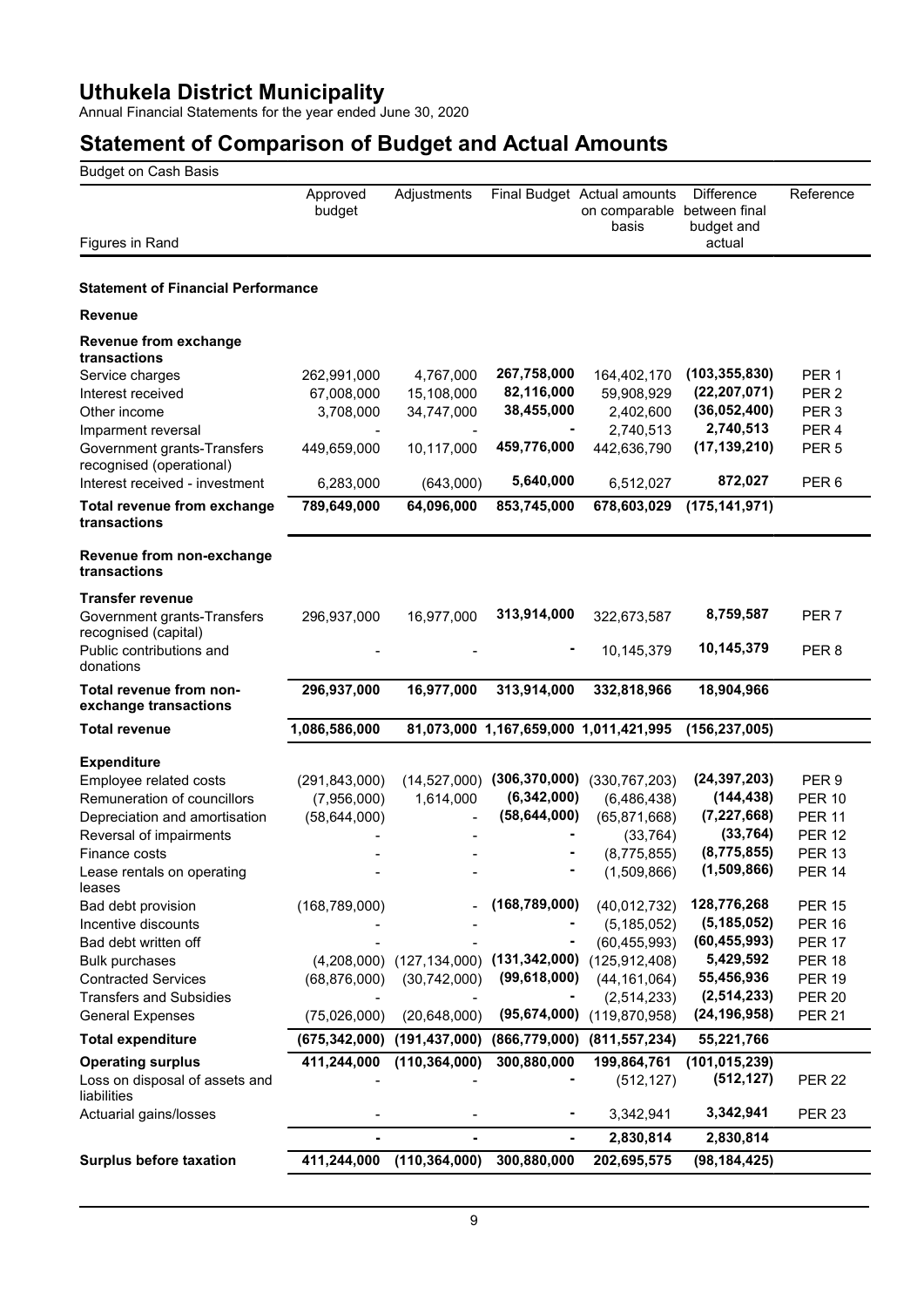# Uthukela District Municipality

Annual Financial Statements for the year ended June 30, 2020

# Statement of Comparison of Budget and Actual Amounts

Budget on Cash Basis

| Figures in Rand | Approved budget | Adjustments | Final Budget | Actual amounts on comparable basis | Difference between final budget and actual | Reference |
|---|---|---|---|---|---|---|
| **Statement of Financial Performance** | | | | | | |
| **Revenue** | | | | | | |
| **Revenue from exchange transactions** | | | | | | |
| Service charges | 262,991,000 | 4,767,000 | **267,758,000** | 164,402,170 | **(103,355,830)** | PER 1 |
| Interest received | 67,008,000 | 15,108,000 | **82,116,000** | 59,908,929 | **(22,207,071)** | PER 2 |
| Other income | 3,708,000 | 34,747,000 | **38,455,000** | 2,402,600 | **(36,052,400)** | PER 3 |
| Imparment reversal | - | - | **-** | 2,740,513 | **2,740,513** | PER 4 |
| Government grants-Transfers recognised (operational) | 449,659,000 | 10,117,000 | **459,776,000** | 442,636,790 | **(17,139,210)** | PER 5 |
| Interest received - investment | 6,283,000 | (643,000) | **5,640,000** | 6,512,027 | **872,027** | PER 6 |
| **Total revenue from exchange transactions** | **789,649,000** | **64,096,000** | **853,745,000** | **678,603,029** | **(175,141,971)** | |
| **Revenue from non-exchange transactions** | | | | | | |
| **Transfer revenue** | | | | | | |
| Government grants-Transfers recognised (capital) | 296,937,000 | 16,977,000 | **313,914,000** | 322,673,587 | **8,759,587** | PER 7 |
| Public contributions and donations | - | - | **-** | 10,145,379 | **10,145,379** | PER 8 |
| **Total revenue from non-exchange transactions** | **296,937,000** | **16,977,000** | **313,914,000** | **332,818,966** | **18,904,966** | |
| **Total revenue** | **1,086,586,000** | **81,073,000** | **1,167,659,000** | **1,011,421,995** | **(156,237,005)** | |
| **Expenditure** | | | | | | |
| Employee related costs | (291,843,000) | (14,527,000) | **(306,370,000)** | (330,767,203) | **(24,397,203)** | PER 9 |
| Remuneration of councillors | (7,956,000) | 1,614,000 | **(6,342,000)** | (6,486,438) | **(144,438)** | PER 10 |
| Depreciation and amortisation | (58,644,000) | - | **(58,644,000)** | (65,871,668) | **(7,227,668)** | PER 11 |
| Reversal of impairments | - | - | **-** | (33,764) | **(33,764)** | PER 12 |
| Finance costs | - | - | **-** | (8,775,855) | **(8,775,855)** | PER 13 |
| Lease rentals on operating leases | - | - | **-** | (1,509,866) | **(1,509,866)** | PER 14 |
| Bad debt provision | (168,789,000) | - | **(168,789,000)** | (40,012,732) | **128,776,268** | PER 15 |
| Incentive discounts | - | - | **-** | (5,185,052) | **(5,185,052)** | PER 16 |
| Bad debt written off | - | - | **-** | (60,455,993) | **(60,455,993)** | PER 17 |
| Bulk purchases | (4,208,000) | (127,134,000) | **(131,342,000)** | (125,912,408) | **5,429,592** | PER 18 |
| Contracted Services | (68,876,000) | (30,742,000) | **(99,618,000)** | (44,161,064) | **55,456,936** | PER 19 |
| Transfers and Subsidies | - | - | **-** | (2,514,233) | **(2,514,233)** | PER 20 |
| General Expenses | (75,026,000) | (20,648,000) | **(95,674,000)** | (119,870,958) | **(24,196,958)** | PER 21 |
| **Total expenditure** | **(675,342,000)** | **(191,437,000)** | **(866,779,000)** | **(811,557,234)** | **55,221,766** | |
| **Operating surplus** | **411,244,000** | **(110,364,000)** | **300,880,000** | **199,864,761** | **(101,015,239)** | |
| Loss on disposal of assets and liabilities | - | - | **-** | (512,127) | **(512,127)** | PER 22 |
| Actuarial gains/losses | - | - | **-** | 3,342,941 | **3,342,941** | PER 23 |
| | **-** | **-** | **-** | **2,830,814** | **2,830,814** | |
| **Surplus before taxation** | **411,244,000** | **(110,364,000)** | **300,880,000** | **202,695,575** | **(98,184,425)** | |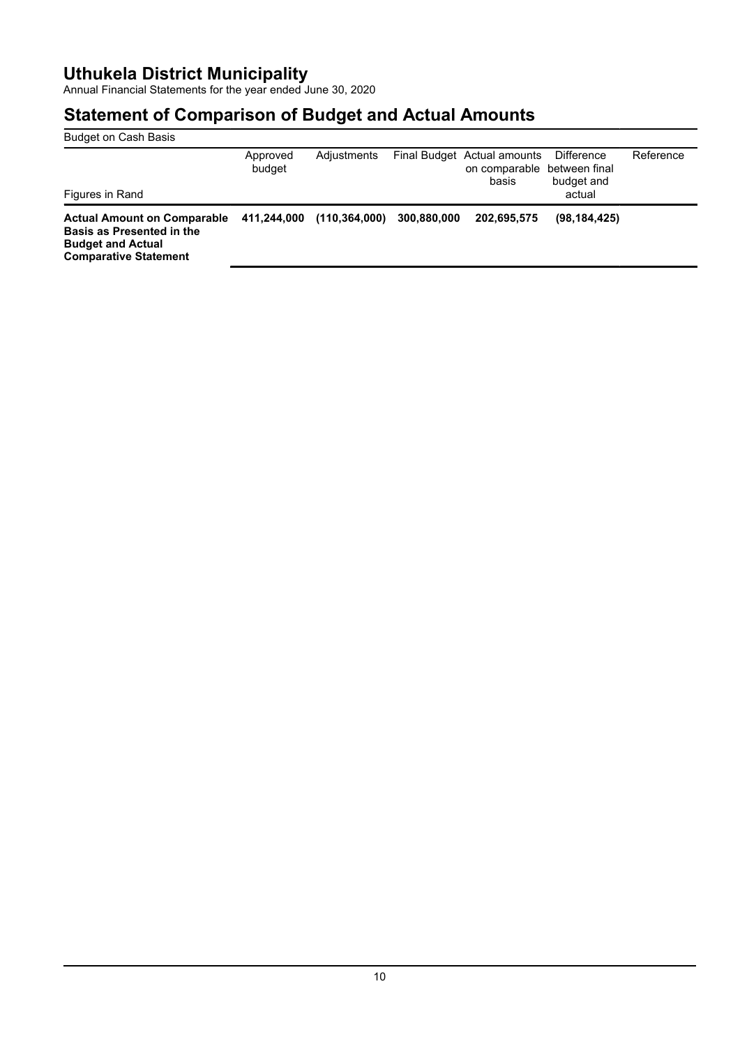# Uthukela District Municipality

Annual Financial Statements for the year ended June 30, 2020

## Statement of Comparison of Budget and Actual Amounts

Budget on Cash Basis

| Figures in Rand | Approved budget | Adjustments | Final Budget | Actual amounts on comparable basis | Difference between final budget and actual | Reference |
|---|---|---|---|---|---|---|
| **Actual Amount on Comparable Basis as Presented in the Budget and Actual Comparative Statement** | **411,244,000** | **(110,364,000)** | **300,880,000** | **202,695,575** | **(98,184,425)** | |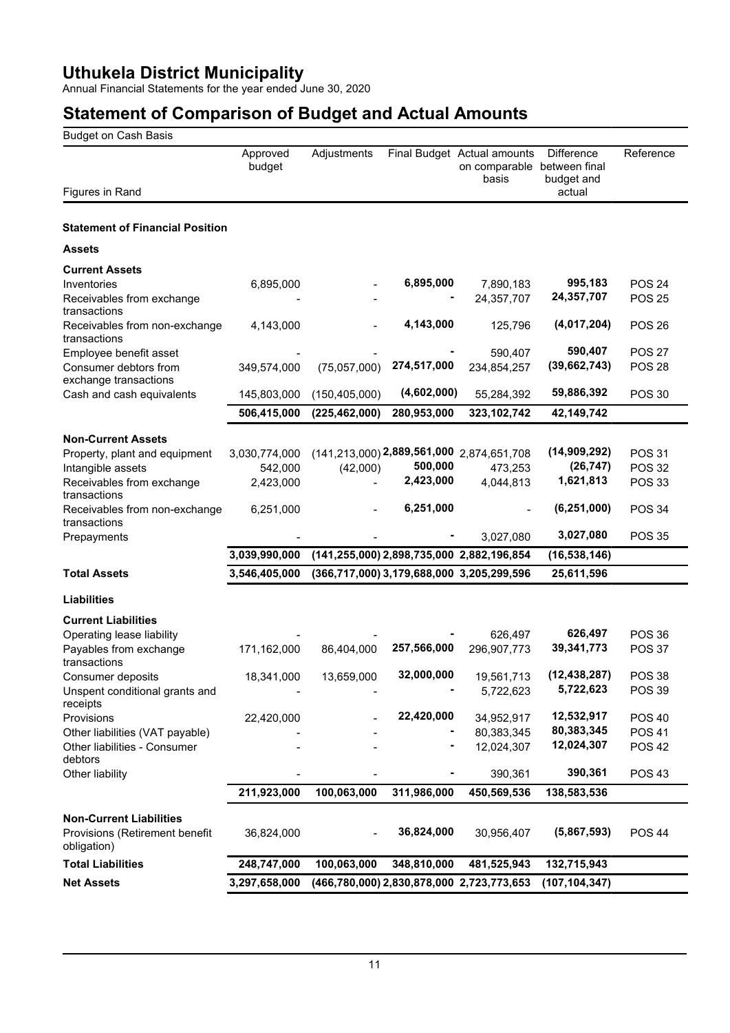# Uthukela District Municipality

Annual Financial Statements for the year ended June 30, 2020

## Statement of Comparison of Budget and Actual Amounts

Budget on Cash Basis

| Figures in Rand | Approved budget | Adjustments | Final Budget | Actual amounts on comparable basis | Difference between final budget and actual | Reference |
|---|---|---|---|---|---|---|
| **Statement of Financial Position** | | | | | | |
| **Assets** | | | | | | |
| **Current Assets** | | | | | | |
| Inventories | 6,895,000 | - | **6,895,000** | 7,890,183 | **995,183** | POS 24 |
| Receivables from exchange transactions | - | - | **-** | 24,357,707 | **24,357,707** | POS 25 |
| Receivables from non-exchange transactions | 4,143,000 | - | **4,143,000** | 125,796 | **(4,017,204)** | POS 26 |
| Employee benefit asset | - | - | **-** | 590,407 | **590,407** | POS 27 |
| Consumer debtors from exchange transactions | 349,574,000 | (75,057,000) | **274,517,000** | 234,854,257 | **(39,662,743)** | POS 28 |
| Cash and cash equivalents | 145,803,000 | (150,405,000) | **(4,602,000)** | 55,284,392 | **59,886,392** | POS 30 |
| | **506,415,000** | **(225,462,000)** | **280,953,000** | **323,102,742** | **42,149,742** | |
| **Non-Current Assets** | | | | | | |
| Property, plant and equipment | 3,030,774,000 | (141,213,000) | **2,889,561,000** | 2,874,651,708 | **(14,909,292)** | POS 31 |
| Intangible assets | 542,000 | (42,000) | **500,000** | 473,253 | **(26,747)** | POS 32 |
| Receivables from exchange transactions | 2,423,000 | - | **2,423,000** | 4,044,813 | **1,621,813** | POS 33 |
| Receivables from non-exchange transactions | 6,251,000 | - | **6,251,000** | - | **(6,251,000)** | POS 34 |
| Prepayments | - | - | **-** | 3,027,080 | **3,027,080** | POS 35 |
| | **3,039,990,000** | **(141,255,000)** | **2,898,735,000** | **2,882,196,854** | **(16,538,146)** | |
| **Total Assets** | **3,546,405,000** | **(366,717,000)** | **3,179,688,000** | **3,205,299,596** | **25,611,596** | |
| **Liabilities** | | | | | | |
| **Current Liabilities** | | | | | | |
| Operating lease liability | - | - | **-** | 626,497 | **626,497** | POS 36 |
| Payables from exchange transactions | 171,162,000 | 86,404,000 | **257,566,000** | 296,907,773 | **39,341,773** | POS 37 |
| Consumer deposits | 18,341,000 | 13,659,000 | **32,000,000** | 19,561,713 | **(12,438,287)** | POS 38 |
| Unspent conditional grants and receipts | - | - | **-** | 5,722,623 | **5,722,623** | POS 39 |
| Provisions | 22,420,000 | - | **22,420,000** | 34,952,917 | **12,532,917** | POS 40 |
| Other liabilities (VAT payable) | - | - | **-** | 80,383,345 | **80,383,345** | POS 41 |
| Other liabilities - Consumer debtors | - | - | **-** | 12,024,307 | **12,024,307** | POS 42 |
| Other liability | - | - | **-** | 390,361 | **390,361** | POS 43 |
| | **211,923,000** | **100,063,000** | **311,986,000** | **450,569,536** | **138,583,536** | |
| **Non-Current Liabilities** | | | | | | |
| Provisions (Retirement benefit obligation) | 36,824,000 | - | **36,824,000** | 30,956,407 | **(5,867,593)** | POS 44 |
| **Total Liabilities** | **248,747,000** | **100,063,000** | **348,810,000** | **481,525,943** | **132,715,943** | |
| **Net Assets** | **3,297,658,000** | **(466,780,000)** | **2,830,878,000** | **2,723,773,653** | **(107,104,347)** | |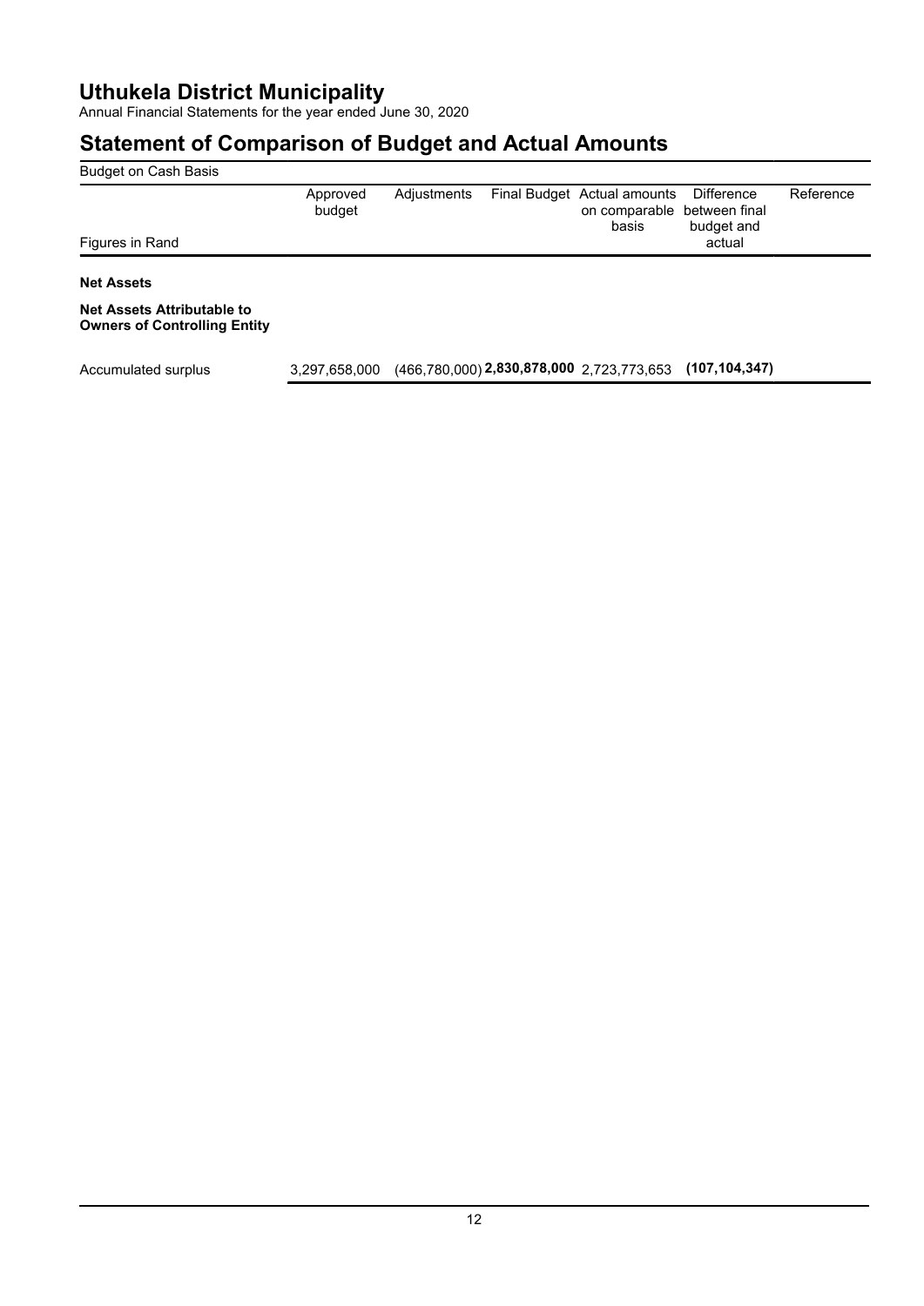# Uthukela District Municipality

Annual Financial Statements for the year ended June 30, 2020

## Statement of Comparison of Budget and Actual Amounts

Budget on Cash Basis

| Figures in Rand | Approved budget | Adjustments | Final Budget | Actual amounts on comparable basis | Difference between final budget and actual | Reference |
|---|---|---|---|---|---|---|
| **Net Assets** | | | | | | |
| **Net Assets Attributable to Owners of Controlling Entity** | | | | | | |
| Accumulated surplus | 3,297,658,000 | (466,780,000) | **2,830,878,000** | 2,723,773,653 | **(107,104,347)** | |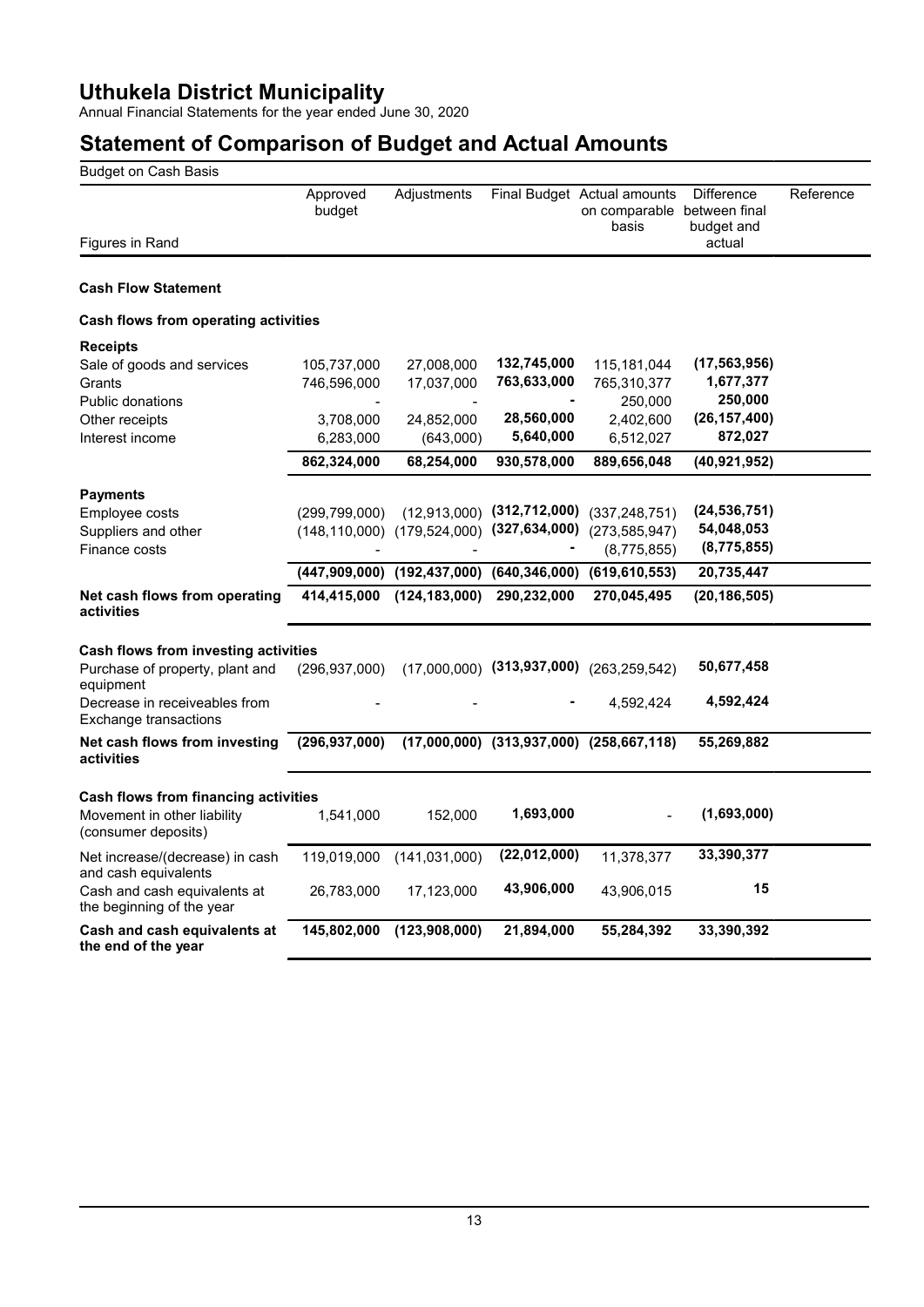# Uthukela District Municipality

Annual Financial Statements for the year ended June 30, 2020

## Statement of Comparison of Budget and Actual Amounts

Budget on Cash Basis

| Figures in Rand | Approved budget | Adjustments | Final Budget | Actual amounts on comparable basis | Difference between final budget and actual | Reference |
|---|---|---|---|---|---|---|
| **Cash Flow Statement** | | | | | | |
| **Cash flows from operating activities** | | | | | | |
| **Receipts** | | | | | | |
| Sale of goods and services | 105,737,000 | 27,008,000 | **132,745,000** | 115,181,044 | **(17,563,956)** | |
| Grants | 746,596,000 | 17,037,000 | **763,633,000** | 765,310,377 | **1,677,377** | |
| Public donations | - | - | **-** | 250,000 | **250,000** | |
| Other receipts | 3,708,000 | 24,852,000 | **28,560,000** | 2,402,600 | **(26,157,400)** | |
| Interest income | 6,283,000 | (643,000) | **5,640,000** | 6,512,027 | **872,027** | |
| | **862,324,000** | **68,254,000** | **930,578,000** | **889,656,048** | **(40,921,952)** | |
| **Payments** | | | | | | |
| Employee costs | (299,799,000) | (12,913,000) | **(312,712,000)** | (337,248,751) | **(24,536,751)** | |
| Suppliers and other | (148,110,000) | (179,524,000) | **(327,634,000)** | (273,585,947) | **54,048,053** | |
| Finance costs | - | - | **-** | (8,775,855) | **(8,775,855)** | |
| | **(447,909,000)** | **(192,437,000)** | **(640,346,000)** | **(619,610,553)** | **20,735,447** | |
| **Net cash flows from operating activities** | **414,415,000** | **(124,183,000)** | **290,232,000** | **270,045,495** | **(20,186,505)** | |
| **Cash flows from investing activities** | | | | | | |
| Purchase of property, plant and equipment | (296,937,000) | (17,000,000) | **(313,937,000)** | (263,259,542) | **50,677,458** | |
| Decrease in receiveables from Exchange transactions | - | - | **-** | 4,592,424 | **4,592,424** | |
| **Net cash flows from investing activities** | **(296,937,000)** | **(17,000,000)** | **(313,937,000)** | **(258,667,118)** | **55,269,882** | |
| **Cash flows from financing activities** | | | | | | |
| Movement in other liability (consumer deposits) | 1,541,000 | 152,000 | **1,693,000** | - | **(1,693,000)** | |
| Net increase/(decrease) in cash and cash equivalents | 119,019,000 | (141,031,000) | **(22,012,000)** | 11,378,377 | **33,390,377** | |
| Cash and cash equivalents at the beginning of the year | 26,783,000 | 17,123,000 | **43,906,000** | 43,906,015 | **15** | |
| **Cash and cash equivalents at the end of the year** | **145,802,000** | **(123,908,000)** | **21,894,000** | **55,284,392** | **33,390,392** | |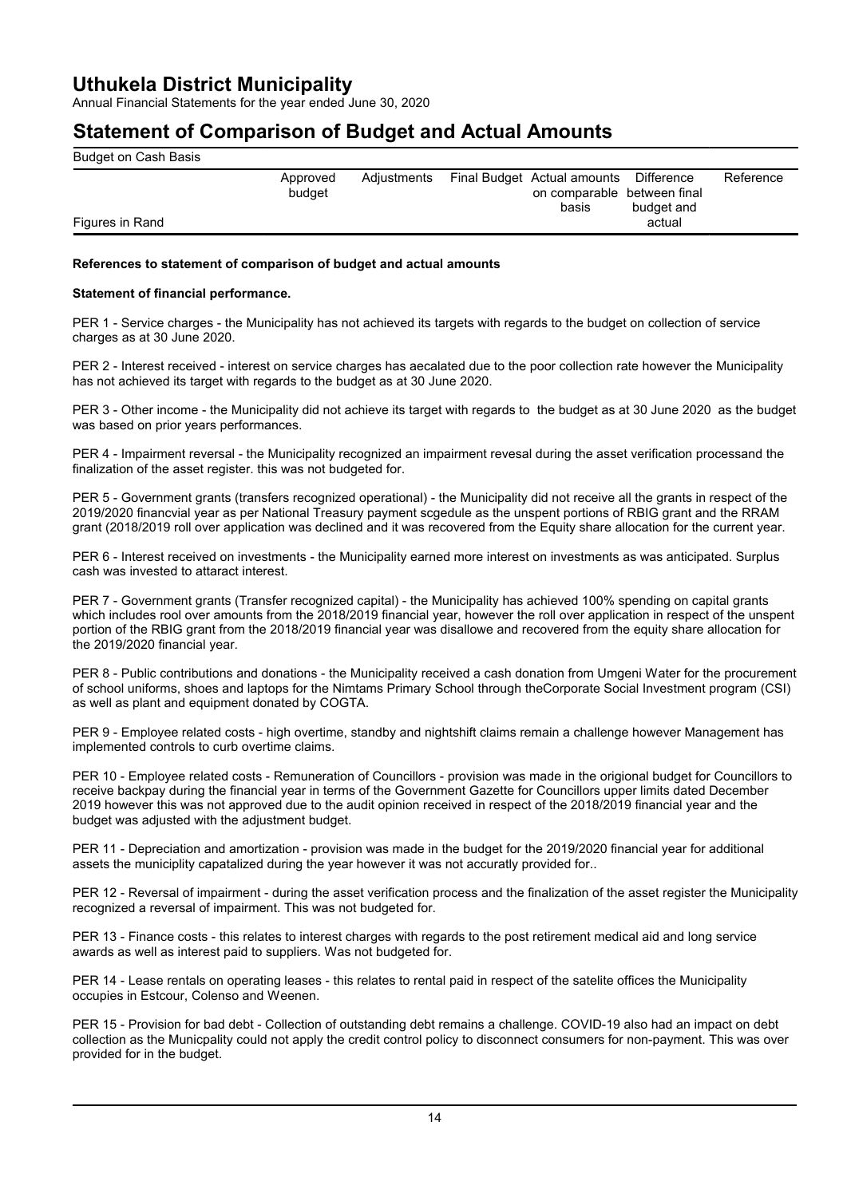# Uthukela District Municipality

Annual Financial Statements for the year ended June 30, 2020

# Statement of Comparison of Budget and Actual Amounts

Budget on Cash Basis

| Figures in Rand | Approved budget | Adjustments | Final Budget | Actual amounts on comparable basis | Difference between final budget and actual | Reference |
| --- | --- | --- | --- | --- | --- | --- |

**References to statement of comparison of budget and actual amounts**

**Statement of financial performance.**

PER 1 - Service charges - the Municipality has not achieved its targets with regards to the budget on collection of service charges as at 30 June 2020.

PER 2 - Interest received - interest on service charges has aecalated due to the poor collection rate however the Municipality has not achieved its target with regards to the budget as at 30 June 2020.

PER 3 - Other income - the Municipality did not achieve its target with regards to the budget as at 30 June 2020 as the budget was based on prior years performances.

PER 4 - Impairment reversal - the Municipality recognized an impairment revesal during the asset verification processand the finalization of the asset register. this was not budgeted for.

PER 5 - Government grants (transfers recognized operational) - the Municipality did not receive all the grants in respect of the 2019/2020 financvial year as per National Treasury payment scgedule as the unspent portions of RBIG grant and the RRAM grant (2018/2019 roll over application was declined and it was recovered from the Equity share allocation for the current year.

PER 6 - Interest received on investments - the Municipality earned more interest on investments as was anticipated. Surplus cash was invested to attaract interest.

PER 7 - Government grants (Transfer recognized capital) - the Municipality has achieved 100% spending on capital grants which includes rool over amounts from the 2018/2019 financial year, however the roll over application in respect of the unspent portion of the RBIG grant from the 2018/2019 financial year was disallowe and recovered from the equity share allocation for the 2019/2020 financial year.

PER 8 - Public contributions and donations - the Municipality received a cash donation from Umgeni Water for the procurement of school uniforms, shoes and laptops for the Nimtams Primary School through theCorporate Social Investment program (CSI) as well as plant and equipment donated by COGTA.

PER 9 - Employee related costs - high overtime, standby and nightshift claims remain a challenge however Management has implemented controls to curb overtime claims.

PER 10 - Employee related costs - Remuneration of Councillors - provision was made in the origional budget for Councillors to receive backpay during the financial year in terms of the Government Gazette for Councillors upper limits dated December 2019 however this was not approved due to the audit opinion received in respect of the 2018/2019 financial year and the budget was adjusted with the adjustment budget.

PER 11 - Depreciation and amortization - provision was made in the budget for the 2019/2020 financial year for additional assets the municiplity capatalized during the year however it was not accuratly provided for..

PER 12 - Reversal of impairment - during the asset verification process and the finalization of the asset register the Municipality recognized a reversal of impairment. This was not budgeted for.

PER 13 - Finance costs - this relates to interest charges with regards to the post retirement medical aid and long service awards as well as interest paid to suppliers. Was not budgeted for.

PER 14 - Lease rentals on operating leases - this relates to rental paid in respect of the satelite offices the Municipality occupies in Estcour, Colenso and Weenen.

PER 15 - Provision for bad debt - Collection of outstanding debt remains a challenge. COVID-19 also had an impact on debt collection as the Municpality could not apply the credit control policy to disconnect consumers for non-payment. This was over provided for in the budget.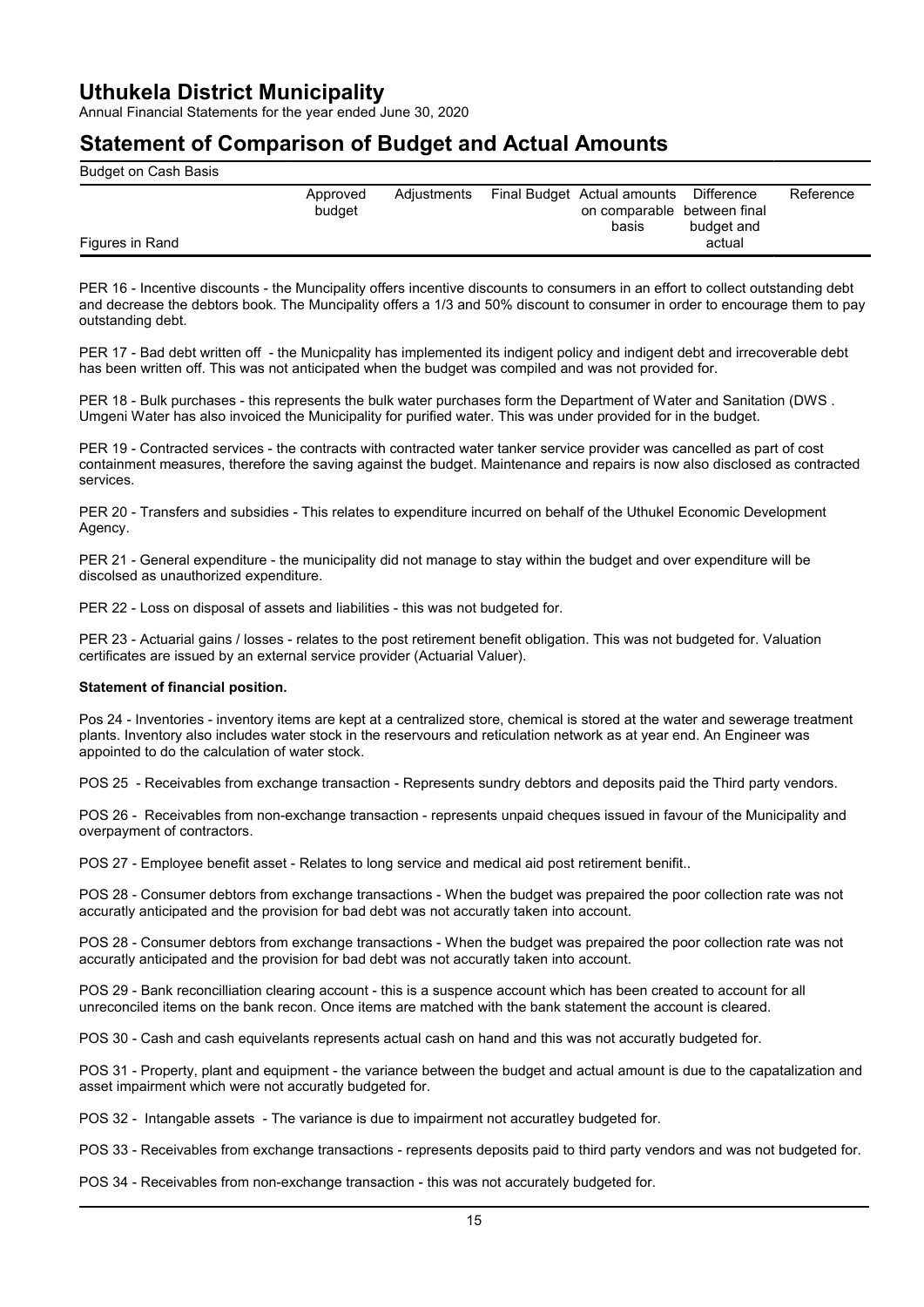## Statement of Comparison of Budget and Actual Amounts

Budget on Cash Basis

| Figures in Rand | Approved budget | Adjustments | Final Budget | Actual amounts on comparable basis | Difference between final budget and actual | Reference |
|---|---|---|---|---|---|---|

PER 16 - Incentive discounts - the Muncipality offers incentive discounts to consumers in an effort to collect outstanding debt and decrease the debtors book. The Muncipality offers a 1/3 and 50% discount to consumer in order to encourage them to pay outstanding debt.

PER 17 - Bad debt written off - the Municpality has implemented its indigent policy and indigent debt and irrecoverable debt has been written off. This was not anticipated when the budget was compiled and was not provided for.

PER 18 - Bulk purchases - this represents the bulk water purchases form the Department of Water and Sanitation (DWS . Umgeni Water has also invoiced the Municipality for purified water. This was under provided for in the budget.

PER 19 - Contracted services - the contracts with contracted water tanker service provider was cancelled as part of cost containment measures, therefore the saving against the budget. Maintenance and repairs is now also disclosed as contracted services.

PER 20 - Transfers and subsidies - This relates to expenditure incurred on behalf of the Uthukel Economic Development Agency.

PER 21 - General expenditure - the municipality did not manage to stay within the budget and over expenditure will be discolsed as unauthorized expenditure.

PER 22 - Loss on disposal of assets and liabilities - this was not budgeted for.

PER 23 - Actuarial gains / losses - relates to the post retirement benefit obligation. This was not budgeted for. Valuation certificates are issued by an external service provider (Actuarial Valuer).

**Statement of financial position.**

Pos 24 - Inventories - inventory items are kept at a centralized store, chemical is stored at the water and sewerage treatment plants. Inventory also includes water stock in the reservours and reticulation network as at year end. An Engineer was appointed to do the calculation of water stock.

POS 25 - Receivables from exchange transaction - Represents sundry debtors and deposits paid the Third party vendors.

POS 26 - Receivables from non-exchange transaction - represents unpaid cheques issued in favour of the Municipality and overpayment of contractors.

POS 27 - Employee benefit asset - Relates to long service and medical aid post retirement benifit..

POS 28 - Consumer debtors from exchange transactions - When the budget was prepaired the poor collection rate was not accuratly anticipated and the provision for bad debt was not accuratly taken into account.

POS 28 - Consumer debtors from exchange transactions - When the budget was prepaired the poor collection rate was not accuratly anticipated and the provision for bad debt was not accuratly taken into account.

POS 29 - Bank reconcilliation clearing account - this is a suspence account which has been created to account for all unreconciled items on the bank recon. Once items are matched with the bank statement the account is cleared.

POS 30 - Cash and cash equivelants represents actual cash on hand and this was not accuratly budgeted for.

POS 31 - Property, plant and equipment - the variance between the budget and actual amount is due to the capatalization and asset impairment which were not accuratly budgeted for.

POS 32 - Intangable assets - The variance is due to impairment not accuratley budgeted for.

POS 33 - Receivables from exchange transactions - represents deposits paid to third party vendors and was not budgeted for.

POS 34 - Receivables from non-exchange transaction - this was not accurately budgeted for.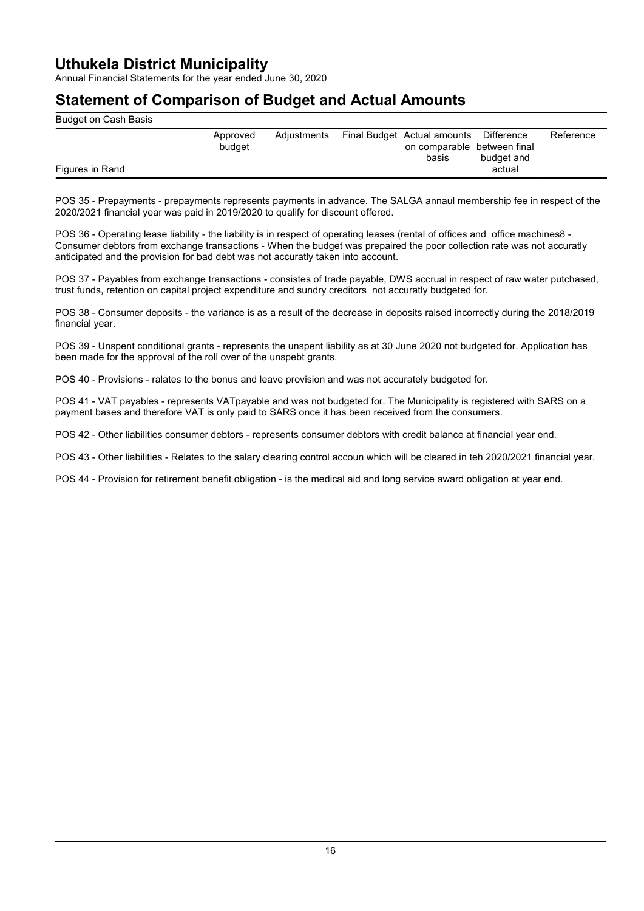# Uthukela District Municipality

Annual Financial Statements for the year ended June 30, 2020

## Statement of Comparison of Budget and Actual Amounts

Budget on Cash Basis

| Figures in Rand | Approved budget | Adjustments | Final Budget | Actual amounts on comparable basis | Difference between final budget and actual | Reference |
|---|---|---|---|---|---|---|

POS 35 - Prepayments - prepayments represents payments in advance. The SALGA annaul membership fee in respect of the 2020/2021 financial year was paid in 2019/2020 to qualify for discount offered.

POS 36 - Operating lease liability - the liability is in respect of operating leases (rental of offices and office machines8 - Consumer debtors from exchange transactions - When the budget was prepaired the poor collection rate was not accurally anticipated and the provision for bad debt was not accuratly taken into account.

POS 37 - Payables from exchange transactions - consistes of trade payable, DWS accrual in respect of raw water putchased, trust funds, retention on capital project expenditure and sundry creditors not accuratly budgeted for.

POS 38 - Consumer deposits - the variance is as a result of the decrease in deposits raised incorrectly during the 2018/2019 financial year.

POS 39 - Unspent conditional grants - represents the unspent liability as at 30 June 2020 not budgeted for. Application has been made for the approval of the roll over of the unspebt grants.

POS 40 - Provisions - ralates to the bonus and leave provision and was not accurately budgeted for.

POS 41 - VAT payables - represents VATpayable and was not budgeted for. The Municipality is registered with SARS on a payment bases and therefore VAT is only paid to SARS once it has been received from the consumers.

POS 42 - Other liabilities consumer debtors - represents consumer debtors with credit balance at financial year end.

POS 43 - Other liabilities - Relates to the salary clearing control accoun which will be cleared in teh 2020/2021 financial year.

POS 44 - Provision for retirement benefit obligation - is the medical aid and long service award obligation at year end.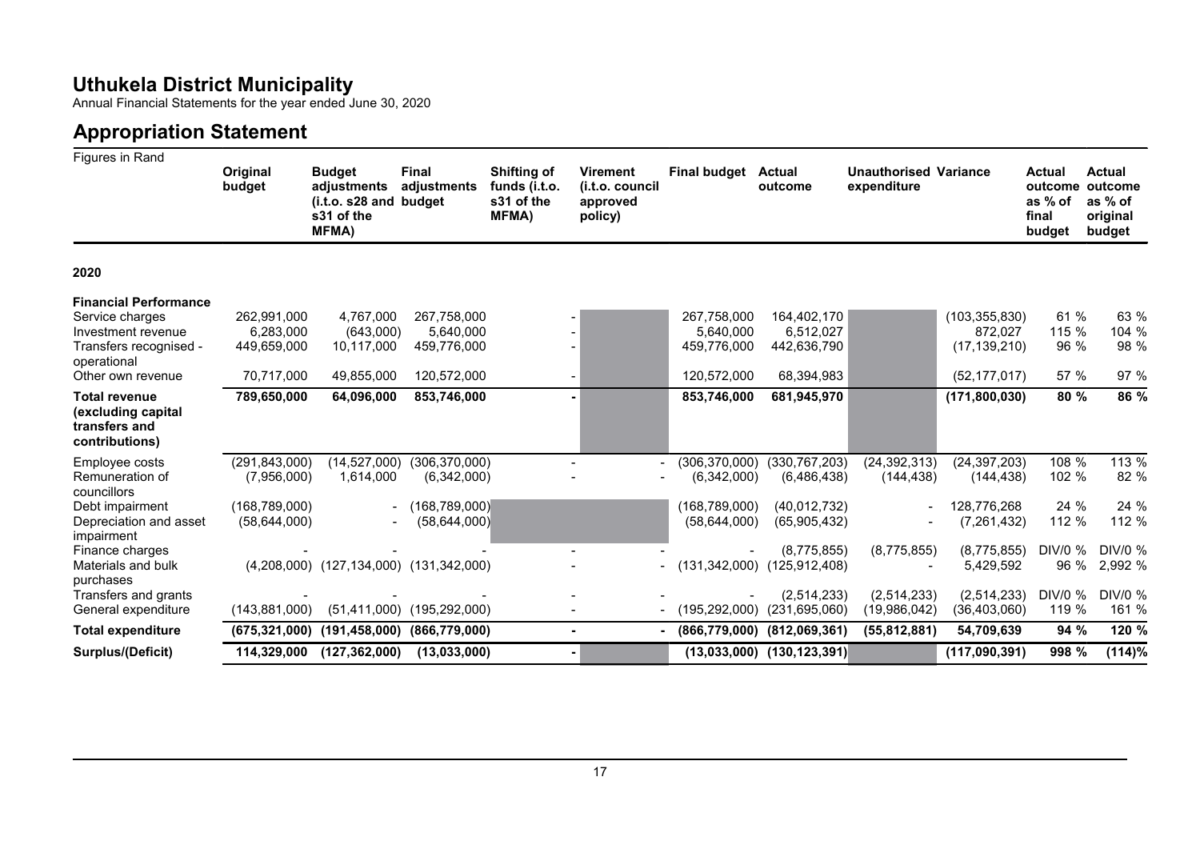# Uthukela District Municipality

Annual Financial Statements for the year ended June 30, 2020

## Appropriation Statement

Figures in Rand

| | Original budget | Budget adjustments (i.t.o. s28 and s31 of the MFMA) | Final adjustments budget | Shifting of funds (i.t.o. s31 of the MFMA) | Virement (i.t.o. council approved policy) | Final budget | Actual outcome | Unauthorised expenditure | Variance | Actual outcome as % of final budget | Actual outcome as % of original budget |
|---|---|---|---|---|---|---|---|---|---|---|---|
| **2020** | | | | | | | | | | | |
| **Financial Performance** | | | | | | | | | | | |
| Service charges | 262,991,000 | 4,767,000 | 267,758,000 | - | | 267,758,000 | 164,402,170 | | (103,355,830) | 61 % | 63 % |
| Investment revenue | 6,283,000 | (643,000) | 5,640,000 | - | | 5,640,000 | 6,512,027 | | 872,027 | 115 % | 104 % |
| Transfers recognised - operational | 449,659,000 | 10,117,000 | 459,776,000 | - | | 459,776,000 | 442,636,790 | | (17,139,210) | 96 % | 98 % |
| Other own revenue | 70,717,000 | 49,855,000 | 120,572,000 | - | | 120,572,000 | 68,394,983 | | (52,177,017) | 57 % | 97 % |
| **Total revenue (excluding capital transfers and contributions)** | **789,650,000** | **64,096,000** | **853,746,000** | **-** | | **853,746,000** | **681,945,970** | | **(171,800,030)** | **80 %** | **86 %** |
| Employee costs | (291,843,000) | (14,527,000) | (306,370,000) | - | - | (306,370,000) | (330,767,203) | (24,392,313) | (24,397,203) | 108 % | 113 % |
| Remuneration of councillors | (7,956,000) | 1,614,000 | (6,342,000) | - | - | (6,342,000) | (6,486,438) | (144,438) | (144,438) | 102 % | 82 % |
| Debt impairment | (168,789,000) | - | (168,789,000) | | | (168,789,000) | (40,012,732) | - | 128,776,268 | 24 % | 24 % |
| Depreciation and asset impairment | (58,644,000) | - | (58,644,000) | | | (58,644,000) | (65,905,432) | - | (7,261,432) | 112 % | 112 % |
| Finance charges | - | - | - | - | - | - | (8,775,855) | (8,775,855) | (8,775,855) | DIV/0 % | DIV/0 % |
| Materials and bulk purchases | (4,208,000) | (127,134,000) | (131,342,000) | - | - | (131,342,000) | (125,912,408) | - | 5,429,592 | 96 % | 2,992 % |
| Transfers and grants | - | - | - | - | - | - | (2,514,233) | (2,514,233) | (2,514,233) | DIV/0 % | DIV/0 % |
| General expenditure | (143,881,000) | (51,411,000) | (195,292,000) | - | - | (195,292,000) | (231,695,060) | (19,986,042) | (36,403,060) | 119 % | 161 % |
| **Total expenditure** | **(675,321,000)** | **(191,458,000)** | **(866,779,000)** | **-** | **-** | **(866,779,000)** | **(812,069,361)** | **(55,812,881)** | **54,709,639** | **94 %** | **120 %** |
| **Surplus/(Deficit)** | **114,329,000** | **(127,362,000)** | **(13,033,000)** | **-** | | **(13,033,000)** | **(130,123,391)** | | **(117,090,391)** | **998 %** | **(114)%** |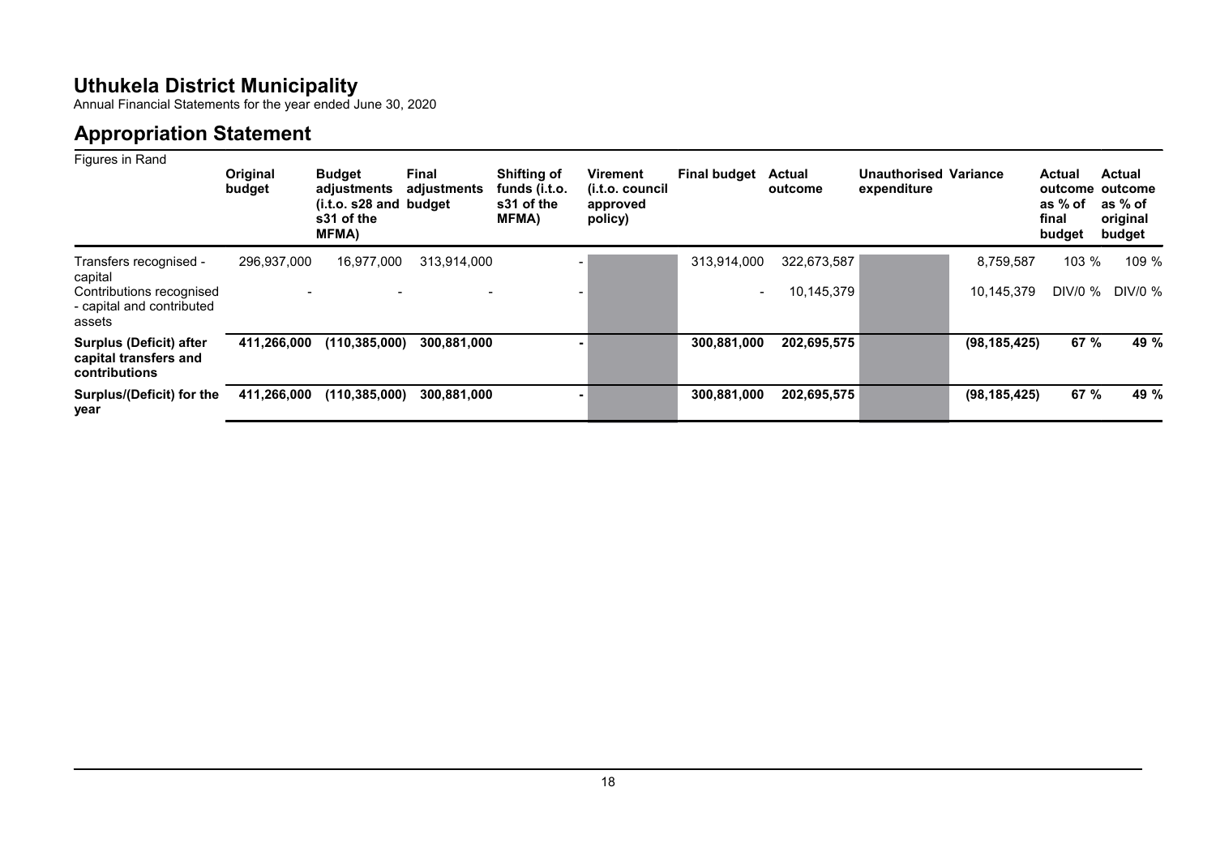# Uthukela District Municipality

Annual Financial Statements for the year ended June 30, 2020

## Appropriation Statement

Figures in Rand

| | Original budget | Budget adjustments (i.t.o. s28 and s31 of the MFMA) | Final adjustments budget | Shifting of funds (i.t.o. s31 of the MFMA) | Virement (i.t.o. council approved policy) | Final budget | Actual outcome | Unauthorised expenditure | Variance | Actual outcome as % of final budget | Actual outcome as % of original budget |
|---|---|---|---|---|---|---|---|---|---|---|---|
| Transfers recognised - capital | 296,937,000 | 16,977,000 | 313,914,000 | - | | 313,914,000 | 322,673,587 | | 8,759,587 | 103 % | 109 % |
| Contributions recognised - capital and contributed assets | - | - | - | - | | - | 10,145,379 | | 10,145,379 | DIV/0 % | DIV/0 % |
| **Surplus (Deficit) after capital transfers and contributions** | **411,266,000** | **(110,385,000)** | **300,881,000** | **-** | | **300,881,000** | **202,695,575** | | **(98,185,425)** | **67 %** | **49 %** |
| **Surplus/(Deficit) for the year** | **411,266,000** | **(110,385,000)** | **300,881,000** | **-** | | **300,881,000** | **202,695,575** | | **(98,185,425)** | **67 %** | **49 %** |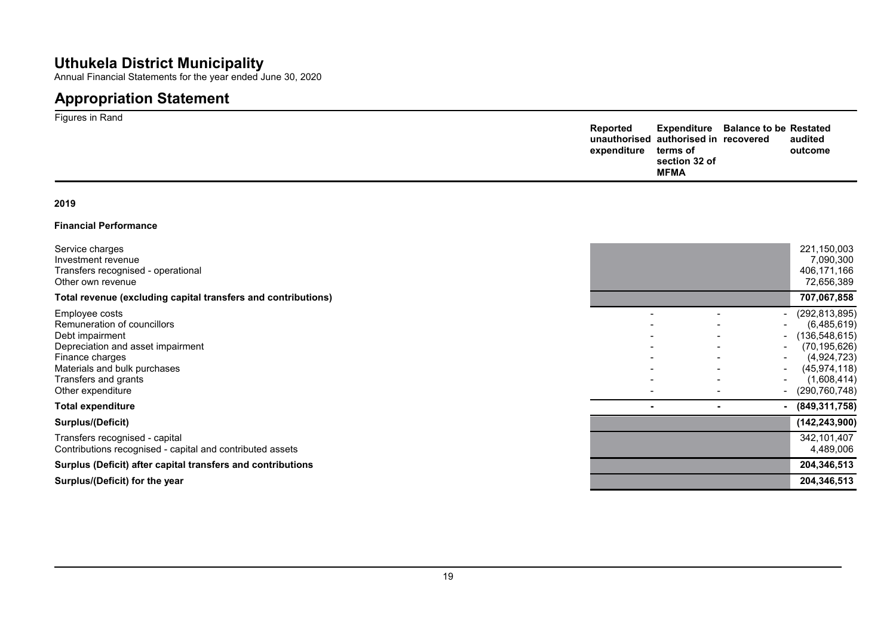# Uthukela District Municipality

Annual Financial Statements for the year ended June 30, 2020

# Appropriation Statement

Figures in Rand

| | Reported unauthorised expenditure | Expenditure authorised in terms of section 32 of MFMA | Balance to be recovered | Restated audited outcome |
|---|---|---|---|---|
| **2019** | | | | |
| **Financial Performance** | | | | |
| Service charges | | | | 221,150,003 |
| Investment revenue | | | | 7,090,300 |
| Transfers recognised - operational | | | | 406,171,166 |
| Other own revenue | | | | 72,656,389 |
| **Total revenue (excluding capital transfers and contributions)** | | | | **707,067,858** |
| Employee costs | - | - | - | (292,813,895) |
| Remuneration of councillors | - | - | - | (6,485,619) |
| Debt impairment | - | - | - | (136,548,615) |
| Depreciation and asset impairment | - | - | - | (70,195,626) |
| Finance charges | - | - | - | (4,924,723) |
| Materials and bulk purchases | - | - | - | (45,974,118) |
| Transfers and grants | - | - | - | (1,608,414) |
| Other expenditure | - | - | - | (290,760,748) |
| **Total expenditure** | **-** | **-** | **-** | **(849,311,758)** |
| **Surplus/(Deficit)** | | | | **(142,243,900)** |
| Transfers recognised - capital | | | | 342,101,407 |
| Contributions recognised - capital and contributed assets | | | | 4,489,006 |
| **Surplus (Deficit) after capital transfers and contributions** | | | | **204,346,513** |
| **Surplus/(Deficit) for the year** | | | | **204,346,513** |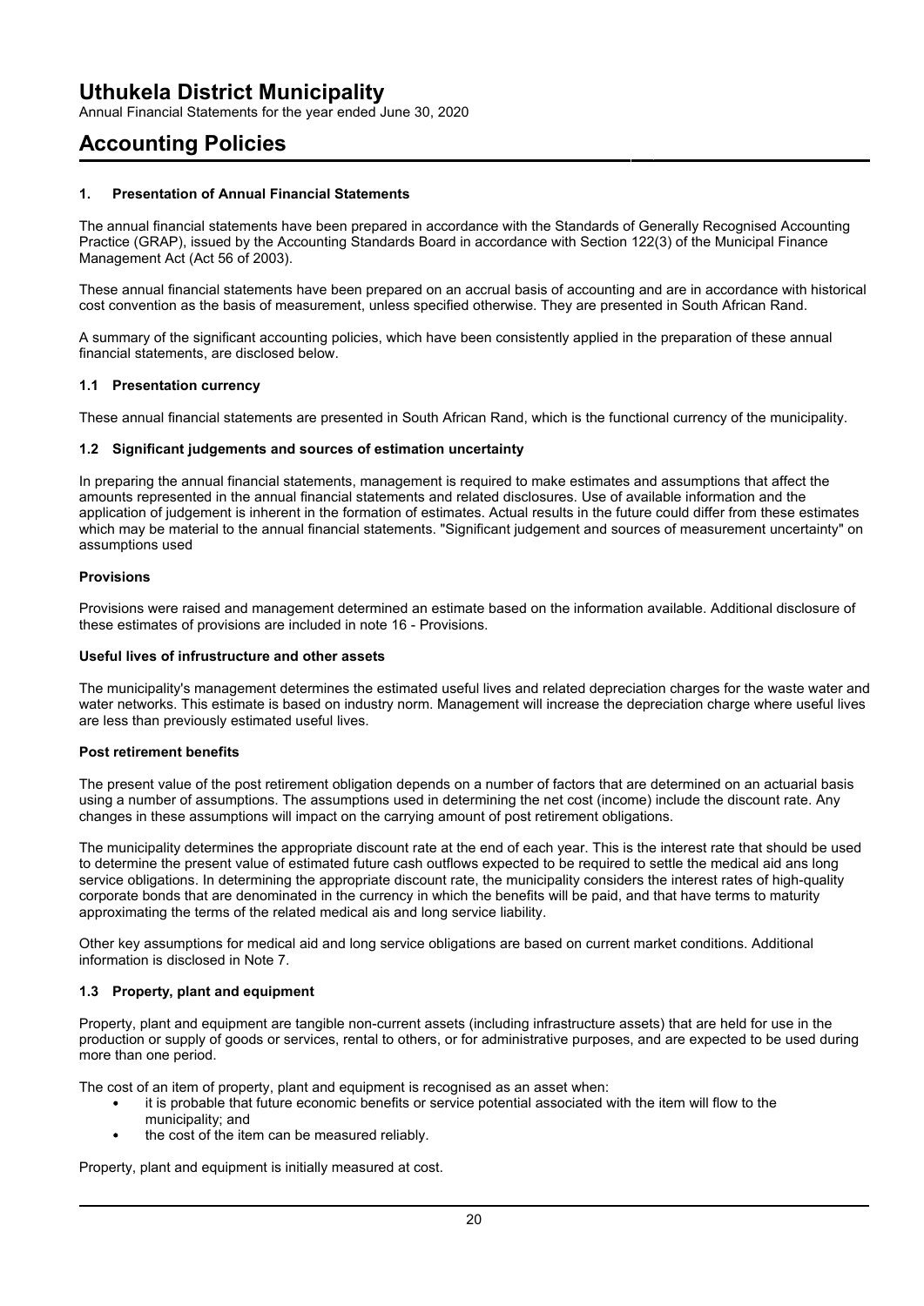# Uthukela District Municipality

Annual Financial Statements for the year ended June 30, 2020

# Accounting Policies

### 1. Presentation of Annual Financial Statements

The annual financial statements have been prepared in accordance with the Standards of Generally Recognised Accounting Practice (GRAP), issued by the Accounting Standards Board in accordance with Section 122(3) of the Municipal Finance Management Act (Act 56 of 2003).

These annual financial statements have been prepared on an accrual basis of accounting and are in accordance with historical cost convention as the basis of measurement, unless specified otherwise. They are presented in South African Rand.

A summary of the significant accounting policies, which have been consistently applied in the preparation of these annual financial statements, are disclosed below.

### 1.1 Presentation currency

These annual financial statements are presented in South African Rand, which is the functional currency of the municipality.

### 1.2 Significant judgements and sources of estimation uncertainty

In preparing the annual financial statements, management is required to make estimates and assumptions that affect the amounts represented in the annual financial statements and related disclosures. Use of available information and the application of judgement is inherent in the formation of estimates. Actual results in the future could differ from these estimates which may be material to the annual financial statements. "Significant judgement and sources of measurement uncertainty" on assumptions used

**Provisions**

Provisions were raised and management determined an estimate based on the information available. Additional disclosure of these estimates of provisions are included in note 16 - Provisions.

**Useful lives of infrustructure and other assets**

The municipality's management determines the estimated useful lives and related depreciation charges for the waste water and water networks. This estimate is based on industry norm. Management will increase the depreciation charge where useful lives are less than previously estimated useful lives.

**Post retirement benefits**

The present value of the post retirement obligation depends on a number of factors that are determined on an actuarial basis using a number of assumptions. The assumptions used in determining the net cost (income) include the discount rate. Any changes in these assumptions will impact on the carrying amount of post retirement obligations.

The municipality determines the appropriate discount rate at the end of each year. This is the interest rate that should be used to determine the present value of estimated future cash outflows expected to be required to settle the medical aid ans long service obligations. In determining the appropriate discount rate, the municipality considers the interest rates of high-quality corporate bonds that are denominated in the currency in which the benefits will be paid, and that have terms to maturity approximating the terms of the related medical ais and long service liability.

Other key assumptions for medical aid and long service obligations are based on current market conditions. Additional information is disclosed in Note 7.

### 1.3 Property, plant and equipment

Property, plant and equipment are tangible non-current assets (including infrastructure assets) that are held for use in the production or supply of goods or services, rental to others, or for administrative purposes, and are expected to be used during more than one period.

The cost of an item of property, plant and equipment is recognised as an asset when:

- it is probable that future economic benefits or service potential associated with the item will flow to the municipality; and
- the cost of the item can be measured reliably.

Property, plant and equipment is initially measured at cost.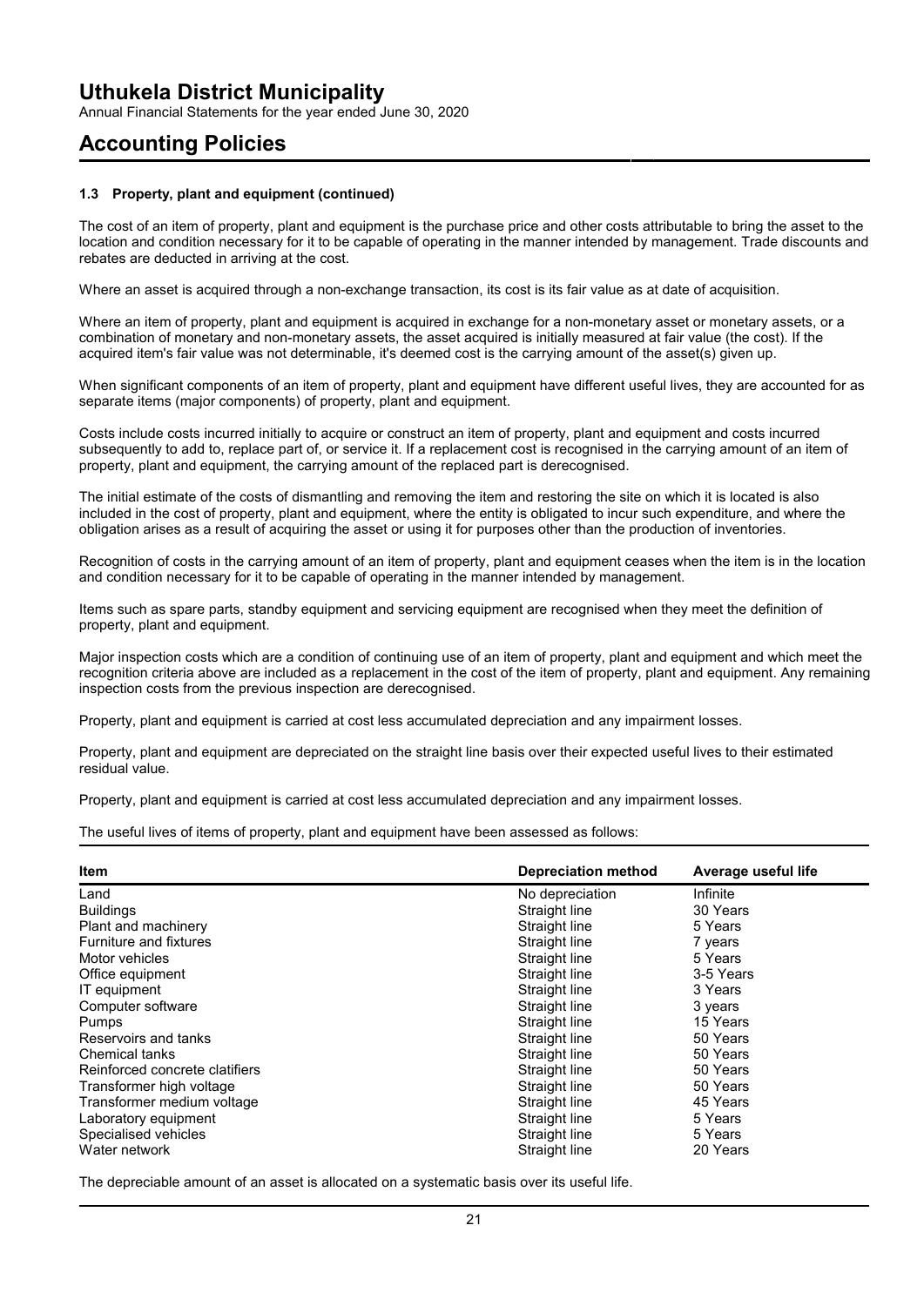## 1.3 Property, plant and equipment (continued)

The cost of an item of property, plant and equipment is the purchase price and other costs attributable to bring the asset to the location and condition necessary for it to be capable of operating in the manner intended by management. Trade discounts and rebates are deducted in arriving at the cost.

Where an asset is acquired through a non-exchange transaction, its cost is its fair value as at date of acquisition.

Where an item of property, plant and equipment is acquired in exchange for a non-monetary asset or monetary assets, or a combination of monetary and non-monetary assets, the asset acquired is initially measured at fair value (the cost). If the acquired item's fair value was not determinable, it's deemed cost is the carrying amount of the asset(s) given up.

When significant components of an item of property, plant and equipment have different useful lives, they are accounted for as separate items (major components) of property, plant and equipment.

Costs include costs incurred initially to acquire or construct an item of property, plant and equipment and costs incurred subsequently to add to, replace part of, or service it. If a replacement cost is recognised in the carrying amount of an item of property, plant and equipment, the carrying amount of the replaced part is derecognised.

The initial estimate of the costs of dismantling and removing the item and restoring the site on which it is located is also included in the cost of property, plant and equipment, where the entity is obligated to incur such expenditure, and where the obligation arises as a result of acquiring the asset or using it for purposes other than the production of inventories.

Recognition of costs in the carrying amount of an item of property, plant and equipment ceases when the item is in the location and condition necessary for it to be capable of operating in the manner intended by management.

Items such as spare parts, standby equipment and servicing equipment are recognised when they meet the definition of property, plant and equipment.

Major inspection costs which are a condition of continuing use of an item of property, plant and equipment and which meet the recognition criteria above are included as a replacement in the cost of the item of property, plant and equipment. Any remaining inspection costs from the previous inspection are derecognised.

Property, plant and equipment is carried at cost less accumulated depreciation and any impairment losses.

Property, plant and equipment are depreciated on the straight line basis over their expected useful lives to their estimated residual value.

Property, plant and equipment is carried at cost less accumulated depreciation and any impairment losses.

The useful lives of items of property, plant and equipment have been assessed as follows:

| Item | Depreciation method | Average useful life |
|---|---|---|
| Land | No depreciation | Infinite |
| Buildings | Straight line | 30 Years |
| Plant and machinery | Straight line | 5 Years |
| Furniture and fixtures | Straight line | 7 years |
| Motor vehicles | Straight line | 5 Years |
| Office equipment | Straight line | 3-5 Years |
| IT equipment | Straight line | 3 Years |
| Computer software | Straight line | 3 years |
| Pumps | Straight line | 15 Years |
| Reservoirs and tanks | Straight line | 50 Years |
| Chemical tanks | Straight line | 50 Years |
| Reinforced concrete clatifiers | Straight line | 50 Years |
| Transformer high voltage | Straight line | 50 Years |
| Transformer medium voltage | Straight line | 45 Years |
| Laboratory equipment | Straight line | 5 Years |
| Specialised vehicles | Straight line | 5 Years |
| Water network | Straight line | 20 Years |

The depreciable amount of an asset is allocated on a systematic basis over its useful life.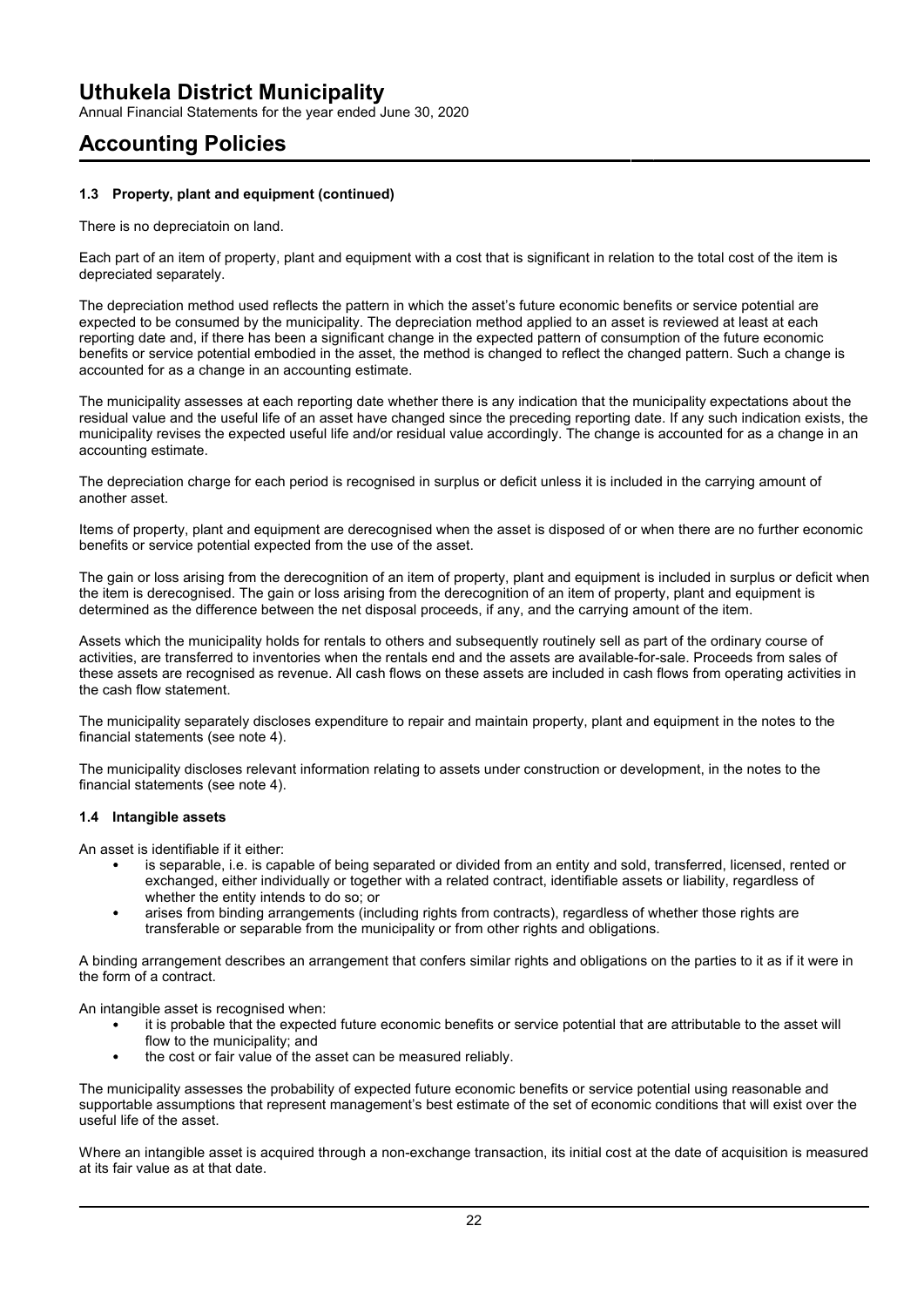#### 1.3 Property, plant and equipment (continued)

There is no depreciatoin on land.

Each part of an item of property, plant and equipment with a cost that is significant in relation to the total cost of the item is depreciated separately.

The depreciation method used reflects the pattern in which the asset's future economic benefits or service potential are expected to be consumed by the municipality. The depreciation method applied to an asset is reviewed at least at each reporting date and, if there has been a significant change in the expected pattern of consumption of the future economic benefits or service potential embodied in the asset, the method is changed to reflect the changed pattern. Such a change is accounted for as a change in an accounting estimate.

The municipality assesses at each reporting date whether there is any indication that the municipality expectations about the residual value and the useful life of an asset have changed since the preceding reporting date. If any such indication exists, the municipality revises the expected useful life and/or residual value accordingly. The change is accounted for as a change in an accounting estimate.

The depreciation charge for each period is recognised in surplus or deficit unless it is included in the carrying amount of another asset.

Items of property, plant and equipment are derecognised when the asset is disposed of or when there are no further economic benefits or service potential expected from the use of the asset.

The gain or loss arising from the derecognition of an item of property, plant and equipment is included in surplus or deficit when the item is derecognised. The gain or loss arising from the derecognition of an item of property, plant and equipment is determined as the difference between the net disposal proceeds, if any, and the carrying amount of the item.

Assets which the municipality holds for rentals to others and subsequently routinely sell as part of the ordinary course of activities, are transferred to inventories when the rentals end and the assets are available-for-sale. Proceeds from sales of these assets are recognised as revenue. All cash flows on these assets are included in cash flows from operating activities in the cash flow statement.

The municipality separately discloses expenditure to repair and maintain property, plant and equipment in the notes to the financial statements (see note 4).

The municipality discloses relevant information relating to assets under construction or development, in the notes to the financial statements (see note 4).

#### 1.4 Intangible assets

An asset is identifiable if it either:

- is separable, i.e. is capable of being separated or divided from an entity and sold, transferred, licensed, rented or exchanged, either individually or together with a related contract, identifiable assets or liability, regardless of whether the entity intends to do so; or
- arises from binding arrangements (including rights from contracts), regardless of whether those rights are transferable or separable from the municipality or from other rights and obligations.

A binding arrangement describes an arrangement that confers similar rights and obligations on the parties to it as if it were in the form of a contract.

An intangible asset is recognised when:

- it is probable that the expected future economic benefits or service potential that are attributable to the asset will flow to the municipality; and
- the cost or fair value of the asset can be measured reliably.

The municipality assesses the probability of expected future economic benefits or service potential using reasonable and supportable assumptions that represent management's best estimate of the set of economic conditions that will exist over the useful life of the asset.

Where an intangible asset is acquired through a non-exchange transaction, its initial cost at the date of acquisition is measured at its fair value as at that date.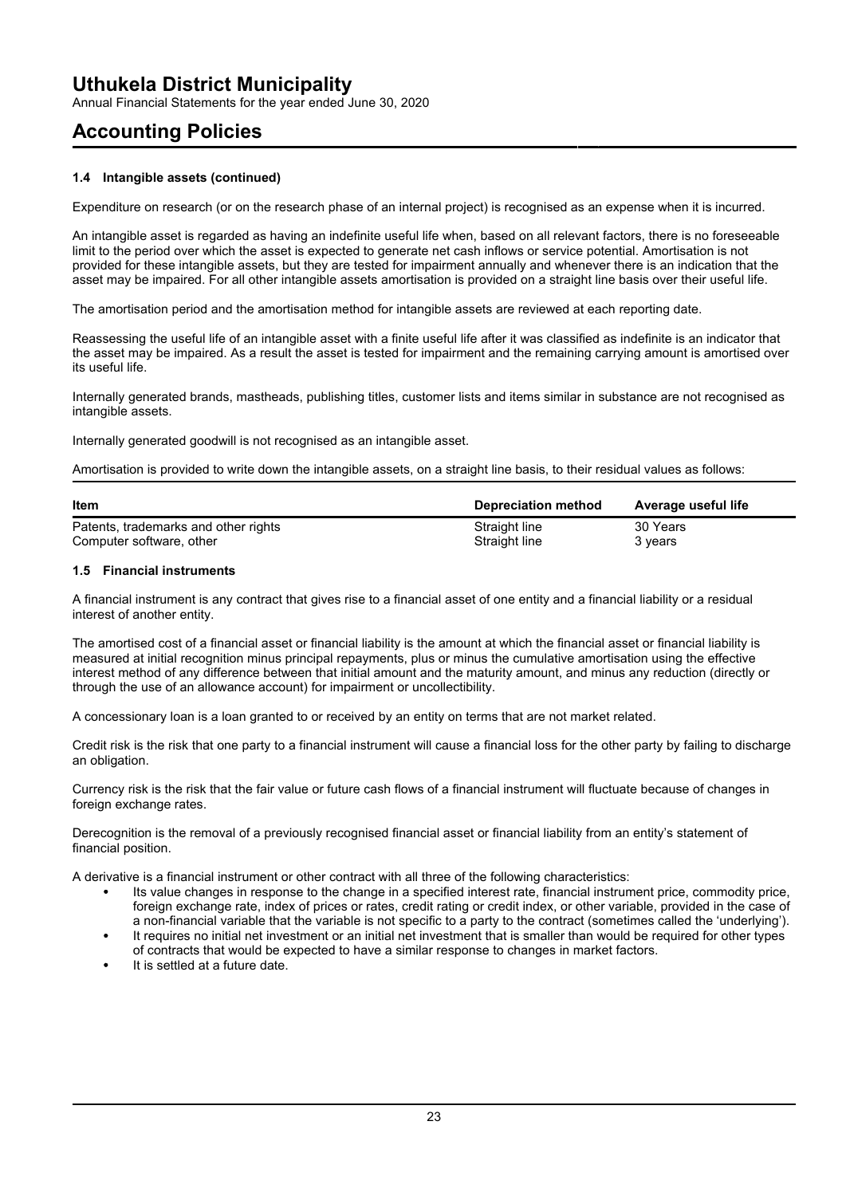### 1.4 Intangible assets (continued)

Expenditure on research (or on the research phase of an internal project) is recognised as an expense when it is incurred.

An intangible asset is regarded as having an indefinite useful life when, based on all relevant factors, there is no foreseeable limit to the period over which the asset is expected to generate net cash inflows or service potential. Amortisation is not provided for these intangible assets, but they are tested for impairment annually and whenever there is an indication that the asset may be impaired. For all other intangible assets amortisation is provided on a straight line basis over their useful life.

The amortisation period and the amortisation method for intangible assets are reviewed at each reporting date.

Reassessing the useful life of an intangible asset with a finite useful life after it was classified as indefinite is an indicator that the asset may be impaired. As a result the asset is tested for impairment and the remaining carrying amount is amortised over its useful life.

Internally generated brands, mastheads, publishing titles, customer lists and items similar in substance are not recognised as intangible assets.

Internally generated goodwill is not recognised as an intangible asset.

Amortisation is provided to write down the intangible assets, on a straight line basis, to their residual values as follows:

| Item | Depreciation method | Average useful life |
|---|---|---|
| Patents, trademarks and other rights | Straight line | 30 Years |
| Computer software, other | Straight line | 3 years |

### 1.5 Financial instruments

A financial instrument is any contract that gives rise to a financial asset of one entity and a financial liability or a residual interest of another entity.

The amortised cost of a financial asset or financial liability is the amount at which the financial asset or financial liability is measured at initial recognition minus principal repayments, plus or minus the cumulative amortisation using the effective interest method of any difference between that initial amount and the maturity amount, and minus any reduction (directly or through the use of an allowance account) for impairment or uncollectibility.

A concessionary loan is a loan granted to or received by an entity on terms that are not market related.

Credit risk is the risk that one party to a financial instrument will cause a financial loss for the other party by failing to discharge an obligation.

Currency risk is the risk that the fair value or future cash flows of a financial instrument will fluctuate because of changes in foreign exchange rates.

Derecognition is the removal of a previously recognised financial asset or financial liability from an entity's statement of financial position.

A derivative is a financial instrument or other contract with all three of the following characteristics:

- Its value changes in response to the change in a specified interest rate, financial instrument price, commodity price, foreign exchange rate, index of prices or rates, credit rating or credit index, or other variable, provided in the case of a non-financial variable that the variable is not specific to a party to the contract (sometimes called the 'underlying').
- It requires no initial net investment or an initial net investment that is smaller than would be required for other types of contracts that would be expected to have a similar response to changes in market factors.
- It is settled at a future date.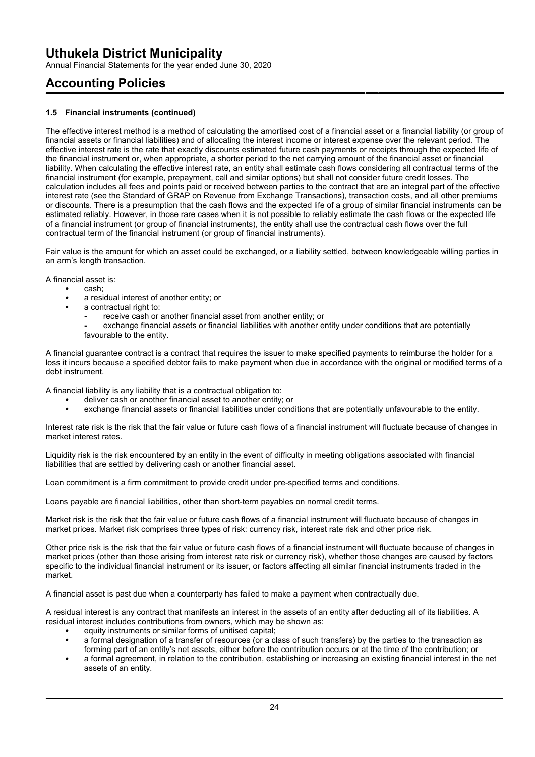# Uthukela District Municipality

Annual Financial Statements for the year ended June 30, 2020

# Accounting Policies

### 1.5 Financial instruments (continued)

The effective interest method is a method of calculating the amortised cost of a financial asset or a financial liability (or group of financial assets or financial liabilities) and of allocating the interest income or interest expense over the relevant period. The effective interest rate is the rate that exactly discounts estimated future cash payments or receipts through the expected life of the financial instrument or, when appropriate, a shorter period to the net carrying amount of the financial asset or financial liability. When calculating the effective interest rate, an entity shall estimate cash flows considering all contractual terms of the financial instrument (for example, prepayment, call and similar options) but shall not consider future credit losses. The calculation includes all fees and points paid or received between parties to the contract that are an integral part of the effective interest rate (see the Standard of GRAP on Revenue from Exchange Transactions), transaction costs, and all other premiums or discounts. There is a presumption that the cash flows and the expected life of a group of similar financial instruments can be estimated reliably. However, in those rare cases when it is not possible to reliably estimate the cash flows or the expected life of a financial instrument (or group of financial instruments), the entity shall use the contractual cash flows over the full contractual term of the financial instrument (or group of financial instruments).

Fair value is the amount for which an asset could be exchanged, or a liability settled, between knowledgeable willing parties in an arm's length transaction.

A financial asset is:

- cash;
- a residual interest of another entity; or
- a contractual right to:
  - receive cash or another financial asset from another entity; or
  - exchange financial assets or financial liabilities with another entity under conditions that are potentially favourable to the entity.

A financial guarantee contract is a contract that requires the issuer to make specified payments to reimburse the holder for a loss it incurs because a specified debtor fails to make payment when due in accordance with the original or modified terms of a debt instrument.

A financial liability is any liability that is a contractual obligation to:

- deliver cash or another financial asset to another entity; or
- exchange financial assets or financial liabilities under conditions that are potentially unfavourable to the entity.

Interest rate risk is the risk that the fair value or future cash flows of a financial instrument will fluctuate because of changes in market interest rates.

Liquidity risk is the risk encountered by an entity in the event of difficulty in meeting obligations associated with financial liabilities that are settled by delivering cash or another financial asset.

Loan commitment is a firm commitment to provide credit under pre-specified terms and conditions.

Loans payable are financial liabilities, other than short-term payables on normal credit terms.

Market risk is the risk that the fair value or future cash flows of a financial instrument will fluctuate because of changes in market prices. Market risk comprises three types of risk: currency risk, interest rate risk and other price risk.

Other price risk is the risk that the fair value or future cash flows of a financial instrument will fluctuate because of changes in market prices (other than those arising from interest rate risk or currency risk), whether those changes are caused by factors specific to the individual financial instrument or its issuer, or factors affecting all similar financial instruments traded in the market.

A financial asset is past due when a counterparty has failed to make a payment when contractually due.

A residual interest is any contract that manifests an interest in the assets of an entity after deducting all of its liabilities. A residual interest includes contributions from owners, which may be shown as:

- equity instruments or similar forms of unitised capital;
- a formal designation of a transfer of resources (or a class of such transfers) by the parties to the transaction as forming part of an entity's net assets, either before the contribution occurs or at the time of the contribution; or
- a formal agreement, in relation to the contribution, establishing or increasing an existing financial interest in the net assets of an entity.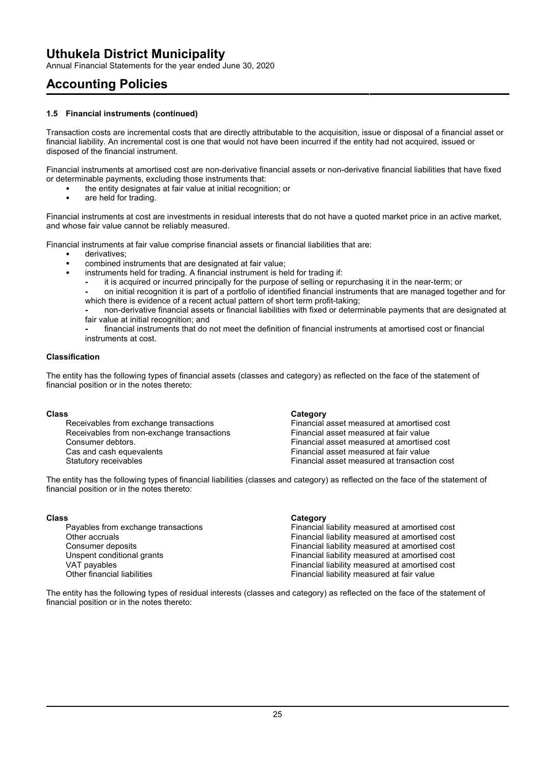### 1.5 Financial instruments (continued)

Transaction costs are incremental costs that are directly attributable to the acquisition, issue or disposal of a financial asset or financial liability. An incremental cost is one that would not have been incurred if the entity had not acquired, issued or disposed of the financial instrument.

Financial instruments at amortised cost are non-derivative financial assets or non-derivative financial liabilities that have fixed or determinable payments, excluding those instruments that:

- the entity designates at fair value at initial recognition; or
- are held for trading.

Financial instruments at cost are investments in residual interests that do not have a quoted market price in an active market, and whose fair value cannot be reliably measured.

Financial instruments at fair value comprise financial assets or financial liabilities that are:

- derivatives;
- combined instruments that are designated at fair value;
- instruments held for trading. A financial instrument is held for trading if:
  - it is acquired or incurred principally for the purpose of selling or repurchasing it in the near-term; or
  - on initial recognition it is part of a portfolio of identified financial instruments that are managed together and for which there is evidence of a recent actual pattern of short term profit-taking;
  - non-derivative financial assets or financial liabilities with fixed or determinable payments that are designated at fair value at initial recognition; and
  - financial instruments that do not meet the definition of financial instruments at amortised cost or financial instruments at cost.

**Classification**

The entity has the following types of financial assets (classes and category) as reflected on the face of the statement of financial position or in the notes thereto:

| Class | Category |
|---|---|
| Receivables from exchange transactions | Financial asset measured at amortised cost |
| Receivables from non-exchange transactions | Financial asset measured at fair value |
| Consumer debtors. | Financial asset measured at amortised cost |
| Cas and cash equevalents | Financial asset measured at fair value |
| Statutory receivables | Financial asset measured at transaction cost |

The entity has the following types of financial liabilities (classes and category) as reflected on the face of the statement of financial position or in the notes thereto:

| Class | Category |
|---|---|
| Payables from exchange transactions | Financial liability measured at amortised cost |
| Other accruals | Financial liability measured at amortised cost |
| Consumer deposits | Financial liability measured at amortised cost |
| Unspent conditional grants | Financial liability measured at amortised cost |
| VAT payables | Financial liability measured at amortised cost |
| Other financial liabilities | Financial liability measured at fair value |

The entity has the following types of residual interests (classes and category) as reflected on the face of the statement of financial position or in the notes thereto: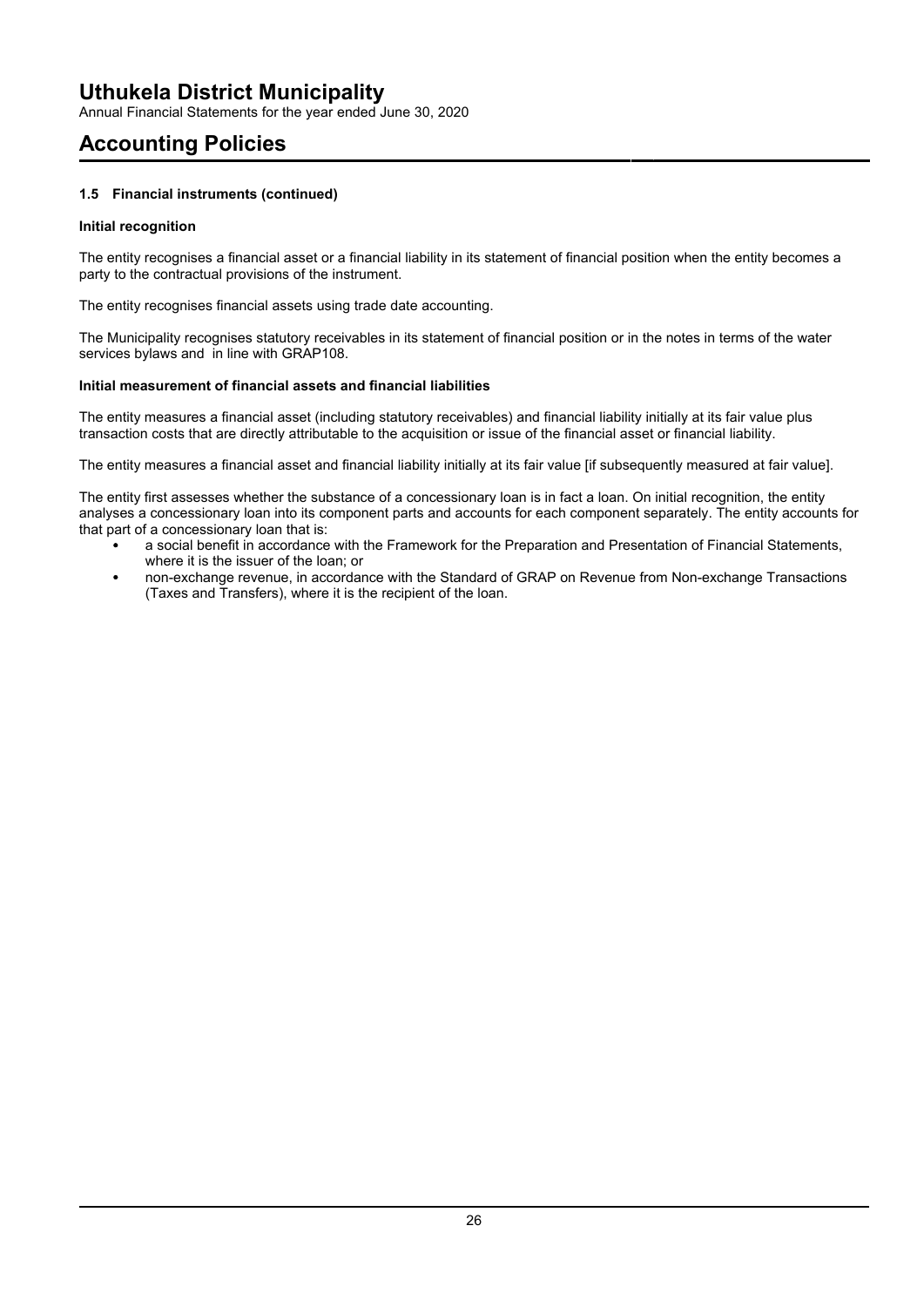### 1.5 Financial instruments (continued)

**Initial recognition**

The entity recognises a financial asset or a financial liability in its statement of financial position when the entity becomes a party to the contractual provisions of the instrument.

The entity recognises financial assets using trade date accounting.

The Municipality recognises statutory receivables in its statement of financial position or in the notes in terms of the water services bylaws and in line with GRAP108.

**Initial measurement of financial assets and financial liabilities**

The entity measures a financial asset (including statutory receivables) and financial liability initially at its fair value plus transaction costs that are directly attributable to the acquisition or issue of the financial asset or financial liability.

The entity measures a financial asset and financial liability initially at its fair value [if subsequently measured at fair value].

The entity first assesses whether the substance of a concessionary loan is in fact a loan. On initial recognition, the entity analyses a concessionary loan into its component parts and accounts for each component separately. The entity accounts for that part of a concessionary loan that is:

- a social benefit in accordance with the Framework for the Preparation and Presentation of Financial Statements, where it is the issuer of the loan; or
- non-exchange revenue, in accordance with the Standard of GRAP on Revenue from Non-exchange Transactions (Taxes and Transfers), where it is the recipient of the loan.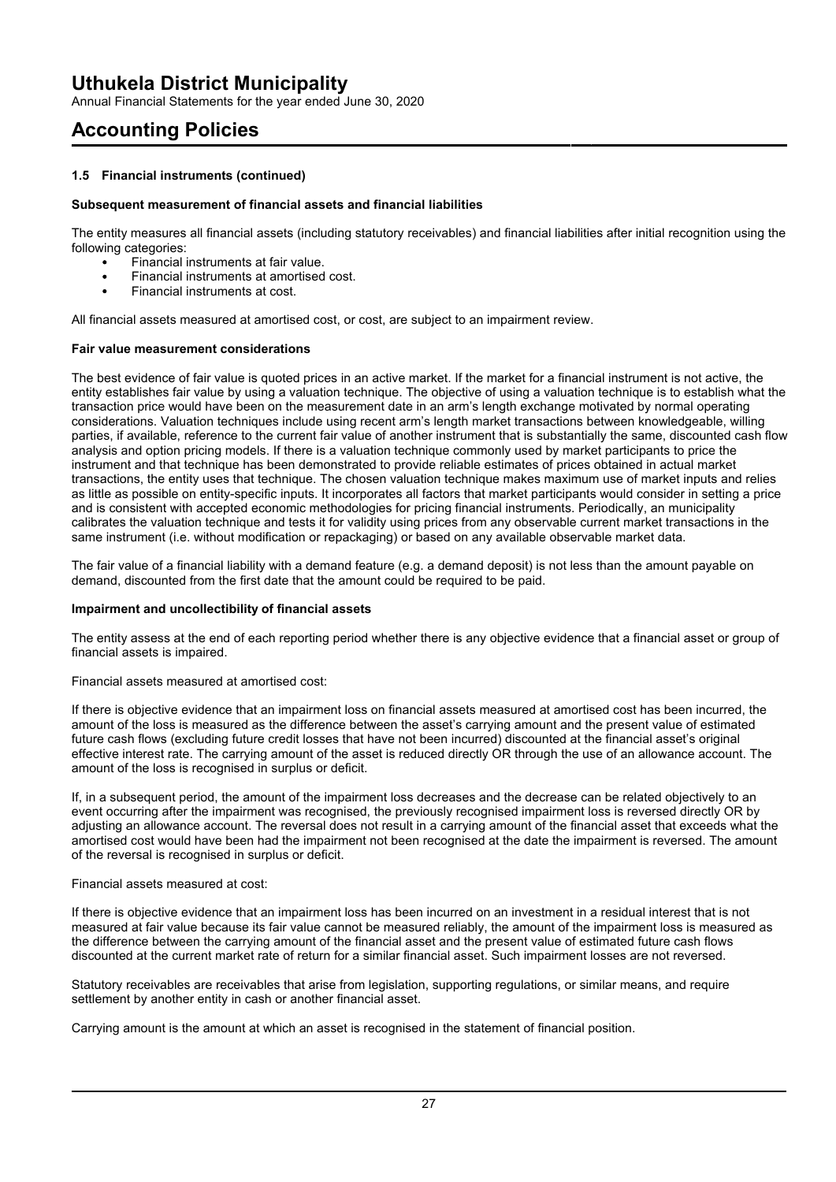# Accounting Policies

### 1.5 Financial instruments (continued)

**Subsequent measurement of financial assets and financial liabilities**

The entity measures all financial assets (including statutory receivables) and financial liabilities after initial recognition using the following categories:

- Financial instruments at fair value.
- Financial instruments at amortised cost.
- Financial instruments at cost.

All financial assets measured at amortised cost, or cost, are subject to an impairment review.

**Fair value measurement considerations**

The best evidence of fair value is quoted prices in an active market. If the market for a financial instrument is not active, the entity establishes fair value by using a valuation technique. The objective of using a valuation technique is to establish what the transaction price would have been on the measurement date in an arm's length exchange motivated by normal operating considerations. Valuation techniques include using recent arm's length market transactions between knowledgeable, willing parties, if available, reference to the current fair value of another instrument that is substantially the same, discounted cash flow analysis and option pricing models. If there is a valuation technique commonly used by market participants to price the instrument and that technique has been demonstrated to provide reliable estimates of prices obtained in actual market transactions, the entity uses that technique. The chosen valuation technique makes maximum use of market inputs and relies as little as possible on entity-specific inputs. It incorporates all factors that market participants would consider in setting a price and is consistent with accepted economic methodologies for pricing financial instruments. Periodically, an municipality calibrates the valuation technique and tests it for validity using prices from any observable current market transactions in the same instrument (i.e. without modification or repackaging) or based on any available observable market data.

The fair value of a financial liability with a demand feature (e.g. a demand deposit) is not less than the amount payable on demand, discounted from the first date that the amount could be required to be paid.

**Impairment and uncollectibility of financial assets**

The entity assess at the end of each reporting period whether there is any objective evidence that a financial asset or group of financial assets is impaired.

Financial assets measured at amortised cost:

If there is objective evidence that an impairment loss on financial assets measured at amortised cost has been incurred, the amount of the loss is measured as the difference between the asset's carrying amount and the present value of estimated future cash flows (excluding future credit losses that have not been incurred) discounted at the financial asset's original effective interest rate. The carrying amount of the asset is reduced directly OR through the use of an allowance account. The amount of the loss is recognised in surplus or deficit.

If, in a subsequent period, the amount of the impairment loss decreases and the decrease can be related objectively to an event occurring after the impairment was recognised, the previously recognised impairment loss is reversed directly OR by adjusting an allowance account. The reversal does not result in a carrying amount of the financial asset that exceeds what the amortised cost would have been had the impairment not been recognised at the date the impairment is reversed. The amount of the reversal is recognised in surplus or deficit.

Financial assets measured at cost:

If there is objective evidence that an impairment loss has been incurred on an investment in a residual interest that is not measured at fair value because its fair value cannot be measured reliably, the amount of the impairment loss is measured as the difference between the carrying amount of the financial asset and the present value of estimated future cash flows discounted at the current market rate of return for a similar financial asset. Such impairment losses are not reversed.

Statutory receivables are receivables that arise from legislation, supporting regulations, or similar means, and require settlement by another entity in cash or another financial asset.

Carrying amount is the amount at which an asset is recognised in the statement of financial position.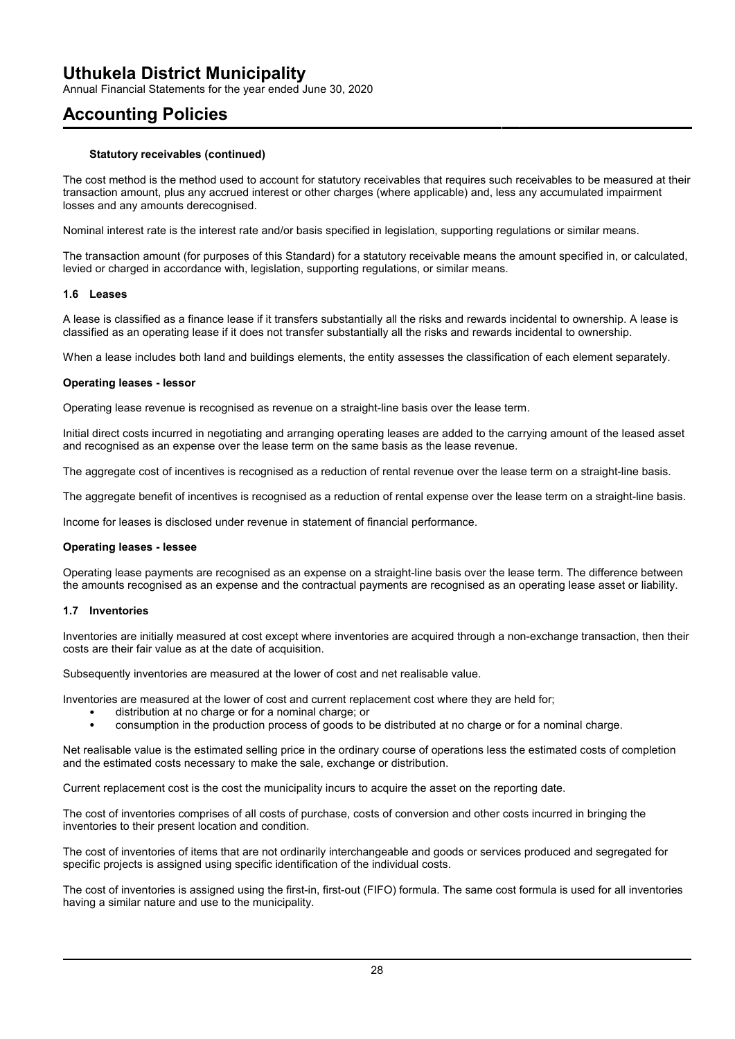#### Statutory receivables (continued)

The cost method is the method used to account for statutory receivables that requires such receivables to be measured at their transaction amount, plus any accrued interest or other charges (where applicable) and, less any accumulated impairment losses and any amounts derecognised.

Nominal interest rate is the interest rate and/or basis specified in legislation, supporting regulations or similar means.

The transaction amount (for purposes of this Standard) for a statutory receivable means the amount specified in, or calculated, levied or charged in accordance with, legislation, supporting regulations, or similar means.

### 1.6 Leases

A lease is classified as a finance lease if it transfers substantially all the risks and rewards incidental to ownership. A lease is classified as an operating lease if it does not transfer substantially all the risks and rewards incidental to ownership.

When a lease includes both land and buildings elements, the entity assesses the classification of each element separately.

#### Operating leases - lessor

Operating lease revenue is recognised as revenue on a straight-line basis over the lease term.

Initial direct costs incurred in negotiating and arranging operating leases are added to the carrying amount of the leased asset and recognised as an expense over the lease term on the same basis as the lease revenue.

The aggregate cost of incentives is recognised as a reduction of rental revenue over the lease term on a straight-line basis.

The aggregate benefit of incentives is recognised as a reduction of rental expense over the lease term on a straight-line basis.

Income for leases is disclosed under revenue in statement of financial performance.

#### Operating leases - lessee

Operating lease payments are recognised as an expense on a straight-line basis over the lease term. The difference between the amounts recognised as an expense and the contractual payments are recognised as an operating lease asset or liability.

### 1.7 Inventories

Inventories are initially measured at cost except where inventories are acquired through a non-exchange transaction, then their costs are their fair value as at the date of acquisition.

Subsequently inventories are measured at the lower of cost and net realisable value.

Inventories are measured at the lower of cost and current replacement cost where they are held for;

- distribution at no charge or for a nominal charge; or
- consumption in the production process of goods to be distributed at no charge or for a nominal charge.

Net realisable value is the estimated selling price in the ordinary course of operations less the estimated costs of completion and the estimated costs necessary to make the sale, exchange or distribution.

Current replacement cost is the cost the municipality incurs to acquire the asset on the reporting date.

The cost of inventories comprises of all costs of purchase, costs of conversion and other costs incurred in bringing the inventories to their present location and condition.

The cost of inventories of items that are not ordinarily interchangeable and goods or services produced and segregated for specific projects is assigned using specific identification of the individual costs.

The cost of inventories is assigned using the first-in, first-out (FIFO) formula. The same cost formula is used for all inventories having a similar nature and use to the municipality.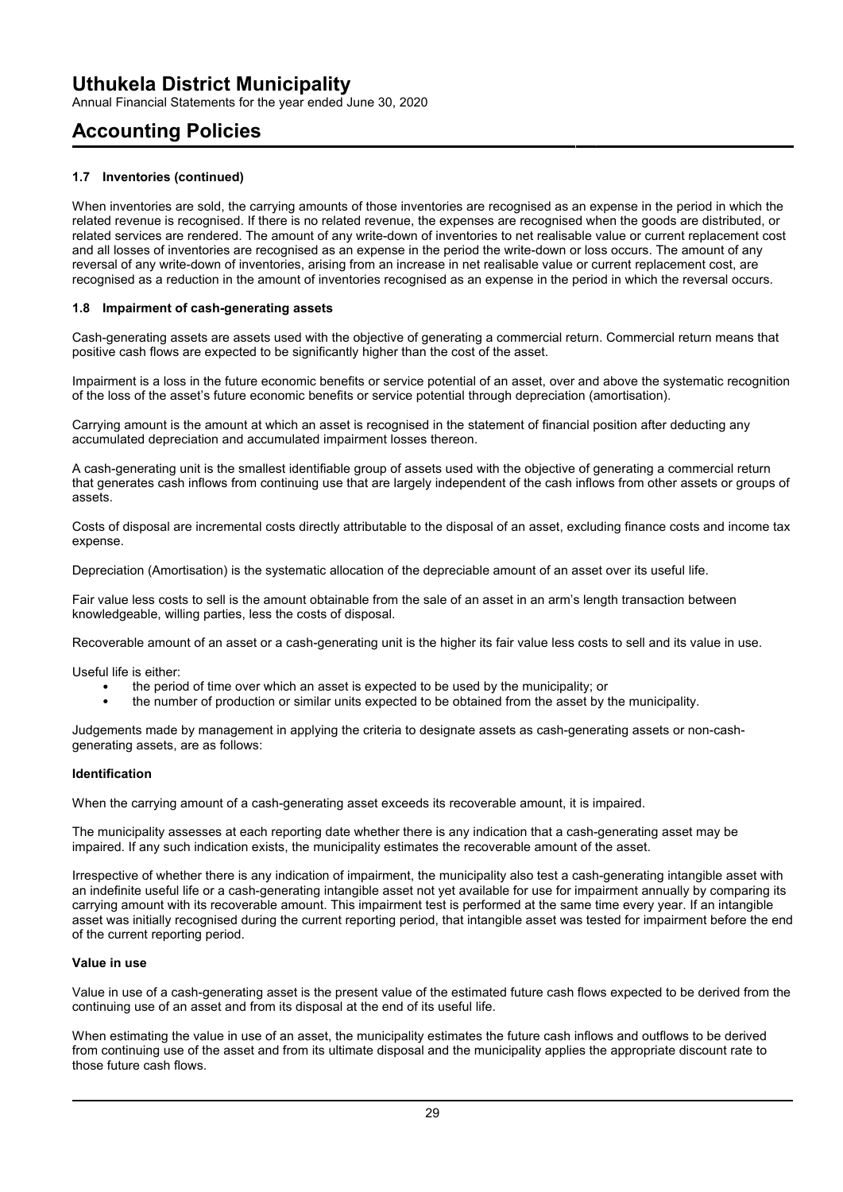# Uthukela District Municipality

Annual Financial Statements for the year ended June 30, 2020

# Accounting Policies

### 1.7 Inventories (continued)

When inventories are sold, the carrying amounts of those inventories are recognised as an expense in the period in which the related revenue is recognised. If there is no related revenue, the expenses are recognised when the goods are distributed, or related services are rendered. The amount of any write-down of inventories to net realisable value or current replacement cost and all losses of inventories are recognised as an expense in the period the write-down or loss occurs. The amount of any reversal of any write-down of inventories, arising from an increase in net realisable value or current replacement cost, are recognised as a reduction in the amount of inventories recognised as an expense in the period in which the reversal occurs.

### 1.8 Impairment of cash-generating assets

Cash-generating assets are assets used with the objective of generating a commercial return. Commercial return means that positive cash flows are expected to be significantly higher than the cost of the asset.

Impairment is a loss in the future economic benefits or service potential of an asset, over and above the systematic recognition of the loss of the asset's future economic benefits or service potential through depreciation (amortisation).

Carrying amount is the amount at which an asset is recognised in the statement of financial position after deducting any accumulated depreciation and accumulated impairment losses thereon.

A cash-generating unit is the smallest identifiable group of assets used with the objective of generating a commercial return that generates cash inflows from continuing use that are largely independent of the cash inflows from other assets or groups of assets.

Costs of disposal are incremental costs directly attributable to the disposal of an asset, excluding finance costs and income tax expense.

Depreciation (Amortisation) is the systematic allocation of the depreciable amount of an asset over its useful life.

Fair value less costs to sell is the amount obtainable from the sale of an asset in an arm's length transaction between knowledgeable, willing parties, less the costs of disposal.

Recoverable amount of an asset or a cash-generating unit is the higher its fair value less costs to sell and its value in use.

Useful life is either:

- the period of time over which an asset is expected to be used by the municipality; or
- the number of production or similar units expected to be obtained from the asset by the municipality.

Judgements made by management in applying the criteria to designate assets as cash-generating assets or non-cash-generating assets, are as follows:

#### Identification

When the carrying amount of a cash-generating asset exceeds its recoverable amount, it is impaired.

The municipality assesses at each reporting date whether there is any indication that a cash-generating asset may be impaired. If any such indication exists, the municipality estimates the recoverable amount of the asset.

Irrespective of whether there is any indication of impairment, the municipality also test a cash-generating intangible asset with an indefinite useful life or a cash-generating intangible asset not yet available for use for impairment annually by comparing its carrying amount with its recoverable amount. This impairment test is performed at the same time every year. If an intangible asset was initially recognised during the current reporting period, that intangible asset was tested for impairment before the end of the current reporting period.

#### Value in use

Value in use of a cash-generating asset is the present value of the estimated future cash flows expected to be derived from the continuing use of an asset and from its disposal at the end of its useful life.

When estimating the value in use of an asset, the municipality estimates the future cash inflows and outflows to be derived from continuing use of the asset and from its ultimate disposal and the municipality applies the appropriate discount rate to those future cash flows.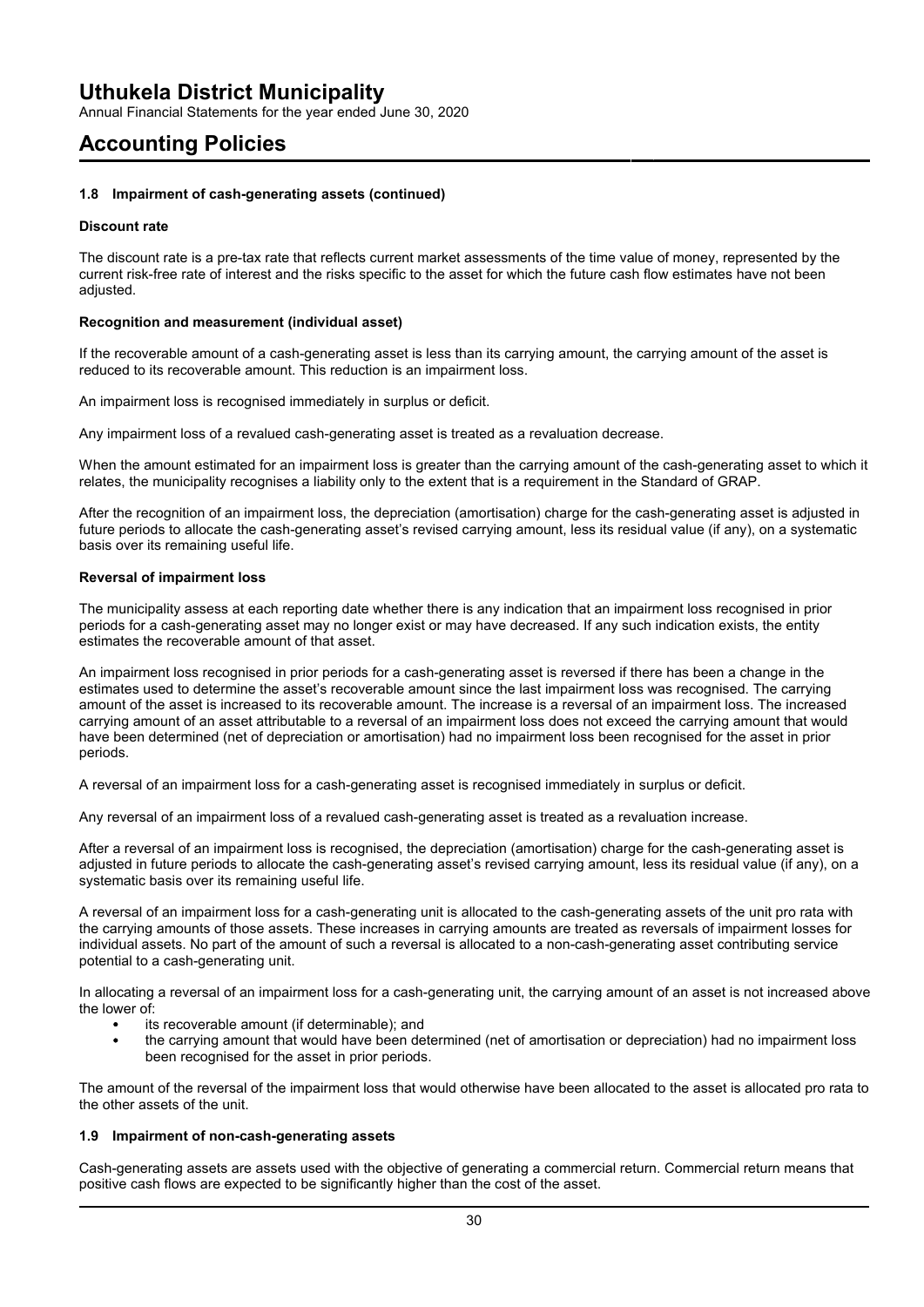## 1.8 Impairment of cash-generating assets (continued)

**Discount rate**

The discount rate is a pre-tax rate that reflects current market assessments of the time value of money, represented by the current risk-free rate of interest and the risks specific to the asset for which the future cash flow estimates have not been adjusted.

**Recognition and measurement (individual asset)**

If the recoverable amount of a cash-generating asset is less than its carrying amount, the carrying amount of the asset is reduced to its recoverable amount. This reduction is an impairment loss.

An impairment loss is recognised immediately in surplus or deficit.

Any impairment loss of a revalued cash-generating asset is treated as a revaluation decrease.

When the amount estimated for an impairment loss is greater than the carrying amount of the cash-generating asset to which it relates, the municipality recognises a liability only to the extent that is a requirement in the Standard of GRAP.

After the recognition of an impairment loss, the depreciation (amortisation) charge for the cash-generating asset is adjusted in future periods to allocate the cash-generating asset's revised carrying amount, less its residual value (if any), on a systematic basis over its remaining useful life.

**Reversal of impairment loss**

The municipality assess at each reporting date whether there is any indication that an impairment loss recognised in prior periods for a cash-generating asset may no longer exist or may have decreased. If any such indication exists, the entity estimates the recoverable amount of that asset.

An impairment loss recognised in prior periods for a cash-generating asset is reversed if there has been a change in the estimates used to determine the asset's recoverable amount since the last impairment loss was recognised. The carrying amount of the asset is increased to its recoverable amount. The increase is a reversal of an impairment loss. The increased carrying amount of an asset attributable to a reversal of an impairment loss does not exceed the carrying amount that would have been determined (net of depreciation or amortisation) had no impairment loss been recognised for the asset in prior periods.

A reversal of an impairment loss for a cash-generating asset is recognised immediately in surplus or deficit.

Any reversal of an impairment loss of a revalued cash-generating asset is treated as a revaluation increase.

After a reversal of an impairment loss is recognised, the depreciation (amortisation) charge for the cash-generating asset is adjusted in future periods to allocate the cash-generating asset's revised carrying amount, less its residual value (if any), on a systematic basis over its remaining useful life.

A reversal of an impairment loss for a cash-generating unit is allocated to the cash-generating assets of the unit pro rata with the carrying amounts of those assets. These increases in carrying amounts are treated as reversals of impairment losses for individual assets. No part of the amount of such a reversal is allocated to a non-cash-generating asset contributing service potential to a cash-generating unit.

In allocating a reversal of an impairment loss for a cash-generating unit, the carrying amount of an asset is not increased above the lower of:

- its recoverable amount (if determinable); and
- the carrying amount that would have been determined (net of amortisation or depreciation) had no impairment loss been recognised for the asset in prior periods.

The amount of the reversal of the impairment loss that would otherwise have been allocated to the asset is allocated pro rata to the other assets of the unit.

## 1.9 Impairment of non-cash-generating assets

Cash-generating assets are assets used with the objective of generating a commercial return. Commercial return means that positive cash flows are expected to be significantly higher than the cost of the asset.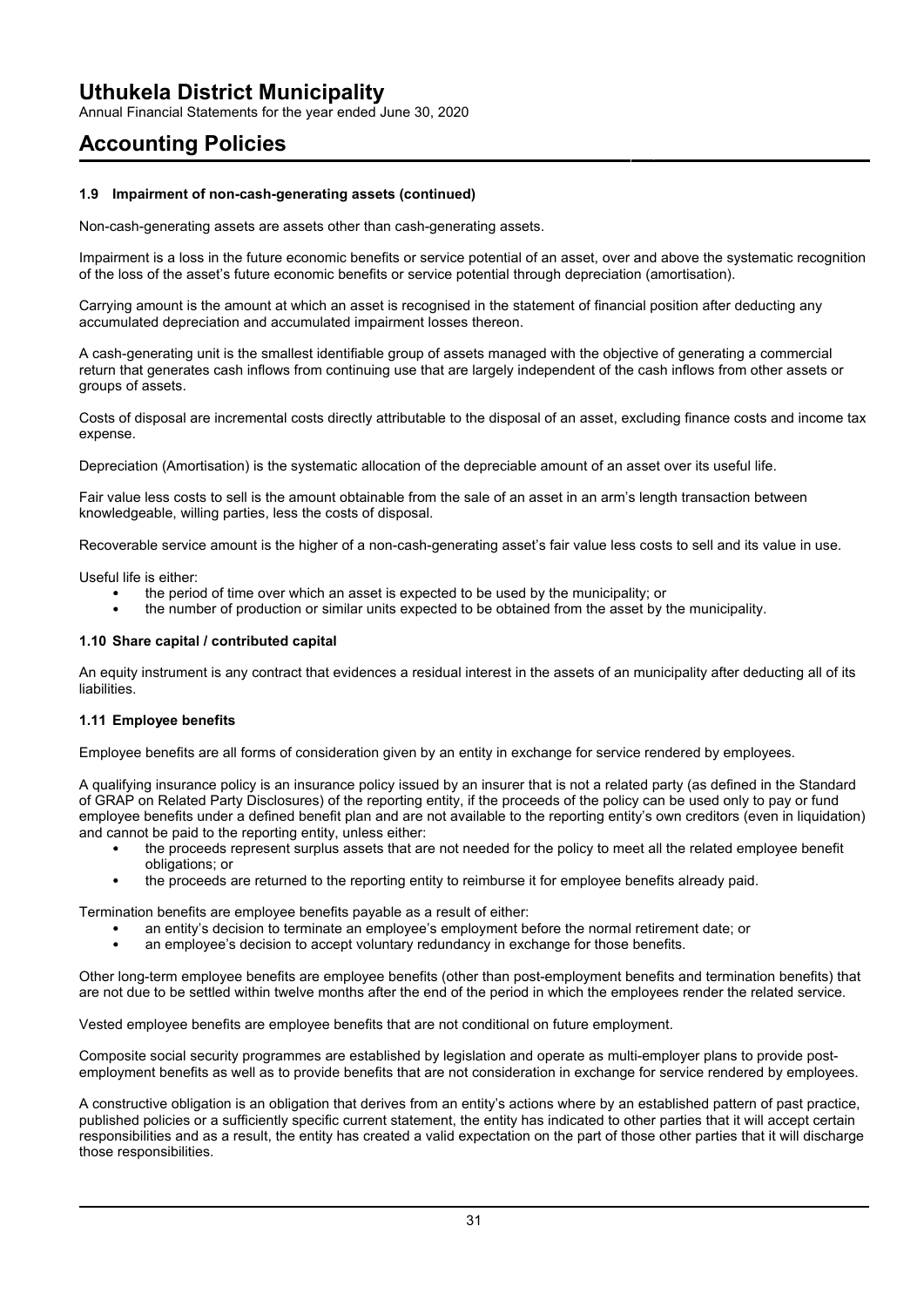# Uthukela District Municipality

Annual Financial Statements for the year ended June 30, 2020

# Accounting Policies

### 1.9 Impairment of non-cash-generating assets (continued)

Non-cash-generating assets are assets other than cash-generating assets.

Impairment is a loss in the future economic benefits or service potential of an asset, over and above the systematic recognition of the loss of the asset's future economic benefits or service potential through depreciation (amortisation).

Carrying amount is the amount at which an asset is recognised in the statement of financial position after deducting any accumulated depreciation and accumulated impairment losses thereon.

A cash-generating unit is the smallest identifiable group of assets managed with the objective of generating a commercial return that generates cash inflows from continuing use that are largely independent of the cash inflows from other assets or groups of assets.

Costs of disposal are incremental costs directly attributable to the disposal of an asset, excluding finance costs and income tax expense.

Depreciation (Amortisation) is the systematic allocation of the depreciable amount of an asset over its useful life.

Fair value less costs to sell is the amount obtainable from the sale of an asset in an arm's length transaction between knowledgeable, willing parties, less the costs of disposal.

Recoverable service amount is the higher of a non-cash-generating asset's fair value less costs to sell and its value in use.

Useful life is either:

- the period of time over which an asset is expected to be used by the municipality; or
- the number of production or similar units expected to be obtained from the asset by the municipality.

### 1.10 Share capital / contributed capital

An equity instrument is any contract that evidences a residual interest in the assets of an municipality after deducting all of its liabilities.

### 1.11 Employee benefits

Employee benefits are all forms of consideration given by an entity in exchange for service rendered by employees.

A qualifying insurance policy is an insurance policy issued by an insurer that is not a related party (as defined in the Standard of GRAP on Related Party Disclosures) of the reporting entity, if the proceeds of the policy can be used only to pay or fund employee benefits under a defined benefit plan and are not available to the reporting entity's own creditors (even in liquidation) and cannot be paid to the reporting entity, unless either:

- the proceeds represent surplus assets that are not needed for the policy to meet all the related employee benefit obligations; or
- the proceeds are returned to the reporting entity to reimburse it for employee benefits already paid.

Termination benefits are employee benefits payable as a result of either:

- an entity's decision to terminate an employee's employment before the normal retirement date; or
- an employee's decision to accept voluntary redundancy in exchange for those benefits.

Other long-term employee benefits are employee benefits (other than post-employment benefits and termination benefits) that are not due to be settled within twelve months after the end of the period in which the employees render the related service.

Vested employee benefits are employee benefits that are not conditional on future employment.

Composite social security programmes are established by legislation and operate as multi-employer plans to provide post-employment benefits as well as to provide benefits that are not consideration in exchange for service rendered by employees.

A constructive obligation is an obligation that derives from an entity's actions where by an established pattern of past practice, published policies or a sufficiently specific current statement, the entity has indicated to other parties that it will accept certain responsibilities and as a result, the entity has created a valid expectation on the part of those other parties that it will discharge those responsibilities.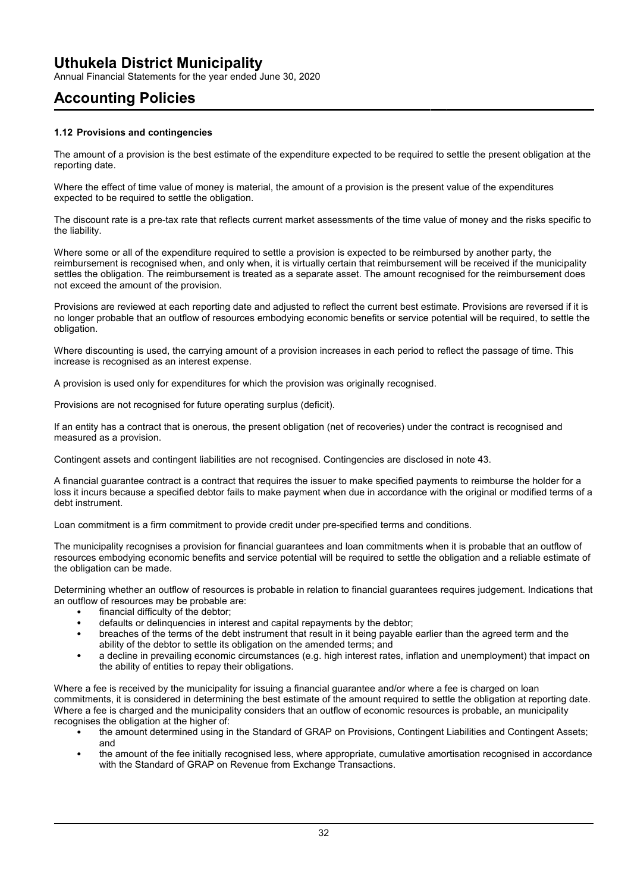# Uthukela District Municipality

Annual Financial Statements for the year ended June 30, 2020

# Accounting Policies

### 1.12 Provisions and contingencies

The amount of a provision is the best estimate of the expenditure expected to be required to settle the present obligation at the reporting date.

Where the effect of time value of money is material, the amount of a provision is the present value of the expenditures expected to be required to settle the obligation.

The discount rate is a pre-tax rate that reflects current market assessments of the time value of money and the risks specific to the liability.

Where some or all of the expenditure required to settle a provision is expected to be reimbursed by another party, the reimbursement is recognised when, and only when, it is virtually certain that reimbursement will be received if the municipality settles the obligation. The reimbursement is treated as a separate asset. The amount recognised for the reimbursement does not exceed the amount of the provision.

Provisions are reviewed at each reporting date and adjusted to reflect the current best estimate. Provisions are reversed if it is no longer probable that an outflow of resources embodying economic benefits or service potential will be required, to settle the obligation.

Where discounting is used, the carrying amount of a provision increases in each period to reflect the passage of time. This increase is recognised as an interest expense.

A provision is used only for expenditures for which the provision was originally recognised.

Provisions are not recognised for future operating surplus (deficit).

If an entity has a contract that is onerous, the present obligation (net of recoveries) under the contract is recognised and measured as a provision.

Contingent assets and contingent liabilities are not recognised. Contingencies are disclosed in note 43.

A financial guarantee contract is a contract that requires the issuer to make specified payments to reimburse the holder for a loss it incurs because a specified debtor fails to make payment when due in accordance with the original or modified terms of a debt instrument.

Loan commitment is a firm commitment to provide credit under pre-specified terms and conditions.

The municipality recognises a provision for financial guarantees and loan commitments when it is probable that an outflow of resources embodying economic benefits and service potential will be required to settle the obligation and a reliable estimate of the obligation can be made.

Determining whether an outflow of resources is probable in relation to financial guarantees requires judgement. Indications that an outflow of resources may be probable are:

- financial difficulty of the debtor;
- defaults or delinquencies in interest and capital repayments by the debtor;
- breaches of the terms of the debt instrument that result in it being payable earlier than the agreed term and the ability of the debtor to settle its obligation on the amended terms; and
- a decline in prevailing economic circumstances (e.g. high interest rates, inflation and unemployment) that impact on the ability of entities to repay their obligations.

Where a fee is received by the municipality for issuing a financial guarantee and/or where a fee is charged on loan commitments, it is considered in determining the best estimate of the amount required to settle the obligation at reporting date. Where a fee is charged and the municipality considers that an outflow of economic resources is probable, an municipality recognises the obligation at the higher of:

- the amount determined using in the Standard of GRAP on Provisions, Contingent Liabilities and Contingent Assets; and
- the amount of the fee initially recognised less, where appropriate, cumulative amortisation recognised in accordance with the Standard of GRAP on Revenue from Exchange Transactions.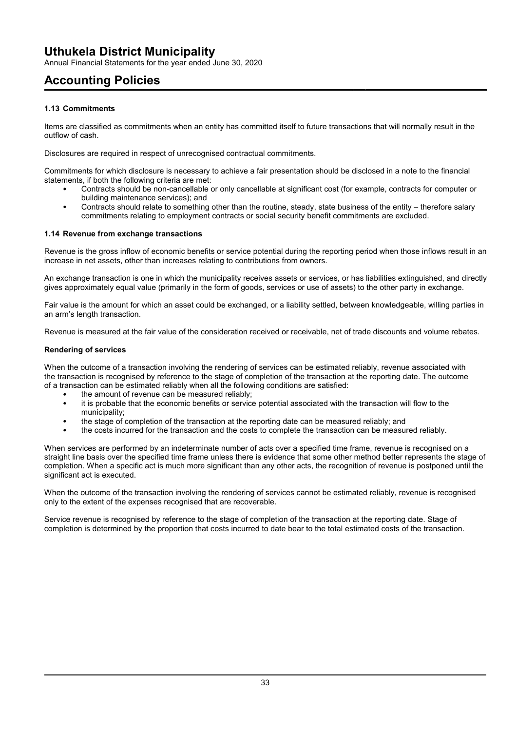## 1.13 Commitments

Items are classified as commitments when an entity has committed itself to future transactions that will normally result in the outflow of cash.

Disclosures are required in respect of unrecognised contractual commitments.

Commitments for which disclosure is necessary to achieve a fair presentation should be disclosed in a note to the financial statements, if both the following criteria are met:

- Contracts should be non-cancellable or only cancellable at significant cost (for example, contracts for computer or building maintenance services); and
- Contracts should relate to something other than the routine, steady, state business of the entity – therefore salary commitments relating to employment contracts or social security benefit commitments are excluded.

## 1.14 Revenue from exchange transactions

Revenue is the gross inflow of economic benefits or service potential during the reporting period when those inflows result in an increase in net assets, other than increases relating to contributions from owners.

An exchange transaction is one in which the municipality receives assets or services, or has liabilities extinguished, and directly gives approximately equal value (primarily in the form of goods, services or use of assets) to the other party in exchange.

Fair value is the amount for which an asset could be exchanged, or a liability settled, between knowledgeable, willing parties in an arm's length transaction.

Revenue is measured at the fair value of the consideration received or receivable, net of trade discounts and volume rebates.

### Rendering of services

When the outcome of a transaction involving the rendering of services can be estimated reliably, revenue associated with the transaction is recognised by reference to the stage of completion of the transaction at the reporting date. The outcome of a transaction can be estimated reliably when all the following conditions are satisfied:

- the amount of revenue can be measured reliably;
- it is probable that the economic benefits or service potential associated with the transaction will flow to the municipality;
- the stage of completion of the transaction at the reporting date can be measured reliably; and
- the costs incurred for the transaction and the costs to complete the transaction can be measured reliably.

When services are performed by an indeterminate number of acts over a specified time frame, revenue is recognised on a straight line basis over the specified time frame unless there is evidence that some other method better represents the stage of completion. When a specific act is much more significant than any other acts, the recognition of revenue is postponed until the significant act is executed.

When the outcome of the transaction involving the rendering of services cannot be estimated reliably, revenue is recognised only to the extent of the expenses recognised that are recoverable.

Service revenue is recognised by reference to the stage of completion of the transaction at the reporting date. Stage of completion is determined by the proportion that costs incurred to date bear to the total estimated costs of the transaction.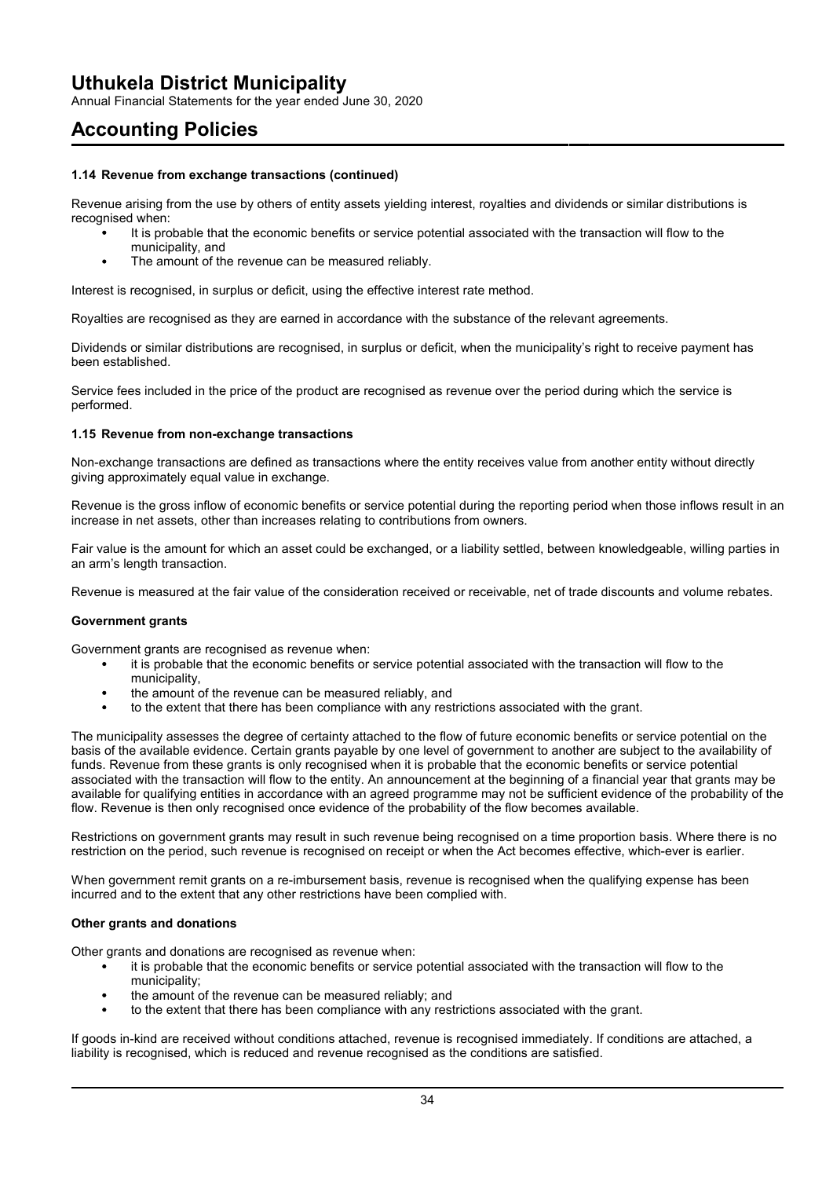### 1.14 Revenue from exchange transactions (continued)

Revenue arising from the use by others of entity assets yielding interest, royalties and dividends or similar distributions is recognised when:

- It is probable that the economic benefits or service potential associated with the transaction will flow to the municipality, and
- The amount of the revenue can be measured reliably.

Interest is recognised, in surplus or deficit, using the effective interest rate method.

Royalties are recognised as they are earned in accordance with the substance of the relevant agreements.

Dividends or similar distributions are recognised, in surplus or deficit, when the municipality's right to receive payment has been established.

Service fees included in the price of the product are recognised as revenue over the period during which the service is performed.

### 1.15 Revenue from non-exchange transactions

Non-exchange transactions are defined as transactions where the entity receives value from another entity without directly giving approximately equal value in exchange.

Revenue is the gross inflow of economic benefits or service potential during the reporting period when those inflows result in an increase in net assets, other than increases relating to contributions from owners.

Fair value is the amount for which an asset could be exchanged, or a liability settled, between knowledgeable, willing parties in an arm's length transaction.

Revenue is measured at the fair value of the consideration received or receivable, net of trade discounts and volume rebates.

#### Government grants

Government grants are recognised as revenue when:

- it is probable that the economic benefits or service potential associated with the transaction will flow to the municipality,
- the amount of the revenue can be measured reliably, and
- to the extent that there has been compliance with any restrictions associated with the grant.

The municipality assesses the degree of certainty attached to the flow of future economic benefits or service potential on the basis of the available evidence. Certain grants payable by one level of government to another are subject to the availability of funds. Revenue from these grants is only recognised when it is probable that the economic benefits or service potential associated with the transaction will flow to the entity. An announcement at the beginning of a financial year that grants may be available for qualifying entities in accordance with an agreed programme may not be sufficient evidence of the probability of the flow. Revenue is then only recognised once evidence of the probability of the flow becomes available.

Restrictions on government grants may result in such revenue being recognised on a time proportion basis. Where there is no restriction on the period, such revenue is recognised on receipt or when the Act becomes effective, which-ever is earlier.

When government remit grants on a re-imbursement basis, revenue is recognised when the qualifying expense has been incurred and to the extent that any other restrictions have been complied with.

#### Other grants and donations

Other grants and donations are recognised as revenue when:

- it is probable that the economic benefits or service potential associated with the transaction will flow to the municipality;
- the amount of the revenue can be measured reliably; and
- to the extent that there has been compliance with any restrictions associated with the grant.

If goods in-kind are received without conditions attached, revenue is recognised immediately. If conditions are attached, a liability is recognised, which is reduced and revenue recognised as the conditions are satisfied.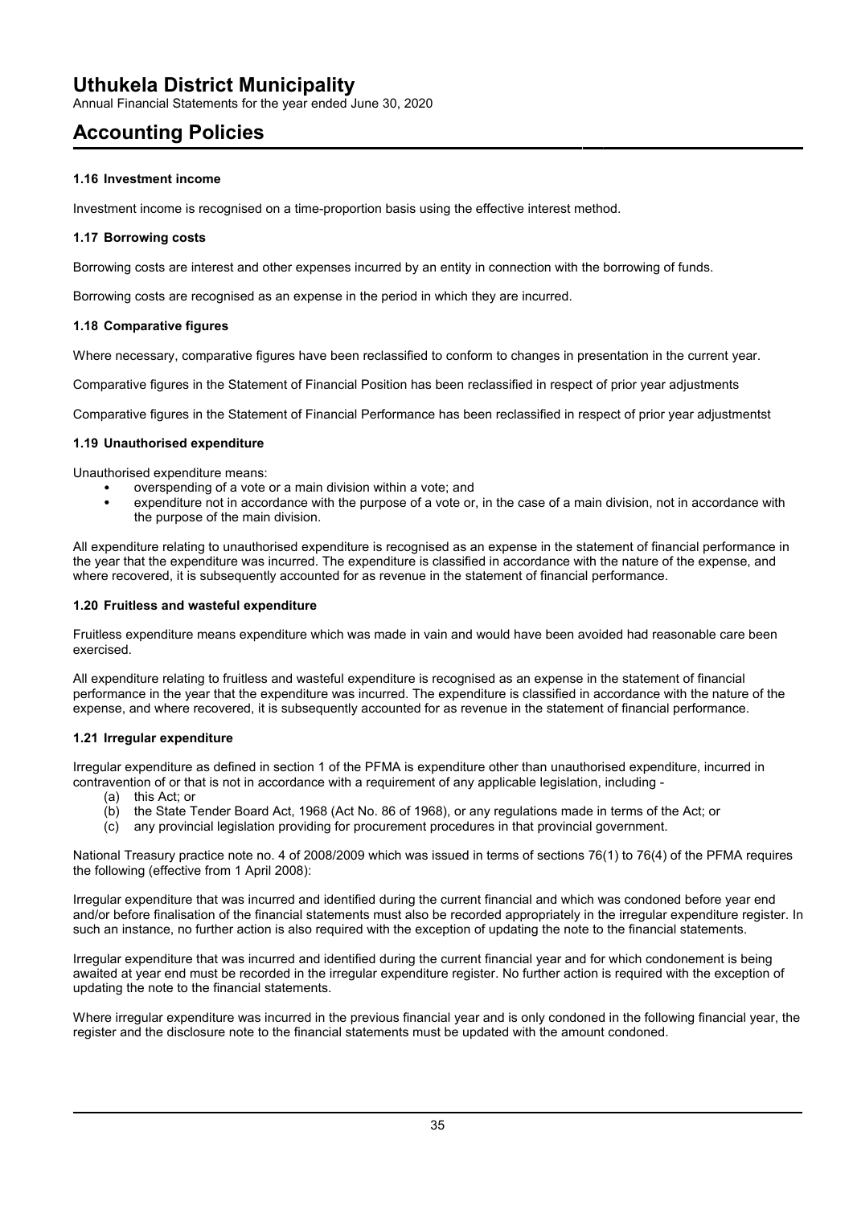# Uthukela District Municipality

Annual Financial Statements for the year ended June 30, 2020

# Accounting Policies

### 1.16 Investment income

Investment income is recognised on a time-proportion basis using the effective interest method.

### 1.17 Borrowing costs

Borrowing costs are interest and other expenses incurred by an entity in connection with the borrowing of funds.

Borrowing costs are recognised as an expense in the period in which they are incurred.

### 1.18 Comparative figures

Where necessary, comparative figures have been reclassified to conform to changes in presentation in the current year.

Comparative figures in the Statement of Financial Position has been reclassified in respect of prior year adjustments

Comparative figures in the Statement of Financial Performance has been reclassified in respect of prior year adjustmentst

### 1.19 Unauthorised expenditure

Unauthorised expenditure means:

- overspending of a vote or a main division within a vote; and
- expenditure not in accordance with the purpose of a vote or, in the case of a main division, not in accordance with the purpose of the main division.

All expenditure relating to unauthorised expenditure is recognised as an expense in the statement of financial performance in the year that the expenditure was incurred. The expenditure is classified in accordance with the nature of the expense, and where recovered, it is subsequently accounted for as revenue in the statement of financial performance.

### 1.20 Fruitless and wasteful expenditure

Fruitless expenditure means expenditure which was made in vain and would have been avoided had reasonable care been exercised.

All expenditure relating to fruitless and wasteful expenditure is recognised as an expense in the statement of financial performance in the year that the expenditure was incurred. The expenditure is classified in accordance with the nature of the expense, and where recovered, it is subsequently accounted for as revenue in the statement of financial performance.

### 1.21 Irregular expenditure

Irregular expenditure as defined in section 1 of the PFMA is expenditure other than unauthorised expenditure, incurred in contravention of or that is not in accordance with a requirement of any applicable legislation, including -

(a) this Act; or
(b) the State Tender Board Act, 1968 (Act No. 86 of 1968), or any regulations made in terms of the Act; or
(c) any provincial legislation providing for procurement procedures in that provincial government.

National Treasury practice note no. 4 of 2008/2009 which was issued in terms of sections 76(1) to 76(4) of the PFMA requires the following (effective from 1 April 2008):

Irregular expenditure that was incurred and identified during the current financial and which was condoned before year end and/or before finalisation of the financial statements must also be recorded appropriately in the irregular expenditure register. In such an instance, no further action is also required with the exception of updating the note to the financial statements.

Irregular expenditure that was incurred and identified during the current financial year and for which condonement is being awaited at year end must be recorded in the irregular expenditure register. No further action is required with the exception of updating the note to the financial statements.

Where irregular expenditure was incurred in the previous financial year and is only condoned in the following financial year, the register and the disclosure note to the financial statements must be updated with the amount condoned.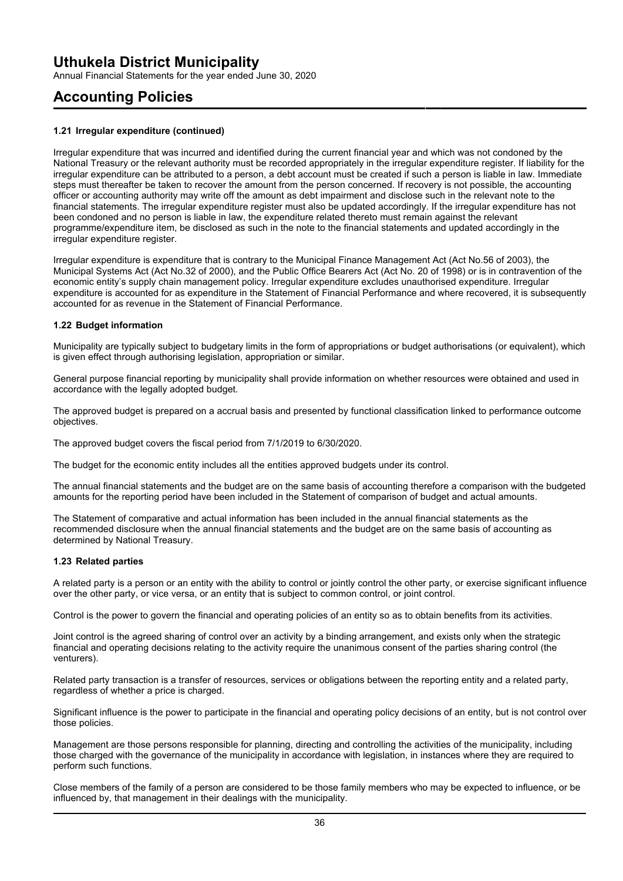### 1.21 Irregular expenditure (continued)

Irregular expenditure that was incurred and identified during the current financial year and which was not condoned by the National Treasury or the relevant authority must be recorded appropriately in the irregular expenditure register. If liability for the irregular expenditure can be attributed to a person, a debt account must be created if such a person is liable in law. Immediate steps must thereafter be taken to recover the amount from the person concerned. If recovery is not possible, the accounting officer or accounting authority may write off the amount as debt impairment and disclose such in the relevant note to the financial statements. The irregular expenditure register must also be updated accordingly. If the irregular expenditure has not been condoned and no person is liable in law, the expenditure related thereto must remain against the relevant programme/expenditure item, be disclosed as such in the note to the financial statements and updated accordingly in the irregular expenditure register.

Irregular expenditure is expenditure that is contrary to the Municipal Finance Management Act (Act No.56 of 2003), the Municipal Systems Act (Act No.32 of 2000), and the Public Office Bearers Act (Act No. 20 of 1998) or is in contravention of the economic entity's supply chain management policy. Irregular expenditure excludes unauthorised expenditure. Irregular expenditure is accounted for as expenditure in the Statement of Financial Performance and where recovered, it is subsequently accounted for as revenue in the Statement of Financial Performance.

### 1.22 Budget information

Municipality are typically subject to budgetary limits in the form of appropriations or budget authorisations (or equivalent), which is given effect through authorising legislation, appropriation or similar.

General purpose financial reporting by municipality shall provide information on whether resources were obtained and used in accordance with the legally adopted budget.

The approved budget is prepared on a accrual basis and presented by functional classification linked to performance outcome objectives.

The approved budget covers the fiscal period from 7/1/2019 to 6/30/2020.

The budget for the economic entity includes all the entities approved budgets under its control.

The annual financial statements and the budget are on the same basis of accounting therefore a comparison with the budgeted amounts for the reporting period have been included in the Statement of comparison of budget and actual amounts.

The Statement of comparative and actual information has been included in the annual financial statements as the recommended disclosure when the annual financial statements and the budget are on the same basis of accounting as determined by National Treasury.

### 1.23 Related parties

A related party is a person or an entity with the ability to control or jointly control the other party, or exercise significant influence over the other party, or vice versa, or an entity that is subject to common control, or joint control.

Control is the power to govern the financial and operating policies of an entity so as to obtain benefits from its activities.

Joint control is the agreed sharing of control over an activity by a binding arrangement, and exists only when the strategic financial and operating decisions relating to the activity require the unanimous consent of the parties sharing control (the venturers).

Related party transaction is a transfer of resources, services or obligations between the reporting entity and a related party, regardless of whether a price is charged.

Significant influence is the power to participate in the financial and operating policy decisions of an entity, but is not control over those policies.

Management are those persons responsible for planning, directing and controlling the activities of the municipality, including those charged with the governance of the municipality in accordance with legislation, in instances where they are required to perform such functions.

Close members of the family of a person are considered to be those family members who may be expected to influence, or be influenced by, that management in their dealings with the municipality.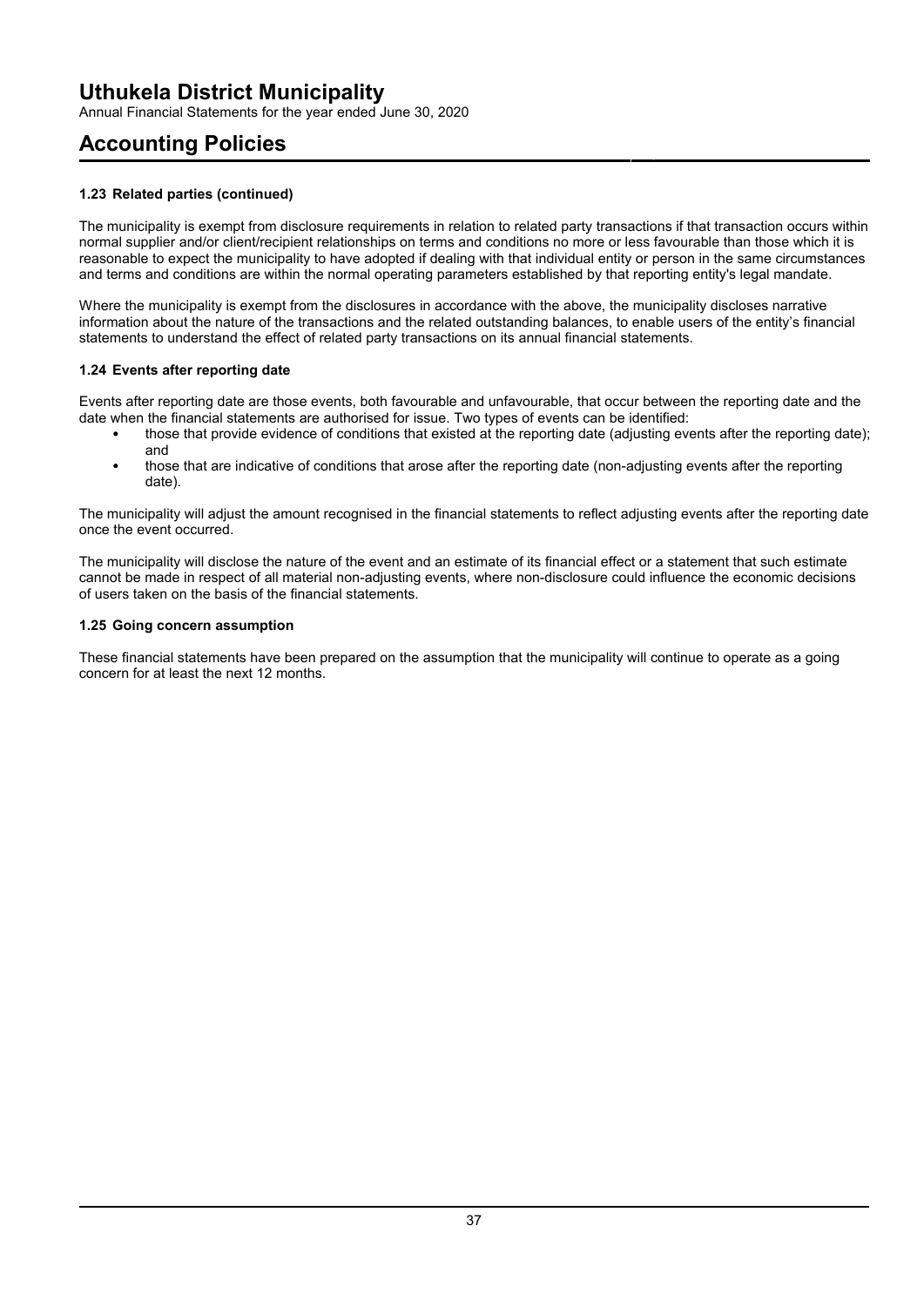### 1.23 Related parties (continued)

The municipality is exempt from disclosure requirements in relation to related party transactions if that transaction occurs within normal supplier and/or client/recipient relationships on terms and conditions no more or less favourable than those which it is reasonable to expect the municipality to have adopted if dealing with that individual entity or person in the same circumstances and terms and conditions are within the normal operating parameters established by that reporting entity's legal mandate.

Where the municipality is exempt from the disclosures in accordance with the above, the municipality discloses narrative information about the nature of the transactions and the related outstanding balances, to enable users of the entity's financial statements to understand the effect of related party transactions on its annual financial statements.

### 1.24 Events after reporting date

Events after reporting date are those events, both favourable and unfavourable, that occur between the reporting date and the date when the financial statements are authorised for issue. Two types of events can be identified:

- those that provide evidence of conditions that existed at the reporting date (adjusting events after the reporting date); and
- those that are indicative of conditions that arose after the reporting date (non-adjusting events after the reporting date).

The municipality will adjust the amount recognised in the financial statements to reflect adjusting events after the reporting date once the event occurred.

The municipality will disclose the nature of the event and an estimate of its financial effect or a statement that such estimate cannot be made in respect of all material non-adjusting events, where non-disclosure could influence the economic decisions of users taken on the basis of the financial statements.

### 1.25 Going concern assumption

These financial statements have been prepared on the assumption that the municipality will continue to operate as a going concern for at least the next 12 months.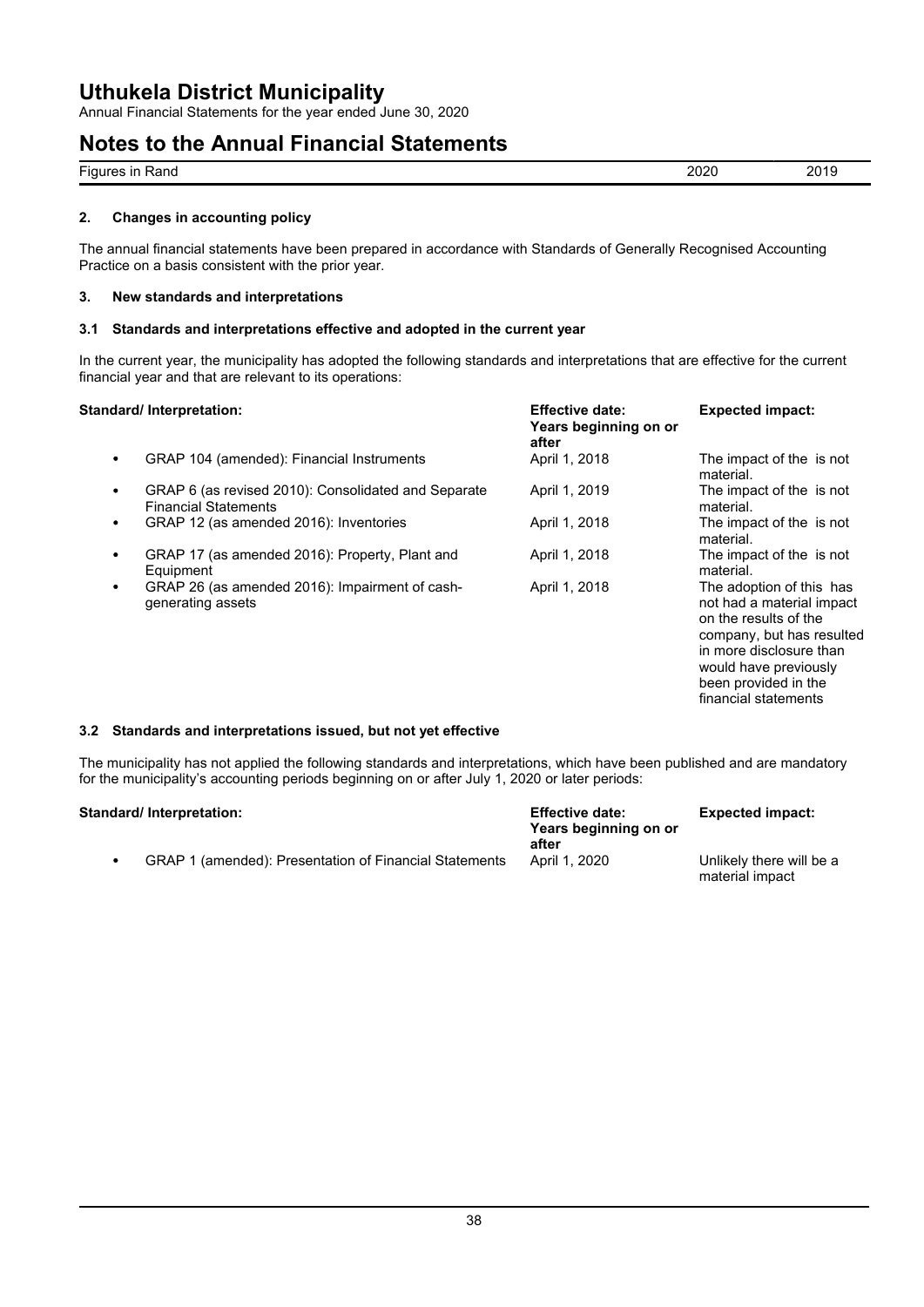## 2. Changes in accounting policy

The annual financial statements have been prepared in accordance with Standards of Generally Recognised Accounting Practice on a basis consistent with the prior year.

## 3. New standards and interpretations

### 3.1 Standards and interpretations effective and adopted in the current year

In the current year, the municipality has adopted the following standards and interpretations that are effective for the current financial year and that are relevant to its operations:

| Standard/ Interpretation: | Effective date: Years beginning on or after | Expected impact: |
|---|---|---|
| • GRAP 104 (amended): Financial Instruments | April 1, 2018 | The impact of the is not material. |
| • GRAP 6 (as revised 2010): Consolidated and Separate Financial Statements | April 1, 2019 | The impact of the is not material. |
| • GRAP 12 (as amended 2016): Inventories | April 1, 2018 | The impact of the is not material. |
| • GRAP 17 (as amended 2016): Property, Plant and Equipment | April 1, 2018 | The impact of the is not material. |
| • GRAP 26 (as amended 2016): Impairment of cash-generating assets | April 1, 2018 | The adoption of this has not had a material impact on the results of the company, but has resulted in more disclosure than would have previously been provided in the financial statements |

### 3.2 Standards and interpretations issued, but not yet effective

The municipality has not applied the following standards and interpretations, which have been published and are mandatory for the municipality's accounting periods beginning on or after July 1, 2020 or later periods:

| Standard/ Interpretation: | Effective date: Years beginning on or after | Expected impact: |
|---|---|---|
| • GRAP 1 (amended): Presentation of Financial Statements | April 1, 2020 | Unlikely there will be a material impact |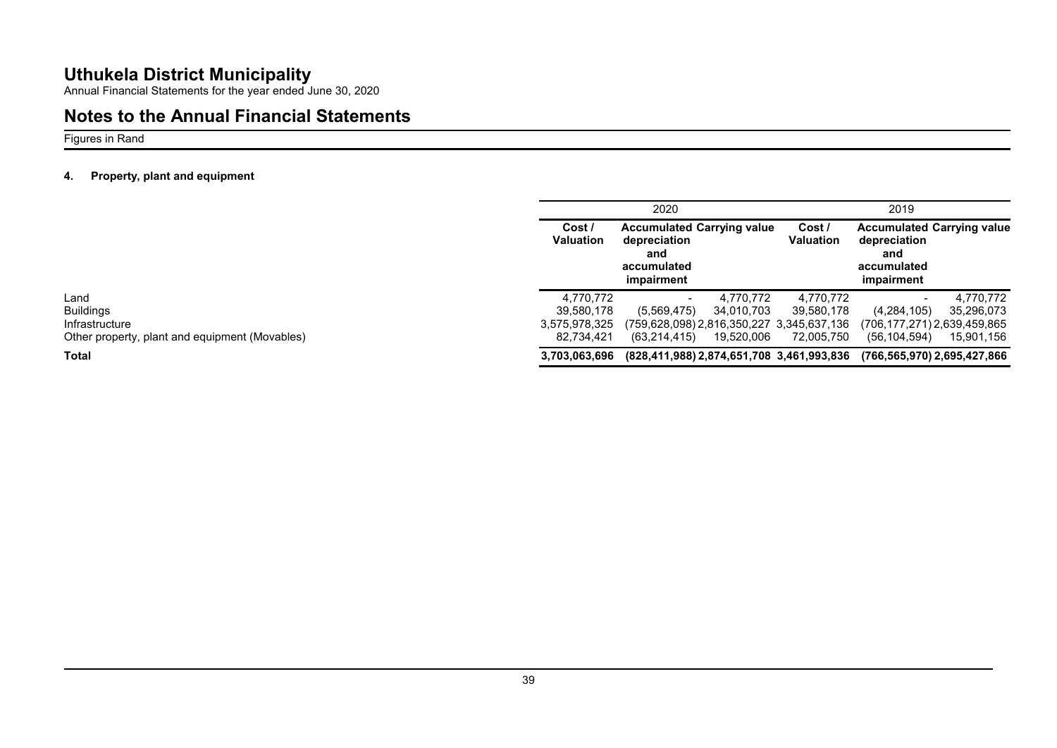# Uthukela District Municipality

Annual Financial Statements for the year ended June 30, 2020

## Notes to the Annual Financial Statements

Figures in Rand

### 4. Property, plant and equipment

| | 2020 | | | 2019 | | |
|---|---|---|---|---|---|---|
| | **Cost / Valuation** | **Accumulated depreciation and accumulated impairment** | **Carrying value** | **Cost / Valuation** | **Accumulated depreciation and accumulated impairment** | **Carrying value** |
| Land | 4,770,772 | - | 4,770,772 | 4,770,772 | - | 4,770,772 |
| Buildings | 39,580,178 | (5,569,475) | 34,010,703 | 39,580,178 | (4,284,105) | 35,296,073 |
| Infrastructure | 3,575,978,325 | (759,628,098) | 2,816,350,227 | 3,345,637,136 | (706,177,271) | 2,639,459,865 |
| Other property, plant and equipment (Movables) | 82,734,421 | (63,214,415) | 19,520,006 | 72,005,750 | (56,104,594) | 15,901,156 |
| **Total** | **3,703,063,696** | **(828,411,988)** | **2,874,651,708** | **3,461,993,836** | **(766,565,970)** | **2,695,427,866** |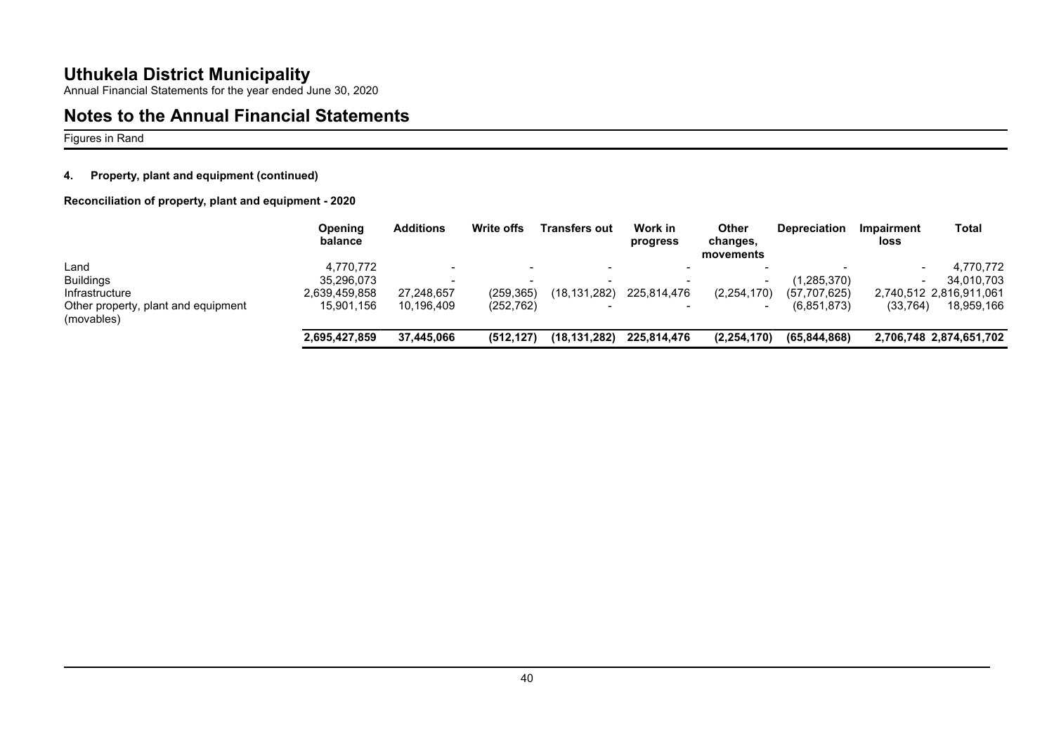# Uthukela District Municipality

Annual Financial Statements for the year ended June 30, 2020

## Notes to the Annual Financial Statements

Figures in Rand

### 4. Property, plant and equipment (continued)

**Reconciliation of property, plant and equipment - 2020**

| | Opening balance | Additions | Write offs | Transfers out | Work in progress | Other changes, movements | Depreciation | Impairment loss | Total |
|---|---|---|---|---|---|---|---|---|---|
| Land | 4,770,772 | - | - | - | - | - | - | - | 4,770,772 |
| Buildings | 35,296,073 | - | - | - | - | - | (1,285,370) | - | 34,010,703 |
| Infrastructure | 2,639,459,858 | 27,248,657 | (259,365) | (18,131,282) | 225,814,476 | (2,254,170) | (57,707,625) | 2,740,512 | 2,816,911,061 |
| Other property, plant and equipment (movables) | 15,901,156 | 10,196,409 | (252,762) | - | - | - | (6,851,873) | (33,764) | 18,959,166 |
| | **2,695,427,859** | **37,445,066** | **(512,127)** | **(18,131,282)** | **225,814,476** | **(2,254,170)** | **(65,844,868)** | **2,706,748** | **2,874,651,702** |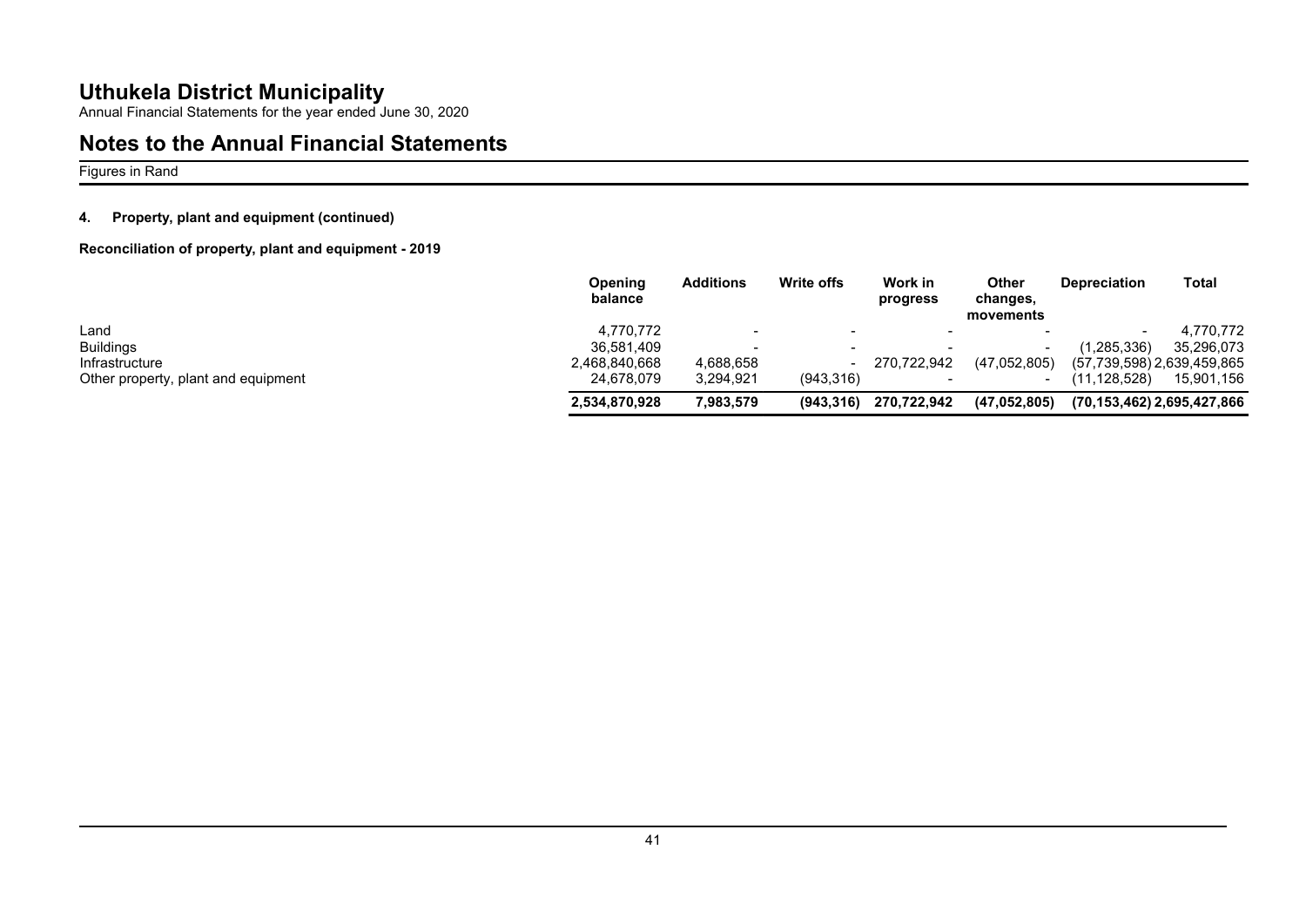## Uthukela District Municipality

Annual Financial Statements for the year ended June 30, 2020

## Notes to the Annual Financial Statements

Figures in Rand

**4. Property, plant and equipment (continued)**

**Reconciliation of property, plant and equipment - 2019**

| | Opening balance | Additions | Write offs | Work in progress | Other changes, movements | Depreciation | Total |
|---|---|---|---|---|---|---|---|
| Land | 4,770,772 | - | - | - | - | - | 4,770,772 |
| Buildings | 36,581,409 | - | - | - | - | (1,285,336) | 35,296,073 |
| Infrastructure | 2,468,840,668 | 4,688,658 | - | 270,722,942 | (47,052,805) | (57,739,598) | 2,639,459,865 |
| Other property, plant and equipment | 24,678,079 | 3,294,921 | (943,316) | - | - | (11,128,528) | 15,901,156 |
| | **2,534,870,928** | **7,983,579** | **(943,316)** | **270,722,942** | **(47,052,805)** | **(70,153,462)** | **2,695,427,866** |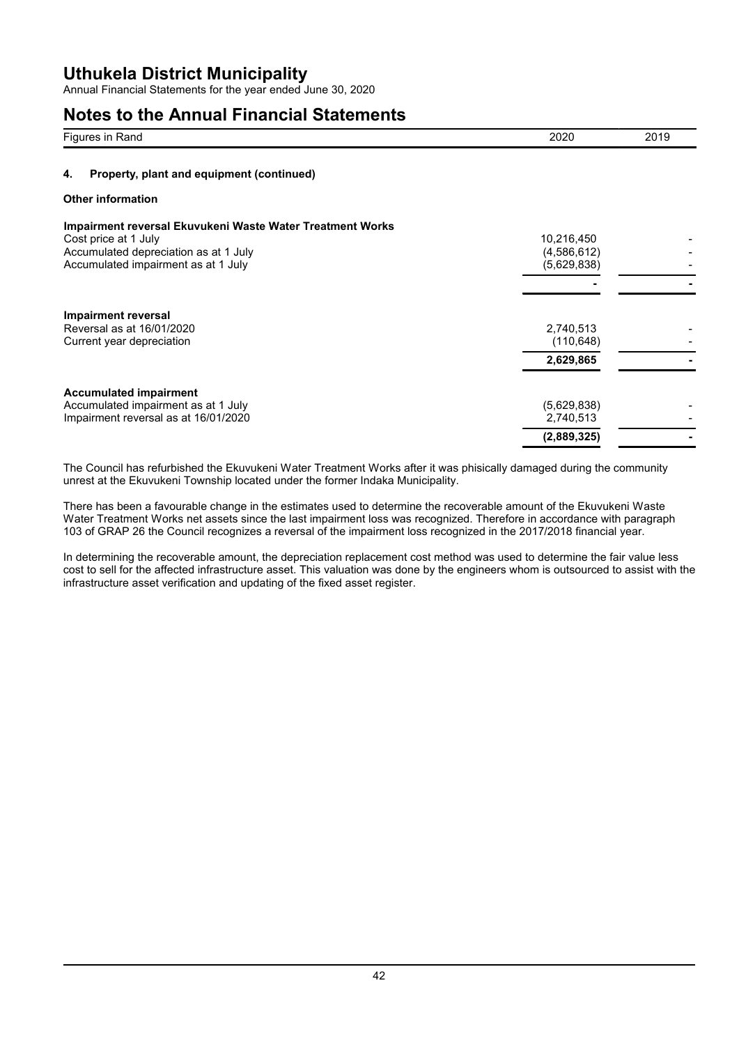# Uthukela District Municipality

Annual Financial Statements for the year ended June 30, 2020

## Notes to the Annual Financial Statements

| Figures in Rand | 2020 | 2019 |
| --- | --- | --- |

### 4. Property, plant and equipment (continued)

**Other information**

| | 2020 | 2019 |
| --- | --- | --- |
| **Impairment reversal Ekuvukeni Waste Water Treatment Works** | | |
| Cost price at 1 July | 10,216,450 | - |
| Accumulated depreciation as at 1 July | (4,586,612) | - |
| Accumulated impairment as at 1 July | (5,629,838) | - |
| | - | - |
| **Impairment reversal** | | |
| Reversal as at 16/01/2020 | 2,740,513 | - |
| Current year depreciation | (110,648) | - |
| | **2,629,865** | **-** |
| **Accumulated impairment** | | |
| Accumulated impairment as at 1 July | (5,629,838) | - |
| Impairment reversal as at 16/01/2020 | 2,740,513 | - |
| | **(2,889,325)** | **-** |

The Council has refurbished the Ekuvukeni Water Treatment Works after it was phisically damaged during the community unrest at the Ekuvukeni Township located under the former Indaka Municipality.

There has been a favourable change in the estimates used to determine the recoverable amount of the Ekuvukeni Waste Water Treatment Works net assets since the last impairment loss was recognized. Therefore in accordance with paragraph 103 of GRAP 26 the Council recognizes a reversal of the impairment loss recognized in the 2017/2018 financial year.

In determining the recoverable amount, the depreciation replacement cost method was used to determine the fair value less cost to sell for the affected infrastructure asset. This valuation was done by the engineers whom is outsourced to assist with the infrastructure asset verification and updating of the fixed asset register.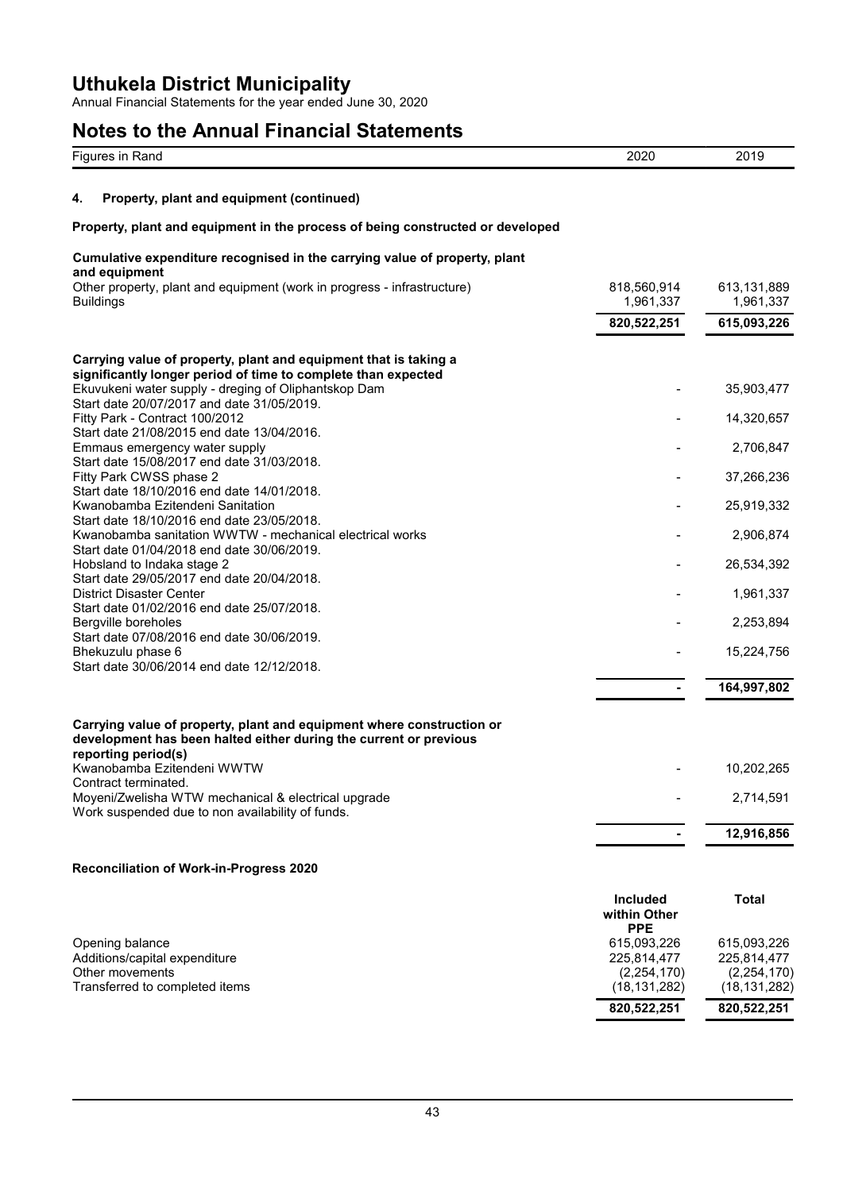## Notes to the Annual Financial Statements

| Figures in Rand | 2020 | 2019 |
|---|---|---|

### 4. Property, plant and equipment (continued)

**Property, plant and equipment in the process of being constructed or developed**

| **Cumulative expenditure recognised in the carrying value of property, plant and equipment** | | |
|---|---|---|
| Other property, plant and equipment (work in progress - infrastructure) | 818,560,914 | 613,131,889 |
| Buildings | 1,961,337 | 1,961,337 |
| | **820,522,251** | **615,093,226** |

| **Carrying value of property, plant and equipment that is taking a significantly longer period of time to complete than expected** | | |
|---|---|---|
| Ekuvukeni water supply - dreging of Oliphantskop Dam<br>Start date 20/07/2017 and date 31/05/2019. | - | 35,903,477 |
| Fitty Park - Contract 100/2012<br>Start date 21/08/2015 end date 13/04/2016. | - | 14,320,657 |
| Emmaus emergency water supply<br>Start date 15/08/2017 end date 31/03/2018. | - | 2,706,847 |
| Fitty Park CWSS phase 2<br>Start date 18/10/2016 end date 14/01/2018. | - | 37,266,236 |
| Kwanobamba Ezitendeni Sanitation<br>Start date 18/10/2016 end date 23/05/2018. | - | 25,919,332 |
| Kwanobamba sanitation WWTW - mechanical electrical works<br>Start date 01/04/2018 end date 30/06/2019. | - | 2,906,874 |
| Hobsland to Indaka stage 2<br>Start date 29/05/2017 end date 20/04/2018. | - | 26,534,392 |
| District Disaster Center<br>Start date 01/02/2016 end date 25/07/2018. | - | 1,961,337 |
| Bergville boreholes<br>Start date 07/08/2016 end date 30/06/2019. | - | 2,253,894 |
| Bhekuzulu phase 6<br>Start date 30/06/2014 end date 12/12/2018. | - | 15,224,756 |
| | **-** | **164,997,802** |

| **Carrying value of property, plant and equipment where construction or development has been halted either during the current or previous reporting period(s)** | | |
|---|---|---|
| Kwanobamba Ezitendeni WWTW<br>Contract terminated. | - | 10,202,265 |
| Moyeni/Zwelisha WTW mechanical & electrical upgrade<br>Work suspended due to non availability of funds. | - | 2,714,591 |
| | **-** | **12,916,856** |

**Reconciliation of Work-in-Progress 2020**

| | Included within Other PPE | Total |
|---|---|---|
| Opening balance | 615,093,226 | 615,093,226 |
| Additions/capital expenditure | 225,814,477 | 225,814,477 |
| Other movements | (2,254,170) | (2,254,170) |
| Transferred to completed items | (18,131,282) | (18,131,282) |
| | **820,522,251** | **820,522,251** |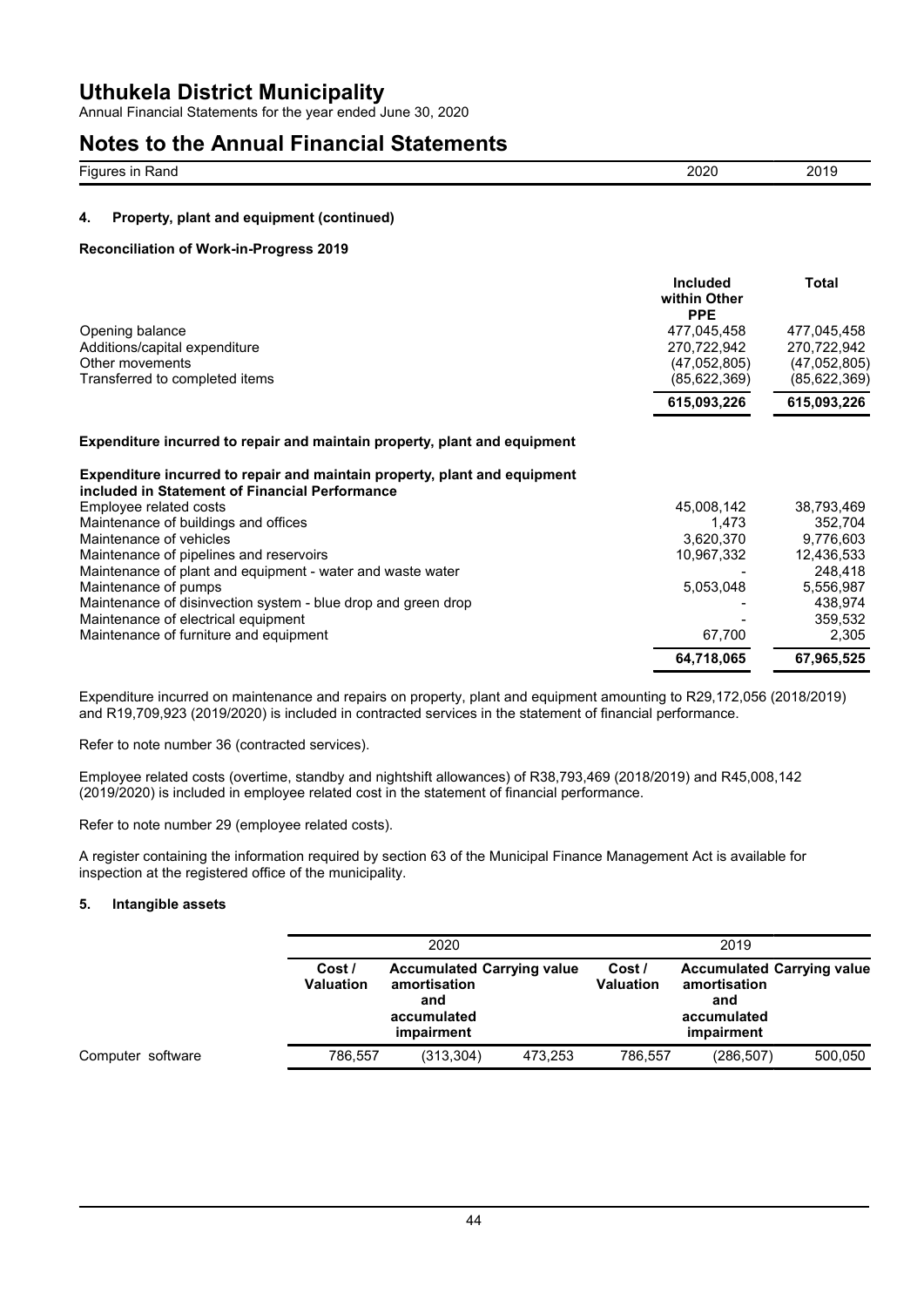# Uthukela District Municipality

Annual Financial Statements for the year ended June 30, 2020

# Notes to the Annual Financial Statements

| Figures in Rand | 2020 | 2019 |
|---|---|---|

### 4. Property, plant and equipment (continued)

**Reconciliation of Work-in-Progress 2019**

| | Included within Other PPE | Total |
|---|---|---|
| Opening balance | 477,045,458 | 477,045,458 |
| Additions/capital expenditure | 270,722,942 | 270,722,942 |
| Other movements | (47,052,805) | (47,052,805) |
| Transferred to completed items | (85,622,369) | (85,622,369) |
| | **615,093,226** | **615,093,226** |

**Expenditure incurred to repair and maintain property, plant and equipment**

**Expenditure incurred to repair and maintain property, plant and equipment included in Statement of Financial Performance**

| | 2020 | 2019 |
|---|---|---|
| Employee related costs | 45,008,142 | 38,793,469 |
| Maintenance of buildings and offices | 1,473 | 352,704 |
| Maintenance of vehicles | 3,620,370 | 9,776,603 |
| Maintenance of pipelines and reservoirs | 10,967,332 | 12,436,533 |
| Maintenance of plant and equipment - water and waste water | - | 248,418 |
| Maintenance of pumps | 5,053,048 | 5,556,987 |
| Maintenance of disinvection system - blue drop and green drop | - | 438,974 |
| Maintenance of electrical equipment | - | 359,532 |
| Maintenance of furniture and equipment | 67,700 | 2,305 |
| | **64,718,065** | **67,965,525** |

Expenditure incurred on maintenance and repairs on property, plant and equipment amounting to R29,172,056 (2018/2019) and R19,709,923 (2019/2020) is included in contracted services in the statement of financial performance.

Refer to note number 36 (contracted services).

Employee related costs (overtime, standby and nightshift allowances) of R38,793,469 (2018/2019) and R45,008,142 (2019/2020) is included in employee related cost in the statement of financial performance.

Refer to note number 29 (employee related costs).

A register containing the information required by section 63 of the Municipal Finance Management Act is available for inspection at the registered office of the municipality.

### 5. Intangible assets

| | 2020 | | | 2019 | | |
|---|---|---|---|---|---|---|
| | Cost / Valuation | Accumulated amortisation and accumulated impairment | Carrying value | Cost / Valuation | Accumulated amortisation and accumulated impairment | Carrying value |
| Computer software | 786,557 | (313,304) | 473,253 | 786,557 | (286,507) | 500,050 |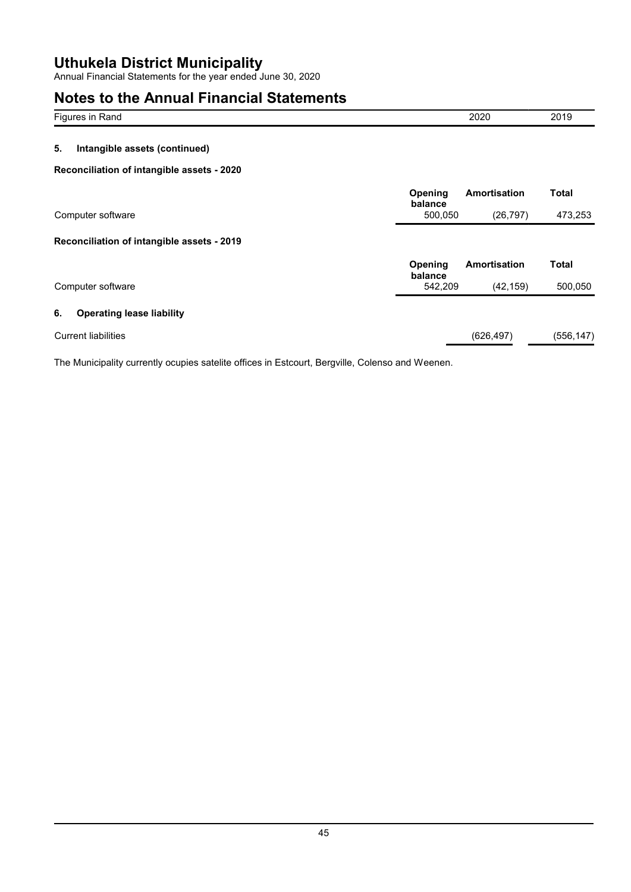# Uthukela District Municipality

Annual Financial Statements for the year ended June 30, 2020

## Notes to the Annual Financial Statements

| Figures in Rand | 2020 | 2019 |
|---|---|---|

### 5. Intangible assets (continued)

**Reconciliation of intangible assets - 2020**

| | Opening balance | Amortisation | Total |
|---|---|---|---|
| Computer software | 500,050 | (26,797) | 473,253 |

**Reconciliation of intangible assets - 2019**

| | Opening balance | Amortisation | Total |
|---|---|---|---|
| Computer software | 542,209 | (42,159) | 500,050 |

### 6. Operating lease liability

| | 2020 | 2019 |
|---|---|---|
| Current liabilities | (626,497) | (556,147) |

The Municipality currently ocupies satelite offices in Estcourt, Bergville, Colenso and Weenen.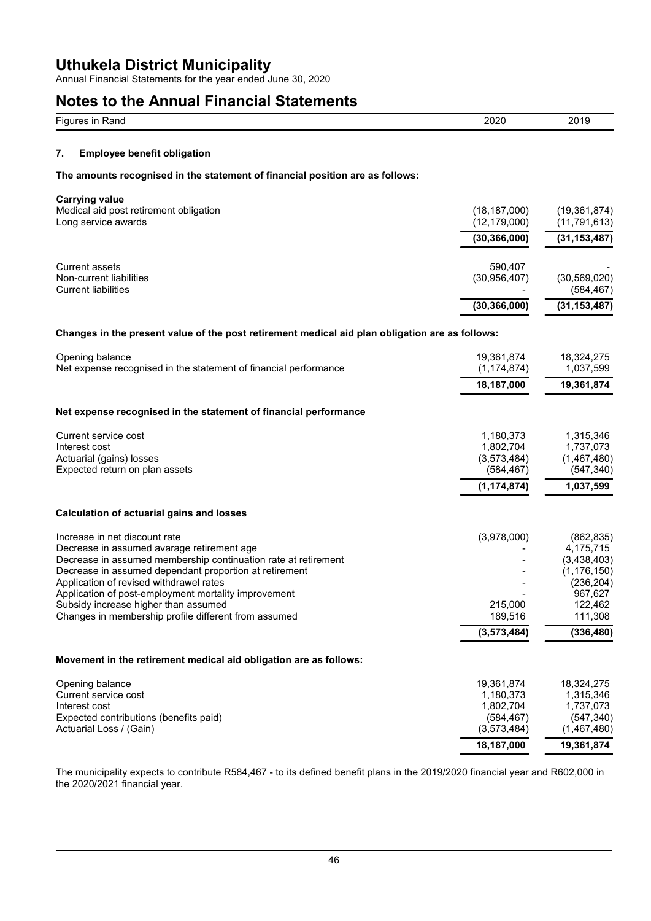## Notes to the Annual Financial Statements

| Figures in Rand | 2020 | 2019 |
|---|---|---|

### 7. Employee benefit obligation

**The amounts recognised in the statement of financial position are as follows:**

| | 2020 | 2019 |
|---|---|---|
| **Carrying value** | | |
| Medical aid post retirement obligation | (18,187,000) | (19,361,874) |
| Long service awards | (12,179,000) | (11,791,613) |
| | **(30,366,000)** | **(31,153,487)** |
| | | |
| Current assets | 590,407 | - |
| Non-current liabilities | (30,956,407) | (30,569,020) |
| Current liabilities | - | (584,467) |
| | **(30,366,000)** | **(31,153,487)** |

**Changes in the present value of the post retirement medical aid plan obligation are as follows:**

| | 2020 | 2019 |
|---|---|---|
| Opening balance | 19,361,874 | 18,324,275 |
| Net expense recognised in the statement of financial performance | (1,174,874) | 1,037,599 |
| | **18,187,000** | **19,361,874** |

**Net expense recognised in the statement of financial performance**

| | 2020 | 2019 |
|---|---|---|
| Current service cost | 1,180,373 | 1,315,346 |
| Interest cost | 1,802,704 | 1,737,073 |
| Actuarial (gains) losses | (3,573,484) | (1,467,480) |
| Expected return on plan assets | (584,467) | (547,340) |
| | **(1,174,874)** | **1,037,599** |

**Calculation of actuarial gains and losses**

| | 2020 | 2019 |
|---|---|---|
| Increase in net discount rate | (3,978,000) | (862,835) |
| Decrease in assumed avarage retirement age | - | 4,175,715 |
| Decrease in assumed membership continuation rate at retirement | - | (3,438,403) |
| Decrease in assumed dependant proportion at retirement | - | (1,176,150) |
| Application of revised withdrawel rates | - | (236,204) |
| Application of post-employment mortality improvement | - | 967,627 |
| Subsidy increase higher than assumed | 215,000 | 122,462 |
| Changes in membership profile different from assumed | 189,516 | 111,308 |
| | **(3,573,484)** | **(336,480)** |

**Movement in the retirement medical aid obligation are as follows:**

| | 2020 | 2019 |
|---|---|---|
| Opening balance | 19,361,874 | 18,324,275 |
| Current service cost | 1,180,373 | 1,315,346 |
| Interest cost | 1,802,704 | 1,737,073 |
| Expected contributions (benefits paid) | (584,467) | (547,340) |
| Actuarial Loss / (Gain) | (3,573,484) | (1,467,480) |
| | **18,187,000** | **19,361,874** |

The municipality expects to contribute R584,467 - to its defined benefit plans in the 2019/2020 financial year and R602,000 in the 2020/2021 financial year.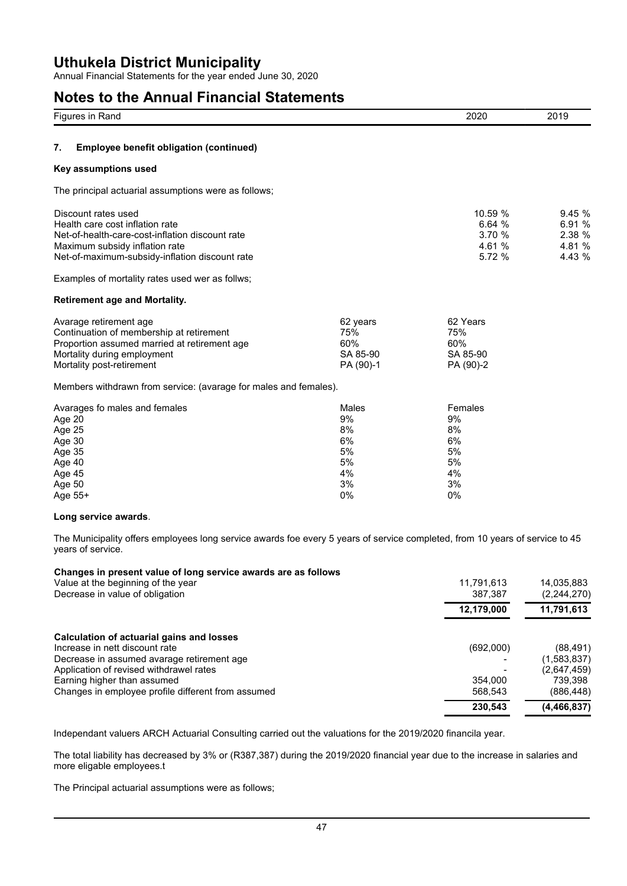# Uthukela District Municipality

Annual Financial Statements for the year ended June 30, 2020

# Notes to the Annual Financial Statements

| Figures in Rand | 2020 | 2019 |
|---|---|---|

## 7. Employee benefit obligation (continued)

### Key assumptions used

The principal actuarial assumptions were as follows;

| | 2020 | 2019 |
|---|---|---|
| Discount rates used | 10.59 % | 9.45 % |
| Health care cost inflation rate | 6.64 % | 6.91 % |
| Net-of-health-care-cost-inflation discount rate | 3.70 % | 2.38 % |
| Maximum subsidy inflation rate | 4.61 % | 4.81 % |
| Net-of-maximum-subsidy-inflation discount rate | 5.72 % | 4.43 % |

Examples of mortality rates used wer as follws;

### Retirement age and Mortality.

| | | |
|---|---|---|
| Avarage retirement age | 62 years | 62 Years |
| Continuation of membership at retirement | 75% | 75% |
| Proportion assumed married at retirement age | 60% | 60% |
| Mortality during employment | SA 85-90 | SA 85-90 |
| Mortality post-retirement | PA (90)-1 | PA (90)-2 |

Members withdrawn from service: (avarage for males and females).

| Avarages fo males and females | Males | Females |
|---|---|---|
| Age 20 | 9% | 9% |
| Age 25 | 8% | 8% |
| Age 30 | 6% | 6% |
| Age 35 | 5% | 5% |
| Age 40 | 5% | 5% |
| Age 45 | 4% | 4% |
| Age 50 | 3% | 3% |
| Age 55+ | 0% | 0% |

### Long service awards.

The Municipality offers employees long service awards foe every 5 years of service completed, from 10 years of service to 45 years of service.

| **Changes in present value of long service awards are as follows** | 2020 | 2019 |
|---|---|---|
| Value at the beginning of the year | 11,791,613 | 14,035,883 |
| Decrease in value of obligation | 387,387 | (2,244,270) |
| | **12,179,000** | **11,791,613** |

| **Calculation of actuarial gains and losses** | 2020 | 2019 |
|---|---|---|
| Increase in nett discount rate | (692,000) | (88,491) |
| Decrease in assumed avarage retirement age | - | (1,583,837) |
| Application of revised withdrawel rates | - | (2,647,459) |
| Earning higher than assumed | 354,000 | 739,398 |
| Changes in employee profile different from assumed | 568,543 | (886,448) |
| | **230,543** | **(4,466,837)** |

Independant valuers ARCH Actuarial Consulting carried out the valuations for the 2019/2020 financila year.

The total liability has decreased by 3% or (R387,387) during the 2019/2020 financial year due to the increase in salaries and more eligable employees.t

The Principal actuarial assumptions were as follows;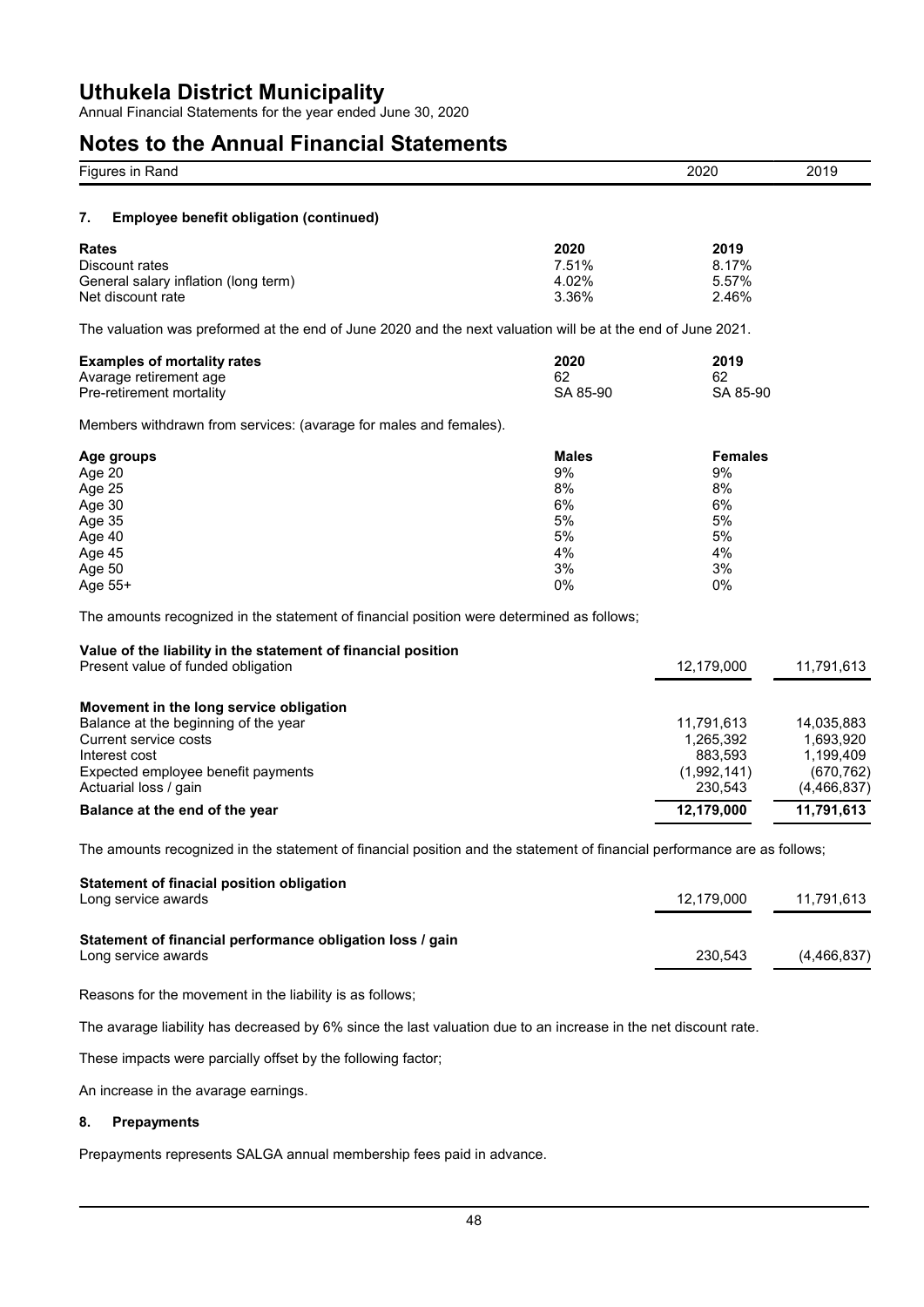# Uthukela District Municipality

Annual Financial Statements for the year ended June 30, 2020

## Notes to the Annual Financial Statements

| Figures in Rand | 2020 | 2019 |
| --- | --- | --- |

### 7. Employee benefit obligation (continued)

| **Rates** | **2020** | **2019** |
| --- | --- | --- |
| Discount rates | 7.51% | 8.17% |
| General salary inflation (long term) | 4.02% | 5.57% |
| Net discount rate | 3.36% | 2.46% |

The valuation was preformed at the end of June 2020 and the next valuation will be at the end of June 2021.

| **Examples of mortality rates** | **2020** | **2019** |
| --- | --- | --- |
| Avarage retirement age | 62 | 62 |
| Pre-retirement mortality | SA 85-90 | SA 85-90 |

Members withdrawn from services: (avarage for males and females).

| **Age groups** | **Males** | **Females** |
| --- | --- | --- |
| Age 20 | 9% | 9% |
| Age 25 | 8% | 8% |
| Age 30 | 6% | 6% |
| Age 35 | 5% | 5% |
| Age 40 | 5% | 5% |
| Age 45 | 4% | 4% |
| Age 50 | 3% | 3% |
| Age 55+ | 0% | 0% |

The amounts recognized in the statement of financial position were determined as follows;

| | 2020 | 2019 |
| --- | --- | --- |
| **Value of the liability in the statement of financial position** | | |
| Present value of funded obligation | 12,179,000 | 11,791,613 |
| | | |
| **Movement in the long service obligation** | | |
| Balance at the beginning of the year | 11,791,613 | 14,035,883 |
| Current service costs | 1,265,392 | 1,693,920 |
| Interest cost | 883,593 | 1,199,409 |
| Expected employee benefit payments | (1,992,141) | (670,762) |
| Actuarial loss / gain | 230,543 | (4,466,837) |
| **Balance at the end of the year** | **12,179,000** | **11,791,613** |

The amounts recognized in the statement of financial position and the statement of financial performance are as follows;

| | 2020 | 2019 |
| --- | --- | --- |
| **Statement of finacial position obligation** | | |
| Long service awards | 12,179,000 | 11,791,613 |
| | | |
| **Statement of financial performance obligation loss / gain** | | |
| Long service awards | 230,543 | (4,466,837) |

Reasons for the movement in the liability is as follows;

The avarage liability has decreased by 6% since the last valuation due to an increase in the net discount rate.

These impacts were parcially offset by the following factor;

An increase in the avarage earnings.

### 8. Prepayments

Prepayments represents SALGA annual membership fees paid in advance.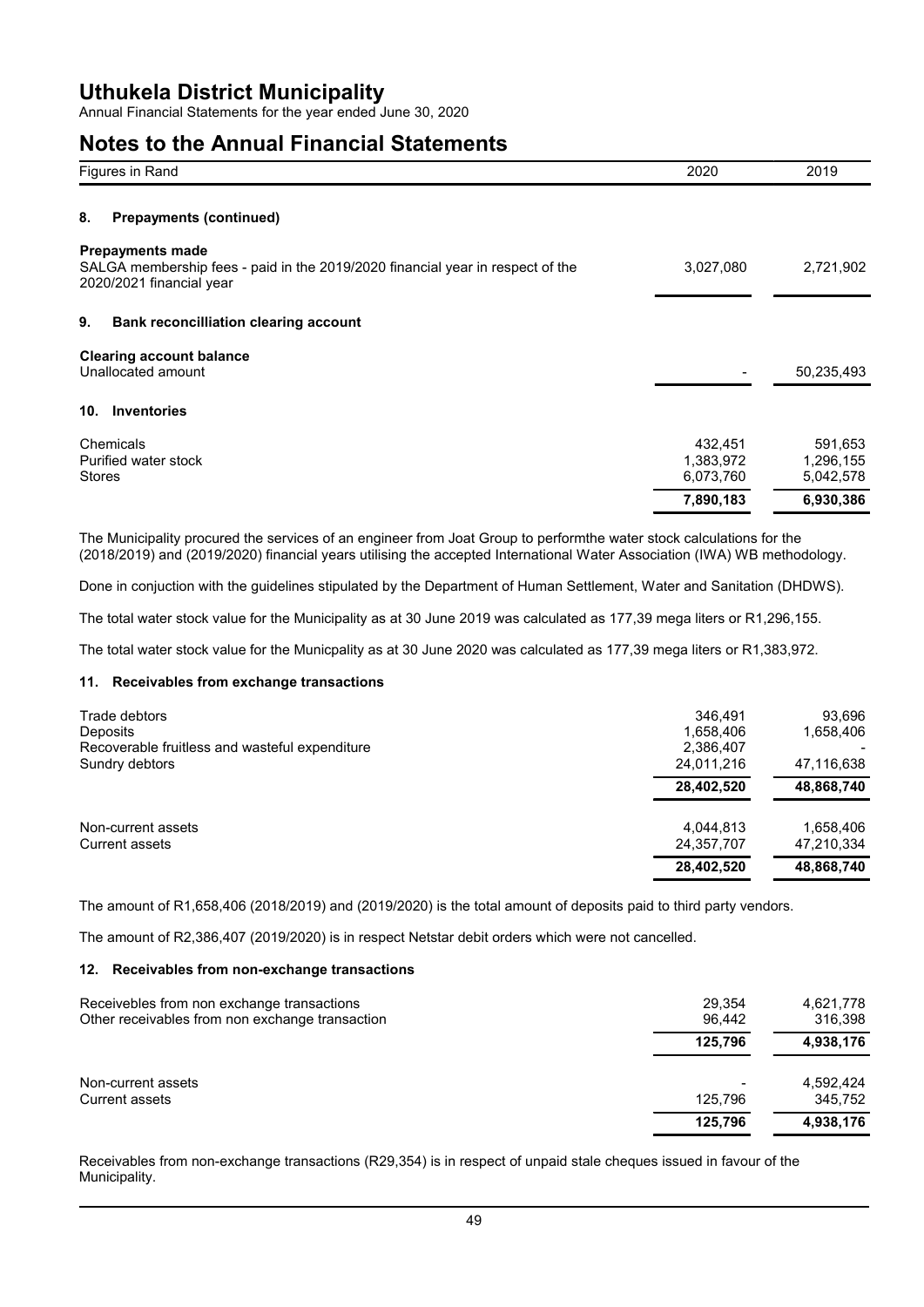# Uthukela District Municipality

Annual Financial Statements for the year ended June 30, 2020

# Notes to the Annual Financial Statements

| Figures in Rand | 2020 | 2019 |
|---|---|---|

## 8. Prepayments (continued)

| | 2020 | 2019 |
|---|---|---|
| **Prepayments made** | | |
| SALGA membership fees - paid in the 2019/2020 financial year in respect of the 2020/2021 financial year | 3,027,080 | 2,721,902 |

## 9. Bank reconcilliation clearing account

| | 2020 | 2019 |
|---|---|---|
| **Clearing account balance** | | |
| Unallocated amount | - | 50,235,493 |

## 10. Inventories

| | 2020 | 2019 |
|---|---|---|
| Chemicals | 432,451 | 591,653 |
| Purified water stock | 1,383,972 | 1,296,155 |
| Stores | 6,073,760 | 5,042,578 |
| | **7,890,183** | **6,930,386** |

The Municipality procured the services of an engineer from Joat Group to performthe water stock calculations for the (2018/2019) and (2019/2020) financial years utilising the accepted International Water Association (IWA) WB methodology.

Done in conjuction with the guidelines stipulated by the Department of Human Settlement, Water and Sanitation (DHDWS).

The total water stock value for the Municipality as at 30 June 2019 was calculated as 177,39 mega liters or R1,296,155.

The total water stock value for the Municpality as at 30 June 2020 was calculated as 177,39 mega liters or R1,383,972.

### 11. Receivables from exchange transactions

| | 2020 | 2019 |
|---|---|---|
| Trade debtors | 346,491 | 93,696 |
| Deposits | 1,658,406 | 1,658,406 |
| Recoverable fruitless and wasteful expenditure | 2,386,407 | - |
| Sundry debtors | 24,011,216 | 47,116,638 |
| | **28,402,520** | **48,868,740** |
| Non-current assets | 4,044,813 | 1,658,406 |
| Current assets | 24,357,707 | 47,210,334 |
| | **28,402,520** | **48,868,740** |

The amount of R1,658,406 (2018/2019) and (2019/2020) is the total amount of deposits paid to third party vendors.

The amount of R2,386,407 (2019/2020) is in respect Netstar debit orders which were not cancelled.

### 12. Receivables from non-exchange transactions

| | 2020 | 2019 |
|---|---|---|
| Receivebles from non exchange transactions | 29,354 | 4,621,778 |
| Other receivables from non exchange transaction | 96,442 | 316,398 |
| | **125,796** | **4,938,176** |
| Non-current assets | - | 4,592,424 |
| Current assets | 125,796 | 345,752 |
| | **125,796** | **4,938,176** |

Receivables from non-exchange transactions (R29,354) is in respect of unpaid stale cheques issued in favour of the Municipality.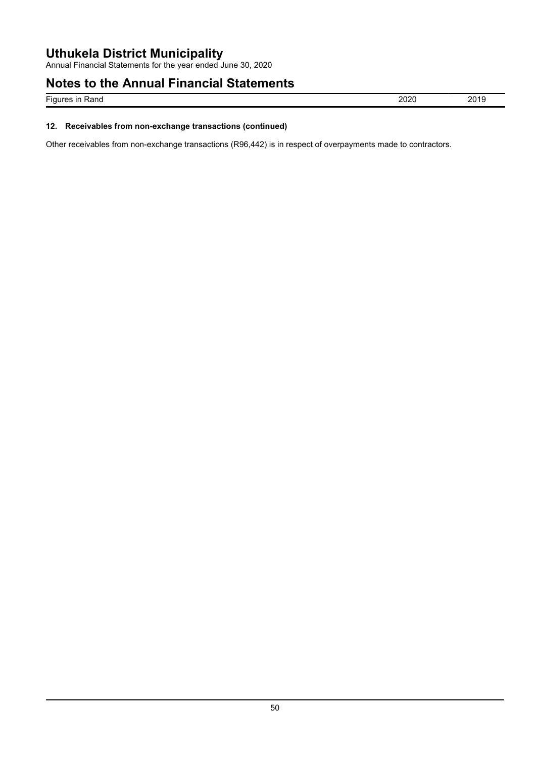### 12. Receivables from non-exchange transactions (continued)

Other receivables from non-exchange transactions (R96,442) is in respect of overpayments made to contractors.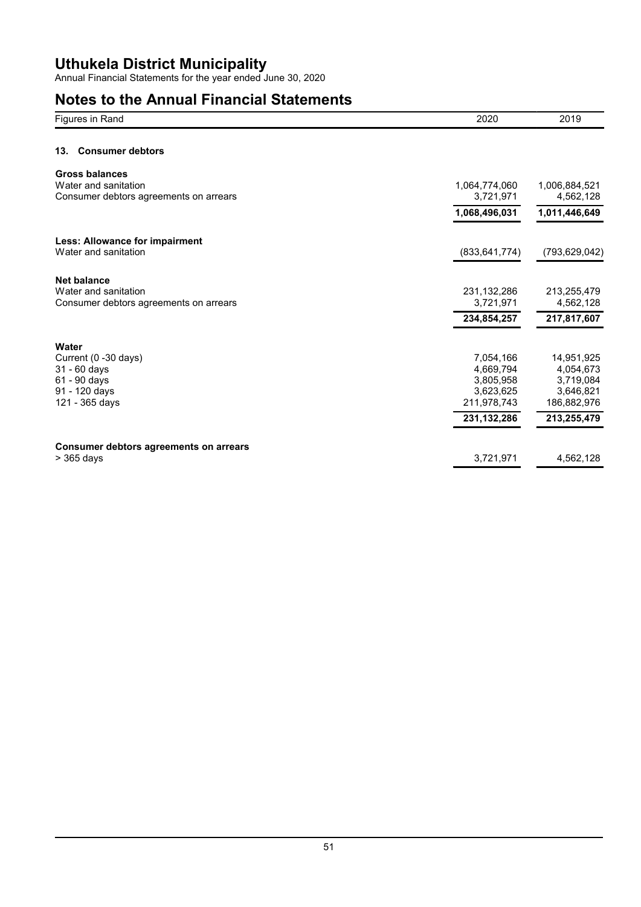# Uthukela District Municipality

Annual Financial Statements for the year ended June 30, 2020

## Notes to the Annual Financial Statements

| Figures in Rand | 2020 | 2019 |
|---|---|---|
| **13. Consumer debtors** | | |
| **Gross balances** | | |
| Water and sanitation | 1,064,774,060 | 1,006,884,521 |
| Consumer debtors agreements on arrears | 3,721,971 | 4,562,128 |
| | **1,068,496,031** | **1,011,446,649** |
| **Less: Allowance for impairment** | | |
| Water and sanitation | (833,641,774) | (793,629,042) |
| **Net balance** | | |
| Water and sanitation | 231,132,286 | 213,255,479 |
| Consumer debtors agreements on arrears | 3,721,971 | 4,562,128 |
| | **234,854,257** | **217,817,607** |
| **Water** | | |
| Current (0 -30 days) | 7,054,166 | 14,951,925 |
| 31 - 60 days | 4,669,794 | 4,054,673 |
| 61 - 90 days | 3,805,958 | 3,719,084 |
| 91 - 120 days | 3,623,625 | 3,646,821 |
| 121 - 365 days | 211,978,743 | 186,882,976 |
| | **231,132,286** | **213,255,479** |
| **Consumer debtors agreements on arrears** | | |
| > 365 days | 3,721,971 | 4,562,128 |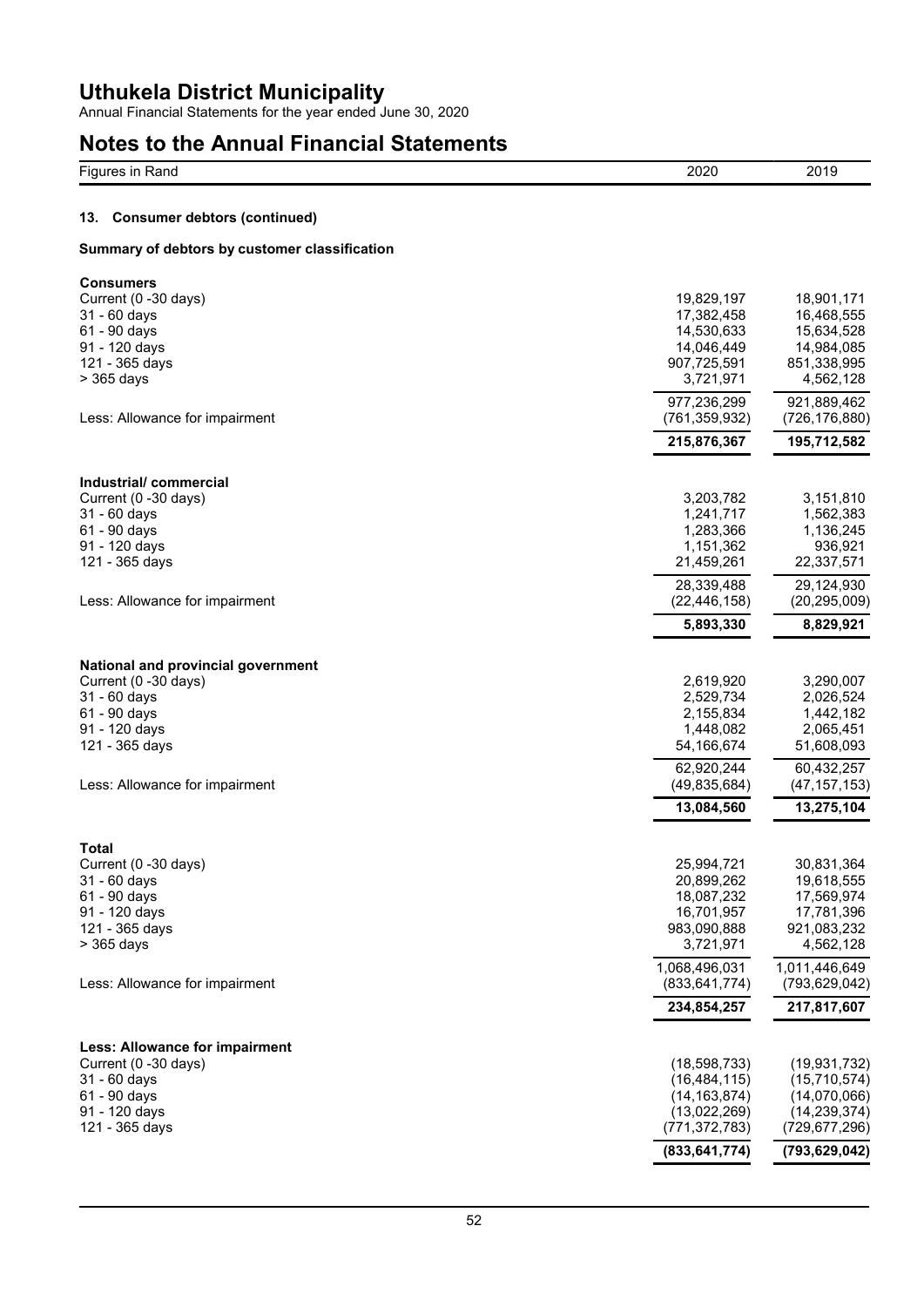## 13. Consumer debtors (continued)

### Summary of debtors by customer classification

| Figures in Rand | 2020 | 2019 |
|---|---|---|
| **Consumers** | | |
| Current (0 -30 days) | 19,829,197 | 18,901,171 |
| 31 - 60 days | 17,382,458 | 16,468,555 |
| 61 - 90 days | 14,530,633 | 15,634,528 |
| 91 - 120 days | 14,046,449 | 14,984,085 |
| 121 - 365 days | 907,725,591 | 851,338,995 |
| > 365 days | 3,721,971 | 4,562,128 |
| | 977,236,299 | 921,889,462 |
| Less: Allowance for impairment | (761,359,932) | (726,176,880) |
| | **215,876,367** | **195,712,582** |
| **Industrial/ commercial** | | |
| Current (0 -30 days) | 3,203,782 | 3,151,810 |
| 31 - 60 days | 1,241,717 | 1,562,383 |
| 61 - 90 days | 1,283,366 | 1,136,245 |
| 91 - 120 days | 1,151,362 | 936,921 |
| 121 - 365 days | 21,459,261 | 22,337,571 |
| | 28,339,488 | 29,124,930 |
| Less: Allowance for impairment | (22,446,158) | (20,295,009) |
| | **5,893,330** | **8,829,921** |
| **National and provincial government** | | |
| Current (0 -30 days) | 2,619,920 | 3,290,007 |
| 31 - 60 days | 2,529,734 | 2,026,524 |
| 61 - 90 days | 2,155,834 | 1,442,182 |
| 91 - 120 days | 1,448,082 | 2,065,451 |
| 121 - 365 days | 54,166,674 | 51,608,093 |
| | 62,920,244 | 60,432,257 |
| Less: Allowance for impairment | (49,835,684) | (47,157,153) |
| | **13,084,560** | **13,275,104** |
| **Total** | | |
| Current (0 -30 days) | 25,994,721 | 30,831,364 |
| 31 - 60 days | 20,899,262 | 19,618,555 |
| 61 - 90 days | 18,087,232 | 17,569,974 |
| 91 - 120 days | 16,701,957 | 17,781,396 |
| 121 - 365 days | 983,090,888 | 921,083,232 |
| > 365 days | 3,721,971 | 4,562,128 |
| | 1,068,496,031 | 1,011,446,649 |
| Less: Allowance for impairment | (833,641,774) | (793,629,042) |
| | **234,854,257** | **217,817,607** |
| **Less: Allowance for impairment** | | |
| Current (0 -30 days) | (18,598,733) | (19,931,732) |
| 31 - 60 days | (16,484,115) | (15,710,574) |
| 61 - 90 days | (14,163,874) | (14,070,066) |
| 91 - 120 days | (13,022,269) | (14,239,374) |
| 121 - 365 days | (771,372,783) | (729,677,296) |
| | **(833,641,774)** | **(793,629,042)** |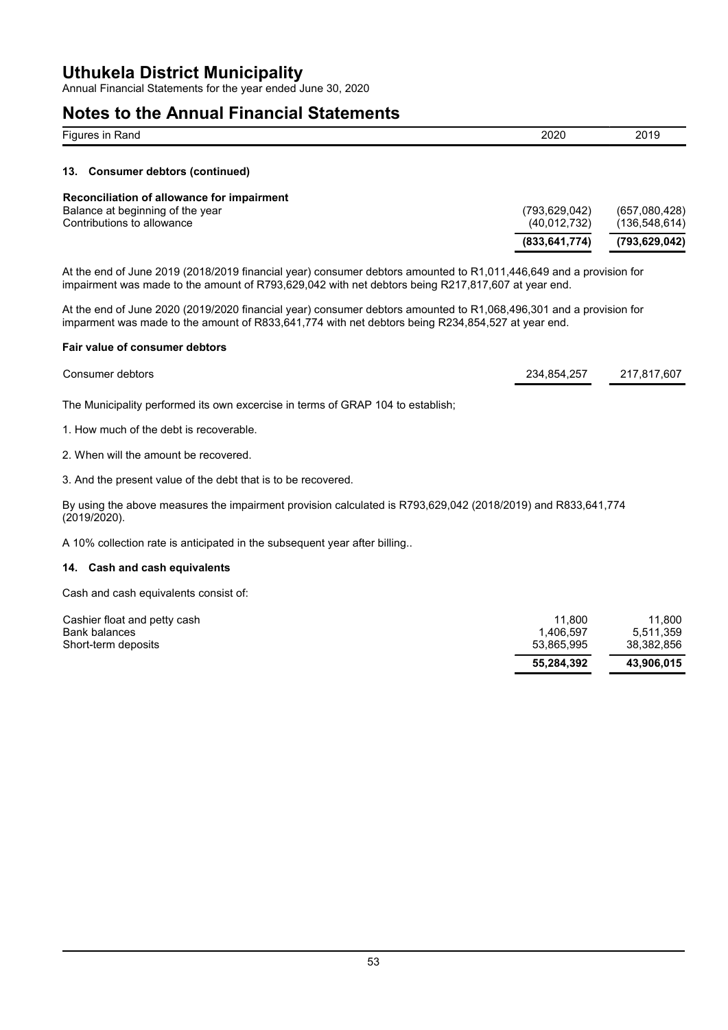# Uthukela District Municipality

Annual Financial Statements for the year ended June 30, 2020

# Notes to the Annual Financial Statements

| Figures in Rand | 2020 | 2019 |
|---|---|---|

### 13. Consumer debtors (continued)

**Reconciliation of allowance for impairment**

| | 2020 | 2019 |
|---|---|---|
| Balance at beginning of the year | (793,629,042) | (657,080,428) |
| Contributions to allowance | (40,012,732) | (136,548,614) |
| | **(833,641,774)** | **(793,629,042)** |

At the end of June 2019 (2018/2019 financial year) consumer debtors amounted to R1,011,446,649 and a provision for impairment was made to the amount of R793,629,042 with net debtors being R217,817,607 at year end.

At the end of June 2020 (2019/2020 financial year) consumer debtors amounted to R1,068,496,301 and a provision for imparment was made to the amount of R833,641,774 with net debtors being R234,854,527 at year end.

**Fair value of consumer debtors**

| | 2020 | 2019 |
|---|---|---|
| Consumer debtors | 234,854,257 | 217,817,607 |

The Municipality performed its own excercise in terms of GRAP 104 to establish;

1. How much of the debt is recoverable.

2. When will the amount be recovered.

3. And the present value of the debt that is to be recovered.

By using the above measures the impairment provision calculated is R793,629,042 (2018/2019) and R833,641,774 (2019/2020).

A 10% collection rate is anticipated in the subsequent year after billing..

### 14. Cash and cash equivalents

Cash and cash equivalents consist of:

| | 2020 | 2019 |
|---|---|---|
| Cashier float and petty cash | 11,800 | 11,800 |
| Bank balances | 1,406,597 | 5,511,359 |
| Short-term deposits | 53,865,995 | 38,382,856 |
| | **55,284,392** | **43,906,015** |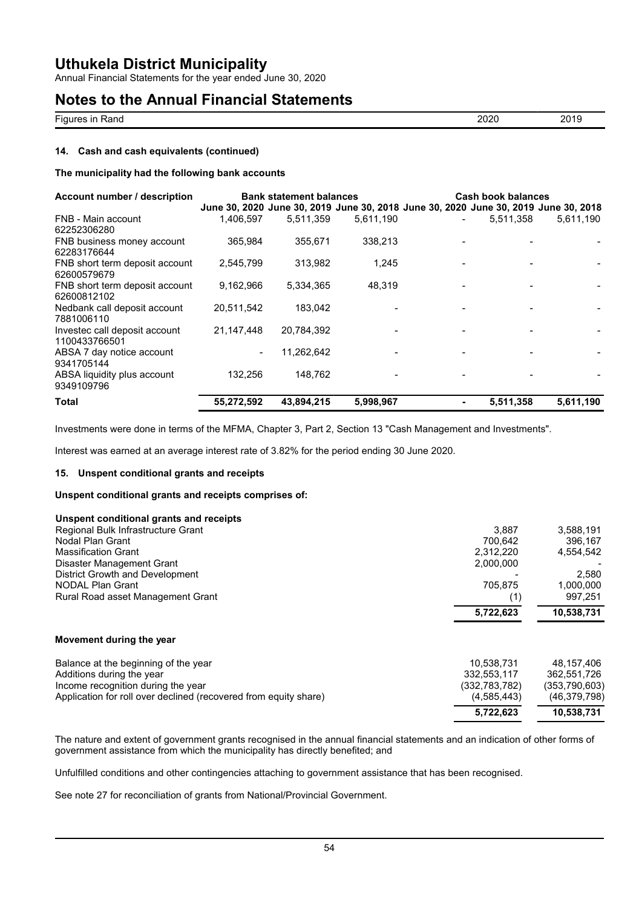# Uthukela District Municipality

Annual Financial Statements for the year ended June 30, 2020

# Notes to the Annual Financial Statements

| Figures in Rand | 2020 | 2019 |
|---|---|---|

### 14. Cash and cash equivalents (continued)

**The municipality had the following bank accounts**

| Account number / description | Bank statement balances | | | Cash book balances | | |
|---|---|---|---|---|---|---|
| | June 30, 2020 | June 30, 2019 | June 30, 2018 | June 30, 2020 | June 30, 2019 | June 30, 2018 |
| FNB - Main account 62252306280 | 1,406,597 | 5,511,359 | 5,611,190 | - | 5,511,358 | 5,611,190 |
| FNB business money account 62283176644 | 365,984 | 355,671 | 338,213 | - | - | - |
| FNB short term deposit account 62600579679 | 2,545,799 | 313,982 | 1,245 | - | - | - |
| FNB short term deposit account 62600812102 | 9,162,966 | 5,334,365 | 48,319 | - | - | - |
| Nedbank call deposit account 7881006110 | 20,511,542 | 183,042 | - | - | - | - |
| Investec call deposit account 1100433766501 | 21,147,448 | 20,784,392 | - | - | - | - |
| ABSA 7 day notice account 9341705144 | - | 11,262,642 | - | - | - | - |
| ABSA liquidity plus account 9349109796 | 132,256 | 148,762 | - | - | - | - |
| **Total** | **55,272,592** | **43,894,215** | **5,998,967** | **-** | **5,511,358** | **5,611,190** |

Investments were done in terms of the MFMA, Chapter 3, Part 2, Section 13 "Cash Management and Investments".

Interest was earned at an average interest rate of 3.82% for the period ending 30 June 2020.

### 15. Unspent conditional grants and receipts

**Unspent conditional grants and receipts comprises of:**

| | 2020 | 2019 |
|---|---|---|
| **Unspent conditional grants and receipts** | | |
| Regional Bulk Infrastructure Grant | 3,887 | 3,588,191 |
| Nodal Plan Grant | 700,642 | 396,167 |
| Massification Grant | 2,312,220 | 4,554,542 |
| Disaster Management Grant | 2,000,000 | - |
| District Growth and Development | - | 2,580 |
| NODAL Plan Grant | 705,875 | 1,000,000 |
| Rural Road asset Management Grant | (1) | 997,251 |
| | **5,722,623** | **10,538,731** |

**Movement during the year**

| | 2020 | 2019 |
|---|---|---|
| Balance at the beginning of the year | 10,538,731 | 48,157,406 |
| Additions during the year | 332,553,117 | 362,551,726 |
| Income recognition during the year | (332,783,782) | (353,790,603) |
| Application for roll over declined (recovered from equity share) | (4,585,443) | (46,379,798) |
| | **5,722,623** | **10,538,731** |

The nature and extent of government grants recognised in the annual financial statements and an indication of other forms of government assistance from which the municipality has directly benefited; and

Unfulfilled conditions and other contingencies attaching to government assistance that has been recognised.

See note 27 for reconciliation of grants from National/Provincial Government.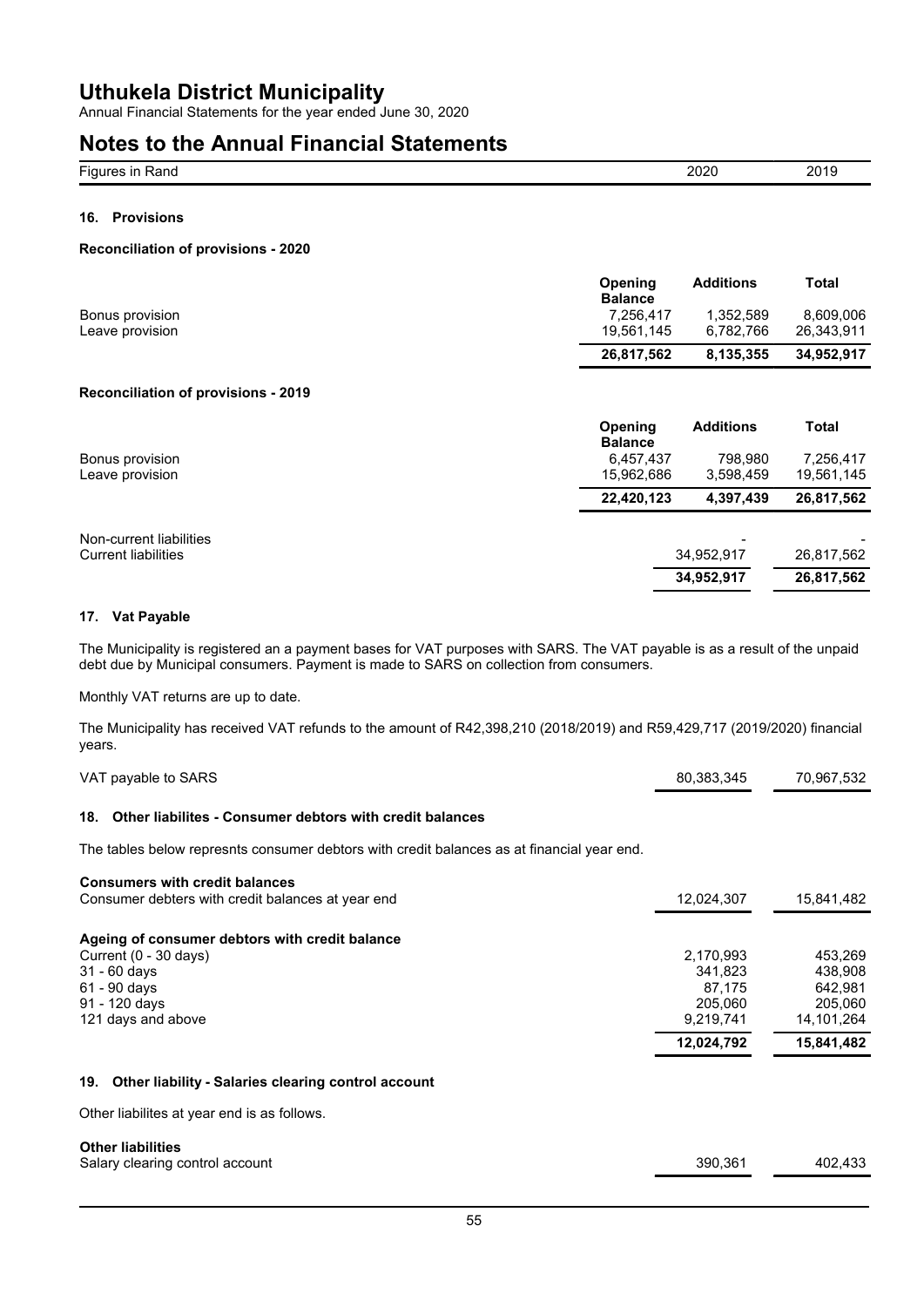# Uthukela District Municipality

Annual Financial Statements for the year ended June 30, 2020

# Notes to the Annual Financial Statements

| Figures in Rand | 2020 | 2019 |
|---|---|---|

### 16. Provisions

**Reconciliation of provisions - 2020**

| | Opening Balance | Additions | Total |
|---|---|---|---|
| Bonus provision | 7,256,417 | 1,352,589 | 8,609,006 |
| Leave provision | 19,561,145 | 6,782,766 | 26,343,911 |
| | **26,817,562** | **8,135,355** | **34,952,917** |

**Reconciliation of provisions - 2019**

| | Opening Balance | Additions | Total |
|---|---|---|---|
| Bonus provision | 6,457,437 | 798,980 | 7,256,417 |
| Leave provision | 15,962,686 | 3,598,459 | 19,561,145 |
| | **22,420,123** | **4,397,439** | **26,817,562** |

| | 2020 | 2019 |
|---|---|---|
| Non-current liabilities | - | - |
| Current liabilities | 34,952,917 | 26,817,562 |
| | **34,952,917** | **26,817,562** |

### 17. Vat Payable

The Municipality is registered an a payment bases for VAT purposes with SARS. The VAT payable is as a result of the unpaid debt due by Municipal consumers. Payment is made to SARS on collection from consumers.

Monthly VAT returns are up to date.

The Municipality has received VAT refunds to the amount of R42,398,210 (2018/2019) and R59,429,717 (2019/2020) financial years.

| | 2020 | 2019 |
|---|---|---|
| VAT payable to SARS | 80,383,345 | 70,967,532 |

### 18. Other liabilites - Consumer debtors with credit balances

The tables below represnts consumer debtors with credit balances as at financial year end.

| | 2020 | 2019 |
|---|---|---|
| **Consumers with credit balances** | | |
| Consumer debters with credit balances at year end | 12,024,307 | 15,841,482 |
| | | |
| **Ageing of consumer debtors with credit balance** | | |
| Current (0 - 30 days) | 2,170,993 | 453,269 |
| 31 - 60 days | 341,823 | 438,908 |
| 61 - 90 days | 87,175 | 642,981 |
| 91 - 120 days | 205,060 | 205,060 |
| 121 days and above | 9,219,741 | 14,101,264 |
| | **12,024,792** | **15,841,482** |

### 19. Other liability - Salaries clearing control account

Other liabilites at year end is as follows.

| | 2020 | 2019 |
|---|---|---|
| **Other liabilities** | | |
| Salary clearing control account | 390,361 | 402,433 |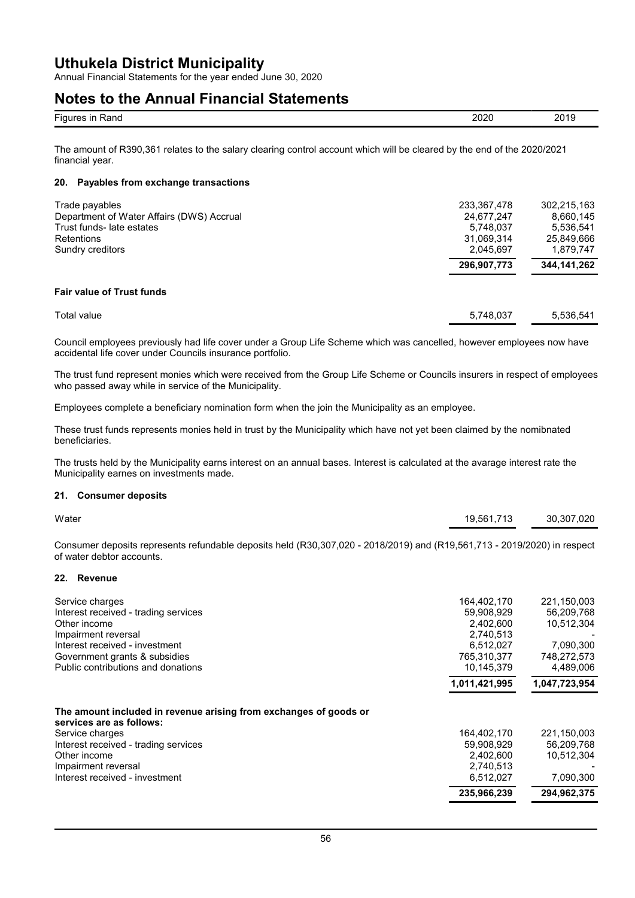| Figures in Rand | 2020 | 2019 |
| --- | --- | --- |

The amount of R390,361 relates to the salary clearing control account which will be cleared by the end of the 2020/2021 financial year.

### 20. Payables from exchange transactions

| | 2020 | 2019 |
| --- | --- | --- |
| Trade payables | 233,367,478 | 302,215,163 |
| Department of Water Affairs (DWS) Accrual | 24,677,247 | 8,660,145 |
| Trust funds- late estates | 5,748,037 | 5,536,541 |
| Retentions | 31,069,314 | 25,849,666 |
| Sundry creditors | 2,045,697 | 1,879,747 |
| | **296,907,773** | **344,141,262** |

**Fair value of Trust funds**

| | 2020 | 2019 |
| --- | --- | --- |
| Total value | 5,748,037 | 5,536,541 |

Council employees previously had life cover under a Group Life Scheme which was cancelled, however employees now have accidental life cover under Councils insurance portfolio.

The trust fund represent monies which were received from the Group Life Scheme or Councils insurers in respect of employees who passed away while in service of the Municipality.

Employees complete a beneficiary nomination form when the join the Municipality as an employee.

These trust funds represents monies held in trust by the Municipality which have not yet been claimed by the nomibnated beneficiaries.

The trusts held by the Municipality earns interest on an annual bases. Interest is calculated at the avarage interest rate the Municipality earnes on investments made.

### 21. Consumer deposits

| | 2020 | 2019 |
| --- | --- | --- |
| Water | 19,561,713 | 30,307,020 |

Consumer deposits represents refundable deposits held (R30,307,020 - 2018/2019) and (R19,561,713 - 2019/2020) in respect of water debtor accounts.

### 22. Revenue

| | 2020 | 2019 |
| --- | --- | --- |
| Service charges | 164,402,170 | 221,150,003 |
| Interest received - trading services | 59,908,929 | 56,209,768 |
| Other income | 2,402,600 | 10,512,304 |
| Impairment reversal | 2,740,513 | - |
| Interest received - investment | 6,512,027 | 7,090,300 |
| Government grants & subsidies | 765,310,377 | 748,272,573 |
| Public contributions and donations | 10,145,379 | 4,489,006 |
| | **1,011,421,995** | **1,047,723,954** |

**The amount included in revenue arising from exchanges of goods or services are as follows:**

| | 2020 | 2019 |
| --- | --- | --- |
| Service charges | 164,402,170 | 221,150,003 |
| Interest received - trading services | 59,908,929 | 56,209,768 |
| Other income | 2,402,600 | 10,512,304 |
| Impairment reversal | 2,740,513 | - |
| Interest received - investment | 6,512,027 | 7,090,300 |
| | **235,966,239** | **294,962,375** |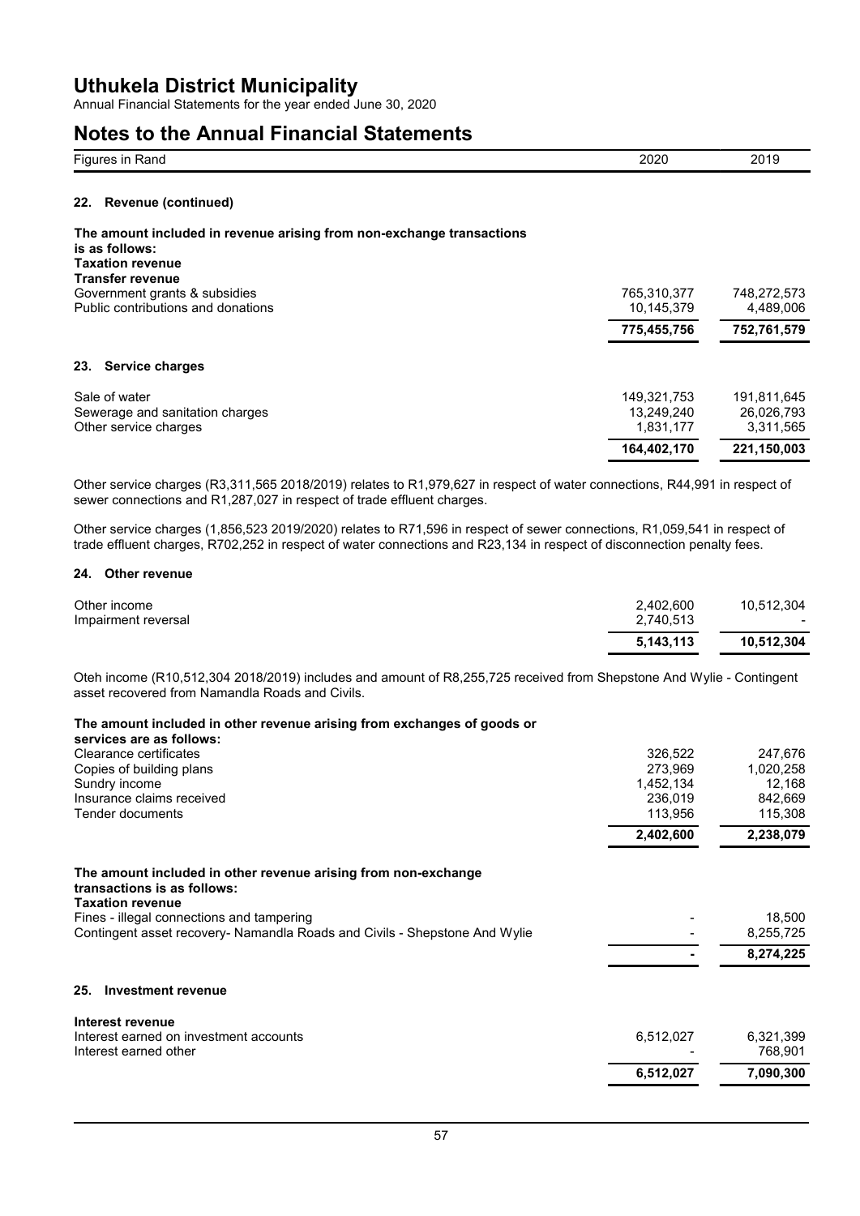# Uthukela District Municipality

Annual Financial Statements for the year ended June 30, 2020

# Notes to the Annual Financial Statements

| Figures in Rand | 2020 | 2019 |
|---|---|---|

## 22. Revenue (continued)

**The amount included in revenue arising from non-exchange transactions is as follows:**

| | 2020 | 2019 |
|---|---|---|
| **Taxation revenue** | | |
| **Transfer revenue** | | |
| Government grants & subsidies | 765,310,377 | 748,272,573 |
| Public contributions and donations | 10,145,379 | 4,489,006 |
| | **775,455,756** | **752,761,579** |

## 23. Service charges

| | 2020 | 2019 |
|---|---|---|
| Sale of water | 149,321,753 | 191,811,645 |
| Sewerage and sanitation charges | 13,249,240 | 26,026,793 |
| Other service charges | 1,831,177 | 3,311,565 |
| | **164,402,170** | **221,150,003** |

Other service charges (R3,311,565 2018/2019) relates to R1,979,627 in respect of water connections, R44,991 in respect of sewer connections and R1,287,027 in respect of trade effluent charges.

Other service charges (1,856,523 2019/2020) relates to R71,596 in respect of sewer connections, R1,059,541 in respect of trade effluent charges, R702,252 in respect of water connections and R23,134 in respect of disconnection penalty fees.

## 24. Other revenue

| | 2020 | 2019 |
|---|---|---|
| Other income | 2,402,600 | 10,512,304 |
| Impairment reversal | 2,740,513 | - |
| | **5,143,113** | **10,512,304** |

Oteh income (R10,512,304 2018/2019) includes and amount of R8,255,725 received from Shepstone And Wylie - Contingent asset recovered from Namandla Roads and Civils.

**The amount included in other revenue arising from exchanges of goods or services are as follows:**

| | 2020 | 2019 |
|---|---|---|
| Clearance certificates | 326,522 | 247,676 |
| Copies of building plans | 273,969 | 1,020,258 |
| Sundry income | 1,452,134 | 12,168 |
| Insurance claims received | 236,019 | 842,669 |
| Tender documents | 113,956 | 115,308 |
| | **2,402,600** | **2,238,079** |

**The amount included in other revenue arising from non-exchange transactions is as follows:**

| | 2020 | 2019 |
|---|---|---|
| **Taxation revenue** | | |
| Fines - illegal connections and tampering | - | 18,500 |
| Contingent asset recovery- Namandla Roads and Civils - Shepstone And Wylie | - | 8,255,725 |
| | **-** | **8,274,225** |

## 25. Investment revenue

| | 2020 | 2019 |
|---|---|---|
| **Interest revenue** | | |
| Interest earned on investment accounts | 6,512,027 | 6,321,399 |
| Interest earned other | - | 768,901 |
| | **6,512,027** | **7,090,300** |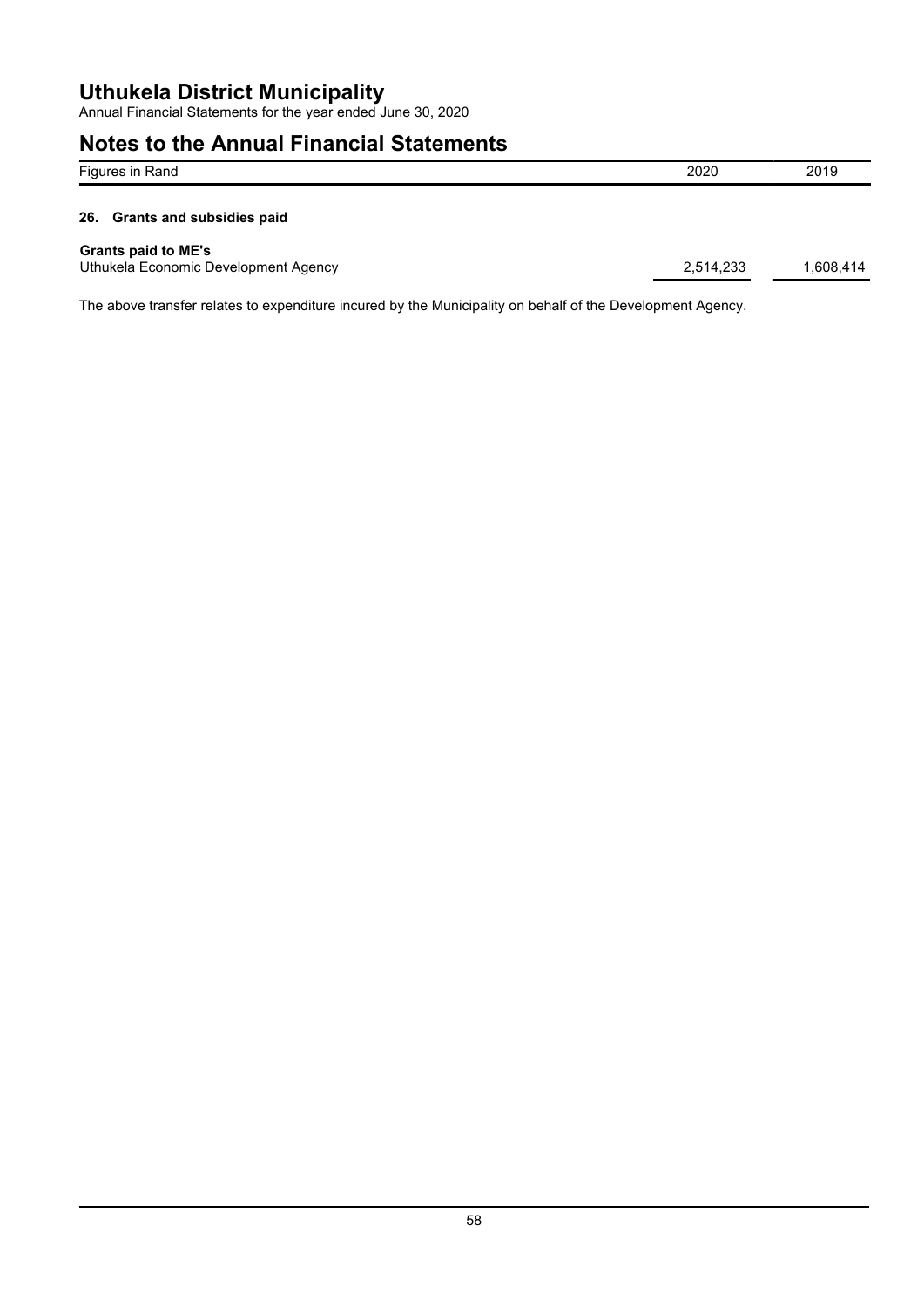# Uthukela District Municipality

Annual Financial Statements for the year ended June 30, 2020

## Notes to the Annual Financial Statements

| Figures in Rand | 2020 | 2019 |
|---|---|---|

### 26. Grants and subsidies paid

| | 2020 | 2019 |
|---|---|---|
| **Grants paid to ME's** | | |
| Uthukela Economic Development Agency | 2,514,233 | 1,608,414 |

The above transfer relates to expenditure incured by the Municipality on behalf of the Development Agency.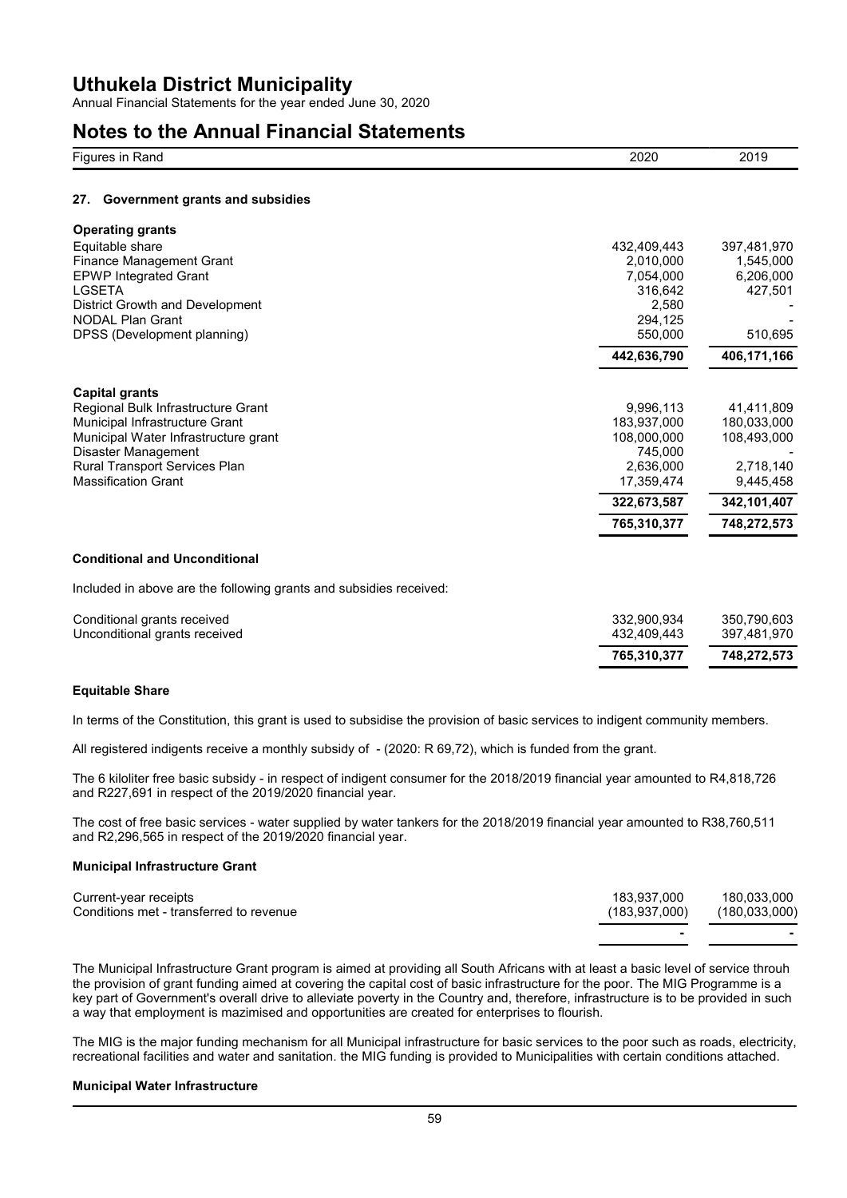# Uthukela District Municipality

Annual Financial Statements for the year ended June 30, 2020

## Notes to the Annual Financial Statements

| Figures in Rand | 2020 | 2019 |
|---|---|---|

### 27. Government grants and subsidies

| | 2020 | 2019 |
|---|---|---|
| **Operating grants** | | |
| Equitable share | 432,409,443 | 397,481,970 |
| Finance Management Grant | 2,010,000 | 1,545,000 |
| EPWP Integrated Grant | 7,054,000 | 6,206,000 |
| LGSETA | 316,642 | 427,501 |
| District Growth and Development | 2,580 | - |
| NODAL Plan Grant | 294,125 | - |
| DPSS (Development planning) | 550,000 | 510,695 |
| | **442,636,790** | **406,171,166** |
| **Capital grants** | | |
| Regional Bulk Infrastructure Grant | 9,996,113 | 41,411,809 |
| Municipal Infrastructure Grant | 183,937,000 | 180,033,000 |
| Municipal Water Infrastructure grant | 108,000,000 | 108,493,000 |
| Disaster Management | 745,000 | - |
| Rural Transport Services Plan | 2,636,000 | 2,718,140 |
| Massification Grant | 17,359,474 | 9,445,458 |
| | **322,673,587** | **342,101,407** |
| | **765,310,377** | **748,272,573** |

**Conditional and Unconditional**

Included in above are the following grants and subsidies received:

| | 2020 | 2019 |
|---|---|---|
| Conditional grants received | 332,900,934 | 350,790,603 |
| Unconditional grants received | 432,409,443 | 397,481,970 |
| | **765,310,377** | **748,272,573** |

**Equitable Share**

In terms of the Constitution, this grant is used to subsidise the provision of basic services to indigent community members.

All registered indigents receive a monthly subsidy of - (2020: R 69,72), which is funded from the grant.

The 6 kiloliter free basic subsidy - in respect of indigent consumer for the 2018/2019 financial year amounted to R4,818,726 and R227,691 in respect of the 2019/2020 financial year.

The cost of free basic services - water supplied by water tankers for the 2018/2019 financial year amounted to R38,760,511 and R2,296,565 in respect of the 2019/2020 financial year.

**Municipal Infrastructure Grant**

| | 2020 | 2019 |
|---|---|---|
| Current-year receipts | 183,937,000 | 180,033,000 |
| Conditions met - transferred to revenue | (183,937,000) | (180,033,000) |
| | - | - |

The Municipal Infrastructure Grant program is aimed at providing all South Africans with at least a basic level of service throuh the provision of grant funding aimed at covering the capital cost of basic infrastructure for the poor. The MIG Programme is a key part of Government's overall drive to alleviate poverty in the Country and, therefore, infrastructure is to be provided in such a way that employment is mazimised and opportunities are created for enterprises to flourish.

The MIG is the major funding mechanism for all Municipal infrastructure for basic services to the poor such as roads, electricity, recreational facilities and water and sanitation. the MIG funding is provided to Municipalities with certain conditions attached.

**Municipal Water Infrastructure**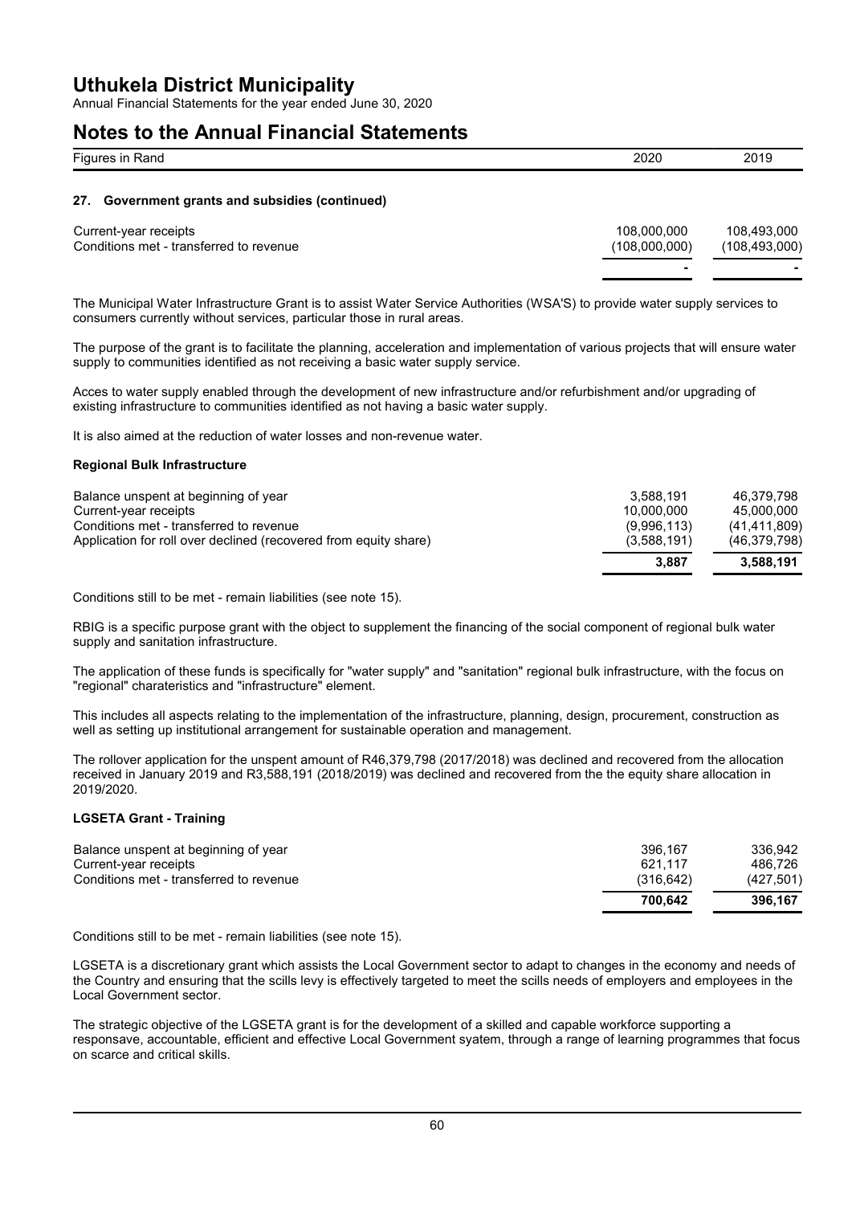# Uthukela District Municipality

Annual Financial Statements for the year ended June 30, 2020

# Notes to the Annual Financial Statements

| Figures in Rand | 2020 | 2019 |
|---|---|---|

## 27. Government grants and subsidies (continued)

| | 2020 | 2019 |
|---|---|---|
| Current-year receipts | 108,000,000 | 108,493,000 |
| Conditions met - transferred to revenue | (108,000,000) | (108,493,000) |
| | - | - |

The Municipal Water Infrastructure Grant is to assist Water Service Authorities (WSA'S) to provide water supply services to consumers currently without services, particular those in rural areas.

The purpose of the grant is to facilitate the planning, acceleration and implementation of various projects that will ensure water supply to communities identified as not receiving a basic water supply service.

Acces to water supply enabled through the development of new infrastructure and/or refurbishment and/or upgrading of existing infrastructure to communities identified as not having a basic water supply.

It is also aimed at the reduction of water losses and non-revenue water.

**Regional Bulk Infrastructure**

| | 2020 | 2019 |
|---|---|---|
| Balance unspent at beginning of year | 3,588,191 | 46,379,798 |
| Current-year receipts | 10,000,000 | 45,000,000 |
| Conditions met - transferred to revenue | (9,996,113) | (41,411,809) |
| Application for roll over declined (recovered from equity share) | (3,588,191) | (46,379,798) |
| | **3,887** | **3,588,191** |

Conditions still to be met - remain liabilities (see note 15).

RBIG is a specific purpose grant with the object to supplement the financing of the social component of regional bulk water supply and sanitation infrastructure.

The application of these funds is specifically for "water supply" and "sanitation" regional bulk infrastructure, with the focus on "regional" charateristics and "infrastructure" element.

This includes all aspects relating to the implementation of the infrastructure, planning, design, procurement, construction as well as setting up institutional arrangement for sustainable operation and management.

The rollover application for the unspent amount of R46,379,798 (2017/2018) was declined and recovered from the allocation received in January 2019 and R3,588,191 (2018/2019) was declined and recovered from the the equity share allocation in 2019/2020.

**LGSETA Grant - Training**

| | 2020 | 2019 |
|---|---|---|
| Balance unspent at beginning of year | 396,167 | 336,942 |
| Current-year receipts | 621,117 | 486,726 |
| Conditions met - transferred to revenue | (316,642) | (427,501) |
| | **700,642** | **396,167** |

Conditions still to be met - remain liabilities (see note 15).

LGSETA is a discretionary grant which assists the Local Government sector to adapt to changes in the economy and needs of the Country and ensuring that the scills levy is effectively targeted to meet the scills needs of employers and employees in the Local Government sector.

The strategic objective of the LGSETA grant is for the development of a skilled and capable workforce supporting a responsave, accountable, efficient and effective Local Government syatem, through a range of learning programmes that focus on scarce and critical skills.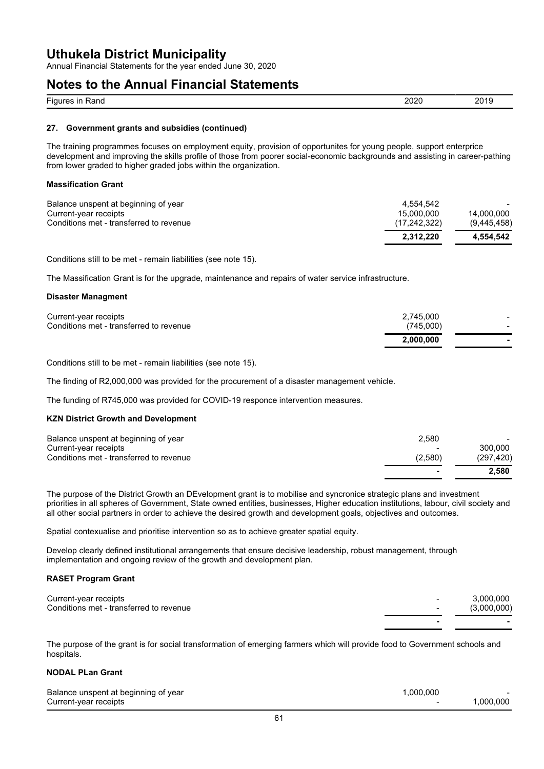## 27. Government grants and subsidies (continued)

The training programmes focuses on employment equity, provision of opportunites for young people, support enterprice development and improving the skills profile of those from poorer social-economic backgrounds and assisting in career-pathing from lower graded to higher graded jobs within the organization.

### Massification Grant

| Figures in Rand | 2020 | 2019 |
|---|---|---|
| Balance unspent at beginning of year | 4,554,542 | - |
| Current-year receipts | 15,000,000 | 14,000,000 |
| Conditions met - transferred to revenue | (17,242,322) | (9,445,458) |
| | **2,312,220** | **4,554,542** |

Conditions still to be met - remain liabilities (see note 15).

The Massification Grant is for the upgrade, maintenance and repairs of water service infrastructure.

### Disaster Managment

| Figures in Rand | 2020 | 2019 |
|---|---|---|
| Current-year receipts | 2,745,000 | - |
| Conditions met - transferred to revenue | (745,000) | - |
| | **2,000,000** | **-** |

Conditions still to be met - remain liabilities (see note 15).

The finding of R2,000,000 was provided for the procurement of a disaster management vehicle.

The funding of R745,000 was provided for COVID-19 responce intervention measures.

### KZN District Growth and Development

| Figures in Rand | 2020 | 2019 |
|---|---|---|
| Balance unspent at beginning of year | 2,580 | - |
| Current-year receipts | - | 300,000 |
| Conditions met - transferred to revenue | (2,580) | (297,420) |
| | **-** | **2,580** |

The purpose of the District Growth an DEvelopment grant is to mobilise and syncronice strategic plans and investment priorities in all spheres of Government, State owned entities, businesses, Higher education institutions, labour, civil society and all other social partners in order to achieve the desired growth and development goals, objectives and outcomes.

Spatial contexualise and prioritise intervention so as to achieve greater spatial equity.

Develop clearly defined institutional arrangements that ensure decisive leadership, robust management, through implementation and ongoing review of the growth and development plan.

### RASET Program Grant

| Figures in Rand | 2020 | 2019 |
|---|---|---|
| Current-year receipts | - | 3,000,000 |
| Conditions met - transferred to revenue | - | (3,000,000) |
| | **-** | **-** |

The purpose of the grant is for social transformation of emerging farmers which will provide food to Government schools and hospitals.

### NODAL PLan Grant

| Figures in Rand | 2020 | 2019 |
|---|---|---|
| Balance unspent at beginning of year | 1,000,000 | - |
| Current-year receipts | - | 1,000,000 |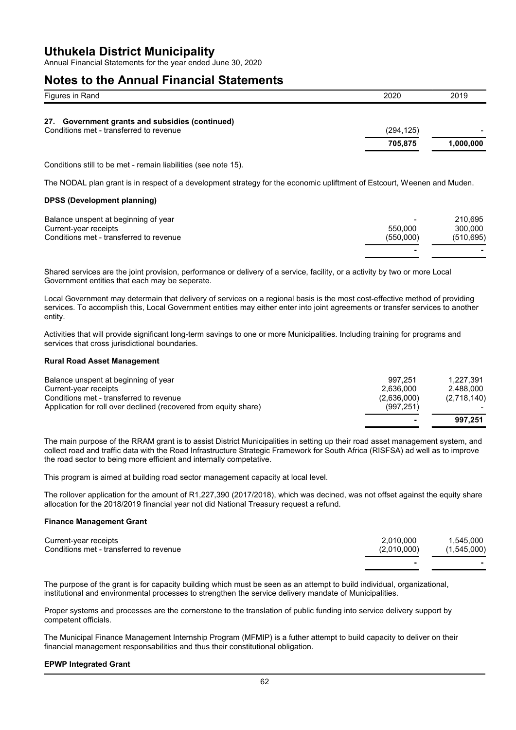## 27. Government grants and subsidies (continued)

| Figures in Rand | 2020 | 2019 |
|---|---|---|
| Conditions met - transferred to revenue | (294,125) | - |
| | **705,875** | **1,000,000** |

Conditions still to be met - remain liabilities (see note 15).

The NODAL plan grant is in respect of a development strategy for the economic upliftment of Estcourt, Weenen and Muden.

### DPSS (Development planning)

| Figures in Rand | 2020 | 2019 |
|---|---|---|
| Balance unspent at beginning of year | - | 210,695 |
| Current-year receipts | 550,000 | 300,000 |
| Conditions met - transferred to revenue | (550,000) | (510,695) |
| | - | - |

Shared services are the joint provision, performance or delivery of a service, facility, or a activity by two or more Local Government entities that each may be seperate.

Local Government may determain that delivery of services on a regional basis is the most cost-effective method of providing services. To accomplish this, Local Government entities may either enter into joint agreements or transfer services to another entity.

Activities that will provide significant long-term savings to one or more Municipalities. Including training for programs and services that cross jurisdictional boundaries.

### Rural Road Asset Management

| Figures in Rand | 2020 | 2019 |
|---|---|---|
| Balance unspent at beginning of year | 997,251 | 1,227,391 |
| Current-year receipts | 2,636,000 | 2,488,000 |
| Conditions met - transferred to revenue | (2,636,000) | (2,718,140) |
| Application for roll over declined (recovered from equity share) | (997,251) | - |
| | - | **997,251** |

The main purpose of the RRAM grant is to assist District Municipalities in setting up their road asset management system, and collect road and traffic data with the Road Infrastructure Strategic Framework for South Africa (RISFSA) ad well as to improve the road sector to being more efficient and internally competative.

This program is aimed at building road sector management capacity at local level.

The rollover application for the amount of R1,227,390 (2017/2018), which was decined, was not offset against the equity share allocation for the 2018/2019 financial year not did National Treasury request a refund.

### Finance Management Grant

| Figures in Rand | 2020 | 2019 |
|---|---|---|
| Current-year receipts | 2,010,000 | 1,545,000 |
| Conditions met - transferred to revenue | (2,010,000) | (1,545,000) |
| | - | - |

The purpose of the grant is for capacity building which must be seen as an attempt to build individual, organizational, institutional and environmental processes to strengthen the service delivery mandate of Municipalities.

Proper systems and processes are the cornerstone to the translation of public funding into service delivery support by competent officials.

The Municipal Finance Management Internship Program (MFMIP) is a futher attempt to build capacity to deliver on their financial management responsabilities and thus their constitutional obligation.

### EPWP Integrated Grant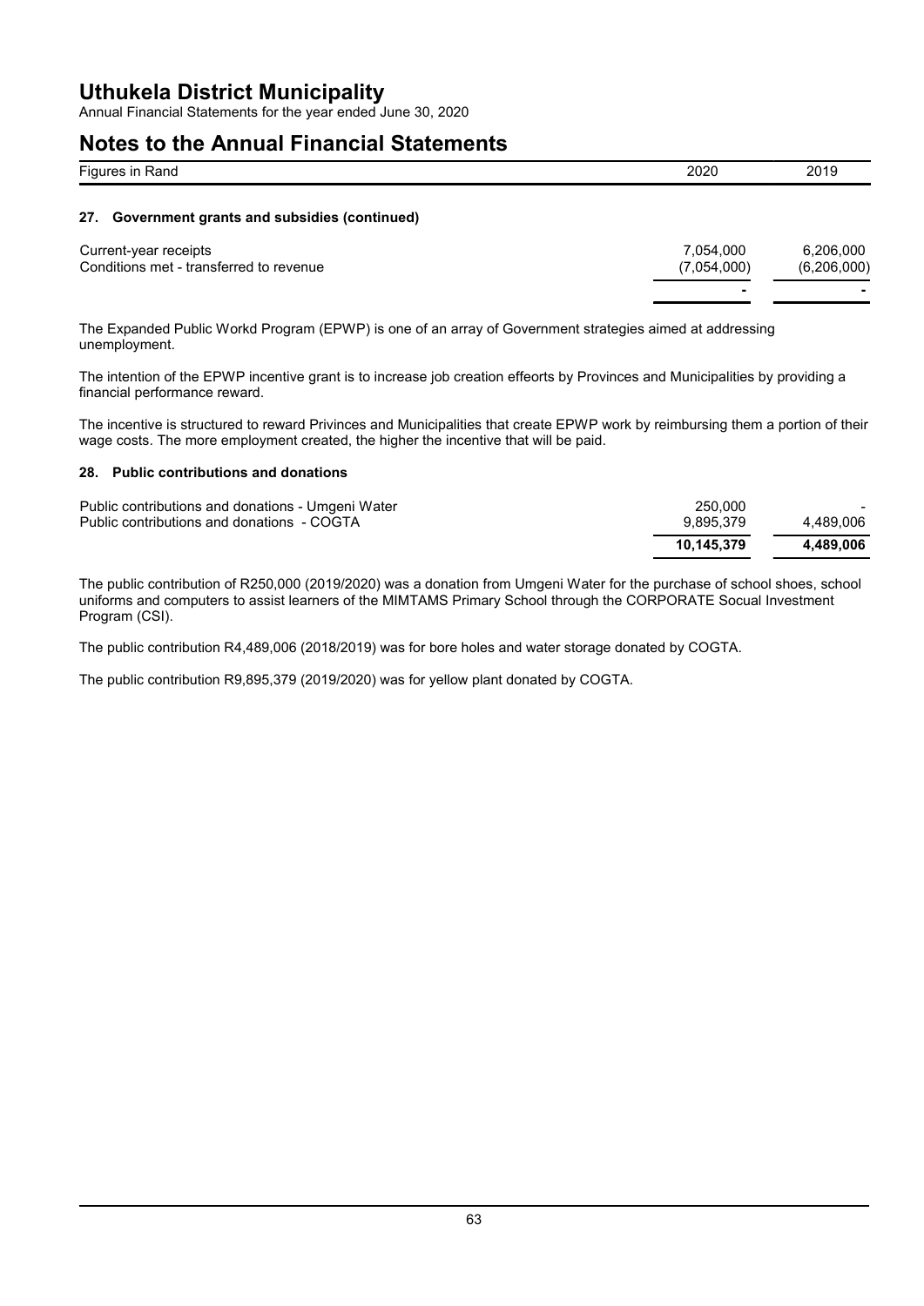# Uthukela District Municipality

Annual Financial Statements for the year ended June 30, 2020

# Notes to the Annual Financial Statements

| Figures in Rand | 2020 | 2019 |
|---|---|---|

### 27. Government grants and subsidies (continued)

| | 2020 | 2019 |
|---|---|---|
| Current-year receipts | 7,054,000 | 6,206,000 |
| Conditions met - transferred to revenue | (7,054,000) | (6,206,000) |
| | - | - |

The Expanded Public Workd Program (EPWP) is one of an array of Government strategies aimed at addressing unemployment.

The intention of the EPWP incentive grant is to increase job creation effeorts by Provinces and Municipalities by providing a financial performance reward.

The incentive is structured to reward Privinces and Municipalities that create EPWP work by reimbursing them a portion of their wage costs. The more employment created, the higher the incentive that will be paid.

### 28. Public contributions and donations

| | 2020 | 2019 |
|---|---|---|
| Public contributions and donations - Umgeni Water | 250,000 | - |
| Public contributions and donations - COGTA | 9,895,379 | 4,489,006 |
| | **10,145,379** | **4,489,006** |

The public contribution of R250,000 (2019/2020) was a donation from Umgeni Water for the purchase of school shoes, school uniforms and computers to assist learners of the MIMTAMS Primary School through the CORPORATE Socual Investment Program (CSI).

The public contribution R4,489,006 (2018/2019) was for bore holes and water storage donated by COGTA.

The public contribution R9,895,379 (2019/2020) was for yellow plant donated by COGTA.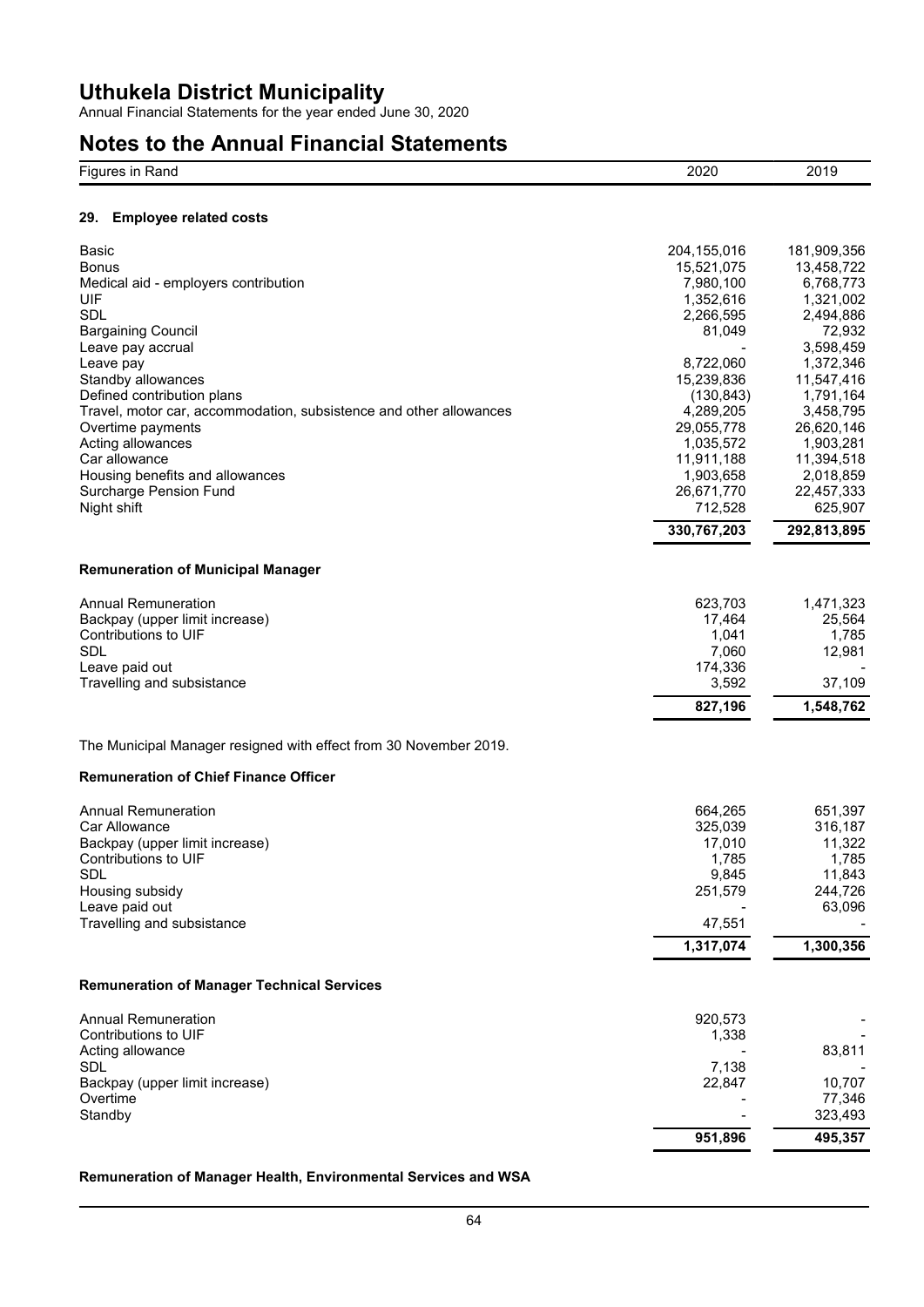# Uthukela District Municipality

Annual Financial Statements for the year ended June 30, 2020

# Notes to the Annual Financial Statements

| Figures in Rand | 2020 | 2019 |
|---|---|---|

## 29. Employee related costs

| | 2020 | 2019 |
|---|---|---|
| Basic | 204,155,016 | 181,909,356 |
| Bonus | 15,521,075 | 13,458,722 |
| Medical aid - employers contribution | 7,980,100 | 6,768,773 |
| UIF | 1,352,616 | 1,321,002 |
| SDL | 2,266,595 | 2,494,886 |
| Bargaining Council | 81,049 | 72,932 |
| Leave pay accrual | - | 3,598,459 |
| Leave pay | 8,722,060 | 1,372,346 |
| Standby allowances | 15,239,836 | 11,547,416 |
| Defined contribution plans | (130,843) | 1,791,164 |
| Travel, motor car, accommodation, subsistence and other allowances | 4,289,205 | 3,458,795 |
| Overtime payments | 29,055,778 | 26,620,146 |
| Acting allowances | 1,035,572 | 1,903,281 |
| Car allowance | 11,911,188 | 11,394,518 |
| Housing benefits and allowances | 1,903,658 | 2,018,859 |
| Surcharge Pension Fund | 26,671,770 | 22,457,333 |
| Night shift | 712,528 | 625,907 |
| | **330,767,203** | **292,813,895** |

**Remuneration of Municipal Manager**

| | 2020 | 2019 |
|---|---|---|
| Annual Remuneration | 623,703 | 1,471,323 |
| Backpay (upper limit increase) | 17,464 | 25,564 |
| Contributions to UIF | 1,041 | 1,785 |
| SDL | 7,060 | 12,981 |
| Leave paid out | 174,336 | - |
| Travelling and subsistance | 3,592 | 37,109 |
| | **827,196** | **1,548,762** |

The Municipal Manager resigned with effect from 30 November 2019.

**Remuneration of Chief Finance Officer**

| | 2020 | 2019 |
|---|---|---|
| Annual Remuneration | 664,265 | 651,397 |
| Car Allowance | 325,039 | 316,187 |
| Backpay (upper limit increase) | 17,010 | 11,322 |
| Contributions to UIF | 1,785 | 1,785 |
| SDL | 9,845 | 11,843 |
| Housing subsidy | 251,579 | 244,726 |
| Leave paid out | - | 63,096 |
| Travelling and subsistance | 47,551 | - |
| | **1,317,074** | **1,300,356** |

**Remuneration of Manager Technical Services**

| | 2020 | 2019 |
|---|---|---|
| Annual Remuneration | 920,573 | - |
| Contributions to UIF | 1,338 | - |
| Acting allowance | - | 83,811 |
| SDL | 7,138 | - |
| Backpay (upper limit increase) | 22,847 | 10,707 |
| Overtime | - | 77,346 |
| Standby | - | 323,493 |
| | **951,896** | **495,357** |

**Remuneration of Manager Health, Environmental Services and WSA**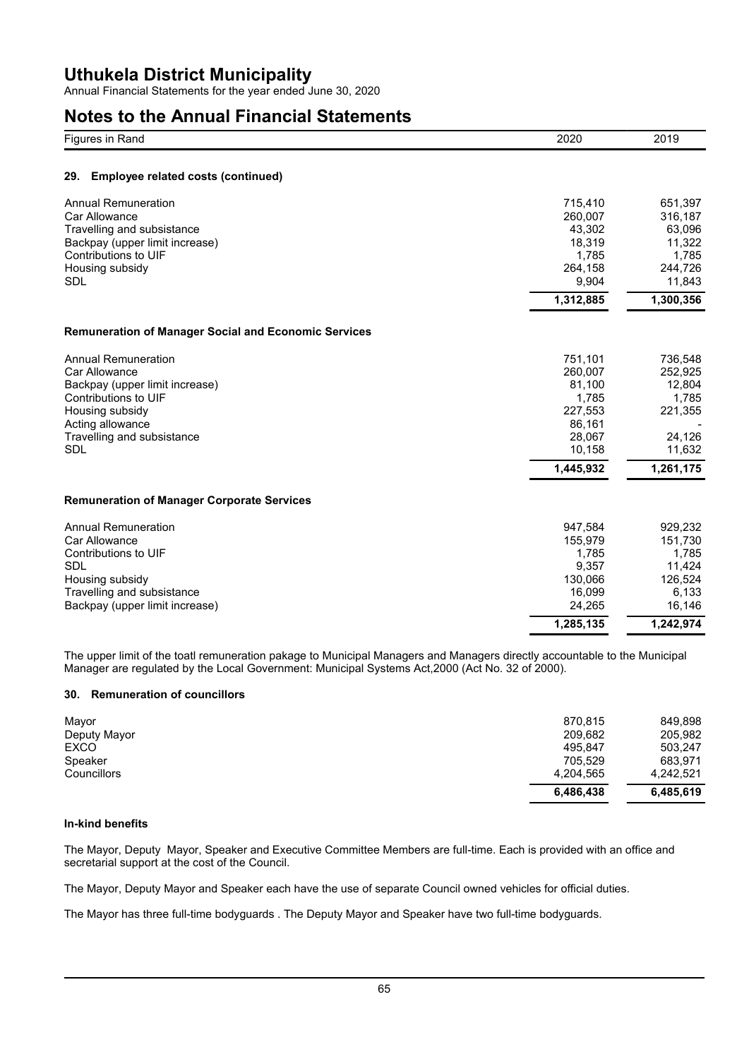# Uthukela District Municipality

Annual Financial Statements for the year ended June 30, 2020

## Notes to the Annual Financial Statements

| Figures in Rand | 2020 | 2019 |
|---|---|---|

### 29. Employee related costs (continued)

| | 2020 | 2019 |
|---|---|---|
| Annual Remuneration | 715,410 | 651,397 |
| Car Allowance | 260,007 | 316,187 |
| Travelling and subsistance | 43,302 | 63,096 |
| Backpay (upper limit increase) | 18,319 | 11,322 |
| Contributions to UIF | 1,785 | 1,785 |
| Housing subsidy | 264,158 | 244,726 |
| SDL | 9,904 | 11,843 |
| | **1,312,885** | **1,300,356** |

**Remuneration of Manager Social and Economic Services**

| | 2020 | 2019 |
|---|---|---|
| Annual Remuneration | 751,101 | 736,548 |
| Car Allowance | 260,007 | 252,925 |
| Backpay (upper limit increase) | 81,100 | 12,804 |
| Contributions to UIF | 1,785 | 1,785 |
| Housing subsidy | 227,553 | 221,355 |
| Acting allowance | 86,161 | - |
| Travelling and subsistance | 28,067 | 24,126 |
| SDL | 10,158 | 11,632 |
| | **1,445,932** | **1,261,175** |

**Remuneration of Manager Corporate Services**

| | 2020 | 2019 |
|---|---|---|
| Annual Remuneration | 947,584 | 929,232 |
| Car Allowance | 155,979 | 151,730 |
| Contributions to UIF | 1,785 | 1,785 |
| SDL | 9,357 | 11,424 |
| Housing subsidy | 130,066 | 126,524 |
| Travelling and subsistance | 16,099 | 6,133 |
| Backpay (upper limit increase) | 24,265 | 16,146 |
| | **1,285,135** | **1,242,974** |

The upper limit of the toatl remuneration pakage to Municipal Managers and Managers directly accountable to the Municipal Manager are regulated by the Local Government: Municipal Systems Act,2000 (Act No. 32 of 2000).

### 30. Remuneration of councillors

| | 2020 | 2019 |
|---|---|---|
| Mayor | 870,815 | 849,898 |
| Deputy Mayor | 209,682 | 205,982 |
| EXCO | 495,847 | 503,247 |
| Speaker | 705,529 | 683,971 |
| Councillors | 4,204,565 | 4,242,521 |
| | **6,486,438** | **6,485,619** |

**In-kind benefits**

The Mayor, Deputy Mayor, Speaker and Executive Committee Members are full-time. Each is provided with an office and secretarial support at the cost of the Council.

The Mayor, Deputy Mayor and Speaker each have the use of separate Council owned vehicles for official duties.

The Mayor has three full-time bodyguards . The Deputy Mayor and Speaker have two full-time bodyguards.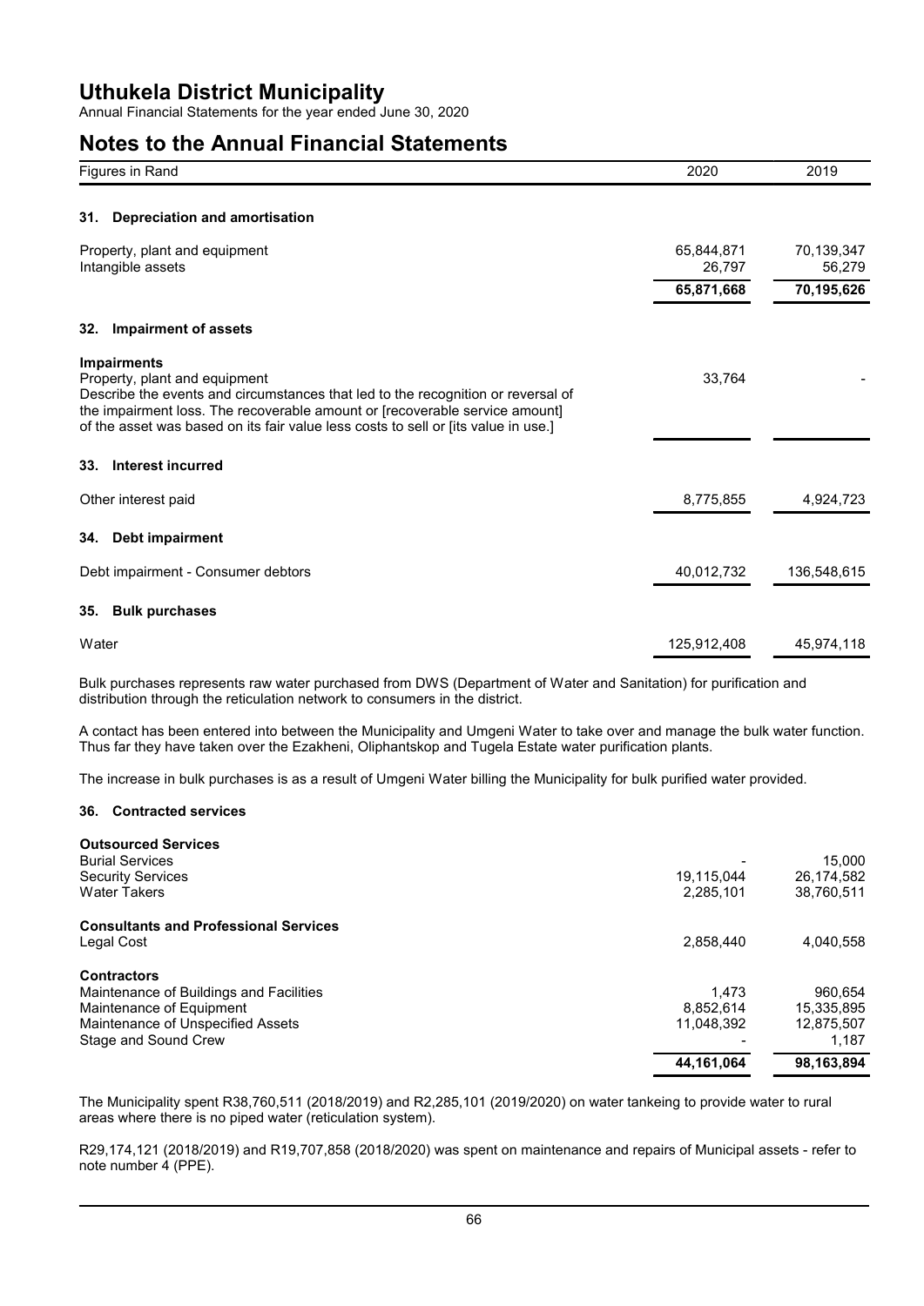# Uthukela District Municipality

Annual Financial Statements for the year ended June 30, 2020

## Notes to the Annual Financial Statements

| Figures in Rand | 2020 | 2019 |
|---|---|---|

### 31. Depreciation and amortisation

| | 2020 | 2019 |
|---|---|---|
| Property, plant and equipment | 65,844,871 | 70,139,347 |
| Intangible assets | 26,797 | 56,279 |
| | **65,871,668** | **70,195,626** |

### 32. Impairment of assets

| | 2020 | 2019 |
|---|---|---|
| **Impairments** | | |
| Property, plant and equipment | 33,764 | - |
| Describe the events and circumstances that led to the recognition or reversal of the impairment loss. The recoverable amount or [recoverable service amount] of the asset was based on its fair value less costs to sell or [its value in use.] | | |

### 33. Interest incurred

| | 2020 | 2019 |
|---|---|---|
| Other interest paid | 8,775,855 | 4,924,723 |

### 34. Debt impairment

| | 2020 | 2019 |
|---|---|---|
| Debt impairment - Consumer debtors | 40,012,732 | 136,548,615 |

### 35. Bulk purchases

| | 2020 | 2019 |
|---|---|---|
| Water | 125,912,408 | 45,974,118 |

Bulk purchases represents raw water purchased from DWS (Department of Water and Sanitation) for purification and distribution through the reticulation network to consumers in the district.

A contact has been entered into between the Municipality and Umgeni Water to take over and manage the bulk water function. Thus far they have taken over the Ezakheni, Oliphantskop and Tugela Estate water purification plants.

The increase in bulk purchases is as a result of Umgeni Water billing the Municipality for bulk purified water provided.

### 36. Contracted services

| | 2020 | 2019 |
|---|---|---|
| **Outsourced Services** | | |
| Burial Services | - | 15,000 |
| Security Services | 19,115,044 | 26,174,582 |
| Water Takers | 2,285,101 | 38,760,511 |
| **Consultants and Professional Services** | | |
| Legal Cost | 2,858,440 | 4,040,558 |
| **Contractors** | | |
| Maintenance of Buildings and Facilities | 1,473 | 960,654 |
| Maintenance of Equipment | 8,852,614 | 15,335,895 |
| Maintenance of Unspecified Assets | 11,048,392 | 12,875,507 |
| Stage and Sound Crew | - | 1,187 |
| | **44,161,064** | **98,163,894** |

The Municipality spent R38,760,511 (2018/2019) and R2,285,101 (2019/2020) on water tankeing to provide water to rural areas where there is no piped water (reticulation system).

R29,174,121 (2018/2019) and R19,707,858 (2018/2020) was spent on maintenance and repairs of Municipal assets - refer to note number 4 (PPE).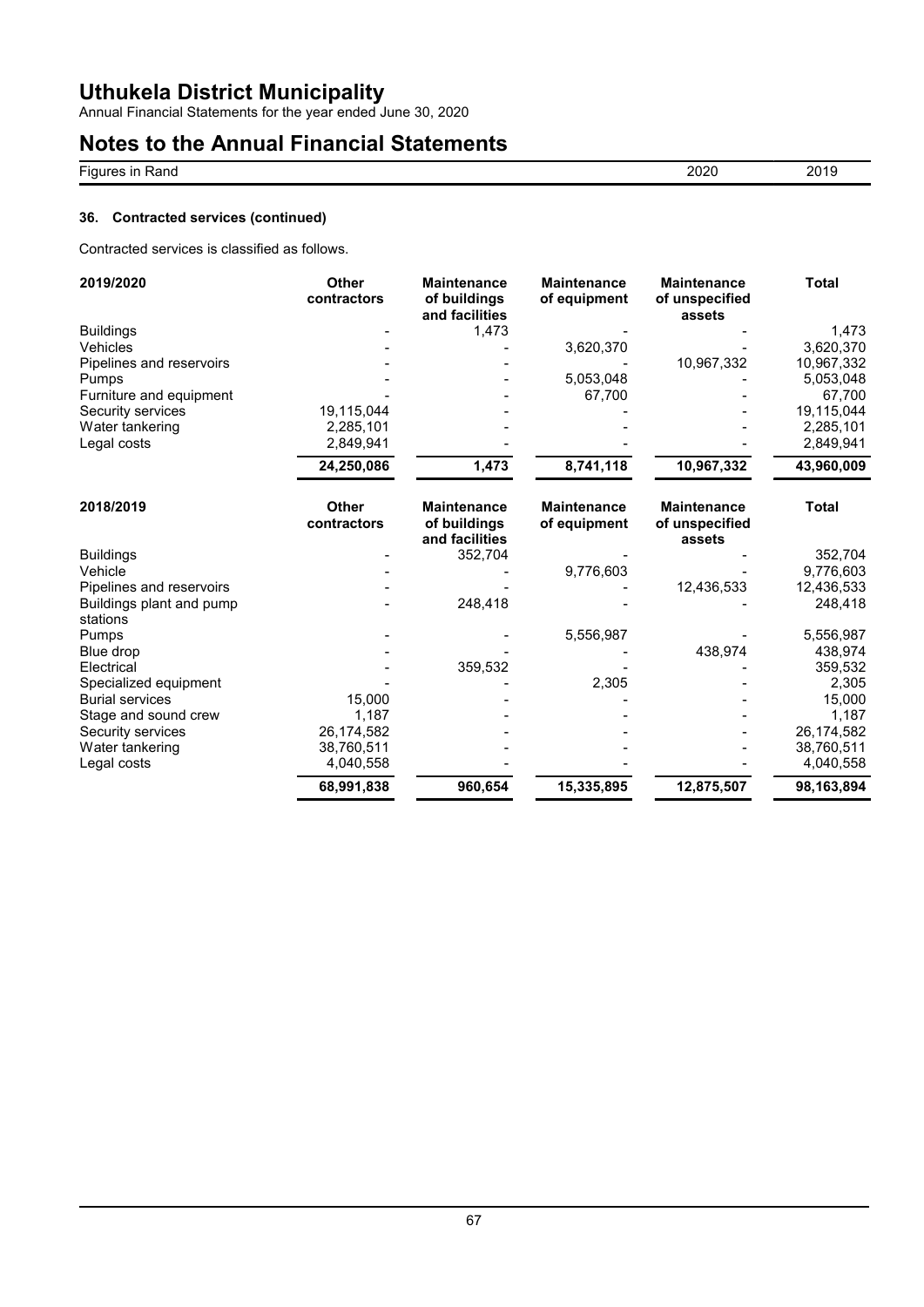# Uthukela District Municipality

Annual Financial Statements for the year ended June 30, 2020

# Notes to the Annual Financial Statements

| Figures in Rand | 2020 | 2019 |
| --- | --- | --- |

### 36. Contracted services (continued)

Contracted services is classified as follows.

| 2019/2020 | Other contractors | Maintenance of buildings and facilities | Maintenance of equipment | Maintenance of unspecified assets | Total |
| --- | --- | --- | --- | --- | --- |
| Buildings | - | 1,473 | - | - | 1,473 |
| Vehicles | - | - | 3,620,370 | - | 3,620,370 |
| Pipelines and reservoirs | - | - | - | 10,967,332 | 10,967,332 |
| Pumps | - | - | 5,053,048 | - | 5,053,048 |
| Furniture and equipment | - | - | 67,700 | - | 67,700 |
| Security services | 19,115,044 | - | - | - | 19,115,044 |
| Water tankering | 2,285,101 | - | - | - | 2,285,101 |
| Legal costs | 2,849,941 | - | - | - | 2,849,941 |
| | **24,250,086** | **1,473** | **8,741,118** | **10,967,332** | **43,960,009** |

| 2018/2019 | Other contractors | Maintenance of buildings and facilities | Maintenance of equipment | Maintenance of unspecified assets | Total |
| --- | --- | --- | --- | --- | --- |
| Buildings | - | 352,704 | - | - | 352,704 |
| Vehicle | - | - | 9,776,603 | - | 9,776,603 |
| Pipelines and reservoirs | - | - | - | 12,436,533 | 12,436,533 |
| Buildings plant and pump stations | - | 248,418 | - | - | 248,418 |
| Pumps | - | - | 5,556,987 | - | 5,556,987 |
| Blue drop | - | - | - | 438,974 | 438,974 |
| Electrical | - | 359,532 | - | - | 359,532 |
| Specialized equipment | - | - | 2,305 | - | 2,305 |
| Burial services | 15,000 | - | - | - | 15,000 |
| Stage and sound crew | 1,187 | - | - | - | 1,187 |
| Security services | 26,174,582 | - | - | - | 26,174,582 |
| Water tankering | 38,760,511 | - | - | - | 38,760,511 |
| Legal costs | 4,040,558 | - | - | - | 4,040,558 |
| | **68,991,838** | **960,654** | **15,335,895** | **12,875,507** | **98,163,894** |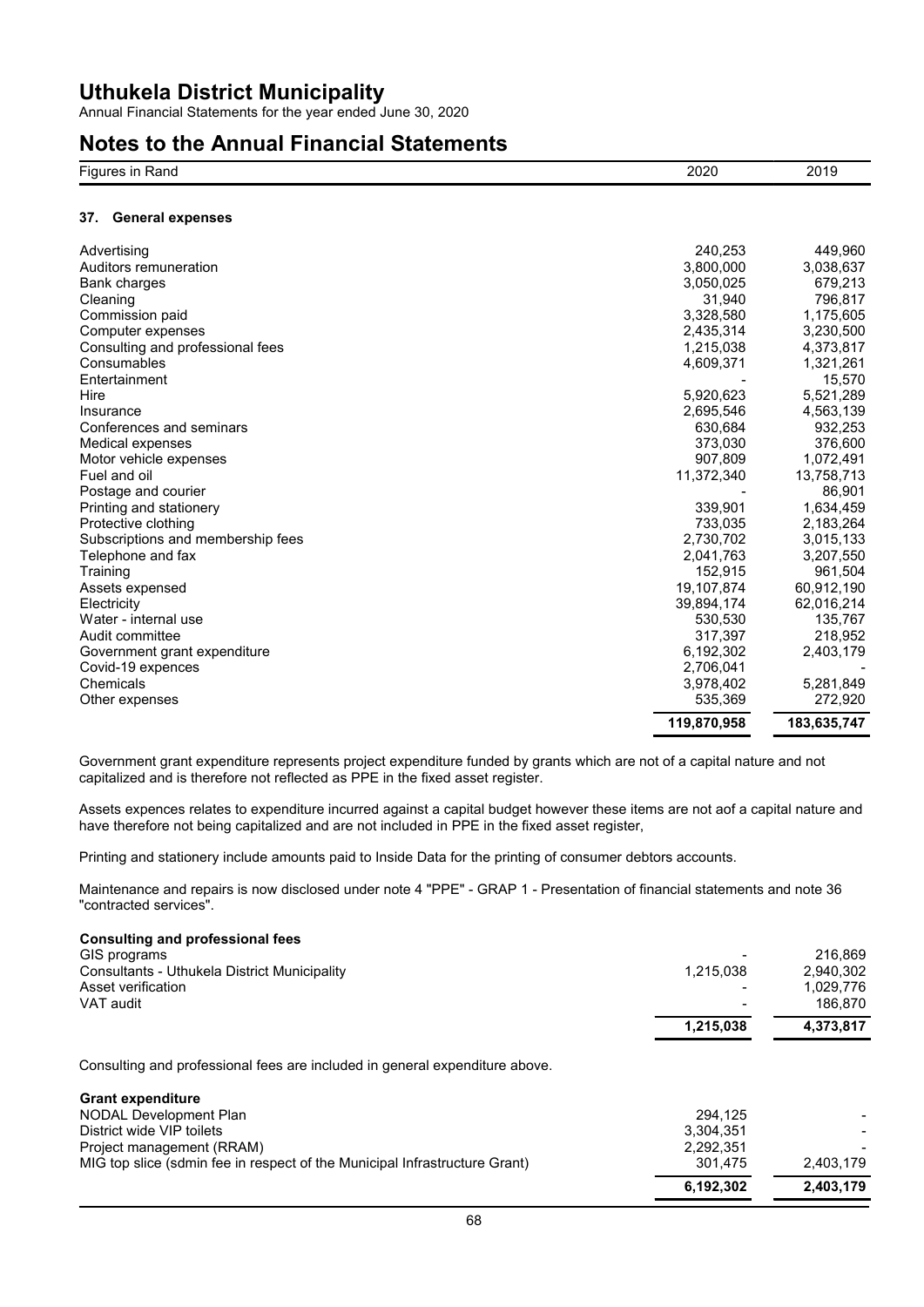# Uthukela District Municipality

Annual Financial Statements for the year ended June 30, 2020

## Notes to the Annual Financial Statements

| Figures in Rand | 2020 | 2019 |
|---|---|---|

### 37. General expenses

| | 2020 | 2019 |
|---|---|---|
| Advertising | 240,253 | 449,960 |
| Auditors remuneration | 3,800,000 | 3,038,637 |
| Bank charges | 3,050,025 | 679,213 |
| Cleaning | 31,940 | 796,817 |
| Commission paid | 3,328,580 | 1,175,605 |
| Computer expenses | 2,435,314 | 3,230,500 |
| Consulting and professional fees | 1,215,038 | 4,373,817 |
| Consumables | 4,609,371 | 1,321,261 |
| Entertainment | - | 15,570 |
| Hire | 5,920,623 | 5,521,289 |
| Insurance | 2,695,546 | 4,563,139 |
| Conferences and seminars | 630,684 | 932,253 |
| Medical expenses | 373,030 | 376,600 |
| Motor vehicle expenses | 907,809 | 1,072,491 |
| Fuel and oil | 11,372,340 | 13,758,713 |
| Postage and courier | - | 86,901 |
| Printing and stationery | 339,901 | 1,634,459 |
| Protective clothing | 733,035 | 2,183,264 |
| Subscriptions and membership fees | 2,730,702 | 3,015,133 |
| Telephone and fax | 2,041,763 | 3,207,550 |
| Training | 152,915 | 961,504 |
| Assets expensed | 19,107,874 | 60,912,190 |
| Electricity | 39,894,174 | 62,016,214 |
| Water - internal use | 530,530 | 135,767 |
| Audit committee | 317,397 | 218,952 |
| Government grant expenditure | 6,192,302 | 2,403,179 |
| Covid-19 expences | 2,706,041 | - |
| Chemicals | 3,978,402 | 5,281,849 |
| Other expenses | 535,369 | 272,920 |
| | **119,870,958** | **183,635,747** |

Government grant expenditure represents project expenditure funded by grants which are not of a capital nature and not capitalized and is therefore not reflected as PPE in the fixed asset register.

Assets expences relates to expenditure incurred against a capital budget however these items are not aof a capital nature and have therefore not being capitalized and are not included in PPE in the fixed asset register,

Printing and stationery include amounts paid to Inside Data for the printing of consumer debtors accounts.

Maintenance and repairs is now disclosed under note 4 "PPE" - GRAP 1 - Presentation of financial statements and note 36 "contracted services".

**Consulting and professional fees**

| | 2020 | 2019 |
|---|---|---|
| GIS programs | - | 216,869 |
| Consultants - Uthukela District Municipality | 1,215,038 | 2,940,302 |
| Asset verification | - | 1,029,776 |
| VAT audit | - | 186,870 |
| | **1,215,038** | **4,373,817** |

Consulting and professional fees are included in general expenditure above.

**Grant expenditure**

| | 2020 | 2019 |
|---|---|---|
| NODAL Development Plan | 294,125 | - |
| District wide VIP toilets | 3,304,351 | - |
| Project management (RRAM) | 2,292,351 | - |
| MIG top slice (sdmin fee in respect of the Municipal Infrastructure Grant) | 301,475 | 2,403,179 |
| | **6,192,302** | **2,403,179** |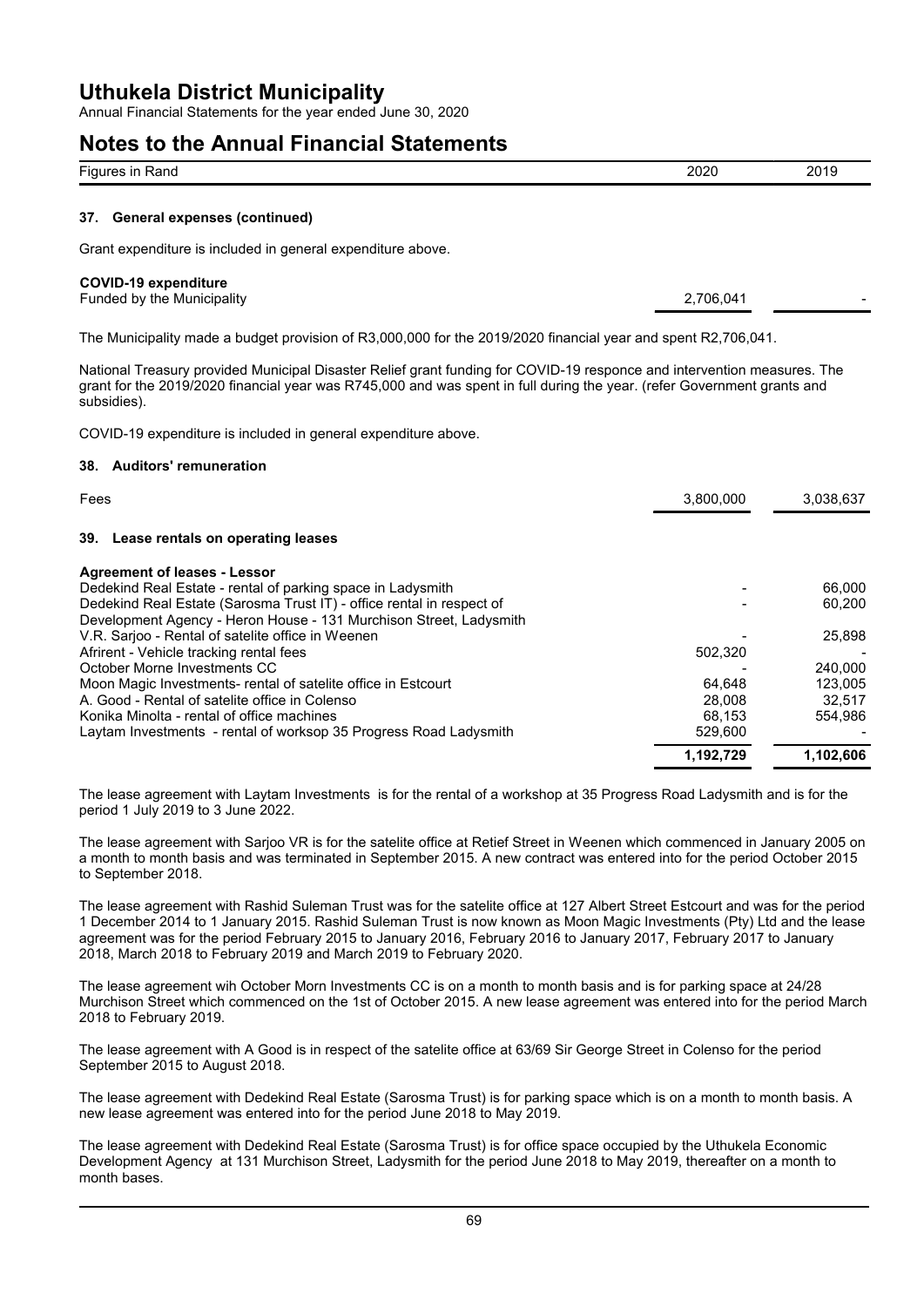## 37. General expenses (continued)

Grant expenditure is included in general expenditure above.

| Figures in Rand | 2020 | 2019 |
|---|---|---|
| **COVID-19 expenditure** | | |
| Funded by the Municipality | 2,706,041 | - |

The Municipality made a budget provision of R3,000,000 for the 2019/2020 financial year and spent R2,706,041.

National Treasury provided Municipal Disaster Relief grant funding for COVID-19 responce and intervention measures. The grant for the 2019/2020 financial year was R745,000 and was spent in full during the year. (refer Government grants and subsidies).

COVID-19 expenditure is included in general expenditure above.

## 38. Auditors' remuneration

| Figures in Rand | 2020 | 2019 |
|---|---|---|
| Fees | 3,800,000 | 3,038,637 |

## 39. Lease rentals on operating leases

| Figures in Rand | 2020 | 2019 |
|---|---|---|
| **Agreement of leases - Lessor** | | |
| Dedekind Real Estate - rental of parking space in Ladysmith | - | 66,000 |
| Dedekind Real Estate (Sarosma Trust IT) - office rental in respect of Development Agency - Heron House - 131 Murchison Street, Ladysmith | - | 60,200 |
| V.R. Sarjoo - Rental of satelite office in Weenen | - | 25,898 |
| Afrirent - Vehicle tracking rental fees | 502,320 | - |
| October Morne Investments CC | - | 240,000 |
| Moon Magic Investments- rental of satelite office in Estcourt | 64,648 | 123,005 |
| A. Good - Rental of satelite office in Colenso | 28,008 | 32,517 |
| Konika Minolta - rental of office machines | 68,153 | 554,986 |
| Laytam Investments - rental of worksop 35 Progress Road Ladysmith | 529,600 | - |
| | **1,192,729** | **1,102,606** |

The lease agreement with Laytam Investments is for the rental of a workshop at 35 Progress Road Ladysmith and is for the period 1 July 2019 to 3 June 2022.

The lease agreement with Sarjoo VR is for the satelite office at Retief Street in Weenen which commenced in January 2005 on a month to month basis and was terminated in September 2015. A new contract was entered into for the period October 2015 to September 2018.

The lease agreement with Rashid Suleman Trust was for the satelite office at 127 Albert Street Estcourt and was for the period 1 December 2014 to 1 January 2015. Rashid Suleman Trust is now known as Moon Magic Investments (Pty) Ltd and the lease agreement was for the period February 2015 to January 2016, February 2016 to January 2017, February 2017 to January 2018, March 2018 to February 2019 and March 2019 to February 2020.

The lease agreement wih October Morn Investments CC is on a month to month basis and is for parking space at 24/28 Murchison Street which commenced on the 1st of October 2015. A new lease agreement was entered into for the period March 2018 to February 2019.

The lease agreement with A Good is in respect of the satelite office at 63/69 Sir George Street in Colenso for the period September 2015 to August 2018.

The lease agreement with Dedekind Real Estate (Sarosma Trust) is for parking space which is on a month to month basis. A new lease agreement was entered into for the period June 2018 to May 2019.

The lease agreement with Dedekind Real Estate (Sarosma Trust) is for office space occupied by the Uthukela Economic Development Agency at 131 Murchison Street, Ladysmith for the period June 2018 to May 2019, thereafter on a month to month bases.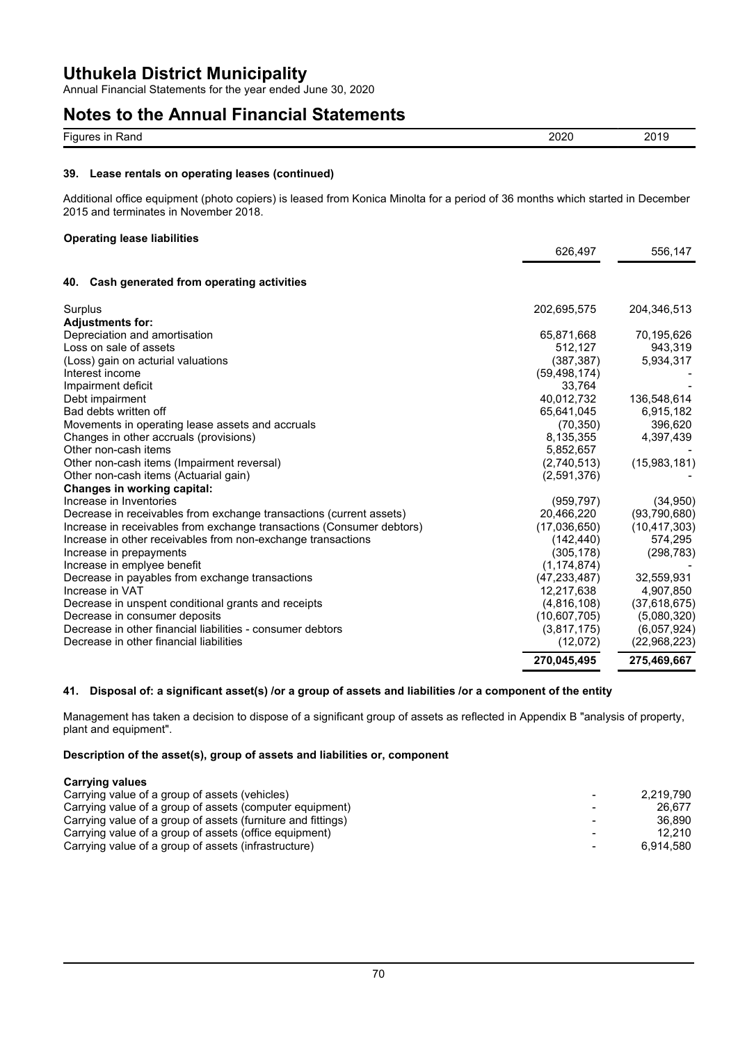| Figures in Rand | 2020 | 2019 |
| --- | --- | --- |

### 39. Lease rentals on operating leases (continued)

Additional office equipment (photo copiers) is leased from Konica Minolta for a period of 36 months which started in December 2015 and terminates in November 2018.

**Operating lease liabilities**

| | 2020 | 2019 |
| --- | --- | --- |
| | 626,497 | 556,147 |

### 40. Cash generated from operating activities

| | 2020 | 2019 |
| --- | --- | --- |
| Surplus | 202,695,575 | 204,346,513 |
| **Adjustments for:** | | |
| Depreciation and amortisation | 65,871,668 | 70,195,626 |
| Loss on sale of assets | 512,127 | 943,319 |
| (Loss) gain on acturial valuations | (387,387) | 5,934,317 |
| Interest income | (59,498,174) | - |
| Impairment deficit | 33,764 | - |
| Debt impairment | 40,012,732 | 136,548,614 |
| Bad debts written off | 65,641,045 | 6,915,182 |
| Movements in operating lease assets and accruals | (70,350) | 396,620 |
| Changes in other accruals (provisions) | 8,135,355 | 4,397,439 |
| Other non-cash items | 5,852,657 | - |
| Other non-cash items (Impairment reversal) | (2,740,513) | (15,983,181) |
| Other non-cash items (Actuarial gain) | (2,591,376) | - |
| **Changes in working capital:** | | |
| Increase in Inventories | (959,797) | (34,950) |
| Decrease in receivables from exchange transactions (current assets) | 20,466,220 | (93,790,680) |
| Increase in receivables from exchange transactions (Consumer debtors) | (17,036,650) | (10,417,303) |
| Increase in other receivables from non-exchange transactions | (142,440) | 574,295 |
| Increase in prepayments | (305,178) | (298,783) |
| Increase in emplyee benefit | (1,174,874) | - |
| Decrease in payables from exchange transactions | (47,233,487) | 32,559,931 |
| Increase in VAT | 12,217,638 | 4,907,850 |
| Decrease in unspent conditional grants and receipts | (4,816,108) | (37,618,675) |
| Decrease in consumer deposits | (10,607,705) | (5,080,320) |
| Decrease in other financial liabilities - consumer debtors | (3,817,175) | (6,057,924) |
| Decrease in other financial liabilities | (12,072) | (22,968,223) |
| | **270,045,495** | **275,469,667** |

### 41. Disposal of: a significant asset(s) /or a group of assets and liabilities /or a component of the entity

Management has taken a decision to dispose of a significant group of assets as reflected in Appendix B "analysis of property, plant and equipment".

**Description of the asset(s), group of assets and liabilities or, component**

**Carrying values**

| | 2020 | 2019 |
| --- | --- | --- |
| Carrying value of a group of assets (vehicles) | - | 2,219,790 |
| Carrying value of a group of assets (computer equipment) | - | 26,677 |
| Carrying value of a group of assets (furniture and fittings) | - | 36,890 |
| Carrying value of a group of assets (office equipment) | - | 12,210 |
| Carrying value of a group of assets (infrastructure) | - | 6,914,580 |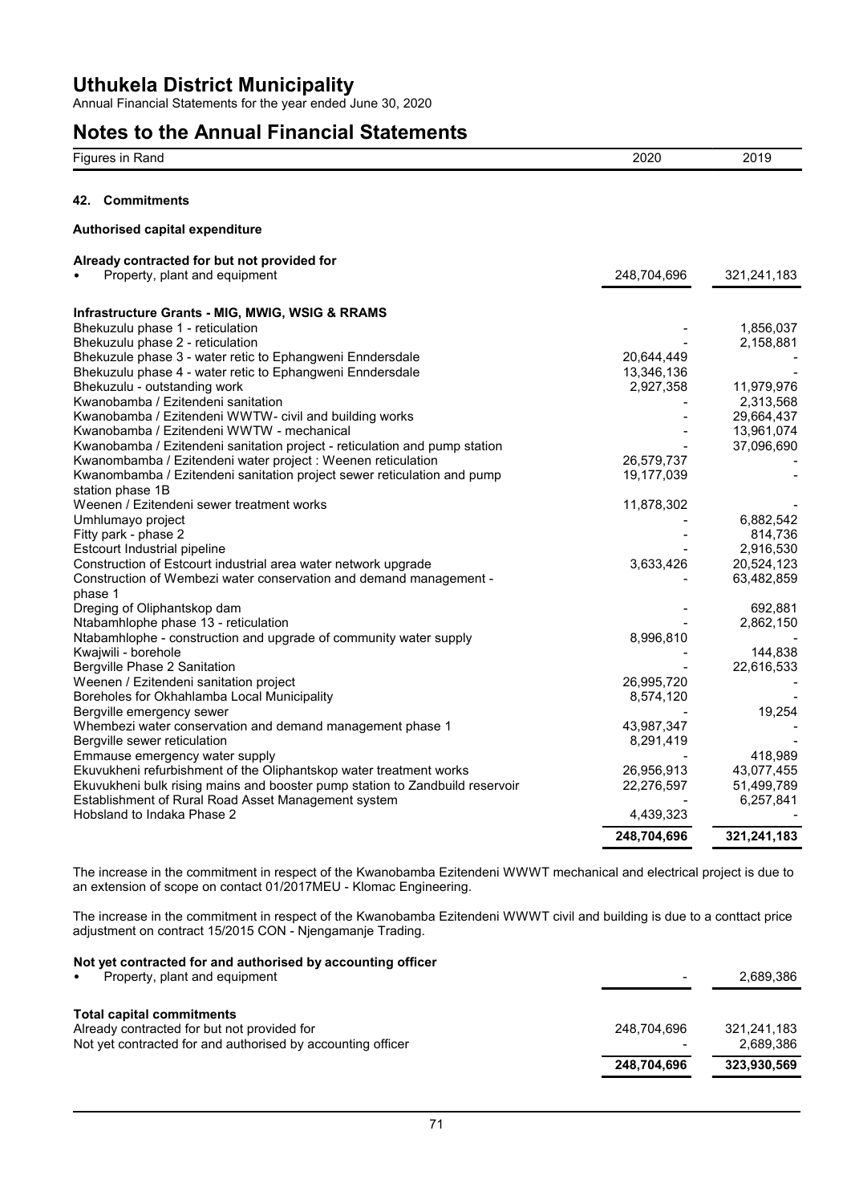# Uthukela District Municipality

Annual Financial Statements for the year ended June 30, 2020

## Notes to the Annual Financial Statements

| Figures in Rand | 2020 | 2019 |
|---|---|---|

### 42. Commitments

**Authorised capital expenditure**

| | 2020 | 2019 |
|---|---|---|
| **Already contracted for but not provided for** | | |
| • Property, plant and equipment | 248,704,696 | 321,241,183 |

| | 2020 | 2019 |
|---|---|---|
| **Infrastructure Grants - MIG, MWIG, WSIG & RRAMS** | | |
| Bhekuzulu phase 1 - reticulation | - | 1,856,037 |
| Bhekuzulu phase 2 - reticulation | - | 2,158,881 |
| Bhekuzule phase 3 - water retic to Ephangweni Enndersdale | 20,644,449 | - |
| Bhekuzulu phase 4 - water retic to Ephangweni Enndersdale | 13,346,136 | - |
| Bhekuzulu - outstanding work | 2,927,358 | 11,979,976 |
| Kwanobamba / Ezitendeni sanitation | - | 2,313,568 |
| Kwanobamba / Ezitendeni WWTW- civil and building works | - | 29,664,437 |
| Kwanobamba / Ezitendeni WWTW - mechanical | - | 13,961,074 |
| Kwanobamba / Ezitendeni sanitation project - reticulation and pump station | - | 37,096,690 |
| Kwanombamba / Ezitendeni water project : Weenen reticulation | 26,579,737 | - |
| Kwanombamba / Ezitendeni sanitation project sewer reticulation and pump station phase 1B | 19,177,039 | - |
| Weenen / Ezitendeni sewer treatment works | 11,878,302 | - |
| Umhlumayo project | - | 6,882,542 |
| Fitty park - phase 2 | - | 814,736 |
| Estcourt Industrial pipeline | - | 2,916,530 |
| Construction of Estcourt industrial area water network upgrade | 3,633,426 | 20,524,123 |
| Construction of Wembezi water conservation and demand management - phase 1 | - | 63,482,859 |
| Dreging of Oliphantskop dam | - | 692,881 |
| Ntabamhlophe phase 13 - reticulation | - | 2,862,150 |
| Ntabamhlophe - construction and upgrade of community water supply | 8,996,810 | - |
| Kwajwili - borehole | - | 144,838 |
| Bergville Phase 2 Sanitation | - | 22,616,533 |
| Weenen / Ezitendeni sanitation project | 26,995,720 | - |
| Boreholes for Okhahlamba Local Municipality | 8,574,120 | - |
| Bergville emergency sewer | - | 19,254 |
| Whembezi water conservation and demand management phase 1 | 43,987,347 | - |
| Bergville sewer reticulation | 8,291,419 | - |
| Emmause emergency water supply | - | 418,989 |
| Ekuvukheni refurbishment of the Oliphantskop water treatment works | 26,956,913 | 43,077,455 |
| Ekuvukheni bulk rising mains and booster pump station to Zandbuild reservoir | 22,276,597 | 51,499,789 |
| Establishment of Rural Road Asset Management system | - | 6,257,841 |
| Hobsland to Indaka Phase 2 | 4,439,323 | - |
| | **248,704,696** | **321,241,183** |

The increase in the commitment in respect of the Kwanobamba Ezitendeni WWWT mechanical and electrical project is due to an extension of scope on contact 01/2017MEU - Klomac Engineering.

The increase in the commitment in respect of the Kwanobamba Ezitendeni WWWT civil and building is due to a conttact price adjustment on contract 15/2015 CON - Njengamanje Trading.

| | 2020 | 2019 |
|---|---|---|
| **Not yet contracted for and authorised by accounting officer** | | |
| • Property, plant and equipment | - | 2,689,386 |

| | 2020 | 2019 |
|---|---|---|
| **Total capital commitments** | | |
| Already contracted for but not provided for | 248,704,696 | 321,241,183 |
| Not yet contracted for and authorised by accounting officer | - | 2,689,386 |
| | **248,704,696** | **323,930,569** |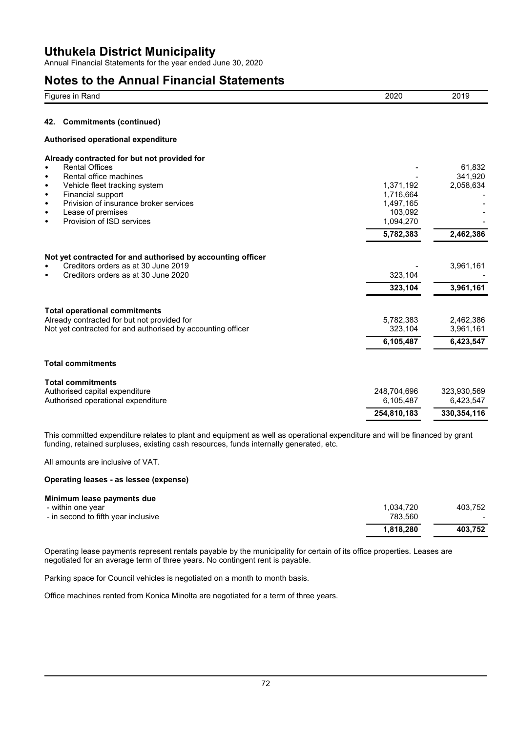## 42. Commitments (continued)

### Authorised operational expenditure

| Figures in Rand | 2020 | 2019 |
|---|---|---|
| **Already contracted for but not provided for** | | |
| • Rental Offices | - | 61,832 |
| • Rental office machines | - | 341,920 |
| • Vehicle fleet tracking system | 1,371,192 | 2,058,634 |
| • Financial support | 1,716,664 | - |
| • Privision of insurance broker services | 1,497,165 | - |
| • Lease of premises | 103,092 | - |
| • Provision of ISD services | 1,094,270 | - |
| | **5,782,383** | **2,462,386** |
| **Not yet contracted for and authorised by accounting officer** | | |
| • Creditors orders as at 30 June 2019 | - | 3,961,161 |
| • Creditors orders as at 30 June 2020 | 323,104 | - |
| | **323,104** | **3,961,161** |
| **Total operational commitments** | | |
| Already contracted for but not provided for | 5,782,383 | 2,462,386 |
| Not yet contracted for and authorised by accounting officer | 323,104 | 3,961,161 |
| | **6,105,487** | **6,423,547** |

### Total commitments

| Figures in Rand | 2020 | 2019 |
|---|---|---|
| **Total commitments** | | |
| Authorised capital expenditure | 248,704,696 | 323,930,569 |
| Authorised operational expenditure | 6,105,487 | 6,423,547 |
| | **254,810,183** | **330,354,116** |

This committed expenditure relates to plant and equipment as well as operational expenditure and will be financed by grant funding, retained surpluses, existing cash resources, funds internally generated, etc.

All amounts are inclusive of VAT.

### Operating leases - as lessee (expense)

| Figures in Rand | 2020 | 2019 |
|---|---|---|
| **Minimum lease payments due** | | |
| - within one year | 1,034,720 | 403,752 |
| - in second to fifth year inclusive | 783,560 | - |
| | **1,818,280** | **403,752** |

Operating lease payments represent rentals payable by the municipality for certain of its office properties. Leases are negotiated for an average term of three years. No contingent rent is payable.

Parking space for Council vehicles is negotiated on a month to month basis.

Office machines rented from Konica Minolta are negotiated for a term of three years.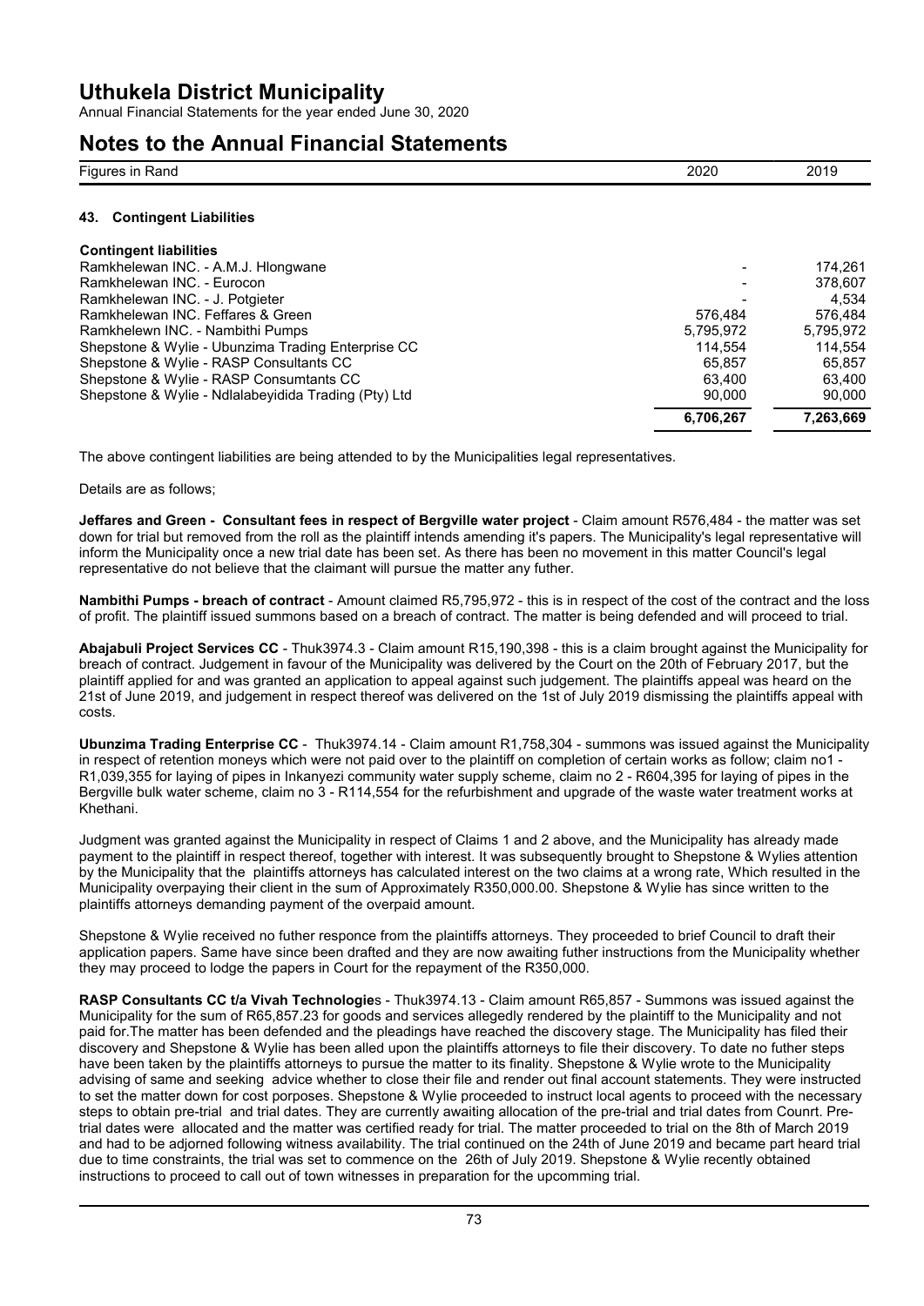# Uthukela District Municipality

Annual Financial Statements for the year ended June 30, 2020

## Notes to the Annual Financial Statements

| Figures in Rand | 2020 | 2019 |
|---|---|---|

### 43. Contingent Liabilities

| Contingent liabilities | | |
|---|---|---|
| Ramkhelewan INC. - A.M.J. Hlongwane | - | 174,261 |
| Ramkhelewan INC. - Eurocon | - | 378,607 |
| Ramkhelewan INC. - J. Potgieter | - | 4,534 |
| Ramkhelewan INC. Feffares & Green | 576,484 | 576,484 |
| Ramkhelewn INC. - Nambithi Pumps | 5,795,972 | 5,795,972 |
| Shepstone & Wylie - Ubunzima Trading Enterprise CC | 114,554 | 114,554 |
| Shepstone & Wylie - RASP Consultants CC | 65,857 | 65,857 |
| Shepstone & Wylie - RASP Consumtants CC | 63,400 | 63,400 |
| Shepstone & Wylie - Ndlalabeyidida Trading (Pty) Ltd | 90,000 | 90,000 |
| | **6,706,267** | **7,263,669** |

The above contingent liabilities are being attended to by the Municipalities legal representatives.

Details are as follows;

**Jeffares and Green - Consultant fees in respect of Bergville water project** - Claim amount R576,484 - the matter was set down for trial but removed from the roll as the plaintiff intends amending it's papers. The Municipality's legal representative will inform the Municipality once a new trial date has been set. As there has been no movement in this matter Council's legal representative do not believe that the claimant will pursue the matter any futher.

**Nambithi Pumps - breach of contract** - Amount claimed R5,795,972 - this is in respect of the cost of the contract and the loss of profit. The plaintiff issued summons based on a breach of contract. The matter is being defended and will proceed to trial.

**Abajabuli Project Services CC** - Thuk3974.3 - Claim amount R15,190,398 - this is a claim brought against the Municipality for breach of contract. Judgement in favour of the Municipality was delivered by the Court on the 20th of February 2017, but the plaintiff applied for and was granted an application to appeal against such judgement. The plaintiffs appeal was heard on the 21st of June 2019, and judgement in respect thereof was delivered on the 1st of July 2019 dismissing the plaintiffs appeal with costs.

**Ubunzima Trading Enterprise CC** - Thuk3974.14 - Claim amount R1,758,304 - summons was issued against the Municipality in respect of retention moneys which were not paid over to the plaintiff on completion of certain works as follow; claim no1 - R1,039,355 for laying of pipes in Inkanyezi community water supply scheme, claim no 2 - R604,395 for laying of pipes in the Bergville bulk water scheme, claim no 3 - R114,554 for the refurbishment and upgrade of the waste water treatment works at Khethani.

Judgment was granted against the Municipality in respect of Claims 1 and 2 above, and the Municipality has already made payment to the plaintiff in respect thereof, together with interest. It was subsequently brought to Shepstone & Wylies attention by the Municipality that the plaintiffs attorneys has calculated interest on the two claims at a wrong rate, Which resulted in the Municipality overpaying their client in the sum of Approximately R350,000.00. Shepstone & Wylie has since written to the plaintiffs attorneys demanding payment of the overpaid amount.

Shepstone & Wylie received no futher responce from the plaintiffs attorneys. They proceeded to brief Council to draft their application papers. Same have since been drafted and they are now awaiting futher instructions from the Municipality whether they may proceed to lodge the papers in Court for the repayment of the R350,000.

**RASP Consultants CC t/a Vivah Technologie**s - Thuk3974.13 - Claim amount R65,857 - Summons was issued against the Municipality for the sum of R65,857.23 for goods and services allegedly rendered by the plaintiff to the Municipality and not paid for.The matter has been defended and the pleadings have reached the discovery stage. The Municipality has filed their discovery and Shepstone & Wylie has been alled upon the plaintiffs attorneys to file their discovery. To date no futher steps have been taken by the plaintiffs attorneys to pursue the matter to its finality. Shepstone & Wylie wrote to the Municipality advising of same and seeking advice whether to close their file and render out final account statements. They were instructed to set the matter down for cost porposes. Shepstone & Wylie proceeded to instruct local agents to proceed with the necessary steps to obtain pre-trial and trial dates. They are currently awaiting allocation of the pre-trial and trial dates from Counrt. Pre-trial dates were allocated and the matter was certified ready for trial. The matter proceeded to trial on the 8th of March 2019 and had to be adjorned following witness availability. The trial continued on the 24th of June 2019 and became part heard trial due to time constraints, the trial was set to commence on the 26th of July 2019. Shepstone & Wylie recently obtained instructions to proceed to call out of town witnesses in preparation for the upcomming trial.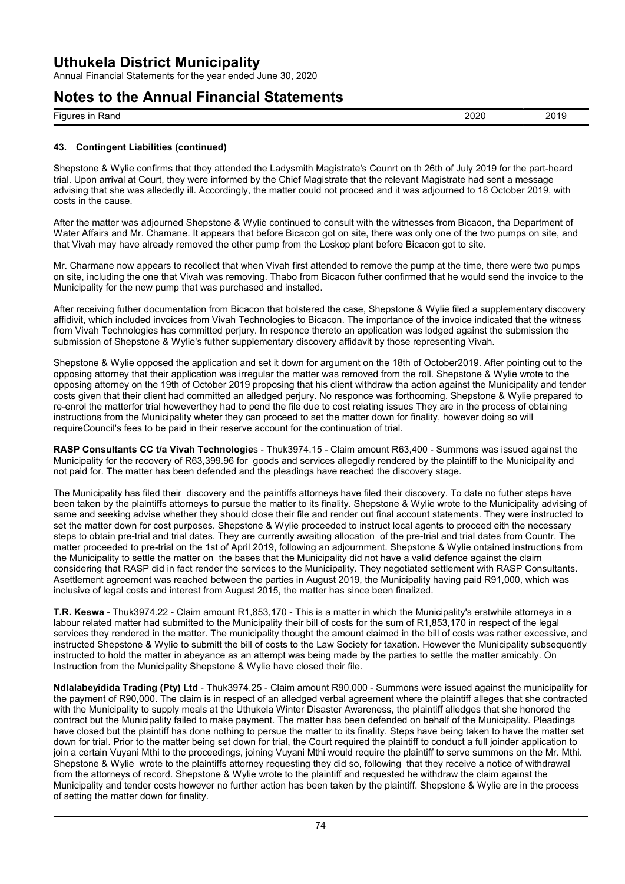### 43. Contingent Liabilities (continued)

Shepstone & Wylie confirms that they attended the Ladysmith Magistrate's Counrt on th 26th of July 2019 for the part-heard trial. Upon arrival at Court, they were informed by the Chief Magistrate that the relevant Magistrate had sent a message advising that she was allededly ill. Accordingly, the matter could not proceed and it was adjourned to 18 October 2019, with costs in the cause.

After the matter was adjourned Shepstone & Wylie continued to consult with the witnesses from Bicacon, tha Department of Water Affairs and Mr. Chamane. It appears that before Bicacon got on site, there was only one of the two pumps on site, and that Vivah may have already removed the other pump from the Loskop plant before Bicacon got to site.

Mr. Charmane now appears to recollect that when Vivah first attended to remove the pump at the time, there were two pumps on site, including the one that Vivah was removing. Thabo from Bicacon futher confirmed that he would send the invoice to the Municipality for the new pump that was purchased and installed.

After receiving futher documentation from Bicacon that bolstered the case, Shepstone & Wylie filed a supplementary discovery affidivit, which included invoices from Vivah Technologies to Bicacon. The importance of the invoice indicated that the witness from Vivah Technologies has committed perjury. In responce thereto an application was lodged against the submission the submission of Shepstone & Wylie's futher supplementary discovery affidavit by those representing Vivah.

Shepstone & Wylie opposed the application and set it down for argument on the 18th of October2019. After pointing out to the opposing attorney that their application was irregular the matter was removed from the roll. Shepstone & Wylie wrote to the opposing attorney on the 19th of October 2019 proposing that his client withdraw tha action against the Municipality and tender costs given that their client had committed an alledged perjury. No responce was forthcoming. Shepstone & Wylie prepared to re-enrol the matterfor trial howeverthey had to pend the file due to cost relating issues They are in the process of obtaining instructions from the Municipality wheter they can proceed to set the matter down for finality, however doing so will requireCouncil's fees to be paid in their reserve account for the continuation of trial.

**RASP Consultants CC t/a Vivah Technologie**s - Thuk3974.15 - Claim amount R63,400 - Summons was issued against the Municipality for the recovery of R63,399.96 for goods and services allegedly rendered by the plaintiff to the Municipality and not paid for. The matter has been defended and the pleadings have reached the discovery stage.

The Municipality has filed their discovery and the paintiffs attorneys have filed their discovery. To date no futher steps have been taken by the plaintiffs attorneys to pursue the matter to its finality. Shepstone & Wylie wrote to the Municipality advising of same and seeking advise whether they should close their file and render out final account statements. They were instructed to set the matter down for cost purposes. Shepstone & Wylie proceeded to instruct local agents to proceed eith the necessary steps to obtain pre-trial and trial dates. They are currently awaiting allocation of the pre-trial and trial dates from Countr. The matter proceeded to pre-trial on the 1st of April 2019, following an adjournment. Shepstone & Wylie ontained instructions from the Municipality to settle the matter on the bases that the Municipality did not have a valid defence against the claim considering that RASP did in fact render the services to the Municipality. They negotiated settlement with RASP Consultants. Asettlement agreement was reached between the parties in August 2019, the Municipality having paid R91,000, which was inclusive of legal costs and interest from August 2015, the matter has since been finalized.

**T.R. Keswa** - Thuk3974.22 - Claim amount R1,853,170 - This is a matter in which the Municipality's erstwhile attorneys in a labour related matter had submitted to the Municipality their bill of costs for the sum of R1,853,170 in respect of the legal services they rendered in the matter. The municipality thought the amount claimed in the bill of costs was rather excessive, and instructed Shepstone & Wylie to submitt the bill of costs to the Law Society for taxation. However the Municipality subsequently instructed to hold the matter in abeyance as an attempt was being made by the parties to settle the matter amicably. On Instruction from the Municipality Shepstone & Wylie have closed their file.

**Ndlalabeyidida Trading (Pty) Ltd** - Thuk3974.25 - Claim amount R90,000 - Summons were issued against the municipality for the payment of R90,000. The claim is in respect of an alledged verbal agreement where the plaintiff alleges that she contracted with the Municipality to supply meals at the Uthukela Winter Disaster Awareness, the plaintiff alledges that she honored the contract but the Municipality failed to make payment. The matter has been defended on behalf of the Municipality. Pleadings have closed but the plaintiff has done nothing to persue the matter to its finality. Steps have being taken to have the matter set down for trial. Prior to the matter being set down for trial, the Court required the plaintiff to conduct a full joinder application to join a certain Vuyani Mthi to the proceedings, joining Vuyani Mthi would require the plaintiff to serve summons on the Mr. Mthi. Shepstone & Wylie wrote to the plaintiffs attorney requesting they did so, following that they receive a notice of withdrawal from the attorneys of record. Shepstone & Wylie wrote to the plaintiff and requested he withdraw the claim against the Municipality and tender costs however no further action has been taken by the plaintiff. Shepstone & Wylie are in the process of setting the matter down for finality.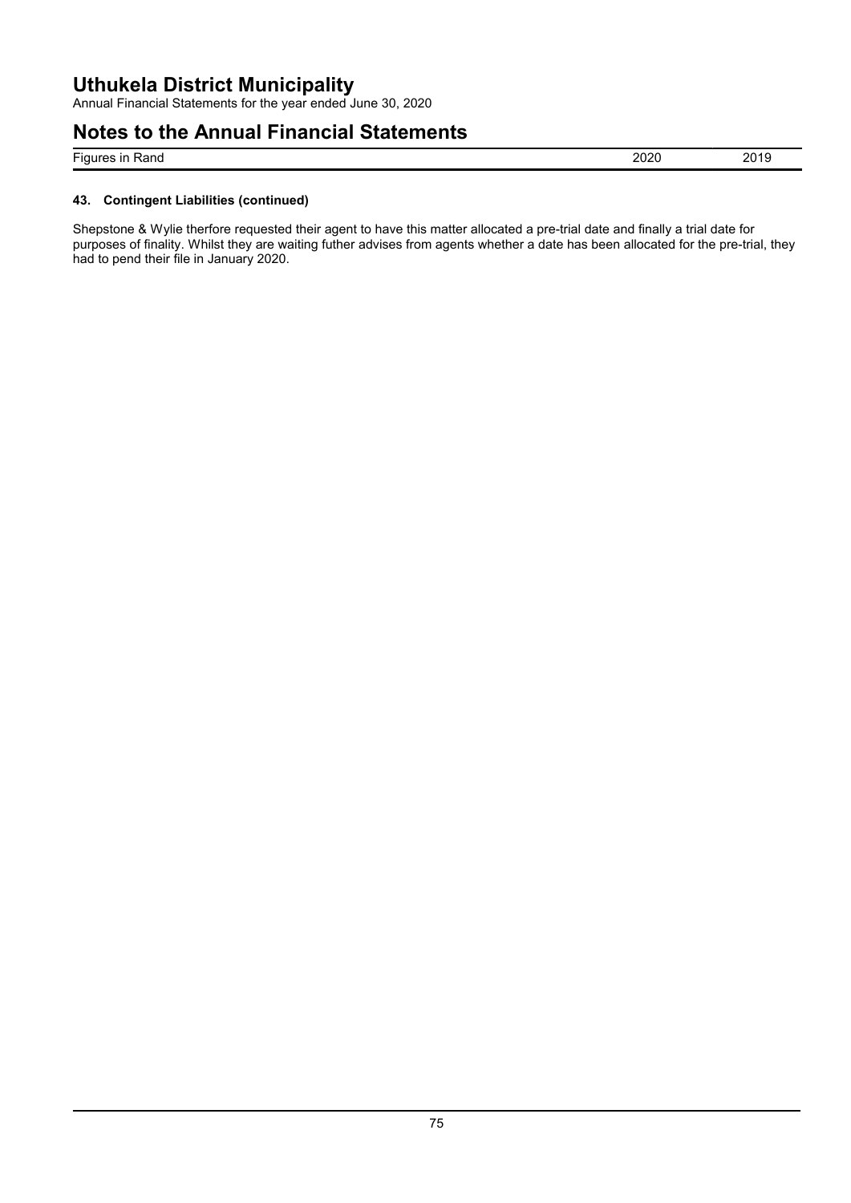| Figures in Rand | 2020 | 2019 |
| --- | --- | --- |

### 43. Contingent Liabilities (continued)

Shepstone & Wylie therfore requested their agent to have this matter allocated a pre-trial date and finally a trial date for purposes of finality. Whilst they are waiting futher advises from agents whether a date has been allocated for the pre-trial, they had to pend their file in January 2020.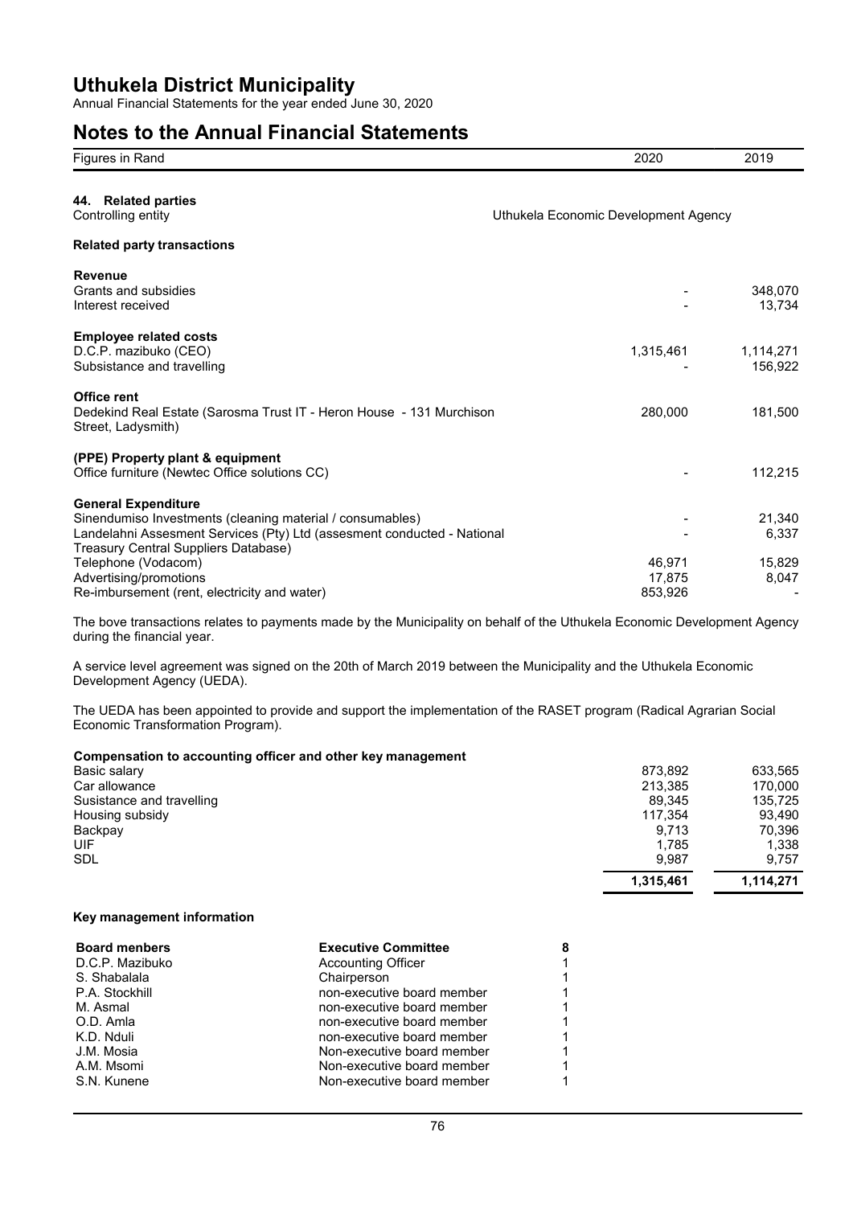## Notes to the Annual Financial Statements

| Figures in Rand | 2020 | 2019 |
|---|---|---|

### 44. Related parties

Controlling entity — Uthukela Economic Development Agency

**Related party transactions**

| | 2020 | 2019 |
|---|---|---|
| **Revenue** | | |
| Grants and subsidies | - | 348,070 |
| Interest received | - | 13,734 |
| **Employee related costs** | | |
| D.C.P. mazibuko (CEO) | 1,315,461 | 1,114,271 |
| Subsistance and travelling | - | 156,922 |
| **Office rent** | | |
| Dedekind Real Estate (Sarosma Trust IT - Heron House - 131 Murchison Street, Ladysmith) | 280,000 | 181,500 |
| **(PPE) Property plant & equipment** | | |
| Office furniture (Newtec Office solutions CC) | - | 112,215 |
| **General Expenditure** | | |
| Sinendumiso Investments (cleaning material / consumables) | - | 21,340 |
| Landelahni Assesment Services (Pty) Ltd (assesment conducted - National Treasury Central Suppliers Database) | - | 6,337 |
| Telephone (Vodacom) | 46,971 | 15,829 |
| Advertising/promotions | 17,875 | 8,047 |
| Re-imbursement (rent, electricity and water) | 853,926 | - |

The bove transactions relates to payments made by the Municipality on behalf of the Uthukela Economic Development Agency during the financial year.

A service level agreement was signed on the 20th of March 2019 between the Municipality and the Uthukela Economic Development Agency (UEDA).

The UEDA has been appointed to provide and support the implementation of the RASET program (Radical Agrarian Social Economic Transformation Program).

**Compensation to accounting officer and other key management**

| | 2020 | 2019 |
|---|---|---|
| Basic salary | 873,892 | 633,565 |
| Car allowance | 213,385 | 170,000 |
| Susistance and travelling | 89,345 | 135,725 |
| Housing subsidy | 117,354 | 93,490 |
| Backpay | 9,713 | 70,396 |
| UIF | 1,785 | 1,338 |
| SDL | 9,987 | 9,757 |
| | **1,315,461** | **1,114,271** |

**Key management information**

| Board menbers | Executive Committee | 8 |
|---|---|---|
| D.C.P. Mazibuko | Accounting Officer | 1 |
| S. Shabalala | Chairperson | 1 |
| P.A. Stockhill | non-executive board member | 1 |
| M. Asmal | non-executive board member | 1 |
| O.D. Amla | non-executive board member | 1 |
| K.D. Nduli | non-executive board member | 1 |
| J.M. Mosia | Non-executive board member | 1 |
| A.M. Msomi | Non-executive board member | 1 |
| S.N. Kunene | Non-executive board member | 1 |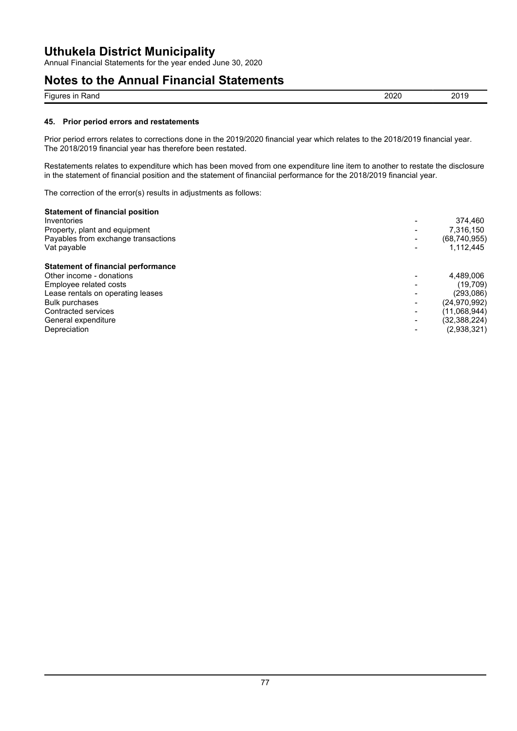### 45. Prior period errors and restatements

Prior period errors relates to corrections done in the 2019/2020 financial year which relates to the 2018/2019 financial year. The 2018/2019 financial year has therefore been restated.

Restatements relates to expenditure which has been moved from one expenditure line item to another to restate the disclosure in the statement of financial position and the statement of financiial performance for the 2018/2019 financial year.

The correction of the error(s) results in adjustments as follows:

| Figures in Rand | 2020 | 2019 |
|---|---|---|
| **Statement of financial position** | | |
| Inventories | - | 374,460 |
| Property, plant and equipment | - | 7,316,150 |
| Payables from exchange transactions | - | (68,740,955) |
| Vat payable | - | 1,112,445 |
| **Statement of financial performance** | | |
| Other income - donations | - | 4,489,006 |
| Employee related costs | - | (19,709) |
| Lease rentals on operating leases | - | (293,086) |
| Bulk purchases | - | (24,970,992) |
| Contracted services | - | (11,068,944) |
| General expenditure | - | (32,388,224) |
| Depreciation | - | (2,938,321) |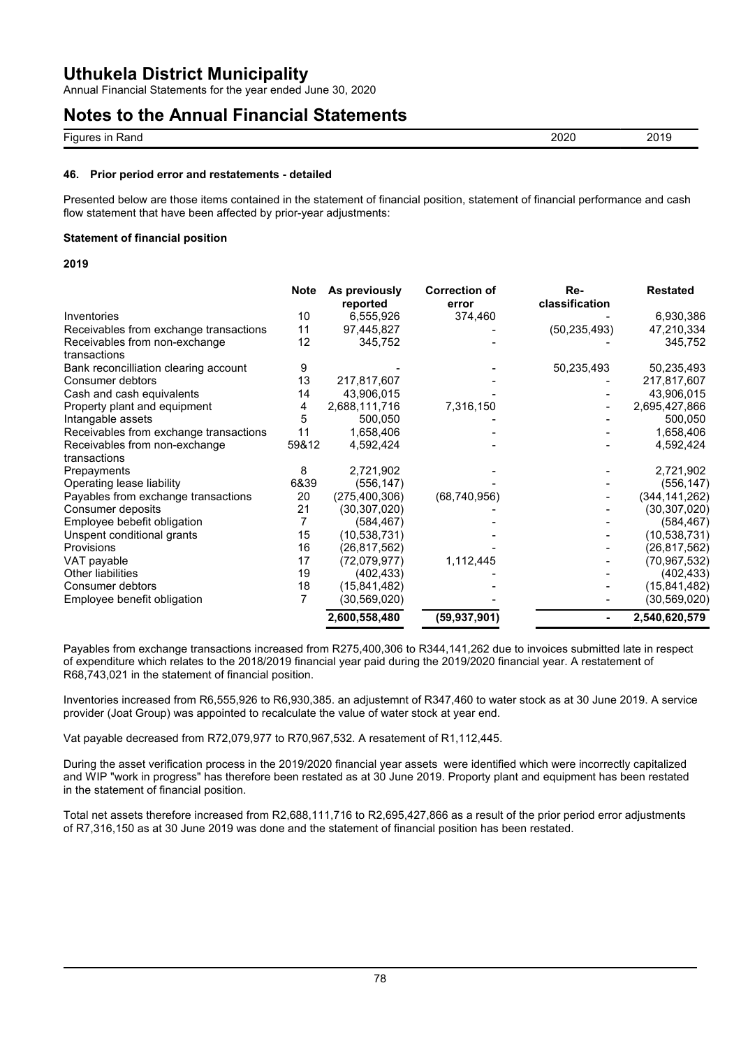## 46. Prior period error and restatements - detailed

Presented below are those items contained in the statement of financial position, statement of financial performance and cash flow statement that have been affected by prior-year adjustments:

### Statement of financial position

**2019**

| | Note | As previously reported | Correction of error | Re-classification | Restated |
|---|---|---|---|---|---|
| Inventories | 10 | 6,555,926 | 374,460 | - | 6,930,386 |
| Receivables from exchange transactions | 11 | 97,445,827 | - | (50,235,493) | 47,210,334 |
| Receivables from non-exchange transactions | 12 | 345,752 | - | - | 345,752 |
| Bank reconcilliation clearing account | 9 | - | - | 50,235,493 | 50,235,493 |
| Consumer debtors | 13 | 217,817,607 | - | - | 217,817,607 |
| Cash and cash equivalents | 14 | 43,906,015 | - | - | 43,906,015 |
| Property plant and equipment | 4 | 2,688,111,716 | 7,316,150 | - | 2,695,427,866 |
| Intangable assets | 5 | 500,050 | - | - | 500,050 |
| Receivables from exchange transactions | 11 | 1,658,406 | - | - | 1,658,406 |
| Receivables from non-exchange transactions | 59&12 | 4,592,424 | - | - | 4,592,424 |
| Prepayments | 8 | 2,721,902 | - | - | 2,721,902 |
| Operating lease liability | 6&39 | (556,147) | - | - | (556,147) |
| Payables from exchange transactions | 20 | (275,400,306) | (68,740,956) | - | (344,141,262) |
| Consumer deposits | 21 | (30,307,020) | - | - | (30,307,020) |
| Employee bebefit obligation | 7 | (584,467) | - | - | (584,467) |
| Unspent conditional grants | 15 | (10,538,731) | - | - | (10,538,731) |
| Provisions | 16 | (26,817,562) | - | - | (26,817,562) |
| VAT payable | 17 | (72,079,977) | 1,112,445 | - | (70,967,532) |
| Other liabilities | 19 | (402,433) | - | - | (402,433) |
| Consumer debtors | 18 | (15,841,482) | - | - | (15,841,482) |
| Employee benefit obligation | 7 | (30,569,020) | - | - | (30,569,020) |
| | | **2,600,558,480** | **(59,937,901)** | **-** | **2,540,620,579** |

Payables from exchange transactions increased from R275,400,306 to R344,141,262 due to invoices submitted late in respect of expenditure which relates to the 2018/2019 financial year paid during the 2019/2020 financial year. A restatement of R68,743,021 in the statement of financial position.

Inventories increased from R6,555,926 to R6,930,385. an adjustemnt of R347,460 to water stock as at 30 June 2019. A service provider (Joat Group) was appointed to recalculate the value of water stock at year end.

Vat payable decreased from R72,079,977 to R70,967,532. A resatement of R1,112,445.

During the asset verification process in the 2019/2020 financial year assets were identified which were incorrectly capitalized and WIP "work in progress" has therefore been restated as at 30 June 2019. Proporty plant and equipment has been restated in the statement of financial position.

Total net assets therefore increased from R2,688,111,716 to R2,695,427,866 as a result of the prior period error adjustments of R7,316,150 as at 30 June 2019 was done and the statement of financial position has been restated.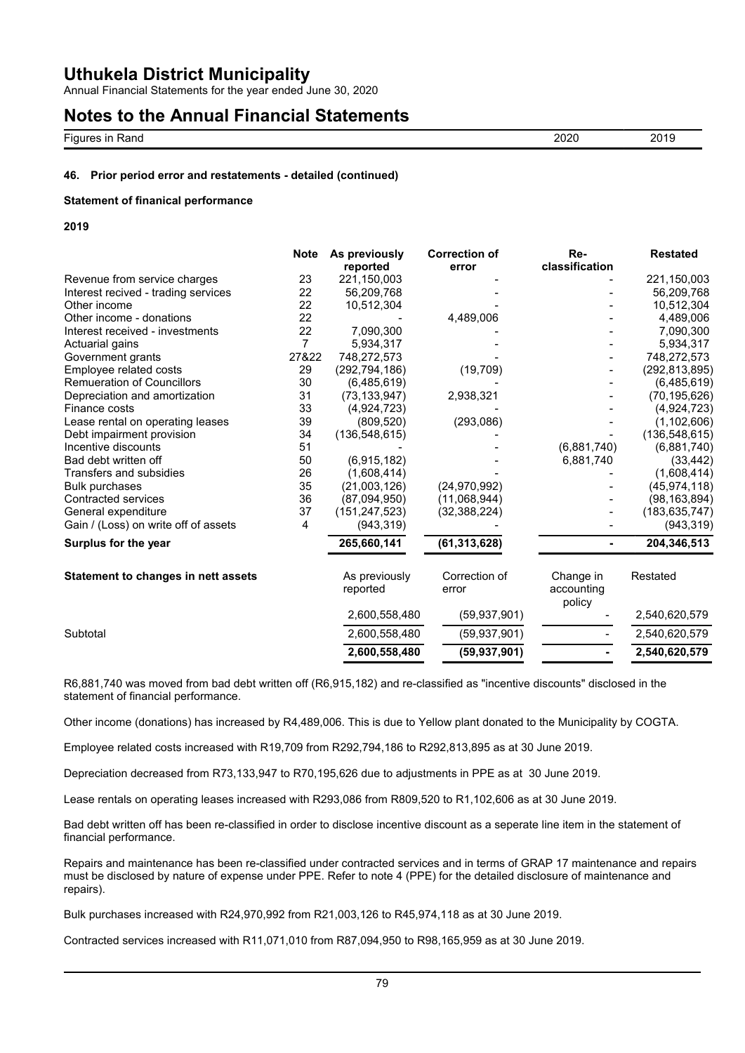## Notes to the Annual Financial Statements

| Figures in Rand | 2020 | 2019 |
|---|---|---|

### 46. Prior period error and restatements - detailed (continued)

**Statement of finanical performance**

**2019**

| | Note | As previously reported | Correction of error | Re-classification | Restated |
|---|---|---|---|---|---|
| Revenue from service charges | 23 | 221,150,003 | - | - | 221,150,003 |
| Interest recived - trading services | 22 | 56,209,768 | - | - | 56,209,768 |
| Other income | 22 | 10,512,304 | - | - | 10,512,304 |
| Other income - donations | 22 | - | 4,489,006 | - | 4,489,006 |
| Interest received - investments | 22 | 7,090,300 | - | - | 7,090,300 |
| Actuarial gains | 7 | 5,934,317 | - | - | 5,934,317 |
| Government grants | 27&22 | 748,272,573 | - | - | 748,272,573 |
| Employee related costs | 29 | (292,794,186) | (19,709) | - | (292,813,895) |
| Remueration of Councillors | 30 | (6,485,619) | - | - | (6,485,619) |
| Depreciation and amortization | 31 | (73,133,947) | 2,938,321 | - | (70,195,626) |
| Finance costs | 33 | (4,924,723) | - | - | (4,924,723) |
| Lease rental on operating leases | 39 | (809,520) | (293,086) | - | (1,102,606) |
| Debt impairment provision | 34 | (136,548,615) | - | - | (136,548,615) |
| Incentive discounts | 51 | - | - | (6,881,740) | (6,881,740) |
| Bad debt written off | 50 | (6,915,182) | - | 6,881,740 | (33,442) |
| Transfers and subsidies | 26 | (1,608,414) | - | - | (1,608,414) |
| Bulk purchases | 35 | (21,003,126) | (24,970,992) | - | (45,974,118) |
| Contracted services | 36 | (87,094,950) | (11,068,944) | - | (98,163,894) |
| General expenditure | 37 | (151,247,523) | (32,388,224) | - | (183,635,747) |
| Gain / (Loss) on write off of assets | 4 | (943,319) | - | - | (943,319) |
| **Surplus for the year** | | **265,660,141** | **(61,313,628)** | **-** | **204,346,513** |

| **Statement to changes in nett assets** | As previously reported | Correction of error | Change in accounting policy | Restated |
|---|---|---|---|---|
| | 2,600,558,480 | (59,937,901) | - | 2,540,620,579 |
| Subtotal | 2,600,558,480 | (59,937,901) | - | 2,540,620,579 |
| | **2,600,558,480** | **(59,937,901)** | **-** | **2,540,620,579** |

R6,881,740 was moved from bad debt written off (R6,915,182) and re-classified as "incentive discounts" disclosed in the statement of financial performance.

Other income (donations) has increased by R4,489,006. This is due to Yellow plant donated to the Municipality by COGTA.

Employee related costs increased with R19,709 from R292,794,186 to R292,813,895 as at 30 June 2019.

Depreciation decreased from R73,133,947 to R70,195,626 due to adjustments in PPE as at 30 June 2019.

Lease rentals on operating leases increased with R293,086 from R809,520 to R1,102,606 as at 30 June 2019.

Bad debt written off has been re-classified in order to disclose incentive discount as a seperate line item in the statement of financial performance.

Repairs and maintenance has been re-classified under contracted services and in terms of GRAP 17 maintenance and repairs must be disclosed by nature of expense under PPE. Refer to note 4 (PPE) for the detailed disclosure of maintenance and repairs).

Bulk purchases increased with R24,970,992 from R21,003,126 to R45,974,118 as at 30 June 2019.

Contracted services increased with R11,071,010 from R87,094,950 to R98,165,959 as at 30 June 2019.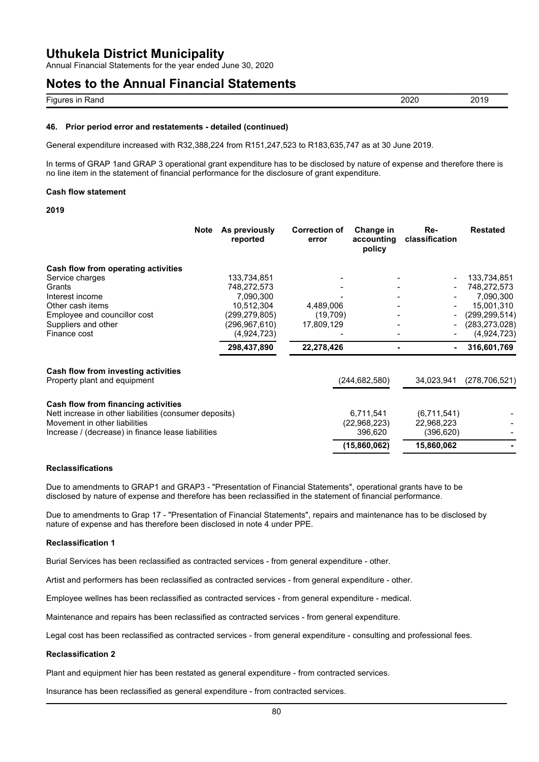### 46. Prior period error and restatements - detailed (continued)

General expenditure increased with R32,388,224 from R151,247,523 to R183,635,747 as at 30 June 2019.

In terms of GRAP 1and GRAP 3 operational grant expenditure has to be disclosed by nature of expense and therefore there is no line item in the statement of financial performance for the disclosure of grant expenditure.

#### Cash flow statement

**2019**

| | Note | As previously reported | Correction of error | Change in accounting policy | Re-classification | Restated |
|---|---|---|---|---|---|---|
| **Cash flow from operating activities** | | | | | | |
| Service charges | | 133,734,851 | - | - | - | 133,734,851 |
| Grants | | 748,272,573 | - | - | - | 748,272,573 |
| Interest income | | 7,090,300 | - | - | - | 7,090,300 |
| Other cash items | | 10,512,304 | 4,489,006 | - | - | 15,001,310 |
| Employee and councillor cost | | (299,279,805) | (19,709) | - | - | (299,299,514) |
| Suppliers and other | | (296,967,610) | 17,809,129 | - | - | (283,273,028) |
| Finance cost | | (4,924,723) | - | - | - | (4,924,723) |
| | | **298,437,890** | **22,278,426** | **-** | **-** | **316,601,769** |
| **Cash flow from investing activities** | | | | | | |
| Property plant and equipment | | | | (244,682,580) | 34,023,941 | (278,706,521) |
| **Cash flow from financing activities** | | | | | | |
| Nett increase in other liabilities (consumer deposits) | | | | 6,711,541 | (6,711,541) | - |
| Movement in other liabilities | | | | (22,968,223) | 22,968,223 | - |
| Increase / (decrease) in finance lease liabilities | | | | 396,620 | (396,620) | - |
| | | | | **(15,860,062)** | **15,860,062** | **-** |

#### Reclassifications

Due to amendments to GRAP1 and GRAP3 - "Presentation of Financial Statements", operational grants have to be disclosed by nature of expense and therefore has been reclassified in the statement of financial performance.

Due to amendments to Grap 17 - "Presentation of Financial Statements", repairs and maintenance has to be disclosed by nature of expense and has therefore been disclosed in note 4 under PPE.

#### Reclassification 1

Burial Services has been reclassified as contracted services - from general expenditure - other.

Artist and performers has been reclassified as contracted services - from general expenditure - other.

Employee wellnes has been reclassified as contracted services - from general expenditure - medical.

Maintenance and repairs has been reclassified as contracted services - from general expenditure.

Legal cost has been reclassified as contracted services - from general expenditure - consulting and professional fees.

#### Reclassification 2

Plant and equipment hier has been restated as general expenditure - from contracted services.

Insurance has been reclassified as general expenditure - from contracted services.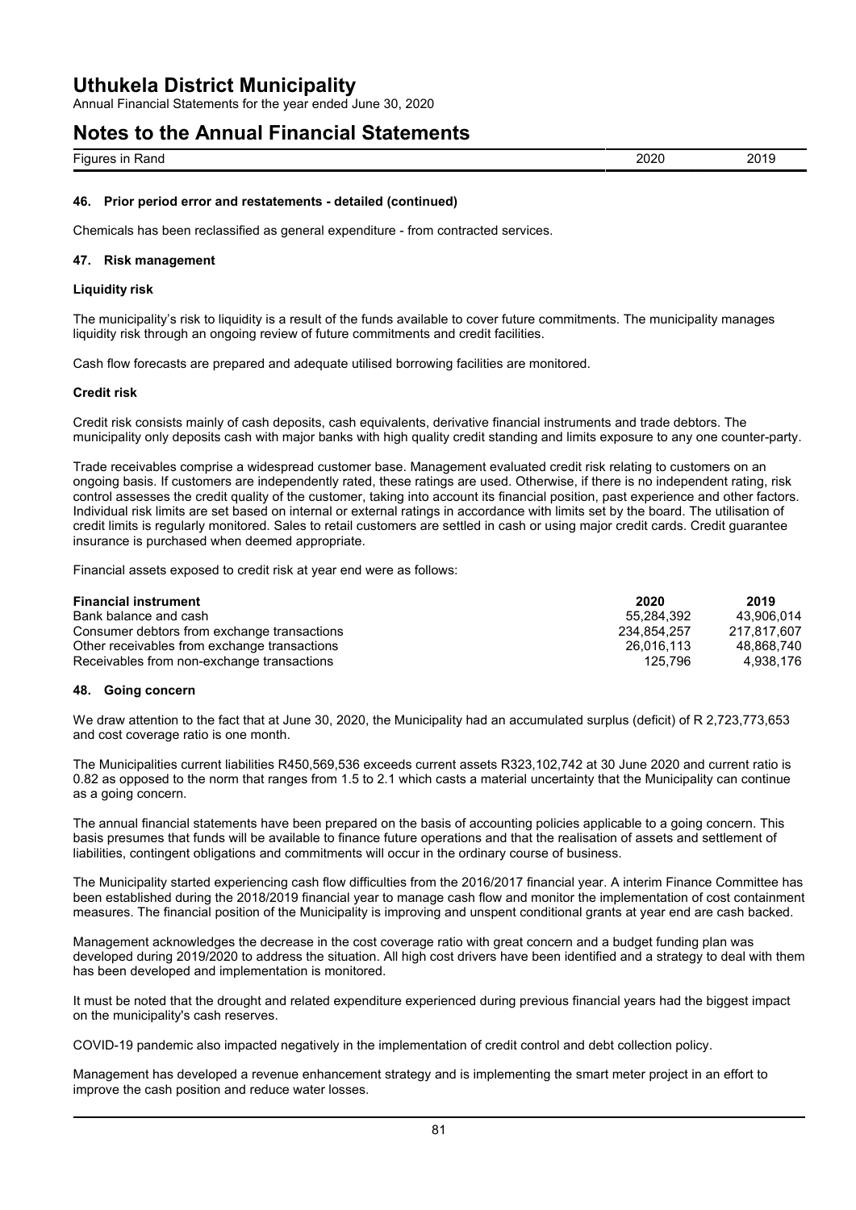### 46. Prior period error and restatements - detailed (continued)

Chemicals has been reclassified as general expenditure - from contracted services.

### 47. Risk management

**Liquidity risk**

The municipality's risk to liquidity is a result of the funds available to cover future commitments. The municipality manages liquidity risk through an ongoing review of future commitments and credit facilities.

Cash flow forecasts are prepared and adequate utilised borrowing facilities are monitored.

**Credit risk**

Credit risk consists mainly of cash deposits, cash equivalents, derivative financial instruments and trade debtors. The municipality only deposits cash with major banks with high quality credit standing and limits exposure to any one counter-party.

Trade receivables comprise a widespread customer base. Management evaluated credit risk relating to customers on an ongoing basis. If customers are independently rated, these ratings are used. Otherwise, if there is no independent rating, risk control assesses the credit quality of the customer, taking into account its financial position, past experience and other factors. Individual risk limits are set based on internal or external ratings in accordance with limits set by the board. The utilisation of credit limits is regularly monitored. Sales to retail customers are settled in cash or using major credit cards. Credit guarantee insurance is purchased when deemed appropriate.

Financial assets exposed to credit risk at year end were as follows:

| Financial instrument | 2020 | 2019 |
|---|---|---|
| Bank balance and cash | 55,284,392 | 43,906,014 |
| Consumer debtors from exchange transactions | 234,854,257 | 217,817,607 |
| Other receivables from exchange transactions | 26,016,113 | 48,868,740 |
| Receivables from non-exchange transactions | 125,796 | 4,938,176 |

### 48. Going concern

We draw attention to the fact that at June 30, 2020, the Municipality had an accumulated surplus (deficit) of R 2,723,773,653 and cost coverage ratio is one month.

The Municipalities current liabilities R450,569,536 exceeds current assets R323,102,742 at 30 June 2020 and current ratio is 0.82 as opposed to the norm that ranges from 1.5 to 2.1 which casts a material uncertainty that the Municipality can continue as a going concern.

The annual financial statements have been prepared on the basis of accounting policies applicable to a going concern. This basis presumes that funds will be available to finance future operations and that the realisation of assets and settlement of liabilities, contingent obligations and commitments will occur in the ordinary course of business.

The Municipality started experiencing cash flow difficulties from the 2016/2017 financial year. A interim Finance Committee has been established during the 2018/2019 financial year to manage cash flow and monitor the implementation of cost containment measures. The financial position of the Municipality is improving and unspent conditional grants at year end are cash backed.

Management acknowledges the decrease in the cost coverage ratio with great concern and a budget funding plan was developed during 2019/2020 to address the situation. All high cost drivers have been identified and a strategy to deal with them has been developed and implementation is monitored.

It must be noted that the drought and related expenditure experienced during previous financial years had the biggest impact on the municipality's cash reserves.

COVID-19 pandemic also impacted negatively in the implementation of credit control and debt collection policy.

Management has developed a revenue enhancement strategy and is implementing the smart meter project in an effort to improve the cash position and reduce water losses.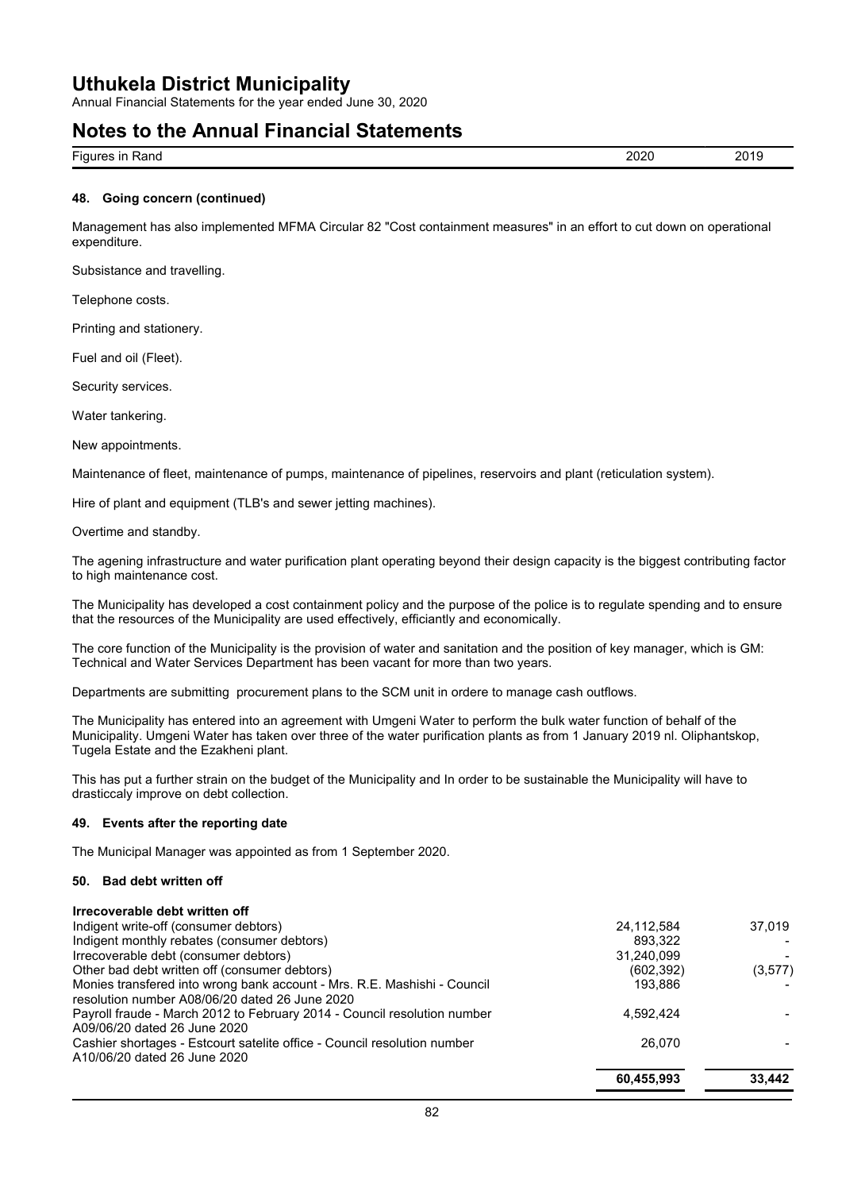## 48. Going concern (continued)

Management has also implemented MFMA Circular 82 "Cost containment measures" in an effort to cut down on operational expenditure.

Subsistance and travelling.

Telephone costs.

Printing and stationery.

Fuel and oil (Fleet).

Security services.

Water tankering.

New appointments.

Maintenance of fleet, maintenance of pumps, maintenance of pipelines, reservoirs and plant (reticulation system).

Hire of plant and equipment (TLB's and sewer jetting machines).

Overtime and standby.

The agening infrastructure and water purification plant operating beyond their design capacity is the biggest contributing factor to high maintenance cost.

The Municipality has developed a cost containment policy and the purpose of the police is to regulate spending and to ensure that the resources of the Municipality are used effectively, efficiantly and economically.

The core function of the Municipality is the provision of water and sanitation and the position of key manager, which is GM: Technical and Water Services Department has been vacant for more than two years.

Departments are submitting procurement plans to the SCM unit in ordere to manage cash outflows.

The Municipality has entered into an agreement with Umgeni Water to perform the bulk water function of behalf of the Municipality. Umgeni Water has taken over three of the water purification plants as from 1 January 2019 nl. Oliphantskop, Tugela Estate and the Ezakheni plant.

This has put a further strain on the budget of the Municipality and In order to be sustainable the Municipality will have to drasticcaly improve on debt collection.

## 49. Events after the reporting date

The Municipal Manager was appointed as from 1 September 2020.

## 50. Bad debt written off

| Figures in Rand | 2020 | 2019 |
|---|---|---|
| **Irrecoverable debt written off** | | |
| Indigent write-off (consumer debtors) | 24,112,584 | 37,019 |
| Indigent monthly rebates (consumer debtors) | 893,322 | - |
| Irrecoverable debt (consumer debtors) | 31,240,099 | - |
| Other bad debt written off (consumer debtors) | (602,392) | (3,577) |
| Monies transfered into wrong bank account - Mrs. R.E. Mashishi - Council resolution number A08/06/20 dated 26 June 2020 | 193,886 | - |
| Payroll fraude - March 2012 to February 2014 - Council resolution number A09/06/20 dated 26 June 2020 | 4,592,424 | - |
| Cashier shortages - Estcourt satelite office - Council resolution number A10/06/20 dated 26 June 2020 | 26,070 | - |
| | **60,455,993** | **33,442** |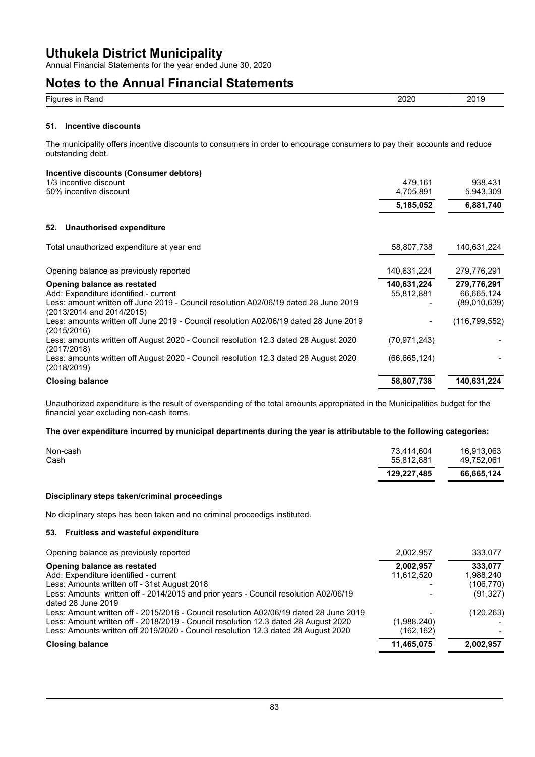# Uthukela District Municipality

Annual Financial Statements for the year ended June 30, 2020

## Notes to the Annual Financial Statements

| Figures in Rand | 2020 | 2019 |
|---|---|---|

### 51. Incentive discounts

The municipality offers incentive discounts to consumers in order to encourage consumers to pay their accounts and reduce outstanding debt.

| | 2020 | 2019 |
|---|---|---|
| **Incentive discounts (Consumer debtors)** | | |
| 1/3 incentive discount | 479,161 | 938,431 |
| 50% incentive discount | 4,705,891 | 5,943,309 |
| | **5,185,052** | **6,881,740** |

### 52. Unauthorised expenditure

| | 2020 | 2019 |
|---|---|---|
| Total unauthorized expenditure at year end | 58,807,738 | 140,631,224 |
| | | |
| Opening balance as previously reported | 140,631,224 | 279,776,291 |
| **Opening balance as restated** | **140,631,224** | **279,776,291** |
| Add: Expenditure identified - current | 55,812,881 | 66,665,124 |
| Less: amount written off June 2019 - Council resolution A02/06/19 dated 28 June 2019 (2013/2014 and 2014/2015) | - | (89,010,639) |
| Less: amounts written off June 2019 - Council resolution A02/06/19 dated 28 June 2019 (2015/2016) | - | (116,799,552) |
| Less: amounts written off August 2020 - Council resolution 12.3 dated 28 August 2020 (2017/2018) | (70,971,243) | - |
| Less: amounts written off August 2020 - Council resolution 12.3 dated 28 August 2020 (2018/2019) | (66,665,124) | - |
| **Closing balance** | **58,807,738** | **140,631,224** |

Unauthorized expenditure is the result of overspending of the total amounts appropriated in the Municipalities budget for the financial year excluding non-cash items.

**The over expenditure incurred by municipal departments during the year is attributable to the following categories:**

| | 2020 | 2019 |
|---|---|---|
| Non-cash | 73,414,604 | 16,913,063 |
| Cash | 55,812,881 | 49,752,061 |
| | **129,227,485** | **66,665,124** |

**Disciplinary steps taken/criminal proceedings**

No diciplinary steps has been taken and no criminal proceedigs instituted.

### 53. Fruitless and wasteful expenditure

| | 2020 | 2019 |
|---|---|---|
| Opening balance as previously reported | 2,002,957 | 333,077 |
| **Opening balance as restated** | **2,002,957** | **333,077** |
| Add: Expenditure identified - current | 11,612,520 | 1,988,240 |
| Less: Amounts written off - 31st August 2018 | - | (106,770) |
| Less: Amounts written off - 2014/2015 and prior years - Council resolution A02/06/19 dated 28 June 2019 | - | (91,327) |
| Less: Amount written off - 2015/2016 - Council resolution A02/06/19 dated 28 June 2019 | - | (120,263) |
| Less: Amount written off - 2018/2019 - Council resolution 12.3 dated 28 August 2020 | (1,988,240) | - |
| Less: Amounts written off 2019/2020 - Council resolution 12.3 dated 28 August 2020 | (162,162) | - |
| **Closing balance** | **11,465,075** | **2,002,957** |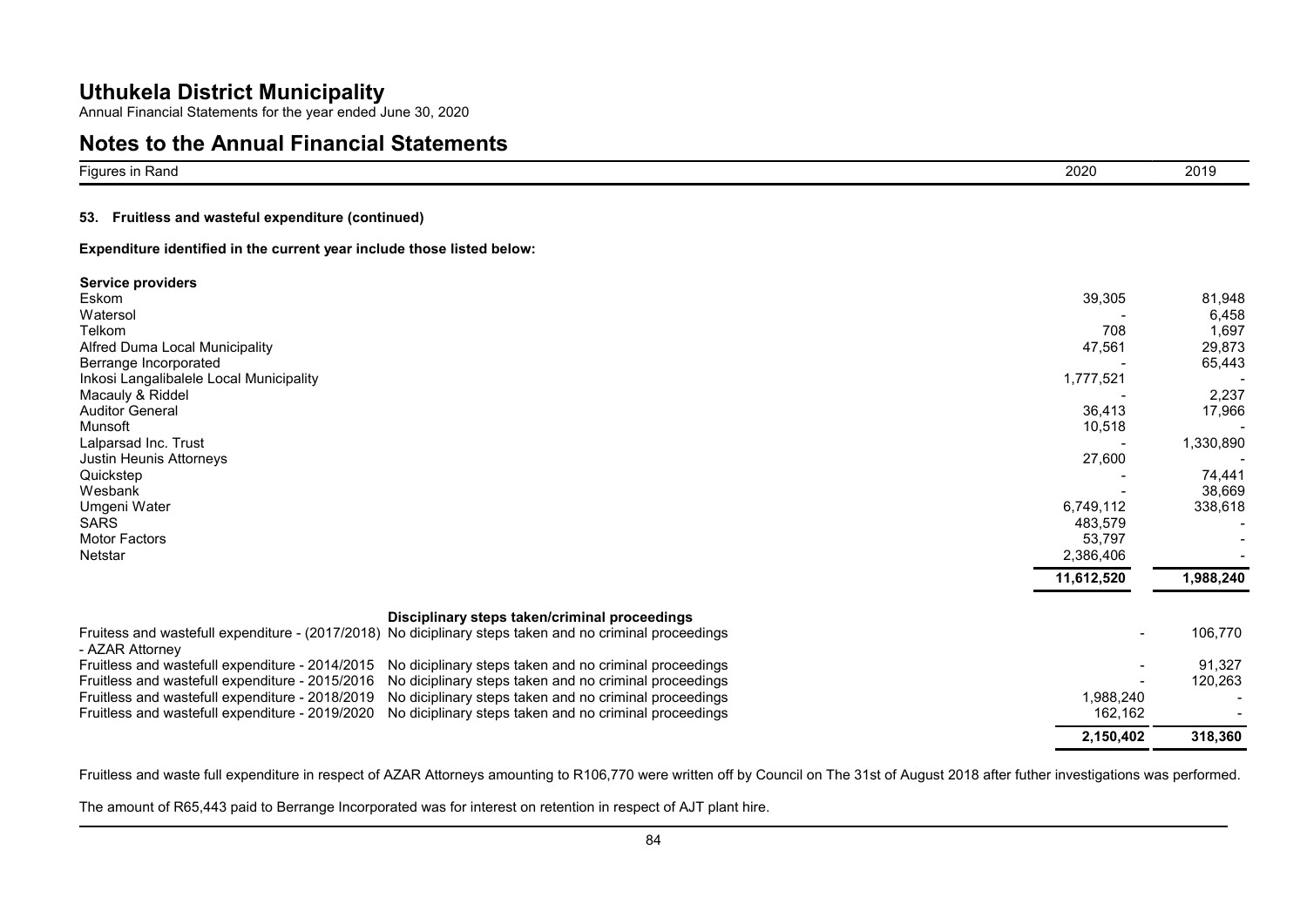# Uthukela District Municipality

Annual Financial Statements for the year ended June 30, 2020

## Notes to the Annual Financial Statements

| Figures in Rand | 2020 | 2019 |
|---|---|---|

### 53. Fruitless and wasteful expenditure (continued)

**Expenditure identified in the current year include those listed below:**

| Service providers | 2020 | 2019 |
|---|---|---|
| Eskom | 39,305 | 81,948 |
| Watersol | - | 6,458 |
| Telkom | 708 | 1,697 |
| Alfred Duma Local Municipality | 47,561 | 29,873 |
| Berrange Incorporated | - | 65,443 |
| Inkosi Langalibalele Local Municipality | 1,777,521 | - |
| Macauly & Riddel | - | 2,237 |
| Auditor General | 36,413 | 17,966 |
| Munsoft | 10,518 | - |
| Lalparsad Inc. Trust | - | 1,330,890 |
| Justin Heunis Attorneys | 27,600 | - |
| Quickstep | - | 74,441 |
| Wesbank | - | 38,669 |
| Umgeni Water | 6,749,112 | 338,618 |
| SARS | 483,579 | - |
| Motor Factors | 53,797 | - |
| Netstar | 2,386,406 | - |
| | **11,612,520** | **1,988,240** |

| | Disciplinary steps taken/criminal proceedings | 2020 | 2019 |
|---|---|---|---|
| Fruitess and wastefull expenditure - (2017/2018) - AZAR Attorney | No diciplinary steps taken and no criminal proceedings | - | 106,770 |
| Fruitless and wastefull expenditure - 2014/2015 | No diciplinary steps taken and no criminal proceedings | - | 91,327 |
| Fruitless and wastefull expenditure - 2015/2016 | No diciplinary steps taken and no criminal proceedings | - | 120,263 |
| Fruitless and wastefull expenditure - 2018/2019 | No diciplinary steps taken and no criminal proceedings | 1,988,240 | - |
| Fruitless and wastefull expenditure - 2019/2020 | No diciplinary steps taken and no criminal proceedings | 162,162 | - |
| | | **2,150,402** | **318,360** |

Fruitless and waste full expenditure in respect of AZAR Attorneys amounting to R106,770 were written off by Council on The 31st of August 2018 after futher investigations was performed.

The amount of R65,443 paid to Berrange Incorporated was for interest on retention in respect of AJT plant hire.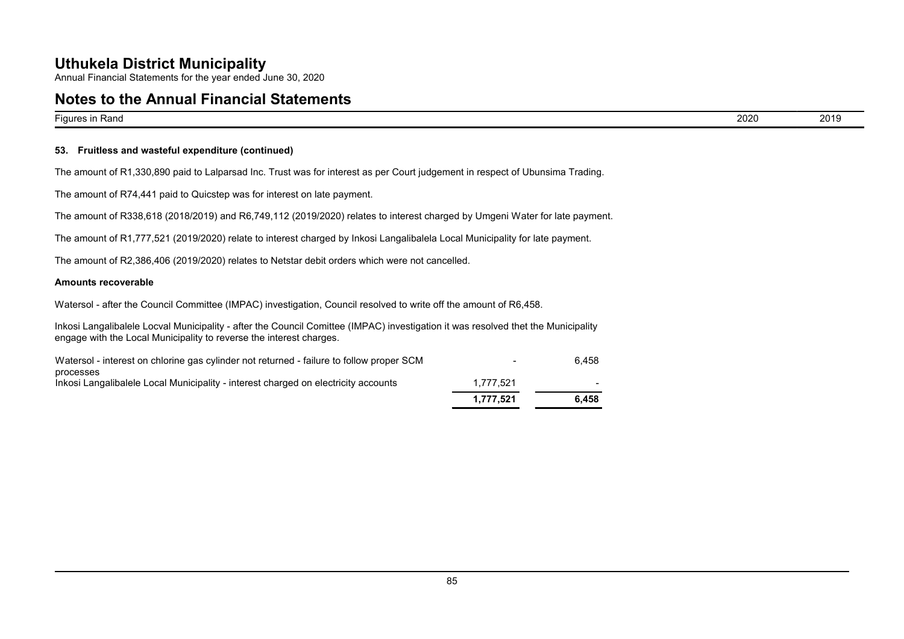# Uthukela District Municipality

Annual Financial Statements for the year ended June 30, 2020

## Notes to the Annual Financial Statements

| Figures in Rand | 2020 | 2019 |
|---|---|---|

### 53. Fruitless and wasteful expenditure (continued)

The amount of R1,330,890 paid to Lalparsad Inc. Trust was for interest as per Court judgement in respect of Ubunsima Trading.

The amount of R74,441 paid to Quicstep was for interest on late payment.

The amount of R338,618 (2018/2019) and R6,749,112 (2019/2020) relates to interest charged by Umgeni Water for late payment.

The amount of R1,777,521 (2019/2020) relate to interest charged by Inkosi Langalibalela Local Municipality for late payment.

The amount of R2,386,406 (2019/2020) relates to Netstar debit orders which were not cancelled.

**Amounts recoverable**

Watersol - after the Council Committee (IMPAC) investigation, Council resolved to write off the amount of R6,458.

Inkosi Langalibalele Locval Municipality - after the Council Comittee (IMPAC) investigation it was resolved thet the Municipality engage with the Local Municipality to reverse the interest charges.

| | 2020 | 2019 |
|---|---|---|
| Watersol - interest on chlorine gas cylinder not returned - failure to follow proper SCM processes | - | 6,458 |
| Inkosi Langalibalele Local Municipality - interest charged on electricity accounts | 1,777,521 | - |
| | **1,777,521** | **6,458** |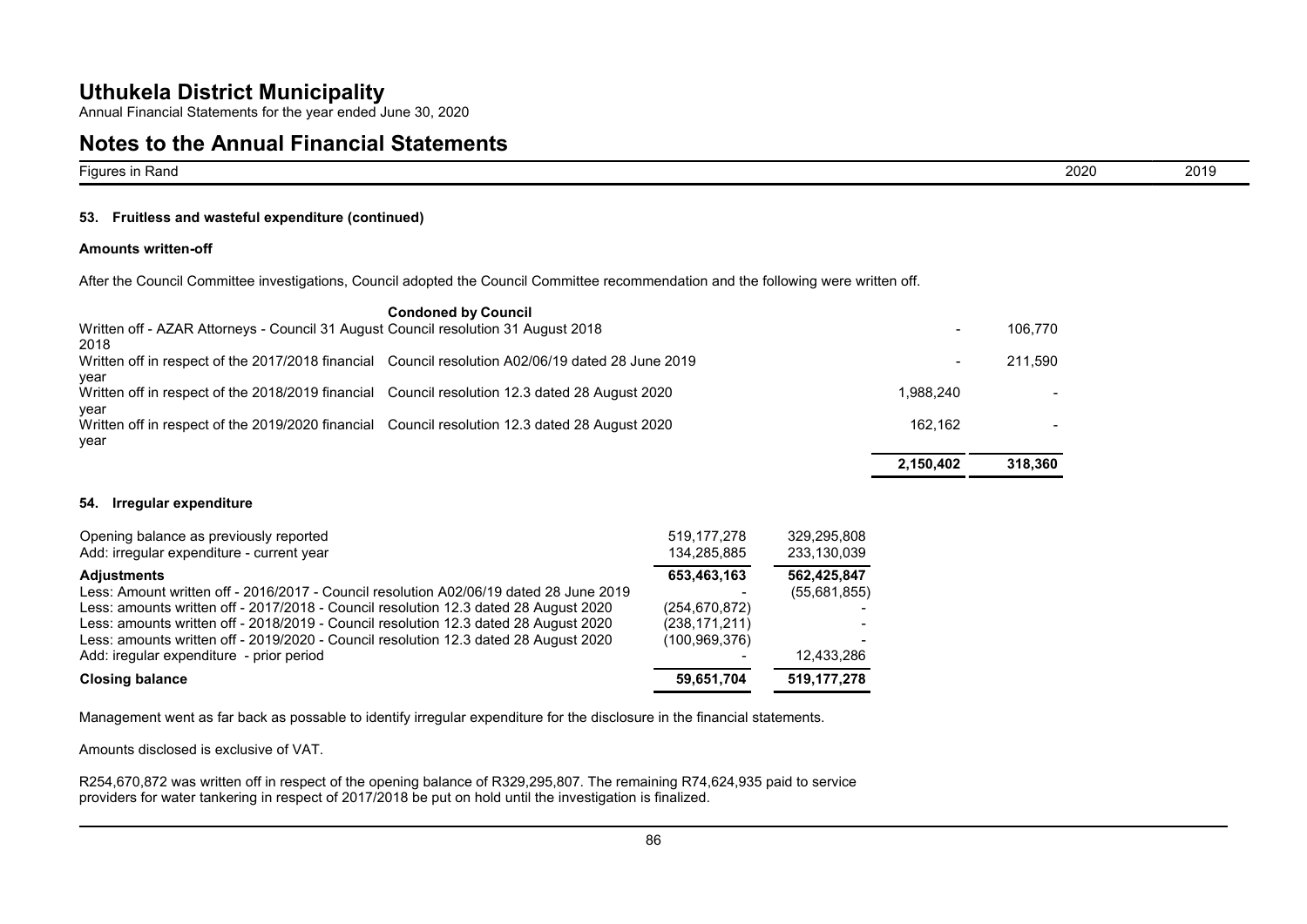**Figures in Rand** | 2020 | 2019

### 53. Fruitless and wasteful expenditure (continued)

**Amounts written-off**

After the Council Committee investigations, Council adopted the Council Committee recommendation and the following were written off.

| | Condoned by Council | 2020 | 2019 |
|---|---|---|---|
| Written off - AZAR Attorneys - Council 31 August 2018 | Council resolution 31 August 2018 | - | 106,770 |
| Written off in respect of the 2017/2018 financial year | Council resolution A02/06/19 dated 28 June 2019 | - | 211,590 |
| Written off in respect of the 2018/2019 financial year | Council resolution 12.3 dated 28 August 2020 | 1,988,240 | - |
| Written off in respect of the 2019/2020 financial year | Council resolution 12.3 dated 28 August 2020 | 162,162 | - |
| | | **2,150,402** | **318,360** |

### 54. Irregular expenditure

| | 2020 | 2019 |
|---|---|---|
| Opening balance as previously reported | 519,177,278 | 329,295,808 |
| Add: irregular expenditure - current year | 134,285,885 | 233,130,039 |
| **Adjustments** | **653,463,163** | **562,425,847** |
| Less: Amount written off - 2016/2017 - Council resolution A02/06/19 dated 28 June 2019 | - | (55,681,855) |
| Less: amounts written off - 2017/2018 - Council resolution 12.3 dated 28 August 2020 | (254,670,872) | - |
| Less: amounts written off - 2018/2019 - Council resolution 12.3 dated 28 August 2020 | (238,171,211) | - |
| Less: amounts written off - 2019/2020 - Council resolution 12.3 dated 28 August 2020 | (100,969,376) | - |
| Add: iregular expenditure - prior period | - | 12,433,286 |
| **Closing balance** | **59,651,704** | **519,177,278** |

Management went as far back as possable to identify irregular expenditure for the disclosure in the financial statements.

Amounts disclosed is exclusive of VAT.

R254,670,872 was written off in respect of the opening balance of R329,295,807. The remaining R74,624,935 paid to service providers for water tankering in respect of 2017/2018 be put on hold until the investigation is finalized.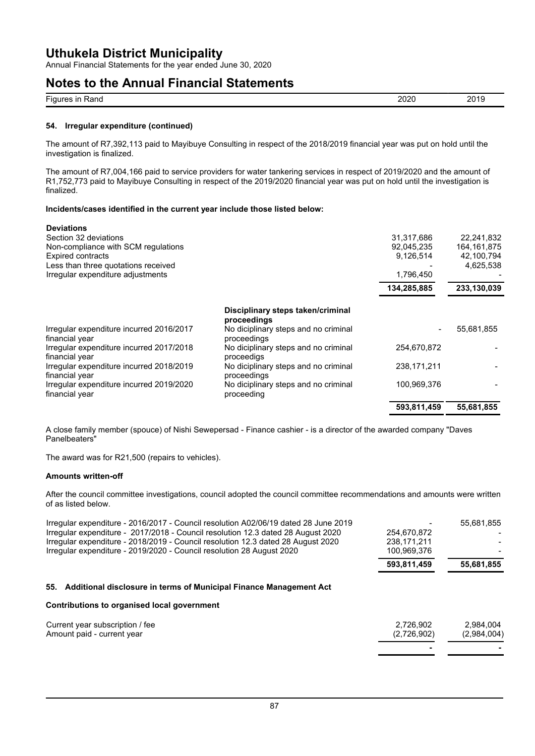## 54. Irregular expenditure (continued)

The amount of R7,392,113 paid to Mayibuye Consulting in respect of the 2018/2019 financial year was put on hold until the investigation is finalized.

The amount of R7,004,166 paid to service providers for water tankering services in respect of 2019/2020 and the amount of R1,752,773 paid to Mayibuye Consulting in respect of the 2019/2020 financial year was put on hold until the investigation is finalized.

**Incidents/cases identified in the current year include those listed below:**

| Figures in Rand | 2020 | 2019 |
|---|---|---|
| **Deviations** | | |
| Section 32 deviations | 31,317,686 | 22,241,832 |
| Non-compliance with SCM regulations | 92,045,235 | 164,161,875 |
| Expired contracts | 9,126,514 | 42,100,794 |
| Less than three quotations received | - | 4,625,538 |
| Irregular expenditure adjustments | 1,796,450 | - |
| | **134,285,885** | **233,130,039** |

| | Disciplinary steps taken/criminal proceedings | 2020 | 2019 |
|---|---|---|---|
| Irregular expenditure incurred 2016/2017 financial year | No diciplinary steps and no criminal proceedings | - | 55,681,855 |
| Irregular expenditure incurred 2017/2018 financial year | No diciplinary steps and no criminal proceedigs | 254,670,872 | - |
| Irregular expenditure incurred 2018/2019 financial year | No diciplinary steps and no criminal proceedings | 238,171,211 | - |
| Irregular expenditure incurred 2019/2020 financial year | No diciplinary steps and no criminal proceeding | 100,969,376 | - |
| | | **593,811,459** | **55,681,855** |

A close family member (spouce) of Nishi Sewepersad - Finance cashier - is a director of the awarded company "Daves Panelbeaters"

The award was for R21,500 (repairs to vehicles).

**Amounts written-off**

After the council committee investigations, council adopted the council committee recommendations and amounts were written of as listed below.

| | 2020 | 2019 |
|---|---|---|
| Irregular expenditure - 2016/2017 - Council resolution A02/06/19 dated 28 June 2019 | - | 55,681,855 |
| Irregular expenditure - 2017/2018 - Council resolution 12.3 dated 28 August 2020 | 254,670,872 | - |
| Irregular expenditure - 2018/2019 - Council resolution 12.3 dated 28 August 2020 | 238,171,211 | - |
| Irregular expenditure - 2019/2020 - Council resolution 28 August 2020 | 100,969,376 | - |
| | **593,811,459** | **55,681,855** |

## 55. Additional disclosure in terms of Municipal Finance Management Act

**Contributions to organised local government**

| | 2020 | 2019 |
|---|---|---|
| Current year subscription / fee | 2,726,902 | 2,984,004 |
| Amount paid - current year | (2,726,902) | (2,984,004) |
| | - | - |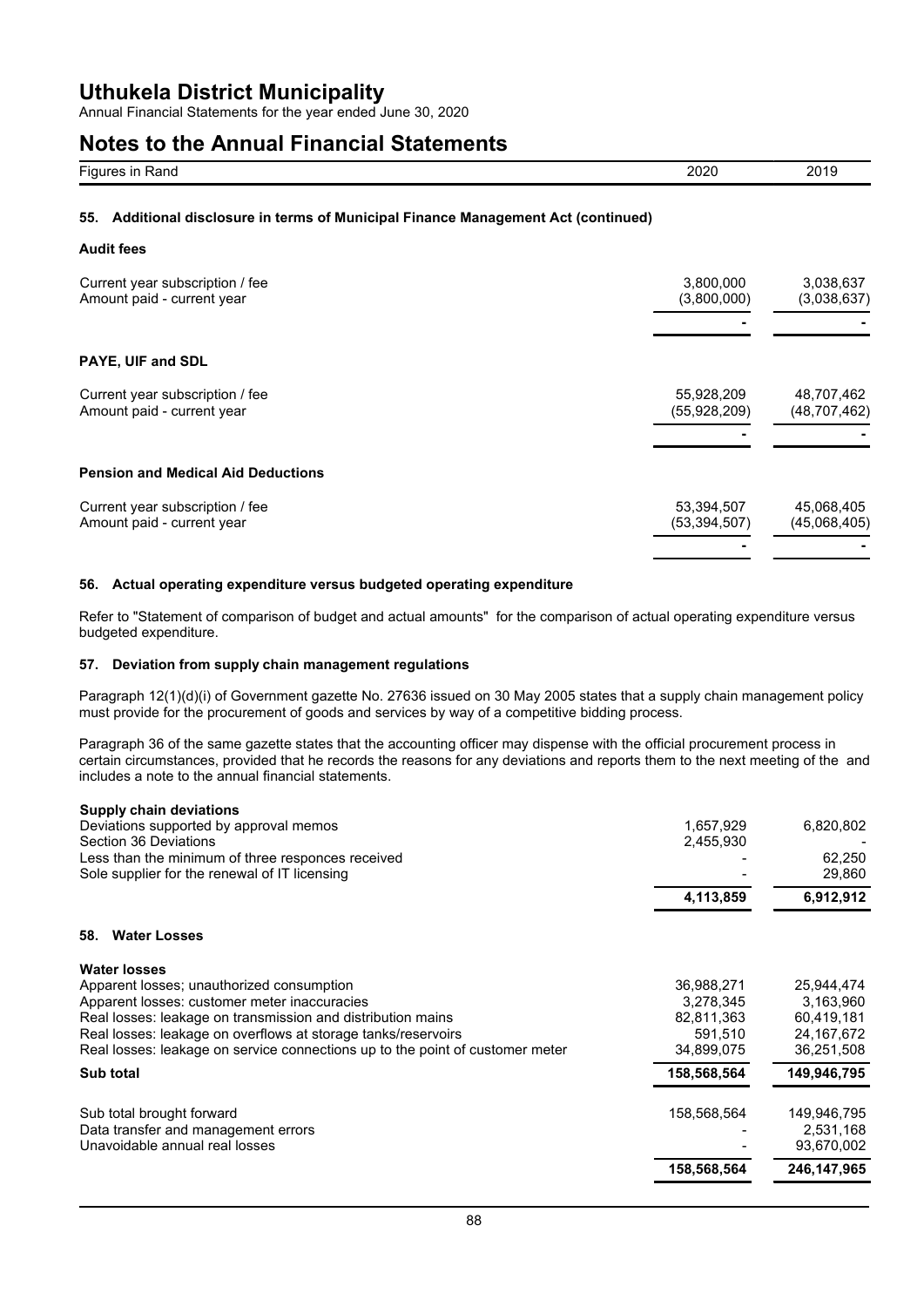# Uthukela District Municipality

Annual Financial Statements for the year ended June 30, 2020

# Notes to the Annual Financial Statements

| Figures in Rand | 2020 | 2019 |
|---|---|---|

### 55. Additional disclosure in terms of Municipal Finance Management Act (continued)

**Audit fees**

| | 2020 | 2019 |
|---|---|---|
| Current year subscription / fee | 3,800,000 | 3,038,637 |
| Amount paid - current year | (3,800,000) | (3,038,637) |
| | - | - |

**PAYE, UIF and SDL**

| | 2020 | 2019 |
|---|---|---|
| Current year subscription / fee | 55,928,209 | 48,707,462 |
| Amount paid - current year | (55,928,209) | (48,707,462) |
| | - | - |

**Pension and Medical Aid Deductions**

| | 2020 | 2019 |
|---|---|---|
| Current year subscription / fee | 53,394,507 | 45,068,405 |
| Amount paid - current year | (53,394,507) | (45,068,405) |
| | - | - |

### 56. Actual operating expenditure versus budgeted operating expenditure

Refer to "Statement of comparison of budget and actual amounts" for the comparison of actual operating expenditure versus budgeted expenditure.

### 57. Deviation from supply chain management regulations

Paragraph 12(1)(d)(i) of Government gazette No. 27636 issued on 30 May 2005 states that a supply chain management policy must provide for the procurement of goods and services by way of a competitive bidding process.

Paragraph 36 of the same gazette states that the accounting officer may dispense with the official procurement process in certain circumstances, provided that he records the reasons for any deviations and reports them to the next meeting of the and includes a note to the annual financial statements.

**Supply chain deviations**

| | 2020 | 2019 |
|---|---|---|
| Deviations supported by approval memos | 1,657,929 | 6,820,802 |
| Section 36 Deviations | 2,455,930 | - |
| Less than the minimum of three responces received | - | 62,250 |
| Sole supplier for the renewal of IT licensing | - | 29,860 |
| | **4,113,859** | **6,912,912** |

### 58. Water Losses

**Water losses**

| | 2020 | 2019 |
|---|---|---|
| Apparent losses; unauthorized consumption | 36,988,271 | 25,944,474 |
| Apparent losses: customer meter inaccuracies | 3,278,345 | 3,163,960 |
| Real losses: leakage on transmission and distribution mains | 82,811,363 | 60,419,181 |
| Real losses: leakage on overflows at storage tanks/reservoirs | 591,510 | 24,167,672 |
| Real losses: leakage on service connections up to the point of customer meter | 34,899,075 | 36,251,508 |
| **Sub total** | **158,568,564** | **149,946,795** |
| Sub total brought forward | 158,568,564 | 149,946,795 |
| Data transfer and management errors | - | 2,531,168 |
| Unavoidable annual real losses | - | 93,670,002 |
| | **158,568,564** | **246,147,965** |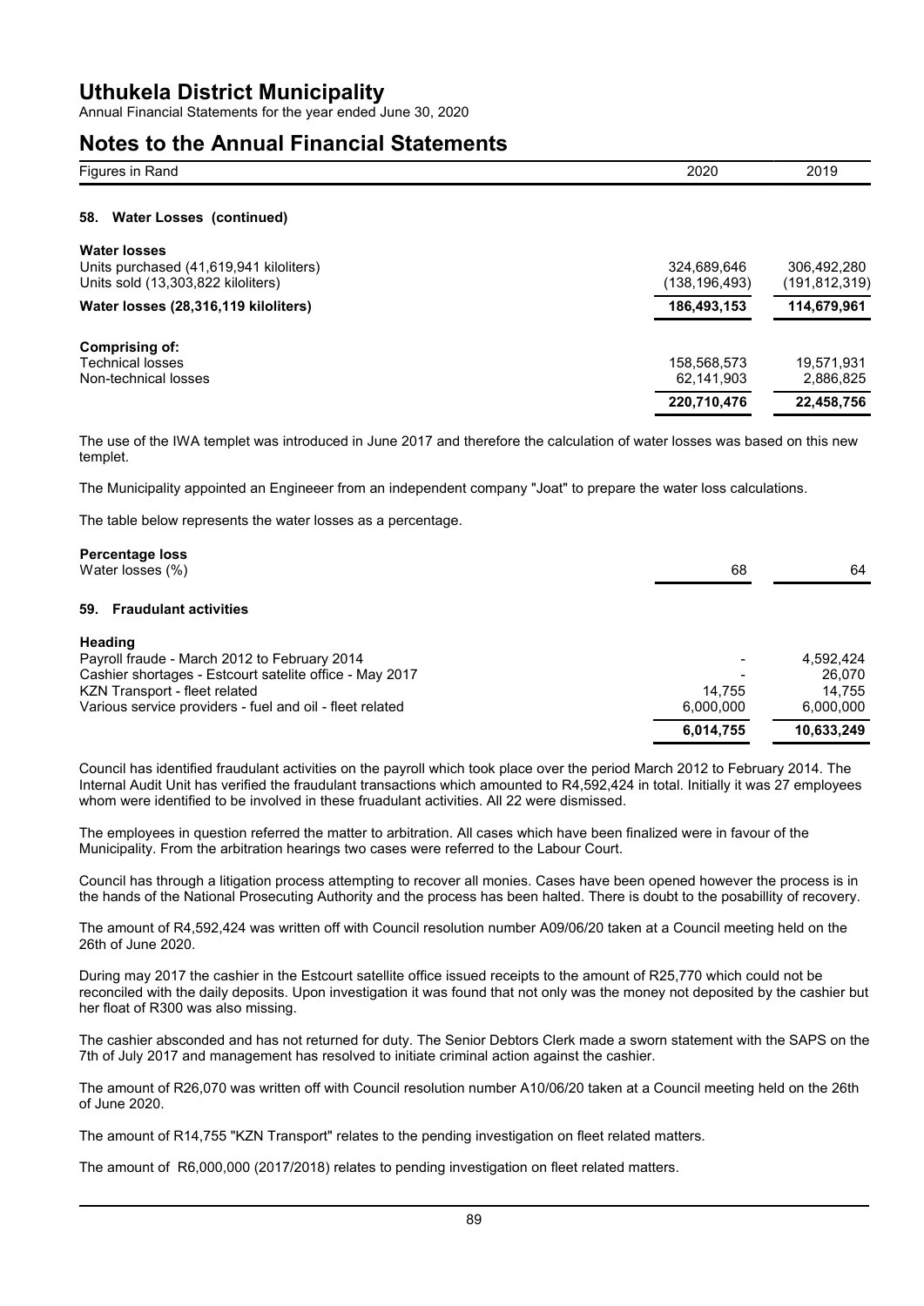## Notes to the Annual Financial Statements

| Figures in Rand | 2020 | 2019 |
|---|---|---|

### 58. Water Losses (continued)

| | 2020 | 2019 |
|---|---|---|
| **Water losses** | | |
| Units purchased (41,619,941 kiloliters) | 324,689,646 | 306,492,280 |
| Units sold (13,303,822 kiloliters) | (138,196,493) | (191,812,319) |
| **Water losses (28,316,119 kiloliters)** | **186,493,153** | **114,679,961** |
| **Comprising of:** | | |
| Technical losses | 158,568,573 | 19,571,931 |
| Non-technical losses | 62,141,903 | 2,886,825 |
| | **220,710,476** | **22,458,756** |

The use of the IWA templet was introduced in June 2017 and therefore the calculation of water losses was based on this new templet.

The Municipality appointed an Engineeer from an independent company "Joat" to prepare the water loss calculations.

The table below represents the water losses as a percentage.

| | 2020 | 2019 |
|---|---|---|
| **Percentage loss** | | |
| Water losses (%) | 68 | 64 |

### 59. Fraudulant activities

| | 2020 | 2019 |
|---|---|---|
| **Heading** | | |
| Payroll fraude - March 2012 to February 2014 | - | 4,592,424 |
| Cashier shortages - Estcourt satelite office - May 2017 | - | 26,070 |
| KZN Transport - fleet related | 14,755 | 14,755 |
| Various service providers - fuel and oil - fleet related | 6,000,000 | 6,000,000 |
| | **6,014,755** | **10,633,249** |

Council has identified fraudulant activities on the payroll which took place over the period March 2012 to February 2014. The Internal Audit Unit has verified the fraudulant transactions which amounted to R4,592,424 in total. Initially it was 27 employees whom were identified to be involved in these fruadulant activities. All 22 were dismissed.

The employees in question referred the matter to arbitration. All cases which have been finalized were in favour of the Municipality. From the arbitration hearings two cases were referred to the Labour Court.

Council has through a litigation process attempting to recover all monies. Cases have been opened however the process is in the hands of the National Prosecuting Authority and the process has been halted. There is doubt to the posabillity of recovery.

The amount of R4,592,424 was written off with Council resolution number A09/06/20 taken at a Council meeting held on the 26th of June 2020.

During may 2017 the cashier in the Estcourt satellite office issued receipts to the amount of R25,770 which could not be reconciled with the daily deposits. Upon investigation it was found that not only was the money not deposited by the cashier but her float of R300 was also missing.

The cashier absconded and has not returned for duty. The Senior Debtors Clerk made a sworn statement with the SAPS on the 7th of July 2017 and management has resolved to initiate criminal action against the cashier.

The amount of R26,070 was written off with Council resolution number A10/06/20 taken at a Council meeting held on the 26th of June 2020.

The amount of R14,755 "KZN Transport" relates to the pending investigation on fleet related matters.

The amount of R6,000,000 (2017/2018) relates to pending investigation on fleet related matters.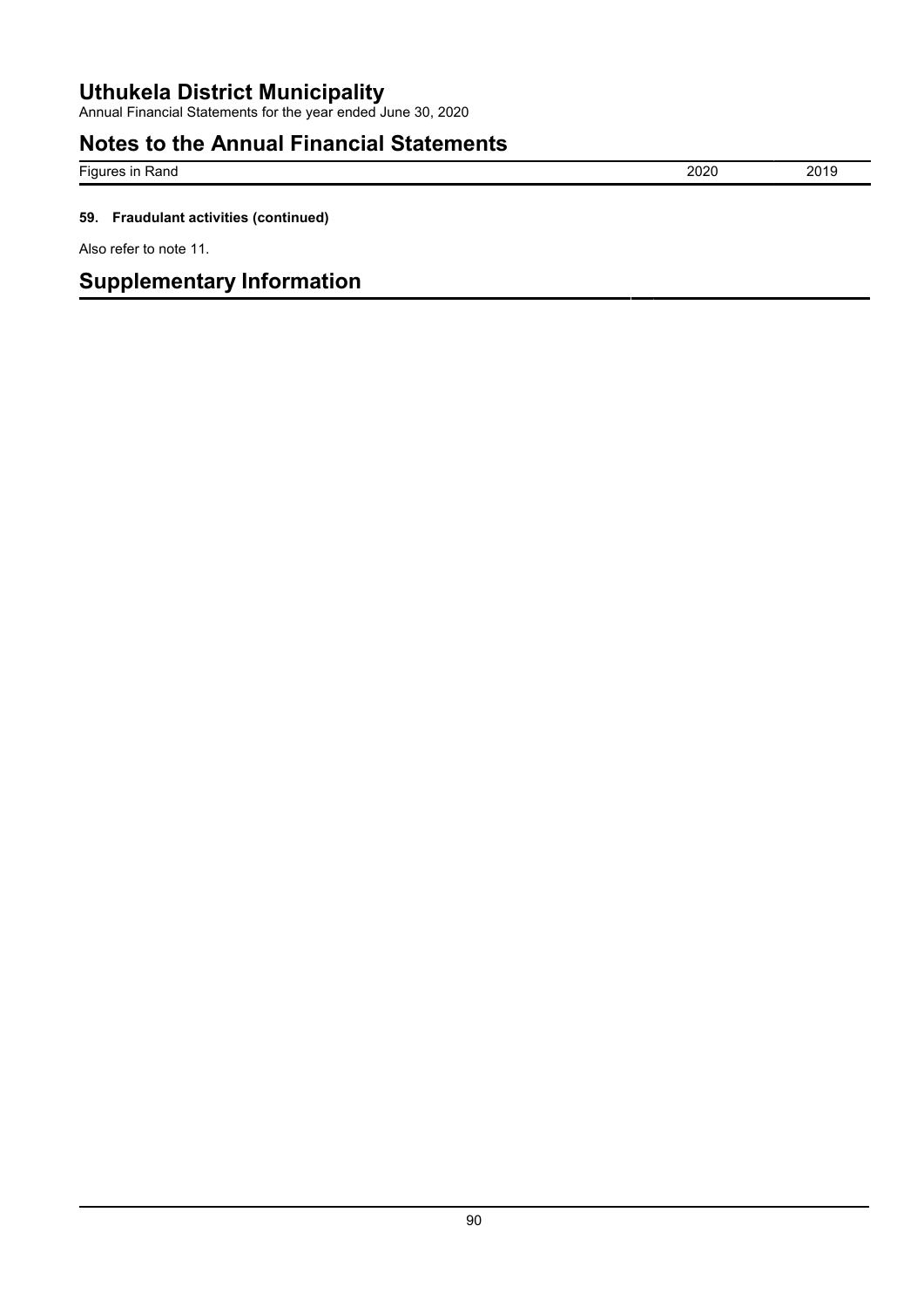## 59. Fraudulant activities (continued)

Also refer to note 11.

# Supplementary Information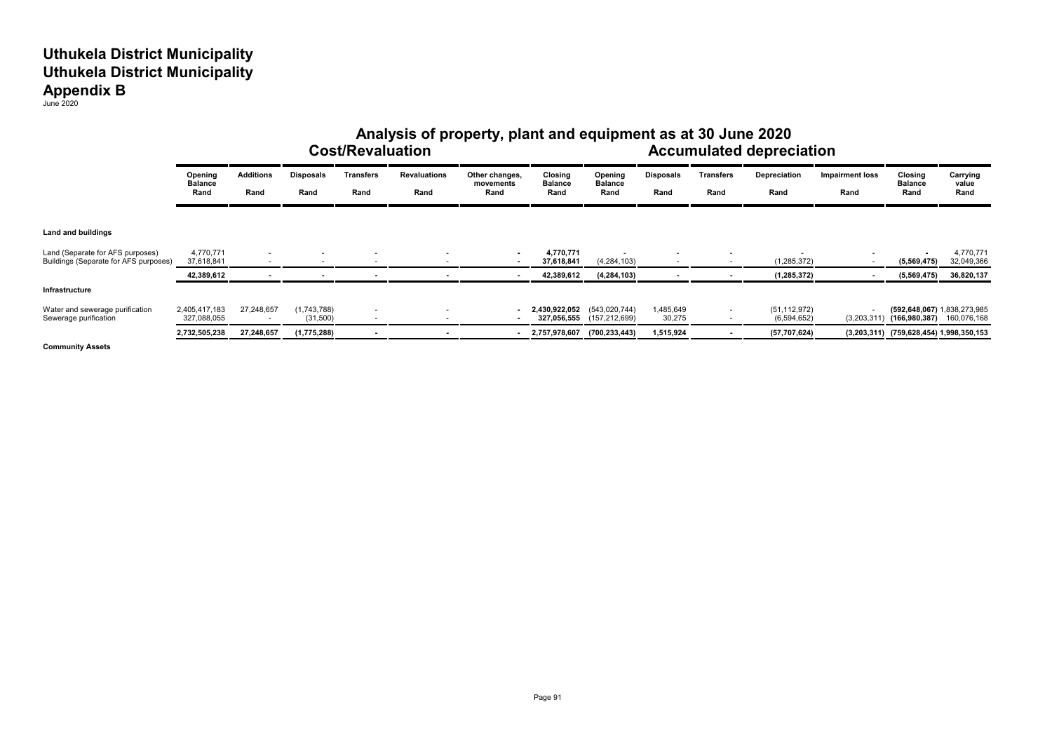# Uthukela District Municipality
# Uthukela District Municipality
# Appendix B
June 2020

## Analysis of property, plant and equipment as at 30 June 2020

| | Cost/Revaluation | | | | | | | Accumulated depreciation | | | | | | |
|---|---|---|---|---|---|---|---|---|---|---|---|---|---|---|
| | Opening Balance Rand | Additions Rand | Disposals Rand | Transfers Rand | Revaluations Rand | Other changes, movements Rand | Closing Balance Rand | Opening Balance Rand | Disposals Rand | Transfers Rand | Depreciation Rand | Impairment loss Rand | Closing Balance Rand | Carrying value Rand |
| **Land and buildings** | | | | | | | | | | | | | | |
| Land (Separate for AFS purposes) | 4,770,771 | - | - | - | - | **-** | **4,770,771** | - | - | - | - | - | **-** | 4,770,771 |
| Buildings (Separate for AFS purposes) | 37,618,841 | - | - | - | - | **-** | **37,618,841** | (4,284,103) | - | - | (1,285,372) | - | **(5,569,475)** | 32,049,366 |
| | **42,389,612** | **-** | **-** | **-** | **-** | **-** | **42,389,612** | **(4,284,103)** | **-** | **-** | **(1,285,372)** | **-** | **(5,569,475)** | **36,820,137** |
| **Infrastructure** | | | | | | | | | | | | | | |
| Water and sewerage purification | 2,405,417,183 | 27,248,657 | (1,743,788) | - | - | **-** | **2,430,922,052** | (543,020,744) | 1,485,649 | - | (51,112,972) | - | **(592,648,067)** | 1,838,273,985 |
| Sewerage purification | 327,088,055 | - | (31,500) | - | - | **-** | **327,056,555** | (157,212,699) | 30,275 | - | (6,594,652) | (3,203,311) | **(166,980,387)** | 160,076,168 |
| | **2,732,505,238** | **27,248,657** | **(1,775,288)** | **-** | **-** | **-** | **2,757,978,607** | **(700,233,443)** | **1,515,924** | **-** | **(57,707,624)** | **(3,203,311)** | **(759,628,454)** | **1,998,350,153** |
| **Community Assets** | | | | | | | | | | | | | | |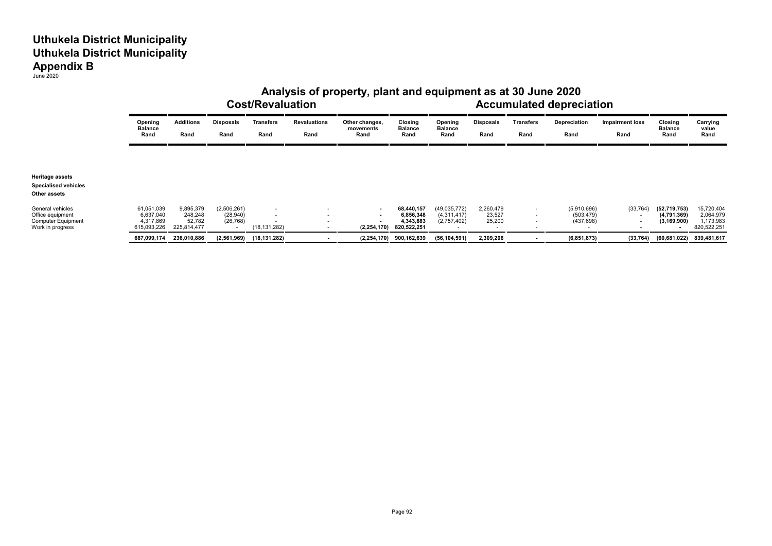# Uthukela District Municipality
# Uthukela District Municipality
# Appendix B

June 2020

## Analysis of property, plant and equipment as at 30 June 2020

| | Cost/Revaluation | | | | | | | Accumulated depreciation | | | | | | |
|---|---|---|---|---|---|---|---|---|---|---|---|---|---|---|
| | Opening Balance Rand | Additions Rand | Disposals Rand | Transfers Rand | Revaluations Rand | Other changes, movements Rand | Closing Balance Rand | Opening Balance Rand | Disposals Rand | Transfers Rand | Depreciation Rand | Impairment loss Rand | Closing Balance Rand | Carrying value Rand |
| **Heritage assets** | | | | | | | | | | | | | | |
| **Specialised vehicles** | | | | | | | | | | | | | | |
| **Other assets** | | | | | | | | | | | | | | |
| General vehicles | 61,051,039 | 9,895,379 | (2,506,261) | - | - | - | **68,440,157** | (49,035,772) | 2,260,479 | - | (5,910,696) | (33,764) | **(52,719,753)** | 15,720,404 |
| Office equipment | 6,637,040 | 248,248 | (28,940) | - | - | - | **6,856,348** | (4,311,417) | 23,527 | - | (503,479) | - | **(4,791,369)** | 2,064,979 |
| Computer Equipment | 4,317,869 | 52,782 | (26,768) | - | - | - | **4,343,883** | (2,757,402) | 25,200 | - | (437,698) | - | **(3,169,900)** | 1,173,983 |
| Work in progress | 615,093,226 | 225,814,477 | - | (18,131,282) | - | **(2,254,170)** | **820,522,251** | - | - | - | - | - | **-** | 820,522,251 |
| | **687,099,174** | **236,010,886** | **(2,561,969)** | **(18,131,282)** | **-** | **(2,254,170)** | **900,162,639** | **(56,104,591)** | **2,309,206** | **-** | **(6,851,873)** | **(33,764)** | **(60,681,022)** | **839,481,617** |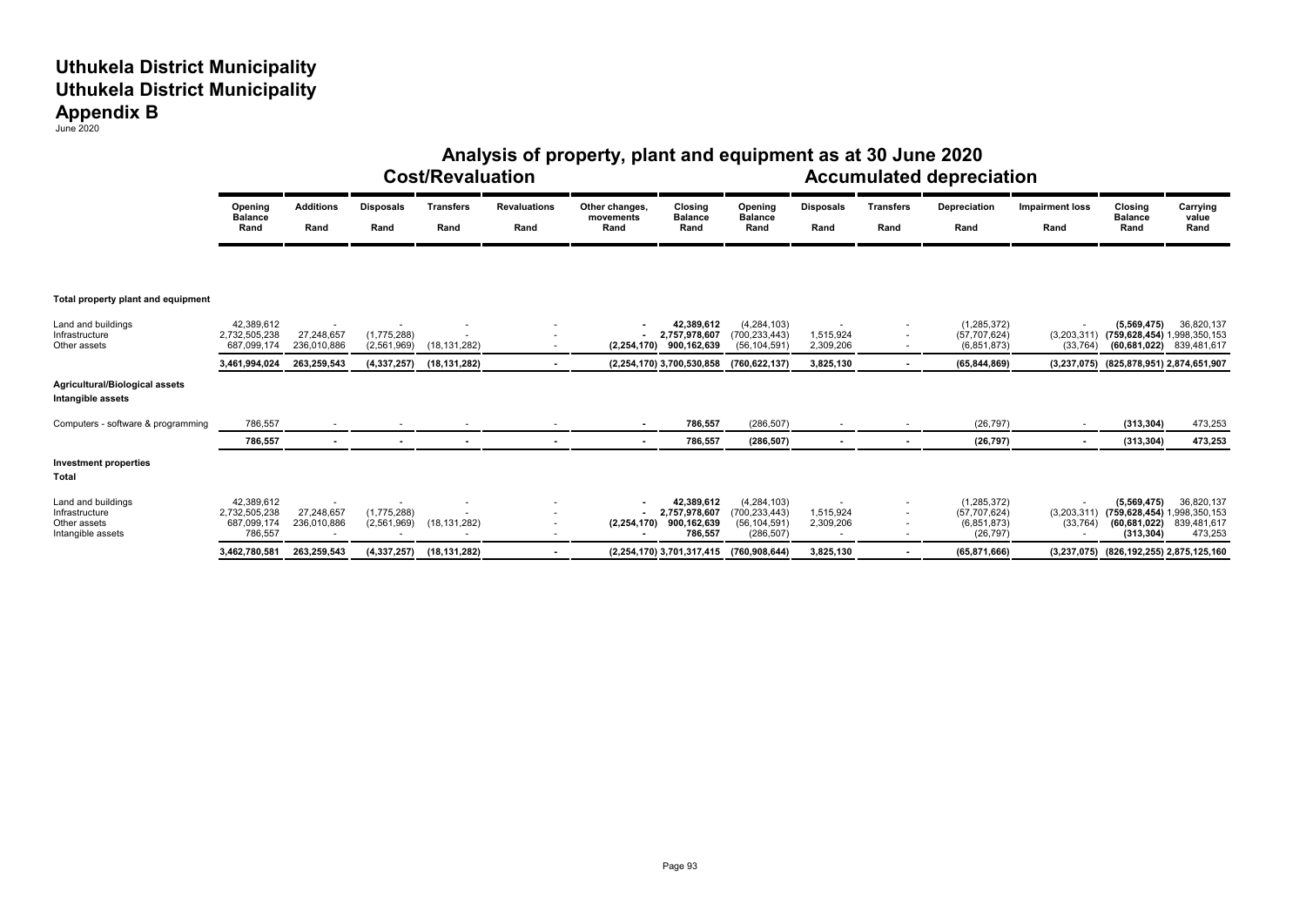# Uthukela District Municipality
# Uthukela District Municipality
# Appendix B
June 2020

## Analysis of property, plant and equipment as at 30 June 2020

| | Cost/Revaluation | | | | | | | Accumulated depreciation | | | | | | |
|---|---|---|---|---|---|---|---|---|---|---|---|---|---|---|
| | Opening Balance Rand | Additions Rand | Disposals Rand | Transfers Rand | Revaluations Rand | Other changes, movements Rand | Closing Balance Rand | Opening Balance Rand | Disposals Rand | Transfers Rand | Depreciation Rand | Impairment loss Rand | Closing Balance Rand | Carrying value Rand |
| **Total property plant and equipment** | | | | | | | | | | | | | | |
| Land and buildings | 42,389,612 | - | - | - | - | - | **42,389,612** | (4,284,103) | - | - | (1,285,372) | - | **(5,569,475)** | 36,820,137 |
| Infrastructure | 2,732,505,238 | 27,248,657 | (1,775,288) | - | - | - | **2,757,978,607** | (700,233,443) | 1,515,924 | - | (57,707,624) | (3,203,311) | **(759,628,454)** | 1,998,350,153 |
| Other assets | 687,099,174 | 236,010,886 | (2,561,969) | (18,131,282) | - | **(2,254,170)** | **900,162,639** | (56,104,591) | 2,309,206 | - | (6,851,873) | (33,764) | **(60,681,022)** | 839,481,617 |
| | **3,461,994,024** | **263,259,543** | **(4,337,257)** | **(18,131,282)** | **-** | **(2,254,170)** | **3,700,530,858** | **(760,622,137)** | **3,825,130** | **-** | **(65,844,869)** | **(3,237,075)** | **(825,878,951)** | **2,874,651,907** |
| **Agricultural/Biological assets** | | | | | | | | | | | | | | |
| **Intangible assets** | | | | | | | | | | | | | | |
| Computers - software & programming | 786,557 | - | - | - | - | - | **786,557** | (286,507) | - | - | (26,797) | - | **(313,304)** | 473,253 |
| | **786,557** | **-** | **-** | **-** | **-** | **-** | **786,557** | **(286,507)** | **-** | **-** | **(26,797)** | **-** | **(313,304)** | **473,253** |
| **Investment properties** | | | | | | | | | | | | | | |
| **Total** | | | | | | | | | | | | | | |
| Land and buildings | 42,389,612 | - | - | - | - | - | **42,389,612** | (4,284,103) | - | - | (1,285,372) | - | **(5,569,475)** | 36,820,137 |
| Infrastructure | 2,732,505,238 | 27,248,657 | (1,775,288) | - | - | - | **2,757,978,607** | (700,233,443) | 1,515,924 | - | (57,707,624) | (3,203,311) | **(759,628,454)** | 1,998,350,153 |
| Other assets | 687,099,174 | 236,010,886 | (2,561,969) | (18,131,282) | - | **(2,254,170)** | **900,162,639** | (56,104,591) | 2,309,206 | - | (6,851,873) | (33,764) | **(60,681,022)** | 839,481,617 |
| Intangible assets | 786,557 | - | - | - | - | - | **786,557** | (286,507) | - | - | (26,797) | - | **(313,304)** | 473,253 |
| | **3,462,780,581** | **263,259,543** | **(4,337,257)** | **(18,131,282)** | **-** | **(2,254,170)** | **3,701,317,415** | **(760,908,644)** | **3,825,130** | **-** | **(65,871,666)** | **(3,237,075)** | **(826,192,255)** | **2,875,125,160** |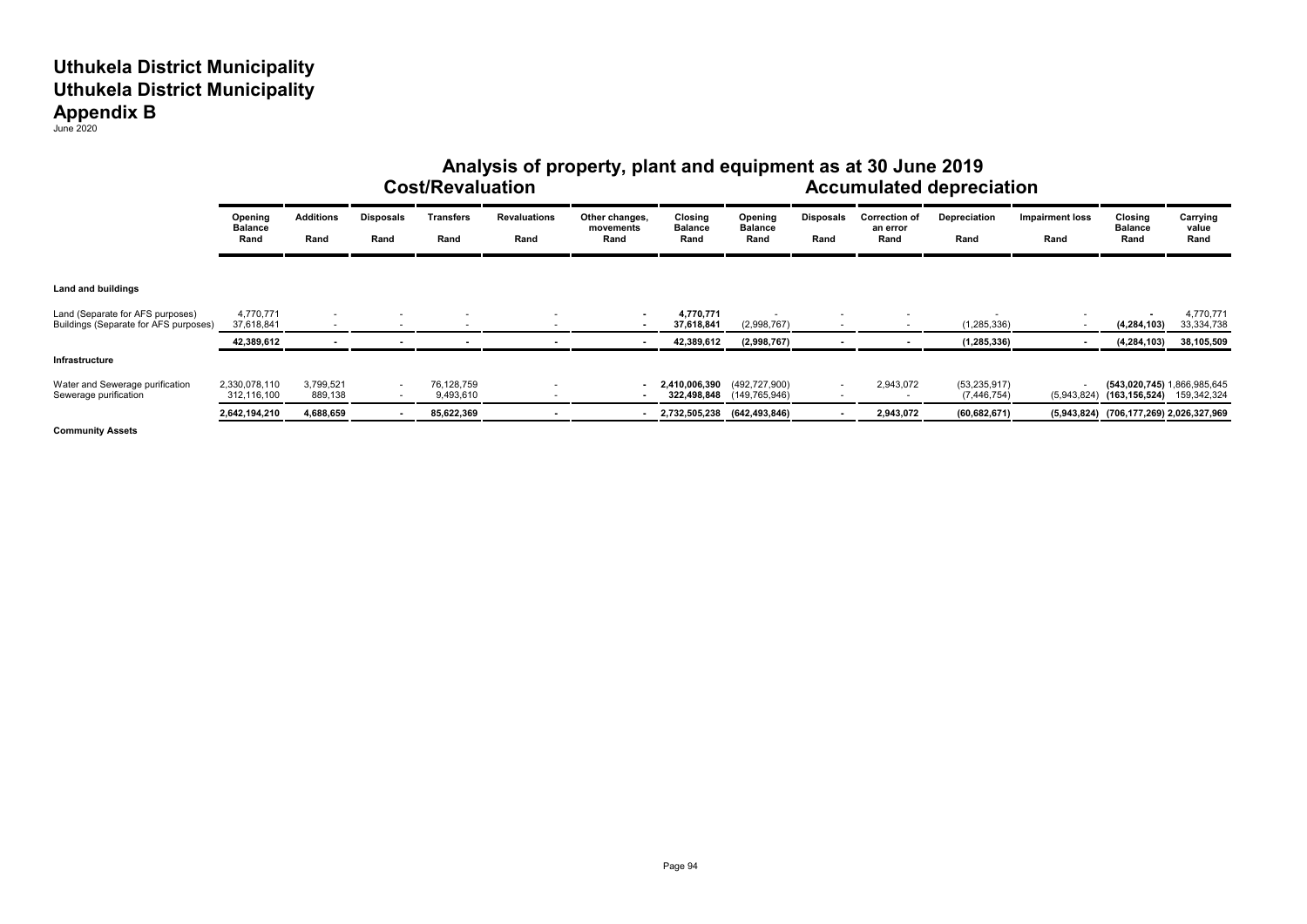# Uthukela District Municipality
# Uthukela District Municipality
# Appendix B

June 2020

## Analysis of property, plant and equipment as at 30 June 2019

| | Cost/Revaluation | | | | | | | Accumulated depreciation | | | | | | |
|---|---|---|---|---|---|---|---|---|---|---|---|---|---|---|
| | Opening Balance Rand | Additions Rand | Disposals Rand | Transfers Rand | Revaluations Rand | Other changes, movements Rand | Closing Balance Rand | Opening Balance Rand | Disposals Rand | Correction of an error Rand | Depreciation Rand | Impairment loss Rand | Closing Balance Rand | Carrying value Rand |
| **Land and buildings** | | | | | | | | | | | | | | |
| Land (Separate for AFS purposes) | 4,770,771 | - | - | - | - | - | **4,770,771** | - | - | - | - | - | **-** | 4,770,771 |
| Buildings (Separate for AFS purposes) | 37,618,841 | - | - | - | - | - | **37,618,841** | (2,998,767) | - | - | (1,285,336) | - | **(4,284,103)** | 33,334,738 |
| | **42,389,612** | **-** | **-** | **-** | **-** | **-** | **42,389,612** | **(2,998,767)** | **-** | **-** | **(1,285,336)** | **-** | **(4,284,103)** | **38,105,509** |
| **Infrastructure** | | | | | | | | | | | | | | |
| Water and Sewerage purification | 2,330,078,110 | 3,799,521 | - | 76,128,759 | - | - | **2,410,006,390** | (492,727,900) | - | 2,943,072 | (53,235,917) | - | **(543,020,745)** | 1,866,985,645 |
| Sewerage purification | 312,116,100 | 889,138 | - | 9,493,610 | - | - | **322,498,848** | (149,765,946) | - | - | (7,446,754) | (5,943,824) | **(163,156,524)** | 159,342,324 |
| | **2,642,194,210** | **4,688,659** | **-** | **85,622,369** | **-** | **-** | **2,732,505,238** | **(642,493,846)** | **-** | **2,943,072** | **(60,682,671)** | **(5,943,824)** | **(706,177,269)** | **2,026,327,969** |
| **Community Assets** | | | | | | | | | | | | | | |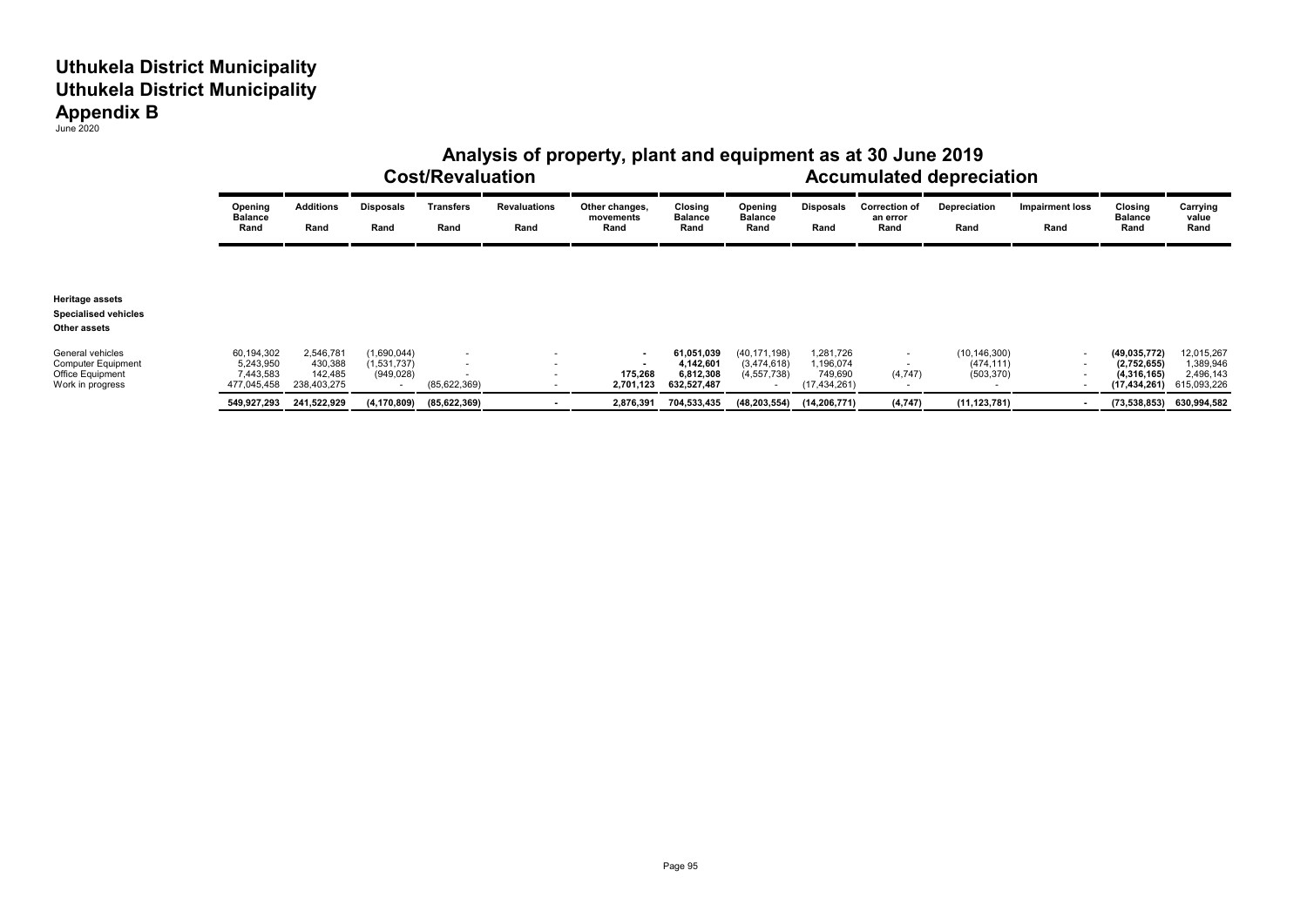# Uthukela District Municipality
# Uthukela District Municipality
# Appendix B

June 2020

## Analysis of property, plant and equipment as at 30 June 2019

| | Cost/Revaluation | | | | | | | Accumulated depreciation | | | | | | |
|---|---|---|---|---|---|---|---|---|---|---|---|---|---|---|
| | Opening Balance Rand | Additions Rand | Disposals Rand | Transfers Rand | Revaluations Rand | Other changes, movements Rand | Closing Balance Rand | Opening Balance Rand | Disposals Rand | Correction of an error Rand | Depreciation Rand | Impairment loss Rand | Closing Balance Rand | Carrying value Rand |
| **Heritage assets** | | | | | | | | | | | | | | |
| **Specialised vehicles** | | | | | | | | | | | | | | |
| **Other assets** | | | | | | | | | | | | | | |
| General vehicles | 60,194,302 | 2,546,781 | (1,690,044) | - | - | **-** | **61,051,039** | (40,171,198) | 1,281,726 | - | (10,146,300) | - | **(49,035,772)** | 12,015,267 |
| Computer Equipment | 5,243,950 | 430,388 | (1,531,737) | - | - | **-** | **4,142,601** | (3,474,618) | 1,196,074 | - | (474,111) | - | **(2,752,655)** | 1,389,946 |
| Office Equipment | 7,443,583 | 142,485 | (949,028) | - | - | **175,268** | **6,812,308** | (4,557,738) | 749,690 | (4,747) | (503,370) | - | **(4,316,165)** | 2,496,143 |
| Work in progress | 477,045,458 | 238,403,275 | - | (85,622,369) | - | **2,701,123** | **632,527,487** | - | (17,434,261) | - | - | - | **(17,434,261)** | 615,093,226 |
| | **549,927,293** | **241,522,929** | **(4,170,809)** | **(85,622,369)** | **-** | **2,876,391** | **704,533,435** | **(48,203,554)** | **(14,206,771)** | **(4,747)** | **(11,123,781)** | **-** | **(73,538,853)** | **630,994,582** |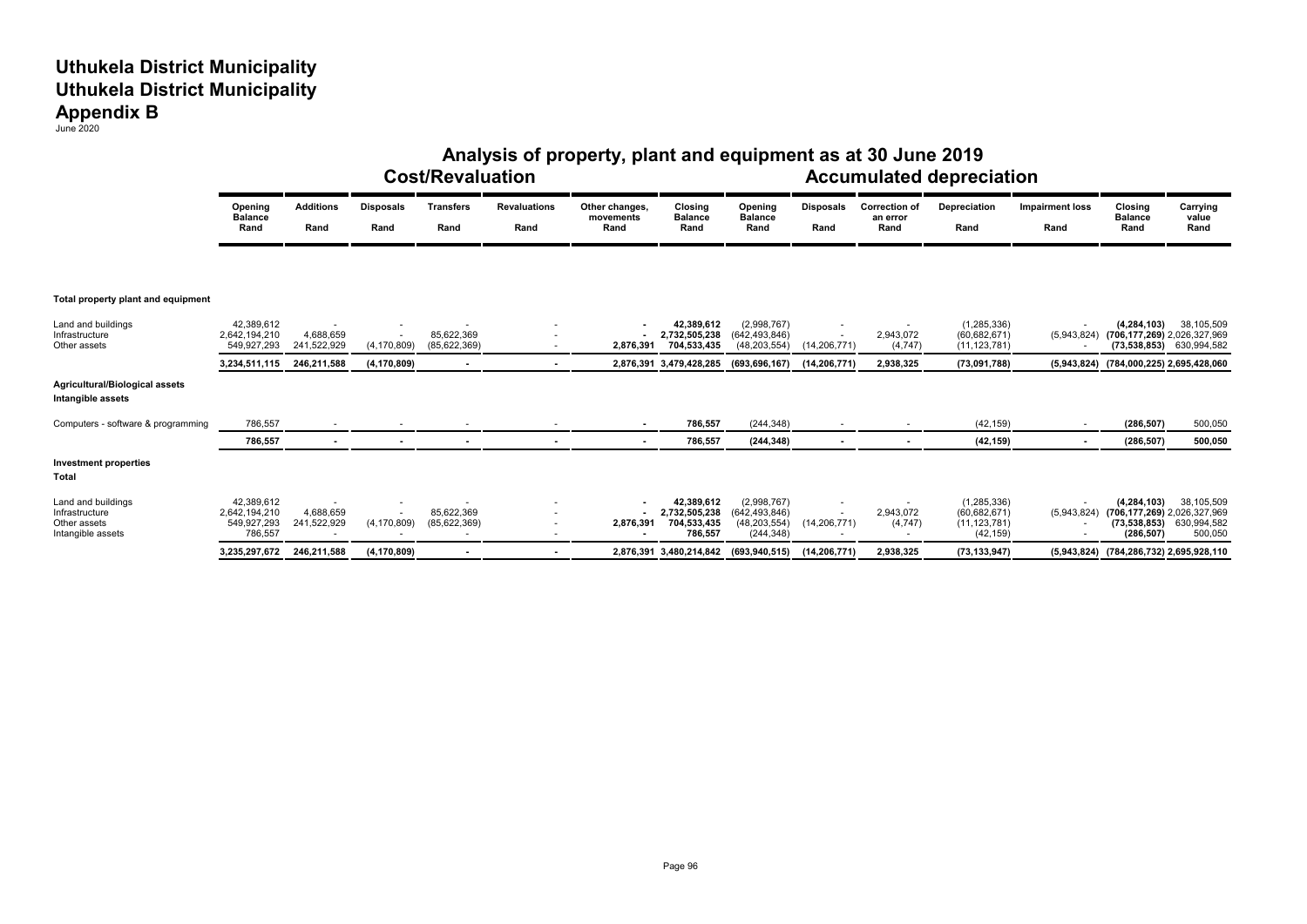# Uthukela District Municipality
# Uthukela District Municipality
# Appendix B

June 2020

## Analysis of property, plant and equipment as at 30 June 2019

| | Cost/Revaluation | | | | | | | Accumulated depreciation | | | | | | |
|---|---|---|---|---|---|---|---|---|---|---|---|---|---|---|
| | Opening Balance Rand | Additions Rand | Disposals Rand | Transfers Rand | Revaluations Rand | Other changes, movements Rand | Closing Balance Rand | Opening Balance Rand | Disposals Rand | Correction of an error Rand | Depreciation Rand | Impairment loss Rand | Closing Balance Rand | Carrying value Rand |
| **Total property plant and equipment** | | | | | | | | | | | | | | |
| Land and buildings | 42,389,612 | - | - | - | - | - | 42,389,612 | (2,998,767) | - | - | (1,285,336) | - | (4,284,103) | 38,105,509 |
| Infrastructure | 2,642,194,210 | 4,688,659 | - | 85,622,369 | - | - | 2,732,505,238 | (642,493,846) | - | 2,943,072 | (60,682,671) | (5,943,824) | (706,177,269) | 2,026,327,969 |
| Other assets | 549,927,293 | 241,522,929 | (4,170,809) | (85,622,369) | - | 2,876,391 | 704,533,435 | (48,203,554) | (14,206,771) | (4,747) | (11,123,781) | - | (73,538,853) | 630,994,582 |
| | 3,234,511,115 | 246,211,588 | (4,170,809) | - | - | 2,876,391 | 3,479,428,285 | (693,696,167) | (14,206,771) | 2,938,325 | (73,091,788) | (5,943,824) | (784,000,225) | 2,695,428,060 |
| **Agricultural/Biological assets** | | | | | | | | | | | | | | |
| **Intangible assets** | | | | | | | | | | | | | | |
| Computers - software & programming | 786,557 | - | - | - | - | - | 786,557 | (244,348) | - | - | (42,159) | - | (286,507) | 500,050 |
| | 786,557 | - | - | - | - | - | 786,557 | (244,348) | - | - | (42,159) | - | (286,507) | 500,050 |
| **Investment properties** | | | | | | | | | | | | | | |
| **Total** | | | | | | | | | | | | | | |
| Land and buildings | 42,389,612 | - | - | - | - | - | 42,389,612 | (2,998,767) | - | - | (1,285,336) | - | (4,284,103) | 38,105,509 |
| Infrastructure | 2,642,194,210 | 4,688,659 | - | 85,622,369 | - | - | 2,732,505,238 | (642,493,846) | - | 2,943,072 | (60,682,671) | (5,943,824) | (706,177,269) | 2,026,327,969 |
| Other assets | 549,927,293 | 241,522,929 | (4,170,809) | (85,622,369) | - | 2,876,391 | 704,533,435 | (48,203,554) | (14,206,771) | (4,747) | (11,123,781) | - | (73,538,853) | 630,994,582 |
| Intangible assets | 786,557 | - | - | - | - | - | 786,557 | (244,348) | - | - | (42,159) | - | (286,507) | 500,050 |
| | 3,235,297,672 | 246,211,588 | (4,170,809) | - | - | 2,876,391 | 3,480,214,842 | (693,940,515) | (14,206,771) | 2,938,325 | (73,133,947) | (5,943,824) | (784,286,732) | 2,695,928,110 |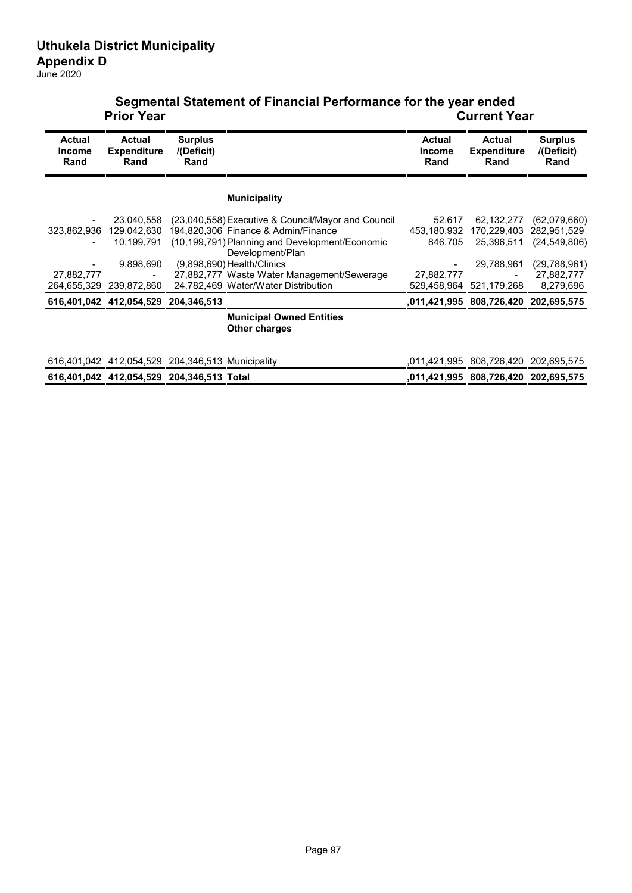# Uthukela District Municipality

## Appendix D

June 2020

## Segmental Statement of Financial Performance for the year ended

| Prior Year | | | | Current Year | | |
|---|---|---|---|---|---|---|
| **Actual Income Rand** | **Actual Expenditure Rand** | **Surplus /(Deficit) Rand** | | **Actual Income Rand** | **Actual Expenditure Rand** | **Surplus /(Deficit) Rand** |
| | | | **Municipality** | | | |
| - | 23,040,558 | (23,040,558) | Executive & Council/Mayor and Council | 52,617 | 62,132,277 | (62,079,660) |
| 323,862,936 | 129,042,630 | 194,820,306 | Finance & Admin/Finance | 453,180,932 | 170,229,403 | 282,951,529 |
| - | 10,199,791 | (10,199,791) | Planning and Development/Economic Development/Plan | 846,705 | 25,396,511 | (24,549,806) |
| - | 9,898,690 | (9,898,690) | Health/Clinics | - | 29,788,961 | (29,788,961) |
| 27,882,777 | - | 27,882,777 | Waste Water Management/Sewerage | 27,882,777 | - | 27,882,777 |
| 264,655,329 | 239,872,860 | 24,782,469 | Water/Water Distribution | 529,458,964 | 521,179,268 | 8,279,696 |
| **616,401,042** | **412,054,529** | **204,346,513** | | **,011,421,995** | **808,726,420** | **202,695,575** |
| | | | **Municipal Owned Entities** | | | |
| | | | **Other charges** | | | |
| 616,401,042 | 412,054,529 | 204,346,513 | Municipality | ,011,421,995 | 808,726,420 | 202,695,575 |
| **616,401,042** | **412,054,529** | **204,346,513** | **Total** | **,011,421,995** | **808,726,420** | **202,695,575** |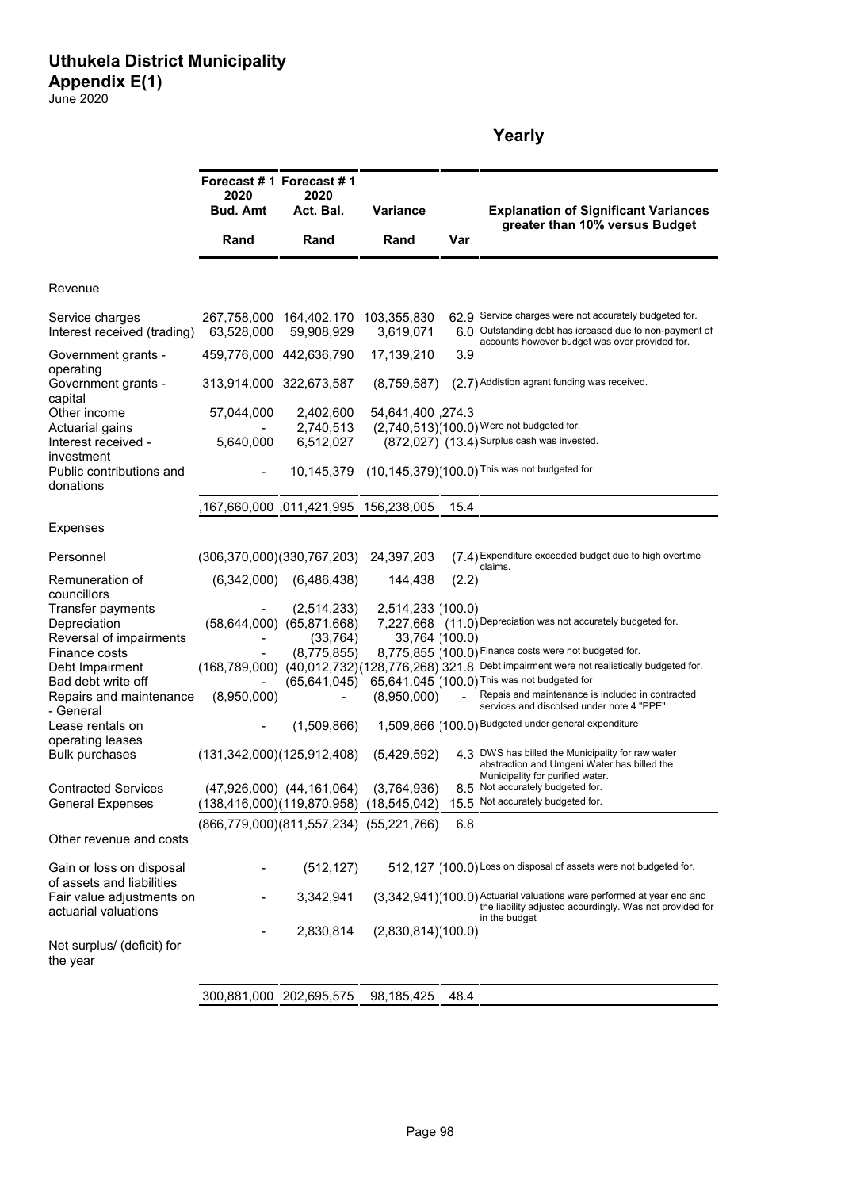# Uthukela District Municipality

## Appendix E(1)

June 2020

### Yearly

| | Forecast # 1 2020 Bud. Amt | Forecast # 1 2020 Act. Bal. | Variance | | Explanation of Significant Variances greater than 10% versus Budget |
|---|---|---|---|---|---|
| | Rand | Rand | Rand | Var | |
| **Revenue** | | | | | |
| Service charges | 267,758,000 | 164,402,170 | 103,355,830 | 62.9 | Service charges were not accurately budgeted for. |
| Interest received (trading) | 63,528,000 | 59,908,929 | 3,619,071 | 6.0 | Outstanding debt has icreased due to non-payment of accounts however budget was over provided for. |
| Government grants - operating | 459,776,000 | 442,636,790 | 17,139,210 | 3.9 | |
| Government grants - capital | 313,914,000 | 322,673,587 | (8,759,587) | (2.7) | Addistion agrant funding was received. |
| Other income | 57,044,000 | 2,402,600 | 54,641,400 | ,274.3 | |
| Actuarial gains | - | 2,740,513 | (2,740,513) | (100.0) | Were not budgeted for. |
| Interest received - investment | 5,640,000 | 6,512,027 | (872,027) | (13.4) | Surplus cash was invested. |
| Public contributions and donations | - | 10,145,379 | (10,145,379) | (100.0) | This was not budgeted for |
| | ,167,660,000 | ,011,421,995 | 156,238,005 | 15.4 | |
| **Expenses** | | | | | |
| Personnel | (306,370,000) | (330,767,203) | 24,397,203 | (7.4) | Expenditure exceeded budget due to high overtime claims. |
| Remuneration of councillors | (6,342,000) | (6,486,438) | 144,438 | (2.2) | |
| Transfer payments | - | (2,514,233) | 2,514,233 | (100.0) | |
| Depreciation | (58,644,000) | (65,871,668) | 7,227,668 | (11.0) | Depreciation was not accurately budgeted for. |
| Reversal of impairments | - | (33,764) | 33,764 | (100.0) | |
| Finance costs | - | (8,775,855) | 8,775,855 | (100.0) | Finance costs were not budgeted for. |
| Debt Impairment | (168,789,000) | (40,012,732) | (128,776,268) | 321.8 | Debt impairment were not realistically budgeted for. |
| Bad debt write off | - | (65,641,045) | 65,641,045 | (100.0) | This was not budgeted for |
| Repairs and maintenance - General | (8,950,000) | - | (8,950,000) | - | Repais and maintenance is included in contracted services and discolsed under note 4 "PPE" |
| Lease rentals on operating leases | - | (1,509,866) | 1,509,866 | (100.0) | Budgeted under general expenditure |
| Bulk purchases | (131,342,000) | (125,912,408) | (5,429,592) | 4.3 | DWS has billed the Municipality for raw water abstraction and Umgeni Water has billed the Municipality for purified water. |
| Contracted Services | (47,926,000) | (44,161,064) | (3,764,936) | 8.5 | Not accurately budgeted for. |
| General Expenses | (138,416,000) | (119,870,958) | (18,545,042) | 15.5 | Not accurately budgeted for. |
| | (866,779,000) | (811,557,234) | (55,221,766) | 6.8 | |
| **Other revenue and costs** | | | | | |
| Gain or loss on disposal of assets and liabilities | - | (512,127) | 512,127 | (100.0) | Loss on disposal of assets were not budgeted for. |
| Fair value adjustments on actuarial valuations | - | 3,342,941 | (3,342,941) | (100.0) | Actuarial valuations were performed at year end and the liability adjusted acourdingly. Was not provided for in the budget |
| | - | 2,830,814 | (2,830,814) | (100.0) | |
| **Net surplus/ (deficit) for the year** | | | | | |
| | 300,881,000 | 202,695,575 | 98,185,425 | 48.4 | |